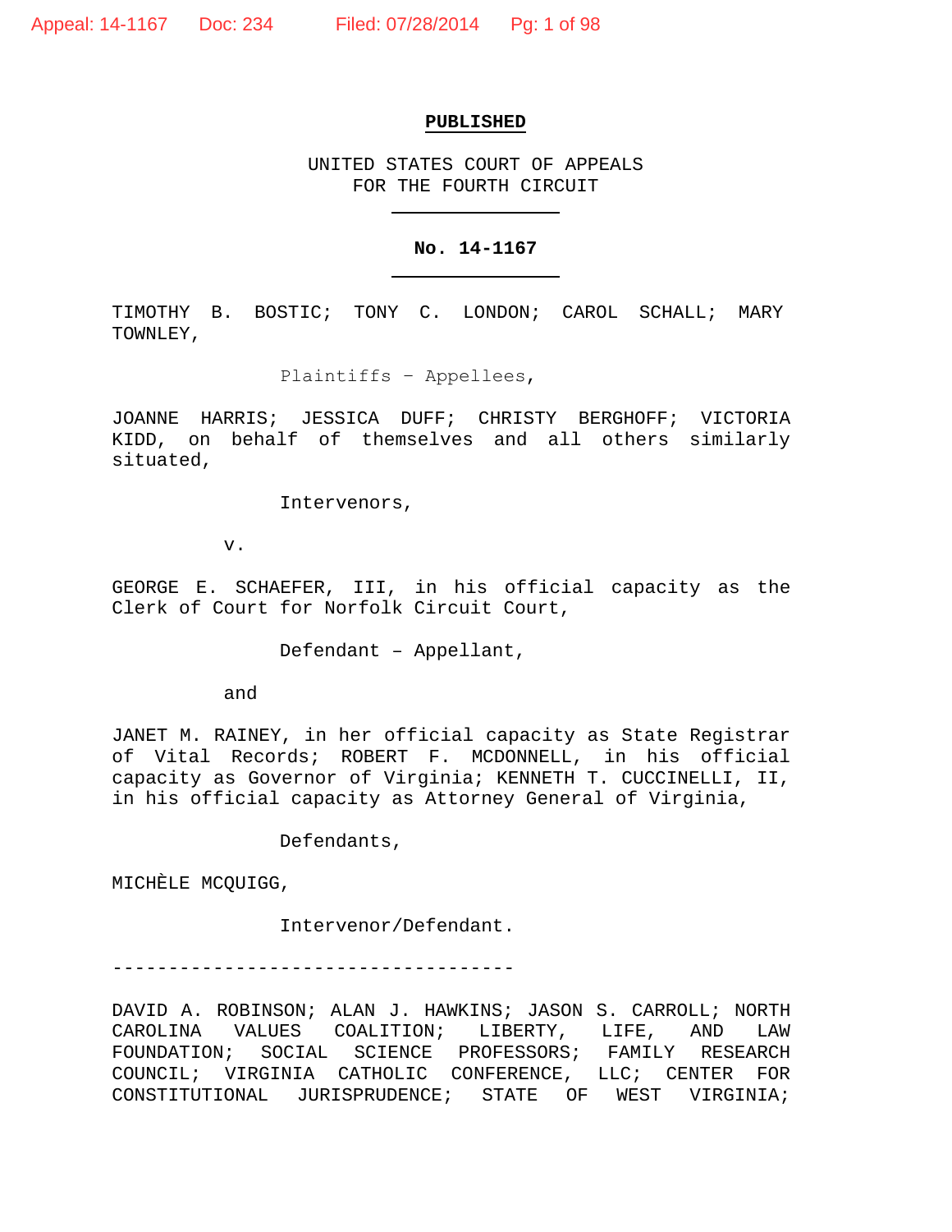**PUBLISHED**

UNITED STATES COURT OF APPEALS
FOR THE FOURTH CIRCUIT

**No. 14-1167**

TIMOTHY B. BOSTIC; TONY C. LONDON; CAROL SCHALL; MARY TOWNLEY,

Plaintiffs – Appellees,

JOANNE HARRIS; JESSICA DUFF; CHRISTY BERGHOFF; VICTORIA KIDD, on behalf of themselves and all others similarly situated,

Intervenors,

v.

GEORGE E. SCHAEFER, III, in his official capacity as the Clerk of Court for Norfolk Circuit Court,

Defendant – Appellant,

and

JANET M. RAINEY, in her official capacity as State Registrar of Vital Records; ROBERT F. MCDONNELL, in his official capacity as Governor of Virginia; KENNETH T. CUCCINELLI, II, in his official capacity as Attorney General of Virginia,

Defendants,

MICHÈLE MCQUIGG,

Intervenor/Defendant.

------------------------------------

DAVID A. ROBINSON; ALAN J. HAWKINS; JASON S. CARROLL; NORTH CAROLINA VALUES COALITION; LIBERTY, LIFE, AND LAW FOUNDATION; SOCIAL SCIENCE PROFESSORS; FAMILY RESEARCH COUNCIL; VIRGINIA CATHOLIC CONFERENCE, LLC; CENTER FOR CONSTITUTIONAL JURISPRUDENCE; STATE OF WEST VIRGINIA;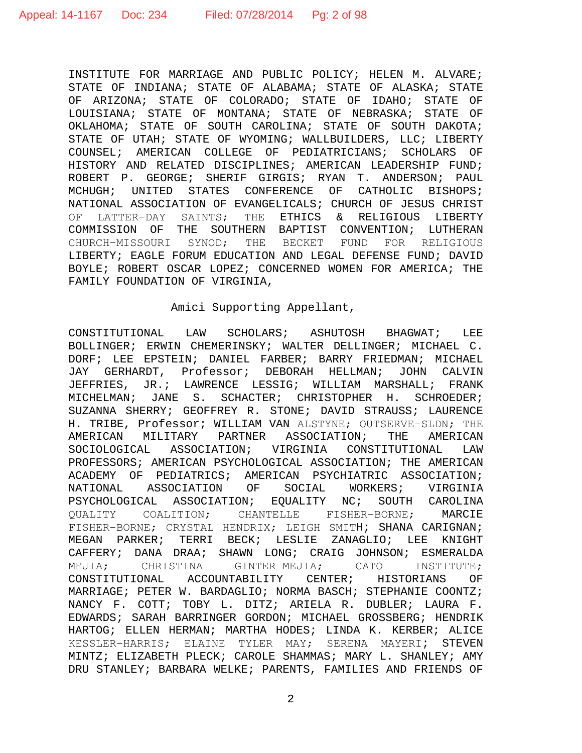INSTITUTE FOR MARRIAGE AND PUBLIC POLICY; HELEN M. ALVARE; STATE OF INDIANA; STATE OF ALABAMA; STATE OF ALASKA; STATE OF ARIZONA; STATE OF COLORADO; STATE OF IDAHO; STATE OF LOUISIANA; STATE OF MONTANA; STATE OF NEBRASKA; STATE OF OKLAHOMA; STATE OF SOUTH CAROLINA; STATE OF SOUTH DAKOTA; STATE OF UTAH; STATE OF WYOMING; WALLBUILDERS, LLC; LIBERTY COUNSEL; AMERICAN COLLEGE OF PEDIATRICIANS; SCHOLARS OF HISTORY AND RELATED DISCIPLINES; AMERICAN LEADERSHIP FUND; ROBERT P. GEORGE; SHERIF GIRGIS; RYAN T. ANDERSON; PAUL MCHUGH; UNITED STATES CONFERENCE OF CATHOLIC BISHOPS; NATIONAL ASSOCIATION OF EVANGELICALS; CHURCH OF JESUS CHRIST OF LATTER-DAY SAINTS; THE ETHICS & RELIGIOUS LIBERTY COMMISSION OF THE SOUTHERN BAPTIST CONVENTION; LUTHERAN CHURCH-MISSOURI SYNOD; THE BECKET FUND FOR RELIGIOUS LIBERTY; EAGLE FORUM EDUCATION AND LEGAL DEFENSE FUND; DAVID BOYLE; ROBERT OSCAR LOPEZ; CONCERNED WOMEN FOR AMERICA; THE FAMILY FOUNDATION OF VIRGINIA,

Amici Supporting Appellant,

CONSTITUTIONAL LAW SCHOLARS; ASHUTOSH BHAGWAT; LEE BOLLINGER; ERWIN CHEMERINSKY; WALTER DELLINGER; MICHAEL C. DORF; LEE EPSTEIN; DANIEL FARBER; BARRY FRIEDMAN; MICHAEL JAY GERHARDT, Professor; DEBORAH HELLMAN; JOHN CALVIN JEFFRIES, JR.; LAWRENCE LESSIG; WILLIAM MARSHALL; FRANK MICHELMAN; JANE S. SCHACTER; CHRISTOPHER H. SCHROEDER; SUZANNA SHERRY; GEOFFREY R. STONE; DAVID STRAUSS; LAURENCE H. TRIBE, Professor; WILLIAM VAN ALSTYNE; OUTSERVE-SLDN; THE AMERICAN MILITARY PARTNER ASSOCIATION; THE AMERICAN SOCIOLOGICAL ASSOCIATION; VIRGINIA CONSTITUTIONAL LAW PROFESSORS; AMERICAN PSYCHOLOGICAL ASSOCIATION; THE AMERICAN ACADEMY OF PEDIATRICS; AMERICAN PSYCHIATRIC ASSOCIATION; NATIONAL ASSOCIATION OF SOCIAL WORKERS; VIRGINIA PSYCHOLOGICAL ASSOCIATION; EQUALITY NC; SOUTH CAROLINA QUALITY COALITION; CHANTELLE FISHER-BORNE; MARCIE FISHER-BORNE; CRYSTAL HENDRIX; LEIGH SMITH; SHANA CARIGNAN; MEGAN PARKER; TERRI BECK; LESLIE ZANAGLIO; LEE KNIGHT CAFFERY; DANA DRAA; SHAWN LONG; CRAIG JOHNSON; ESMERALDA MEJIA; CHRISTINA GINTER-MEJIA; CATO INSTITUTE; CONSTITUTIONAL ACCOUNTABILITY CENTER; HISTORIANS OF MARRIAGE; PETER W. BARDAGLIO; NORMA BASCH; STEPHANIE COONTZ; NANCY F. COTT; TOBY L. DITZ; ARIELA R. DUBLER; LAURA F. EDWARDS; SARAH BARRINGER GORDON; MICHAEL GROSSBERG; HENDRIK HARTOG; ELLEN HERMAN; MARTHA HODES; LINDA K. KERBER; ALICE KESSLER-HARRIS; ELAINE TYLER MAY; SERENA MAYERI; STEVEN MINTZ; ELIZABETH PLECK; CAROLE SHAMMAS; MARY L. SHANLEY; AMY DRU STANLEY; BARBARA WELKE; PARENTS, FAMILIES AND FRIENDS OF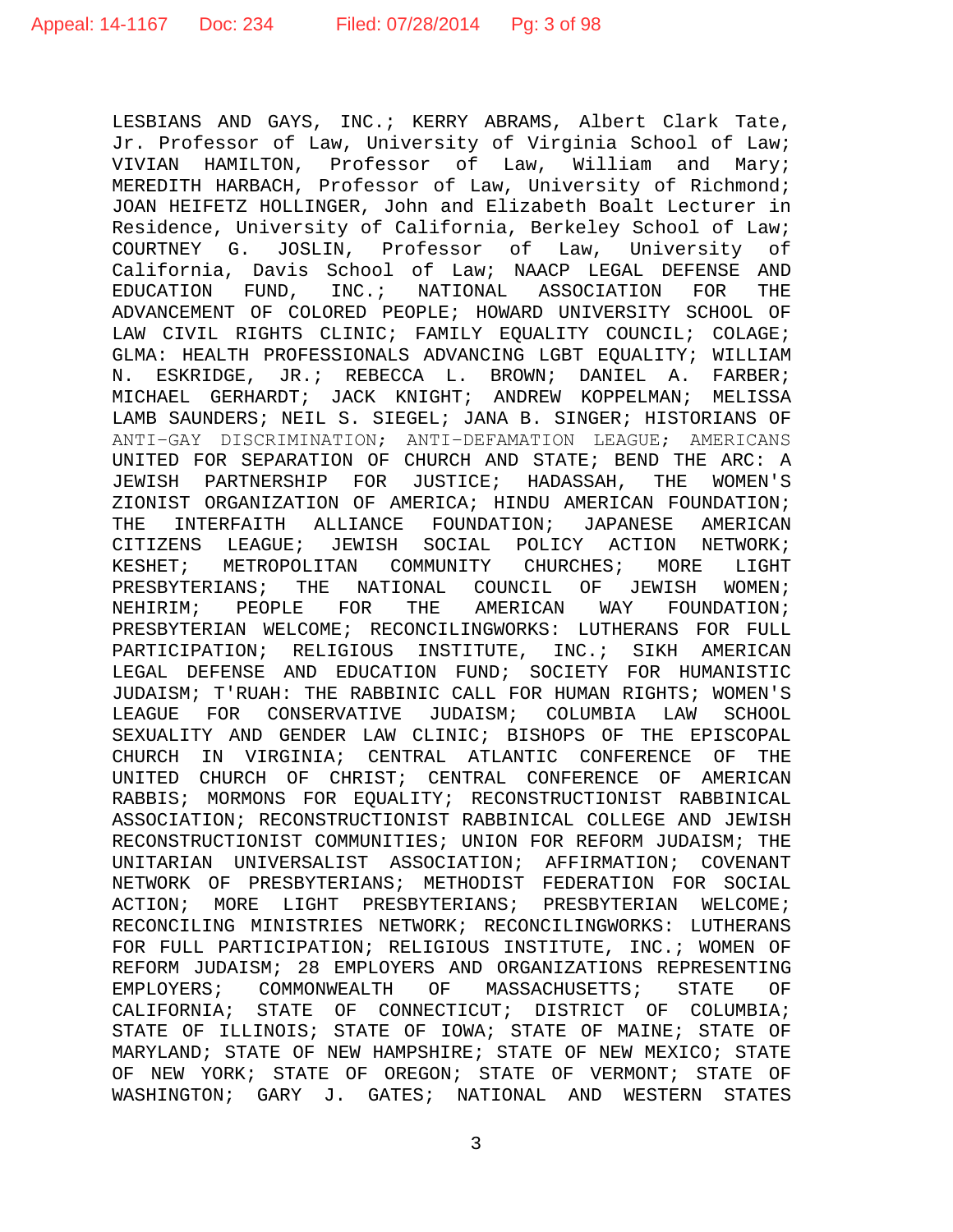LESBIANS AND GAYS, INC.; KERRY ABRAMS, Albert Clark Tate, Jr. Professor of Law, University of Virginia School of Law; VIVIAN HAMILTON, Professor of Law, William and Mary; MEREDITH HARBACH, Professor of Law, University of Richmond; JOAN HEIFETZ HOLLINGER, John and Elizabeth Boalt Lecturer in Residence, University of California, Berkeley School of Law; COURTNEY G. JOSLIN, Professor of Law, University of California, Davis School of Law; NAACP LEGAL DEFENSE AND EDUCATION FUND, INC.; NATIONAL ASSOCIATION FOR THE ADVANCEMENT OF COLORED PEOPLE; HOWARD UNIVERSITY SCHOOL OF LAW CIVIL RIGHTS CLINIC; FAMILY EQUALITY COUNCIL; COLAGE; GLMA: HEALTH PROFESSIONALS ADVANCING LGBT EQUALITY; WILLIAM N. ESKRIDGE, JR.; REBECCA L. BROWN; DANIEL A. FARBER; MICHAEL GERHARDT; JACK KNIGHT; ANDREW KOPPELMAN; MELISSA LAMB SAUNDERS; NEIL S. SIEGEL; JANA B. SINGER; HISTORIANS OF ANTI-GAY DISCRIMINATION; ANTI-DEFAMATION LEAGUE; AMERICANS UNITED FOR SEPARATION OF CHURCH AND STATE; BEND THE ARC: A JEWISH PARTNERSHIP FOR JUSTICE; HADASSAH, THE WOMEN'S ZIONIST ORGANIZATION OF AMERICA; HINDU AMERICAN FOUNDATION; THE INTERFAITH ALLIANCE FOUNDATION; JAPANESE AMERICAN CITIZENS LEAGUE; JEWISH SOCIAL POLICY ACTION NETWORK; KESHET; METROPOLITAN COMMUNITY CHURCHES; MORE LIGHT PRESBYTERIANS; THE NATIONAL COUNCIL OF JEWISH WOMEN; NEHIRIM; PEOPLE FOR THE AMERICAN WAY FOUNDATION; PRESBYTERIAN WELCOME; RECONCILINGWORKS: LUTHERANS FOR FULL PARTICIPATION; RELIGIOUS INSTITUTE, INC.; SIKH AMERICAN LEGAL DEFENSE AND EDUCATION FUND; SOCIETY FOR HUMANISTIC JUDAISM; T'RUAH: THE RABBINIC CALL FOR HUMAN RIGHTS; WOMEN'S LEAGUE FOR CONSERVATIVE JUDAISM; COLUMBIA LAW SCHOOL SEXUALITY AND GENDER LAW CLINIC; BISHOPS OF THE EPISCOPAL CHURCH IN VIRGINIA; CENTRAL ATLANTIC CONFERENCE OF THE UNITED CHURCH OF CHRIST; CENTRAL CONFERENCE OF AMERICAN RABBIS; MORMONS FOR EQUALITY; RECONSTRUCTIONIST RABBINICAL ASSOCIATION; RECONSTRUCTIONIST RABBINICAL COLLEGE AND JEWISH RECONSTRUCTIONIST COMMUNITIES; UNION FOR REFORM JUDAISM; THE UNITARIAN UNIVERSALIST ASSOCIATION; AFFIRMATION; COVENANT NETWORK OF PRESBYTERIANS; METHODIST FEDERATION FOR SOCIAL ACTION; MORE LIGHT PRESBYTERIANS; PRESBYTERIAN WELCOME; RECONCILING MINISTRIES NETWORK; RECONCILINGWORKS: LUTHERANS FOR FULL PARTICIPATION; RELIGIOUS INSTITUTE, INC.; WOMEN OF REFORM JUDAISM; 28 EMPLOYERS AND ORGANIZATIONS REPRESENTING EMPLOYERS; COMMONWEALTH OF MASSACHUSETTS; STATE OF CALIFORNIA; STATE OF CONNECTICUT; DISTRICT OF COLUMBIA; STATE OF ILLINOIS; STATE OF IOWA; STATE OF MAINE; STATE OF MARYLAND; STATE OF NEW HAMPSHIRE; STATE OF NEW MEXICO; STATE OF NEW YORK; STATE OF OREGON; STATE OF VERMONT; STATE OF WASHINGTON; GARY J. GATES; NATIONAL AND WESTERN STATES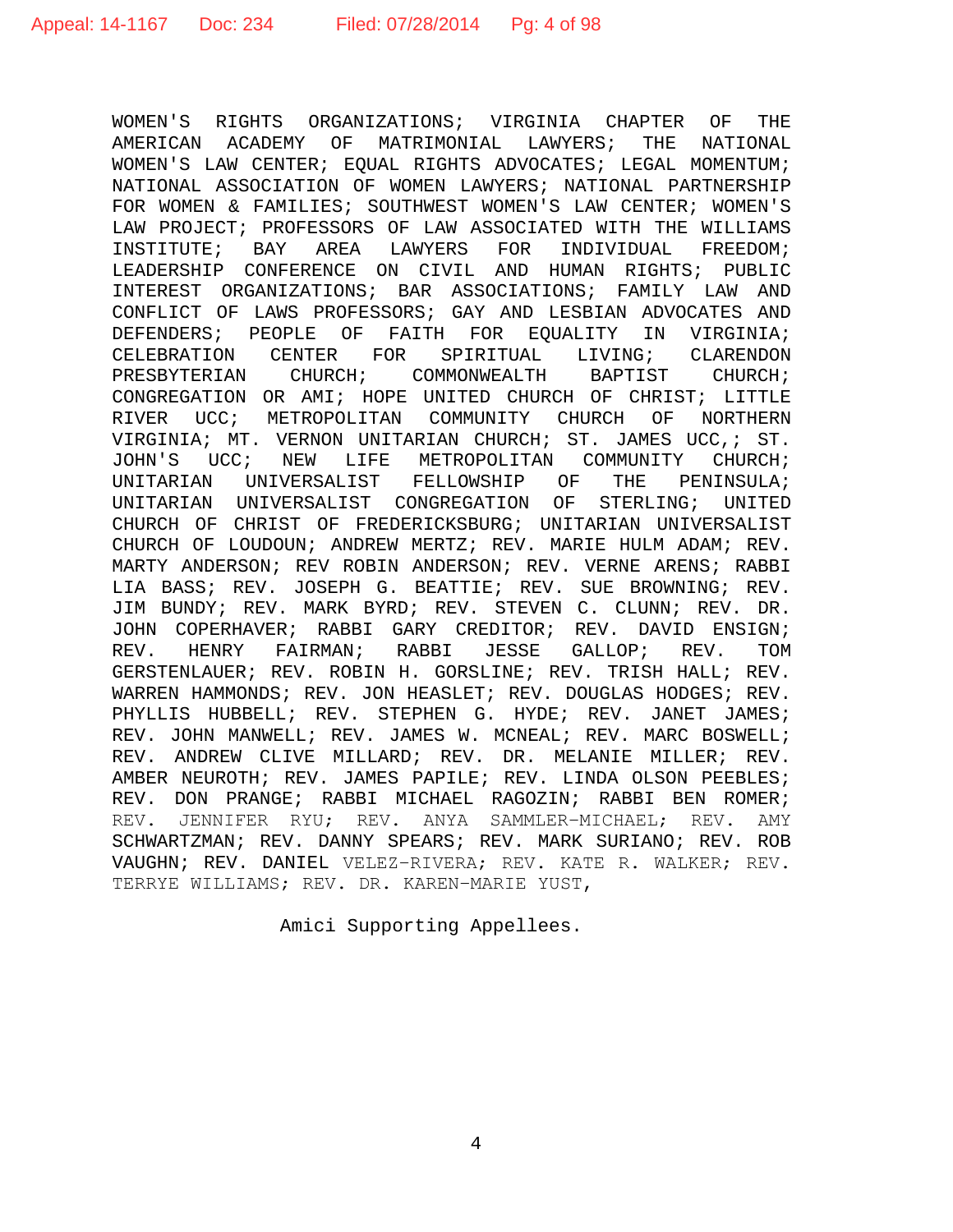WOMEN'S RIGHTS ORGANIZATIONS; VIRGINIA CHAPTER OF THE AMERICAN ACADEMY OF MATRIMONIAL LAWYERS; THE NATIONAL WOMEN'S LAW CENTER; EQUAL RIGHTS ADVOCATES; LEGAL MOMENTUM; NATIONAL ASSOCIATION OF WOMEN LAWYERS; NATIONAL PARTNERSHIP FOR WOMEN & FAMILIES; SOUTHWEST WOMEN'S LAW CENTER; WOMEN'S LAW PROJECT; PROFESSORS OF LAW ASSOCIATED WITH THE WILLIAMS INSTITUTE; BAY AREA LAWYERS FOR INDIVIDUAL FREEDOM; LEADERSHIP CONFERENCE ON CIVIL AND HUMAN RIGHTS; PUBLIC INTEREST ORGANIZATIONS; BAR ASSOCIATIONS; FAMILY LAW AND CONFLICT OF LAWS PROFESSORS; GAY AND LESBIAN ADVOCATES AND DEFENDERS; PEOPLE OF FAITH FOR EQUALITY IN VIRGINIA; CELEBRATION CENTER FOR SPIRITUAL LIVING; CLARENDON PRESBYTERIAN CHURCH; COMMONWEALTH BAPTIST CHURCH; CONGREGATION OR AMI; HOPE UNITED CHURCH OF CHRIST; LITTLE RIVER UCC; METROPOLITAN COMMUNITY CHURCH OF NORTHERN VIRGINIA; MT. VERNON UNITARIAN CHURCH; ST. JAMES UCC,; ST. JOHN'S UCC; NEW LIFE METROPOLITAN COMMUNITY CHURCH; UNITARIAN UNIVERSALIST FELLOWSHIP OF THE PENINSULA; UNITARIAN UNIVERSALIST CONGREGATION OF STERLING; UNITED CHURCH OF CHRIST OF FREDERICKSBURG; UNITARIAN UNIVERSALIST CHURCH OF LOUDOUN; ANDREW MERTZ; REV. MARIE HULM ADAM; REV. MARTY ANDERSON; REV ROBIN ANDERSON; REV. VERNE ARENS; RABBI LIA BASS; REV. JOSEPH G. BEATTIE; REV. SUE BROWNING; REV. JIM BUNDY; REV. MARK BYRD; REV. STEVEN C. CLUNN; REV. DR. JOHN COPERHAVER; RABBI GARY CREDITOR; REV. DAVID ENSIGN; REV. HENRY FAIRMAN; RABBI JESSE GALLOP; REV. TOM GERSTENLAUER; REV. ROBIN H. GORSLINE; REV. TRISH HALL; REV. WARREN HAMMONDS; REV. JON HEASLET; REV. DOUGLAS HODGES; REV. PHYLLIS HUBBELL; REV. STEPHEN G. HYDE; REV. JANET JAMES; REV. JOHN MANWELL; REV. JAMES W. MCNEAL; REV. MARC BOSWELL; REV. ANDREW CLIVE MILLARD; REV. DR. MELANIE MILLER; REV. AMBER NEUROTH; REV. JAMES PAPILE; REV. LINDA OLSON PEEBLES; REV. DON PRANGE; RABBI MICHAEL RAGOZIN; RABBI BEN ROMER; REV. JENNIFER RYU; REV. ANYA SAMMLER-MICHAEL; REV. AMY SCHWARTZMAN; REV. DANNY SPEARS; REV. MARK SURIANO; REV. ROB VAUGHN; REV. DANIEL VELEZ-RIVERA; REV. KATE R. WALKER; REV. TERRYE WILLIAMS; REV. DR. KAREN-MARIE YUST,

Amici Supporting Appellees.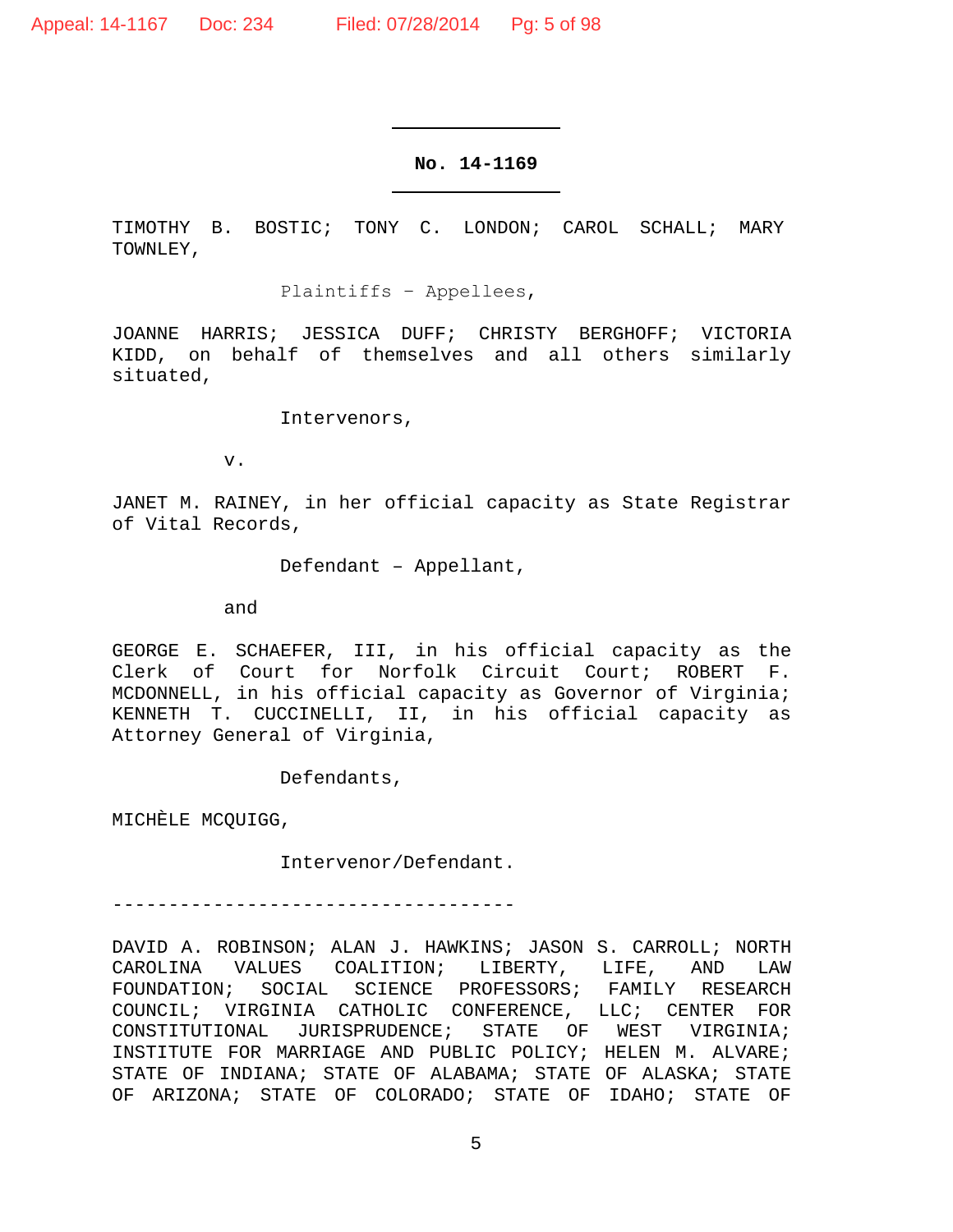**No. 14-1169**

TIMOTHY B. BOSTIC; TONY C. LONDON; CAROL SCHALL; MARY TOWNLEY,

Plaintiffs – Appellees,

JOANNE HARRIS; JESSICA DUFF; CHRISTY BERGHOFF; VICTORIA KIDD, on behalf of themselves and all others similarly situated,

Intervenors,

v.

JANET M. RAINEY, in her official capacity as State Registrar of Vital Records,

Defendant – Appellant,

and

GEORGE E. SCHAEFER, III, in his official capacity as the Clerk of Court for Norfolk Circuit Court; ROBERT F. MCDONNELL, in his official capacity as Governor of Virginia; KENNETH T. CUCCINELLI, II, in his official capacity as Attorney General of Virginia,

Defendants,

MICHÈLE MCQUIGG,

Intervenor/Defendant.

------------------------------------

DAVID A. ROBINSON; ALAN J. HAWKINS; JASON S. CARROLL; NORTH CAROLINA VALUES COALITION; LIBERTY, LIFE, AND LAW FOUNDATION; SOCIAL SCIENCE PROFESSORS; FAMILY RESEARCH COUNCIL; VIRGINIA CATHOLIC CONFERENCE, LLC; CENTER FOR CONSTITUTIONAL JURISPRUDENCE; STATE OF WEST VIRGINIA; INSTITUTE FOR MARRIAGE AND PUBLIC POLICY; HELEN M. ALVARE; STATE OF INDIANA; STATE OF ALABAMA; STATE OF ALASKA; STATE OF ARIZONA; STATE OF COLORADO; STATE OF IDAHO; STATE OF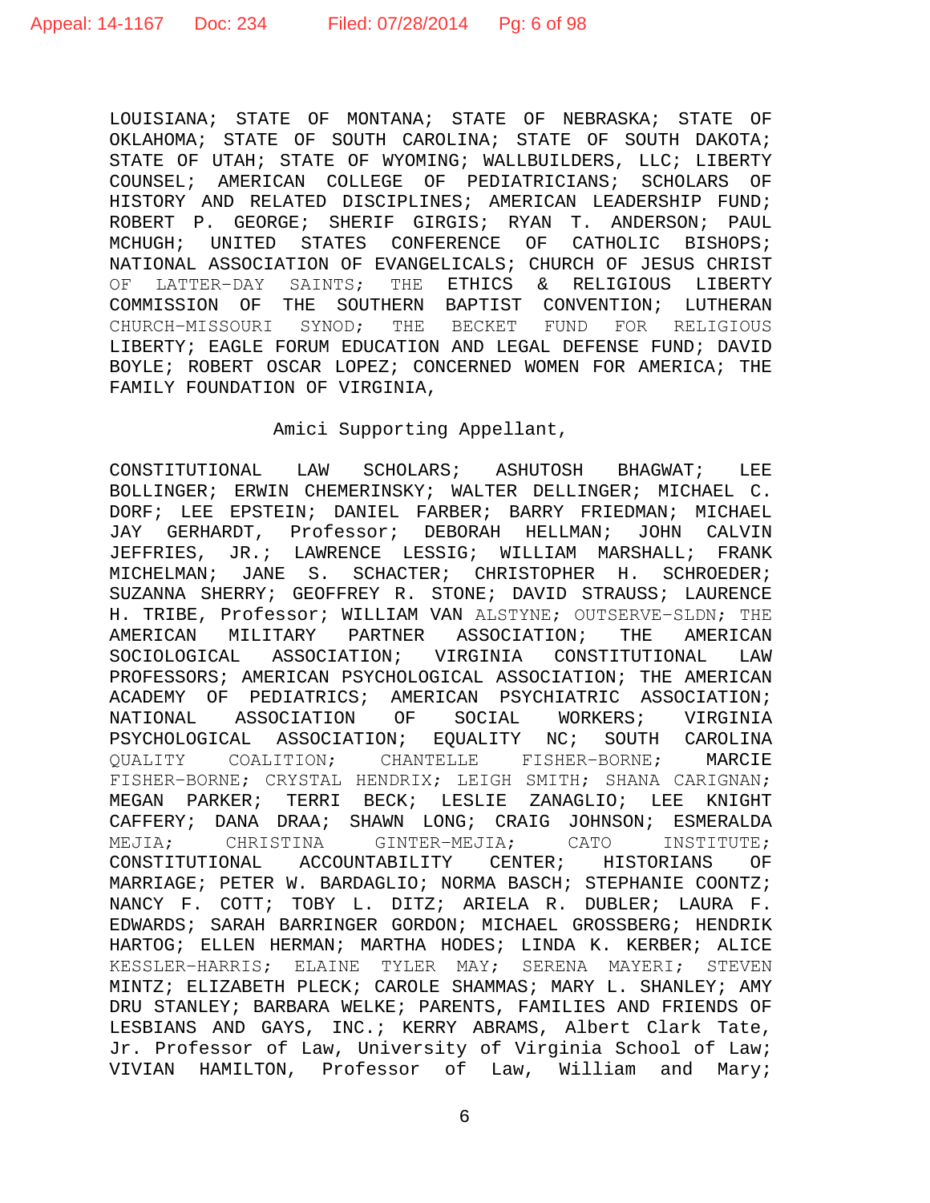LOUISIANA; STATE OF MONTANA; STATE OF NEBRASKA; STATE OF OKLAHOMA; STATE OF SOUTH CAROLINA; STATE OF SOUTH DAKOTA; STATE OF UTAH; STATE OF WYOMING; WALLBUILDERS, LLC; LIBERTY COUNSEL; AMERICAN COLLEGE OF PEDIATRICIANS; SCHOLARS OF HISTORY AND RELATED DISCIPLINES; AMERICAN LEADERSHIP FUND; ROBERT P. GEORGE; SHERIF GIRGIS; RYAN T. ANDERSON; PAUL MCHUGH; UNITED STATES CONFERENCE OF CATHOLIC BISHOPS; NATIONAL ASSOCIATION OF EVANGELICALS; CHURCH OF JESUS CHRIST OF LATTER-DAY SAINTS; THE ETHICS & RELIGIOUS LIBERTY COMMISSION OF THE SOUTHERN BAPTIST CONVENTION; LUTHERAN CHURCH-MISSOURI SYNOD; THE BECKET FUND FOR RELIGIOUS LIBERTY; EAGLE FORUM EDUCATION AND LEGAL DEFENSE FUND; DAVID BOYLE; ROBERT OSCAR LOPEZ; CONCERNED WOMEN FOR AMERICA; THE FAMILY FOUNDATION OF VIRGINIA,

Amici Supporting Appellant,

CONSTITUTIONAL LAW SCHOLARS; ASHUTOSH BHAGWAT; LEE BOLLINGER; ERWIN CHEMERINSKY; WALTER DELLINGER; MICHAEL C. DORF; LEE EPSTEIN; DANIEL FARBER; BARRY FRIEDMAN; MICHAEL JAY GERHARDT, Professor; DEBORAH HELLMAN; JOHN CALVIN JEFFRIES, JR.; LAWRENCE LESSIG; WILLIAM MARSHALL; FRANK MICHELMAN; JANE S. SCHACTER; CHRISTOPHER H. SCHROEDER; SUZANNA SHERRY; GEOFFREY R. STONE; DAVID STRAUSS; LAURENCE H. TRIBE, Professor; WILLIAM VAN ALSTYNE; OUTSERVE-SLDN; THE AMERICAN MILITARY PARTNER ASSOCIATION; THE AMERICAN SOCIOLOGICAL ASSOCIATION; VIRGINIA CONSTITUTIONAL LAW PROFESSORS; AMERICAN PSYCHOLOGICAL ASSOCIATION; THE AMERICAN ACADEMY OF PEDIATRICS; AMERICAN PSYCHIATRIC ASSOCIATION; NATIONAL ASSOCIATION OF SOCIAL WORKERS; VIRGINIA PSYCHOLOGICAL ASSOCIATION; EQUALITY NC; SOUTH CAROLINA QUALITY COALITION; CHANTELLE FISHER-BORNE; MARCIE FISHER-BORNE; CRYSTAL HENDRIX; LEIGH SMITH; SHANA CARIGNAN; MEGAN PARKER; TERRI BECK; LESLIE ZANAGLIO; LEE KNIGHT CAFFERY; DANA DRAA; SHAWN LONG; CRAIG JOHNSON; ESMERALDA MEJIA; CHRISTINA GINTER-MEJIA; CATO INSTITUTE; CONSTITUTIONAL ACCOUNTABILITY CENTER; HISTORIANS OF MARRIAGE; PETER W. BARDAGLIO; NORMA BASCH; STEPHANIE COONTZ; NANCY F. COTT; TOBY L. DITZ; ARIELA R. DUBLER; LAURA F. EDWARDS; SARAH BARRINGER GORDON; MICHAEL GROSSBERG; HENDRIK HARTOG; ELLEN HERMAN; MARTHA HODES; LINDA K. KERBER; ALICE KESSLER-HARRIS; ELAINE TYLER MAY; SERENA MAYERI; STEVEN MINTZ; ELIZABETH PLECK; CAROLE SHAMMAS; MARY L. SHANLEY; AMY DRU STANLEY; BARBARA WELKE; PARENTS, FAMILIES AND FRIENDS OF LESBIANS AND GAYS, INC.; KERRY ABRAMS, Albert Clark Tate, Jr. Professor of Law, University of Virginia School of Law; VIVIAN HAMILTON, Professor of Law, William and Mary;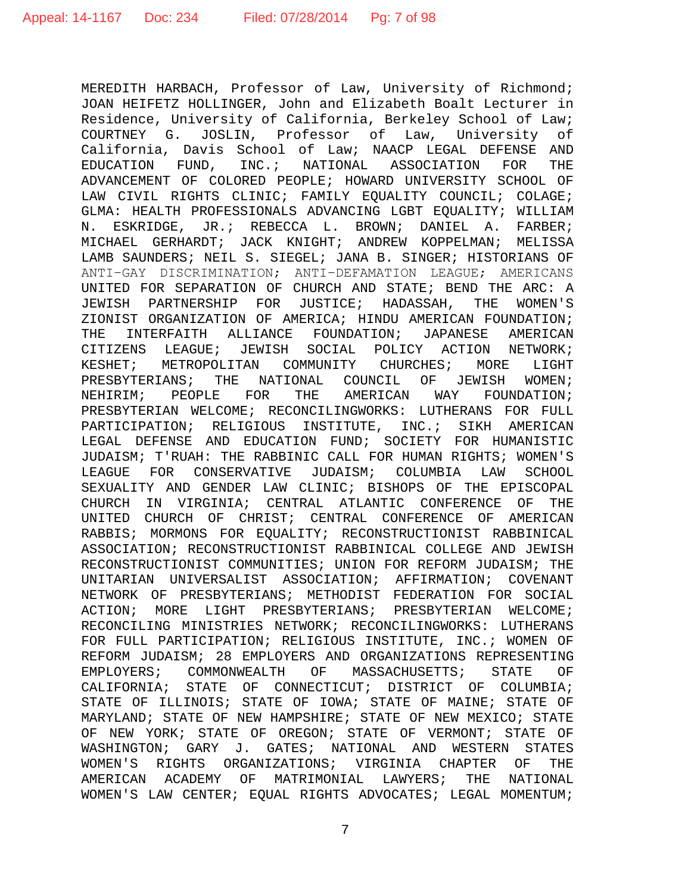MEREDITH HARBACH, Professor of Law, University of Richmond; JOAN HEIFETZ HOLLINGER, John and Elizabeth Boalt Lecturer in Residence, University of California, Berkeley School of Law; COURTNEY G. JOSLIN, Professor of Law, University of California, Davis School of Law; NAACP LEGAL DEFENSE AND EDUCATION FUND, INC.; NATIONAL ASSOCIATION FOR THE ADVANCEMENT OF COLORED PEOPLE; HOWARD UNIVERSITY SCHOOL OF LAW CIVIL RIGHTS CLINIC; FAMILY EQUALITY COUNCIL; COLAGE; GLMA: HEALTH PROFESSIONALS ADVANCING LGBT EQUALITY; WILLIAM N. ESKRIDGE, JR.; REBECCA L. BROWN; DANIEL A. FARBER; MICHAEL GERHARDT; JACK KNIGHT; ANDREW KOPPELMAN; MELISSA LAMB SAUNDERS; NEIL S. SIEGEL; JANA B. SINGER; HISTORIANS OF ANTI-GAY DISCRIMINATION; ANTI-DEFAMATION LEAGUE; AMERICANS UNITED FOR SEPARATION OF CHURCH AND STATE; BEND THE ARC: A JEWISH PARTNERSHIP FOR JUSTICE; HADASSAH, THE WOMEN'S ZIONIST ORGANIZATION OF AMERICA; HINDU AMERICAN FOUNDATION; THE INTERFAITH ALLIANCE FOUNDATION; JAPANESE AMERICAN CITIZENS LEAGUE; JEWISH SOCIAL POLICY ACTION NETWORK; KESHET; METROPOLITAN COMMUNITY CHURCHES; MORE LIGHT PRESBYTERIANS; THE NATIONAL COUNCIL OF JEWISH WOMEN; NEHIRIM; PEOPLE FOR THE AMERICAN WAY FOUNDATION; PRESBYTERIAN WELCOME; RECONCILINGWORKS: LUTHERANS FOR FULL PARTICIPATION; RELIGIOUS INSTITUTE, INC.; SIKH AMERICAN LEGAL DEFENSE AND EDUCATION FUND; SOCIETY FOR HUMANISTIC JUDAISM; T'RUAH: THE RABBINIC CALL FOR HUMAN RIGHTS; WOMEN'S LEAGUE FOR CONSERVATIVE JUDAISM; COLUMBIA LAW SCHOOL SEXUALITY AND GENDER LAW CLINIC; BISHOPS OF THE EPISCOPAL CHURCH IN VIRGINIA; CENTRAL ATLANTIC CONFERENCE OF THE UNITED CHURCH OF CHRIST; CENTRAL CONFERENCE OF AMERICAN RABBIS; MORMONS FOR EQUALITY; RECONSTRUCTIONIST RABBINICAL ASSOCIATION; RECONSTRUCTIONIST RABBINICAL COLLEGE AND JEWISH RECONSTRUCTIONIST COMMUNITIES; UNION FOR REFORM JUDAISM; THE UNITARIAN UNIVERSALIST ASSOCIATION; AFFIRMATION; COVENANT NETWORK OF PRESBYTERIANS; METHODIST FEDERATION FOR SOCIAL ACTION; MORE LIGHT PRESBYTERIANS; PRESBYTERIAN WELCOME; RECONCILING MINISTRIES NETWORK; RECONCILINGWORKS: LUTHERANS FOR FULL PARTICIPATION; RELIGIOUS INSTITUTE, INC.; WOMEN OF REFORM JUDAISM; 28 EMPLOYERS AND ORGANIZATIONS REPRESENTING EMPLOYERS; COMMONWEALTH OF MASSACHUSETTS; STATE OF CALIFORNIA; STATE OF CONNECTICUT; DISTRICT OF COLUMBIA; STATE OF ILLINOIS; STATE OF IOWA; STATE OF MAINE; STATE OF MARYLAND; STATE OF NEW HAMPSHIRE; STATE OF NEW MEXICO; STATE OF NEW YORK; STATE OF OREGON; STATE OF VERMONT; STATE OF WASHINGTON; GARY J. GATES; NATIONAL AND WESTERN STATES WOMEN'S RIGHTS ORGANIZATIONS; VIRGINIA CHAPTER OF THE AMERICAN ACADEMY OF MATRIMONIAL LAWYERS; THE NATIONAL WOMEN'S LAW CENTER; EQUAL RIGHTS ADVOCATES; LEGAL MOMENTUM;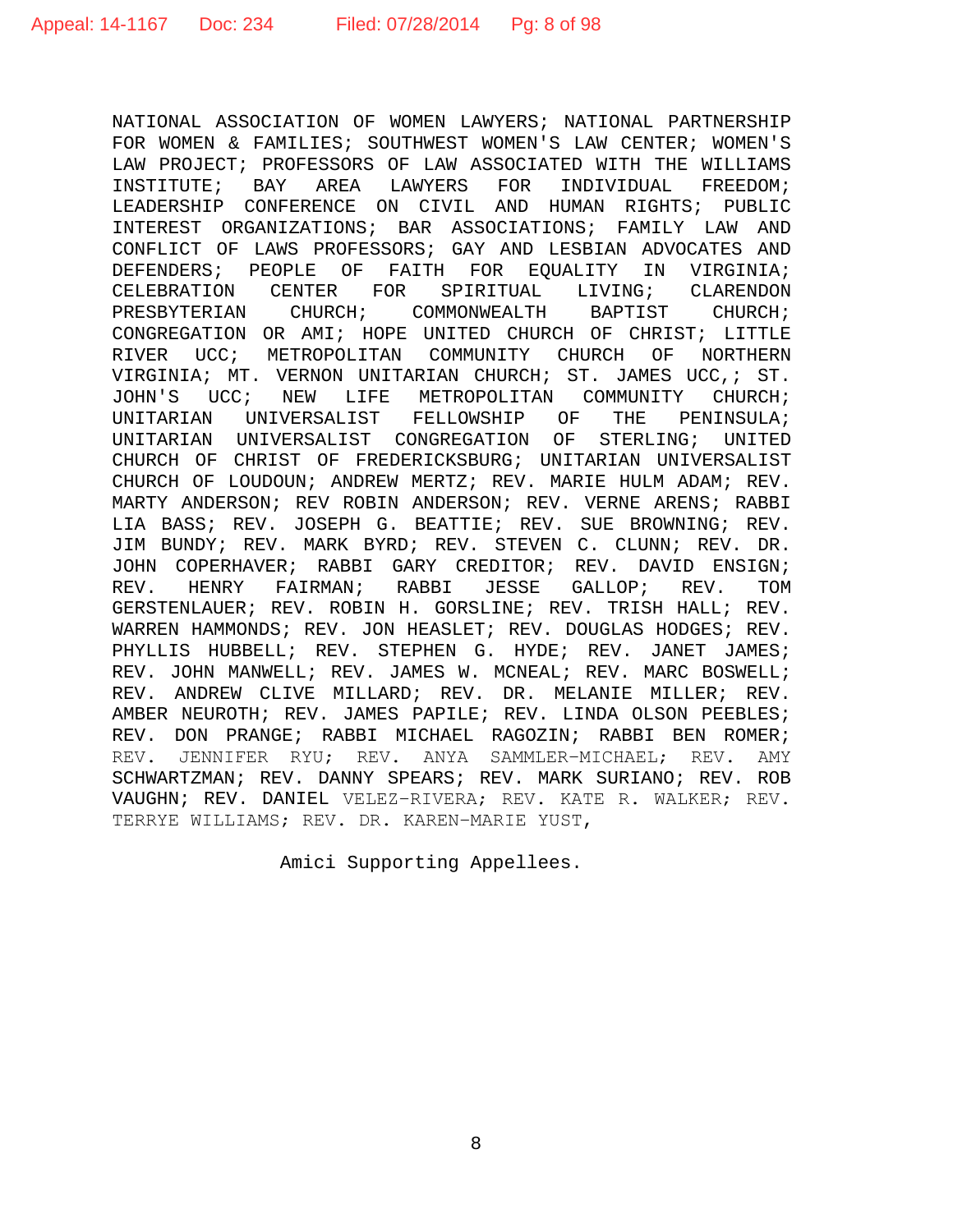NATIONAL ASSOCIATION OF WOMEN LAWYERS; NATIONAL PARTNERSHIP FOR WOMEN & FAMILIES; SOUTHWEST WOMEN'S LAW CENTER; WOMEN'S LAW PROJECT; PROFESSORS OF LAW ASSOCIATED WITH THE WILLIAMS INSTITUTE; BAY AREA LAWYERS FOR INDIVIDUAL FREEDOM; LEADERSHIP CONFERENCE ON CIVIL AND HUMAN RIGHTS; PUBLIC INTEREST ORGANIZATIONS; BAR ASSOCIATIONS; FAMILY LAW AND CONFLICT OF LAWS PROFESSORS; GAY AND LESBIAN ADVOCATES AND DEFENDERS; PEOPLE OF FAITH FOR EQUALITY IN VIRGINIA; CELEBRATION CENTER FOR SPIRITUAL LIVING; CLARENDON PRESBYTERIAN CHURCH; COMMONWEALTH BAPTIST CHURCH; CONGREGATION OR AMI; HOPE UNITED CHURCH OF CHRIST; LITTLE RIVER UCC; METROPOLITAN COMMUNITY CHURCH OF NORTHERN VIRGINIA; MT. VERNON UNITARIAN CHURCH; ST. JAMES UCC,; ST. JOHN'S UCC; NEW LIFE METROPOLITAN COMMUNITY CHURCH; UNITARIAN UNIVERSALIST FELLOWSHIP OF THE PENINSULA; UNITARIAN UNIVERSALIST CONGREGATION OF STERLING; UNITED CHURCH OF CHRIST OF FREDERICKSBURG; UNITARIAN UNIVERSALIST CHURCH OF LOUDOUN; ANDREW MERTZ; REV. MARIE HULM ADAM; REV. MARTY ANDERSON; REV ROBIN ANDERSON; REV. VERNE ARENS; RABBI LIA BASS; REV. JOSEPH G. BEATTIE; REV. SUE BROWNING; REV. JIM BUNDY; REV. MARK BYRD; REV. STEVEN C. CLUNN; REV. DR. JOHN COPERHAVER; RABBI GARY CREDITOR; REV. DAVID ENSIGN; REV. HENRY FAIRMAN; RABBI JESSE GALLOP; REV. TOM GERSTENLAUER; REV. ROBIN H. GORSLINE; REV. TRISH HALL; REV. WARREN HAMMONDS; REV. JON HEASLET; REV. DOUGLAS HODGES; REV. PHYLLIS HUBBELL; REV. STEPHEN G. HYDE; REV. JANET JAMES; REV. JOHN MANWELL; REV. JAMES W. MCNEAL; REV. MARC BOSWELL; REV. ANDREW CLIVE MILLARD; REV. DR. MELANIE MILLER; REV. AMBER NEUROTH; REV. JAMES PAPILE; REV. LINDA OLSON PEEBLES; REV. DON PRANGE; RABBI MICHAEL RAGOZIN; RABBI BEN ROMER; REV. JENNIFER RYU; REV. ANYA SAMMLER-MICHAEL; REV. AMY SCHWARTZMAN; REV. DANNY SPEARS; REV. MARK SURIANO; REV. ROB VAUGHN; REV. DANIEL VELEZ-RIVERA; REV. KATE R. WALKER; REV. TERRYE WILLIAMS; REV. DR. KAREN-MARIE YUST,

Amici Supporting Appellees.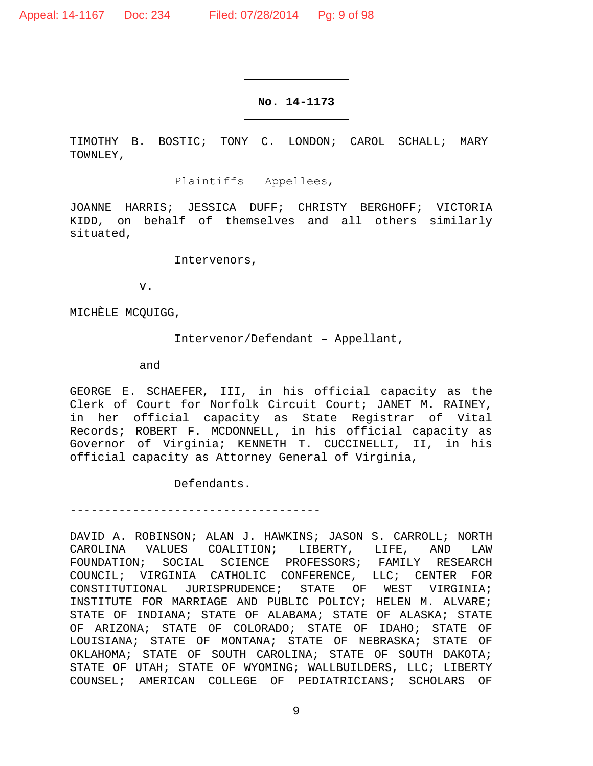**No. 14-1173**

TIMOTHY B. BOSTIC; TONY C. LONDON; CAROL SCHALL; MARY TOWNLEY,

Plaintiffs – Appellees,

JOANNE HARRIS; JESSICA DUFF; CHRISTY BERGHOFF; VICTORIA KIDD, on behalf of themselves and all others similarly situated,

Intervenors,

v.

MICHÈLE MCQUIGG,

Intervenor/Defendant – Appellant,

and

GEORGE E. SCHAEFER, III, in his official capacity as the Clerk of Court for Norfolk Circuit Court; JANET M. RAINEY, in her official capacity as State Registrar of Vital Records; ROBERT F. MCDONNELL, in his official capacity as Governor of Virginia; KENNETH T. CUCCINELLI, II, in his official capacity as Attorney General of Virginia,

Defendants.

------------------------------------

DAVID A. ROBINSON; ALAN J. HAWKINS; JASON S. CARROLL; NORTH CAROLINA VALUES COALITION; LIBERTY, LIFE, AND LAW FOUNDATION; SOCIAL SCIENCE PROFESSORS; FAMILY RESEARCH COUNCIL; VIRGINIA CATHOLIC CONFERENCE, LLC; CENTER FOR CONSTITUTIONAL JURISPRUDENCE; STATE OF WEST VIRGINIA; INSTITUTE FOR MARRIAGE AND PUBLIC POLICY; HELEN M. ALVARE; STATE OF INDIANA; STATE OF ALABAMA; STATE OF ALASKA; STATE OF ARIZONA; STATE OF COLORADO; STATE OF IDAHO; STATE OF LOUISIANA; STATE OF MONTANA; STATE OF NEBRASKA; STATE OF OKLAHOMA; STATE OF SOUTH CAROLINA; STATE OF SOUTH DAKOTA; STATE OF UTAH; STATE OF WYOMING; WALLBUILDERS, LLC; LIBERTY COUNSEL; AMERICAN COLLEGE OF PEDIATRICIANS; SCHOLARS OF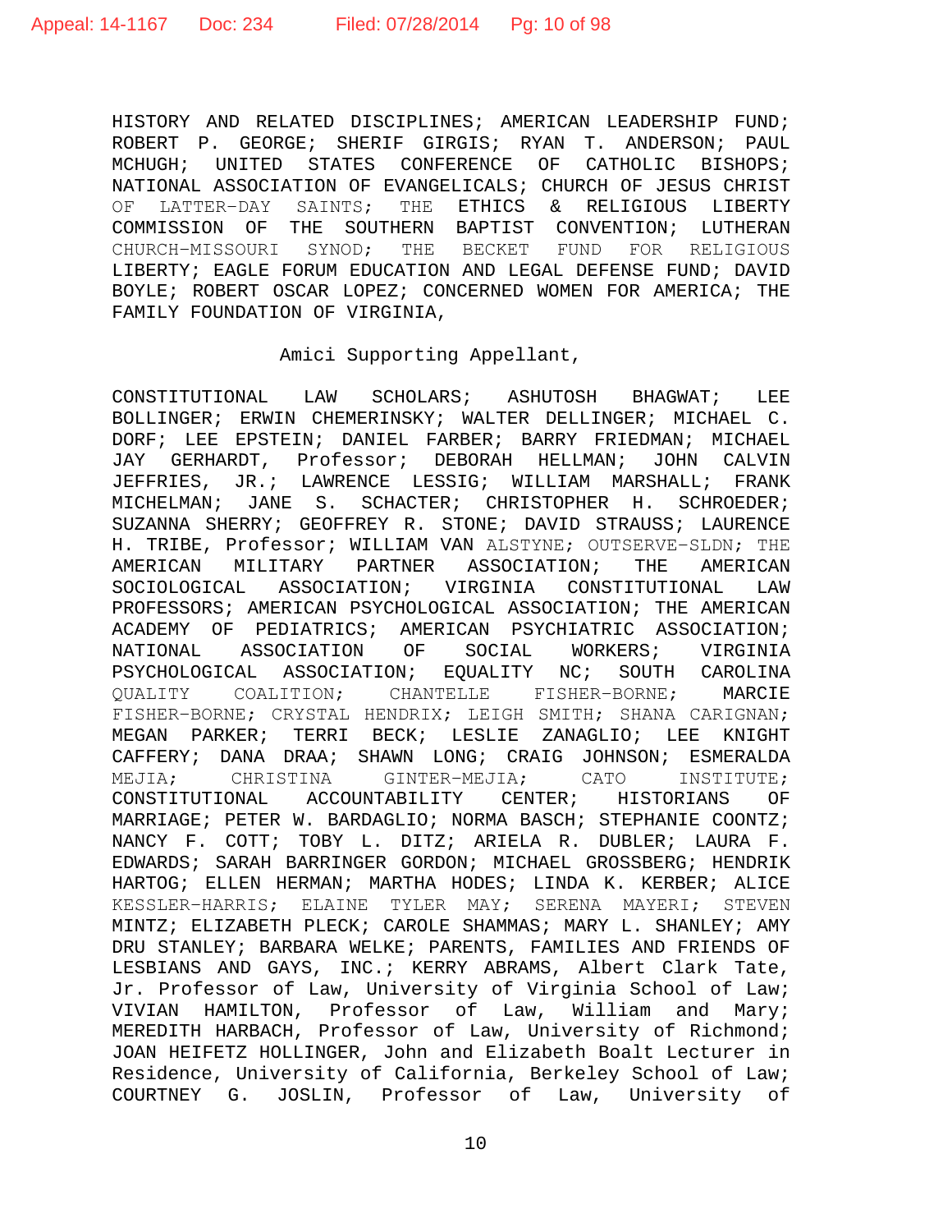HISTORY AND RELATED DISCIPLINES; AMERICAN LEADERSHIP FUND; ROBERT P. GEORGE; SHERIF GIRGIS; RYAN T. ANDERSON; PAUL MCHUGH; UNITED STATES CONFERENCE OF CATHOLIC BISHOPS; NATIONAL ASSOCIATION OF EVANGELICALS; CHURCH OF JESUS CHRIST OF LATTER-DAY SAINTS; THE ETHICS & RELIGIOUS LIBERTY COMMISSION OF THE SOUTHERN BAPTIST CONVENTION; LUTHERAN CHURCH-MISSOURI SYNOD; THE BECKET FUND FOR RELIGIOUS LIBERTY; EAGLE FORUM EDUCATION AND LEGAL DEFENSE FUND; DAVID BOYLE; ROBERT OSCAR LOPEZ; CONCERNED WOMEN FOR AMERICA; THE FAMILY FOUNDATION OF VIRGINIA,

Amici Supporting Appellant,

CONSTITUTIONAL LAW SCHOLARS; ASHUTOSH BHAGWAT; LEE BOLLINGER; ERWIN CHEMERINSKY; WALTER DELLINGER; MICHAEL C. DORF; LEE EPSTEIN; DANIEL FARBER; BARRY FRIEDMAN; MICHAEL JAY GERHARDT, Professor; DEBORAH HELLMAN; JOHN CALVIN JEFFRIES, JR.; LAWRENCE LESSIG; WILLIAM MARSHALL; FRANK MICHELMAN; JANE S. SCHACTER; CHRISTOPHER H. SCHROEDER; SUZANNA SHERRY; GEOFFREY R. STONE; DAVID STRAUSS; LAURENCE H. TRIBE, Professor; WILLIAM VAN ALSTYNE; OUTSERVE-SLDN; THE AMERICAN MILITARY PARTNER ASSOCIATION; THE AMERICAN SOCIOLOGICAL ASSOCIATION; VIRGINIA CONSTITUTIONAL LAW PROFESSORS; AMERICAN PSYCHOLOGICAL ASSOCIATION; THE AMERICAN ACADEMY OF PEDIATRICS; AMERICAN PSYCHIATRIC ASSOCIATION; NATIONAL ASSOCIATION OF SOCIAL WORKERS; VIRGINIA PSYCHOLOGICAL ASSOCIATION; EQUALITY NC; SOUTH CAROLINA QUALITY COALITION; CHANTELLE FISHER-BORNE; MARCIE FISHER-BORNE; CRYSTAL HENDRIX; LEIGH SMITH; SHANA CARIGNAN; MEGAN PARKER; TERRI BECK; LESLIE ZANAGLIO; LEE KNIGHT CAFFERY; DANA DRAA; SHAWN LONG; CRAIG JOHNSON; ESMERALDA MEJIA; CHRISTINA GINTER-MEJIA; CATO INSTITUTE; CONSTITUTIONAL ACCOUNTABILITY CENTER; HISTORIANS OF MARRIAGE; PETER W. BARDAGLIO; NORMA BASCH; STEPHANIE COONTZ; NANCY F. COTT; TOBY L. DITZ; ARIELA R. DUBLER; LAURA F. EDWARDS; SARAH BARRINGER GORDON; MICHAEL GROSSBERG; HENDRIK HARTOG; ELLEN HERMAN; MARTHA HODES; LINDA K. KERBER; ALICE KESSLER-HARRIS; ELAINE TYLER MAY; SERENA MAYERI; STEVEN MINTZ; ELIZABETH PLECK; CAROLE SHAMMAS; MARY L. SHANLEY; AMY DRU STANLEY; BARBARA WELKE; PARENTS, FAMILIES AND FRIENDS OF LESBIANS AND GAYS, INC.; KERRY ABRAMS, Albert Clark Tate, Jr. Professor of Law, University of Virginia School of Law; VIVIAN HAMILTON, Professor of Law, William and Mary; MEREDITH HARBACH, Professor of Law, University of Richmond; JOAN HEIFETZ HOLLINGER, John and Elizabeth Boalt Lecturer in Residence, University of California, Berkeley School of Law; COURTNEY G. JOSLIN, Professor of Law, University of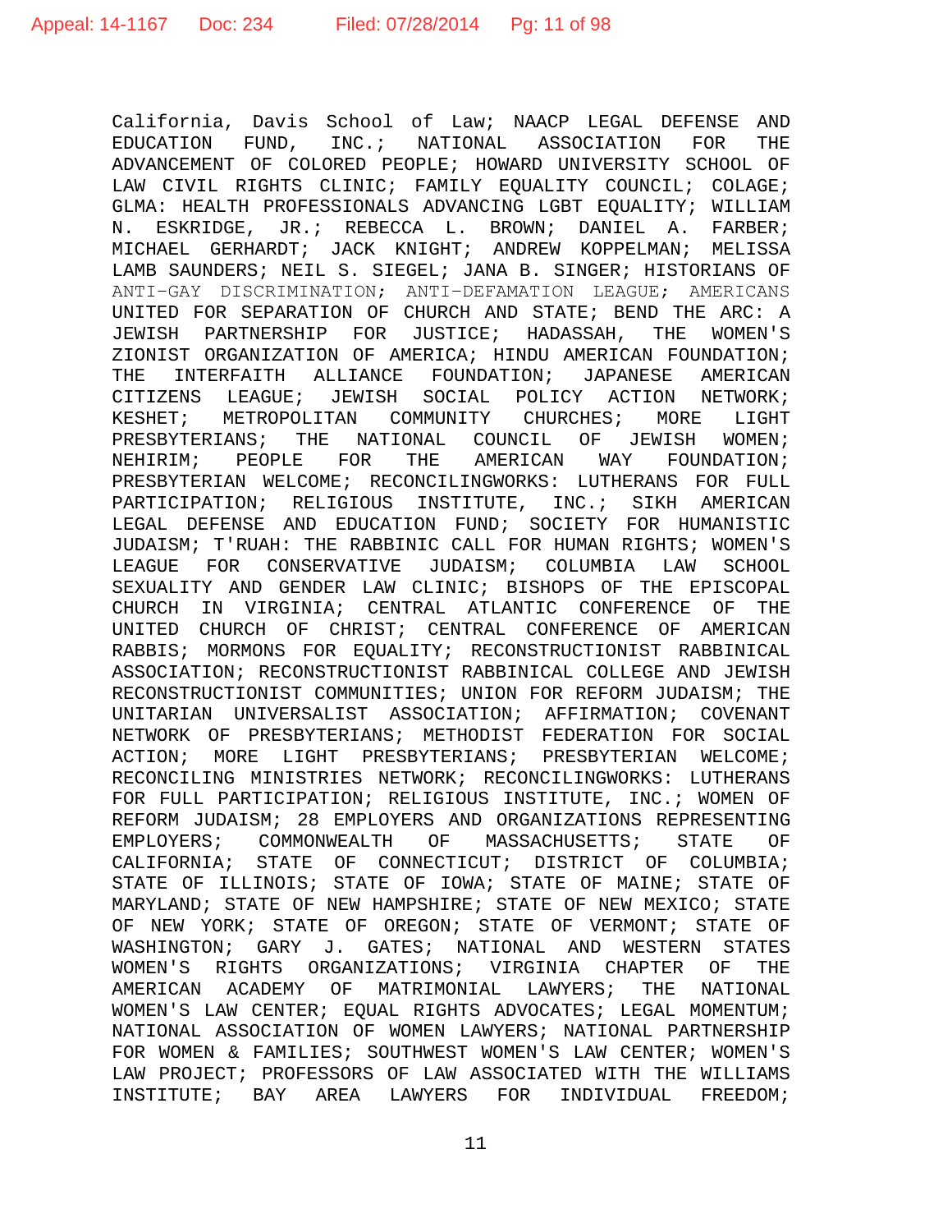California, Davis School of Law; NAACP LEGAL DEFENSE AND EDUCATION FUND, INC.; NATIONAL ASSOCIATION FOR THE ADVANCEMENT OF COLORED PEOPLE; HOWARD UNIVERSITY SCHOOL OF LAW CIVIL RIGHTS CLINIC; FAMILY EQUALITY COUNCIL; COLAGE; GLMA: HEALTH PROFESSIONALS ADVANCING LGBT EQUALITY; WILLIAM N. ESKRIDGE, JR.; REBECCA L. BROWN; DANIEL A. FARBER; MICHAEL GERHARDT; JACK KNIGHT; ANDREW KOPPELMAN; MELISSA LAMB SAUNDERS; NEIL S. SIEGEL; JANA B. SINGER; HISTORIANS OF ANTI-GAY DISCRIMINATION; ANTI-DEFAMATION LEAGUE; AMERICANS UNITED FOR SEPARATION OF CHURCH AND STATE; BEND THE ARC: A JEWISH PARTNERSHIP FOR JUSTICE; HADASSAH, THE WOMEN'S ZIONIST ORGANIZATION OF AMERICA; HINDU AMERICAN FOUNDATION; THE INTERFAITH ALLIANCE FOUNDATION; JAPANESE AMERICAN CITIZENS LEAGUE; JEWISH SOCIAL POLICY ACTION NETWORK; KESHET; METROPOLITAN COMMUNITY CHURCHES; MORE LIGHT PRESBYTERIANS; THE NATIONAL COUNCIL OF JEWISH WOMEN; NEHIRIM; PEOPLE FOR THE AMERICAN WAY FOUNDATION; PRESBYTERIAN WELCOME; RECONCILINGWORKS: LUTHERANS FOR FULL PARTICIPATION; RELIGIOUS INSTITUTE, INC.; SIKH AMERICAN LEGAL DEFENSE AND EDUCATION FUND; SOCIETY FOR HUMANISTIC JUDAISM; T'RUAH: THE RABBINIC CALL FOR HUMAN RIGHTS; WOMEN'S LEAGUE FOR CONSERVATIVE JUDAISM; COLUMBIA LAW SCHOOL SEXUALITY AND GENDER LAW CLINIC; BISHOPS OF THE EPISCOPAL CHURCH IN VIRGINIA; CENTRAL ATLANTIC CONFERENCE OF THE UNITED CHURCH OF CHRIST; CENTRAL CONFERENCE OF AMERICAN RABBIS; MORMONS FOR EQUALITY; RECONSTRUCTIONIST RABBINICAL ASSOCIATION; RECONSTRUCTIONIST RABBINICAL COLLEGE AND JEWISH RECONSTRUCTIONIST COMMUNITIES; UNION FOR REFORM JUDAISM; THE UNITARIAN UNIVERSALIST ASSOCIATION; AFFIRMATION; COVENANT NETWORK OF PRESBYTERIANS; METHODIST FEDERATION FOR SOCIAL ACTION; MORE LIGHT PRESBYTERIANS; PRESBYTERIAN WELCOME; RECONCILING MINISTRIES NETWORK; RECONCILINGWORKS: LUTHERANS FOR FULL PARTICIPATION; RELIGIOUS INSTITUTE, INC.; WOMEN OF REFORM JUDAISM; 28 EMPLOYERS AND ORGANIZATIONS REPRESENTING EMPLOYERS; COMMONWEALTH OF MASSACHUSETTS; STATE OF CALIFORNIA; STATE OF CONNECTICUT; DISTRICT OF COLUMBIA; STATE OF ILLINOIS; STATE OF IOWA; STATE OF MAINE; STATE OF MARYLAND; STATE OF NEW HAMPSHIRE; STATE OF NEW MEXICO; STATE OF NEW YORK; STATE OF OREGON; STATE OF VERMONT; STATE OF WASHINGTON; GARY J. GATES; NATIONAL AND WESTERN STATES WOMEN'S RIGHTS ORGANIZATIONS; VIRGINIA CHAPTER OF THE AMERICAN ACADEMY OF MATRIMONIAL LAWYERS; THE NATIONAL WOMEN'S LAW CENTER; EQUAL RIGHTS ADVOCATES; LEGAL MOMENTUM; NATIONAL ASSOCIATION OF WOMEN LAWYERS; NATIONAL PARTNERSHIP FOR WOMEN & FAMILIES; SOUTHWEST WOMEN'S LAW CENTER; WOMEN'S LAW PROJECT; PROFESSORS OF LAW ASSOCIATED WITH THE WILLIAMS INSTITUTE; BAY AREA LAWYERS FOR INDIVIDUAL FREEDOM;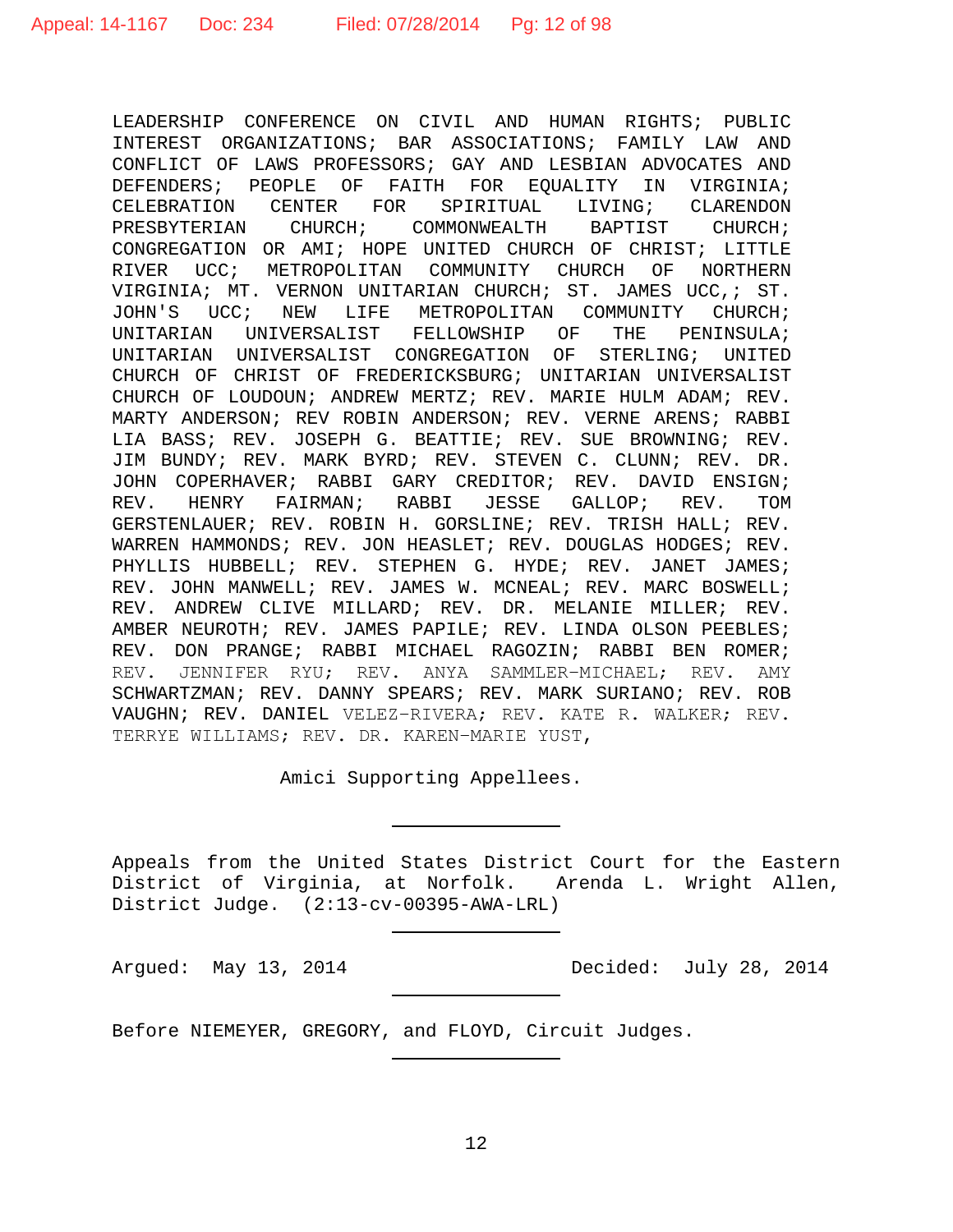LEADERSHIP CONFERENCE ON CIVIL AND HUMAN RIGHTS; PUBLIC INTEREST ORGANIZATIONS; BAR ASSOCIATIONS; FAMILY LAW AND CONFLICT OF LAWS PROFESSORS; GAY AND LESBIAN ADVOCATES AND DEFENDERS; PEOPLE OF FAITH FOR EQUALITY IN VIRGINIA; CELEBRATION CENTER FOR SPIRITUAL LIVING; CLARENDON PRESBYTERIAN CHURCH; COMMONWEALTH BAPTIST CHURCH; CONGREGATION OR AMI; HOPE UNITED CHURCH OF CHRIST; LITTLE RIVER UCC; METROPOLITAN COMMUNITY CHURCH OF NORTHERN VIRGINIA; MT. VERNON UNITARIAN CHURCH; ST. JAMES UCC,; ST. JOHN'S UCC; NEW LIFE METROPOLITAN COMMUNITY CHURCH; UNITARIAN UNIVERSALIST FELLOWSHIP OF THE PENINSULA; UNITARIAN UNIVERSALIST CONGREGATION OF STERLING; UNITED CHURCH OF CHRIST OF FREDERICKSBURG; UNITARIAN UNIVERSALIST CHURCH OF LOUDOUN; ANDREW MERTZ; REV. MARIE HULM ADAM; REV. MARTY ANDERSON; REV ROBIN ANDERSON; REV. VERNE ARENS; RABBI LIA BASS; REV. JOSEPH G. BEATTIE; REV. SUE BROWNING; REV. JIM BUNDY; REV. MARK BYRD; REV. STEVEN C. CLUNN; REV. DR. JOHN COPERHAVER; RABBI GARY CREDITOR; REV. DAVID ENSIGN; REV. HENRY FAIRMAN; RABBI JESSE GALLOP; REV. TOM GERSTENLAUER; REV. ROBIN H. GORSLINE; REV. TRISH HALL; REV. WARREN HAMMONDS; REV. JON HEASLET; REV. DOUGLAS HODGES; REV. PHYLLIS HUBBELL; REV. STEPHEN G. HYDE; REV. JANET JAMES; REV. JOHN MANWELL; REV. JAMES W. MCNEAL; REV. MARC BOSWELL; REV. ANDREW CLIVE MILLARD; REV. DR. MELANIE MILLER; REV. AMBER NEUROTH; REV. JAMES PAPILE; REV. LINDA OLSON PEEBLES; REV. DON PRANGE; RABBI MICHAEL RAGOZIN; RABBI BEN ROMER; REV. JENNIFER RYU; REV. ANYA SAMMLER-MICHAEL; REV. AMY SCHWARTZMAN; REV. DANNY SPEARS; REV. MARK SURIANO; REV. ROB VAUGHN; REV. DANIEL VELEZ-RIVERA; REV. KATE R. WALKER; REV. TERRYE WILLIAMS; REV. DR. KAREN-MARIE YUST,

Amici Supporting Appellees.

---

Appeals from the United States District Court for the Eastern District of Virginia, at Norfolk. Arenda L. Wright Allen, District Judge. (2:13-cv-00395-AWA-LRL)

---

Argued: May 13, 2014 Decided: July 28, 2014

---

Before NIEMEYER, GREGORY, and FLOYD, Circuit Judges.

---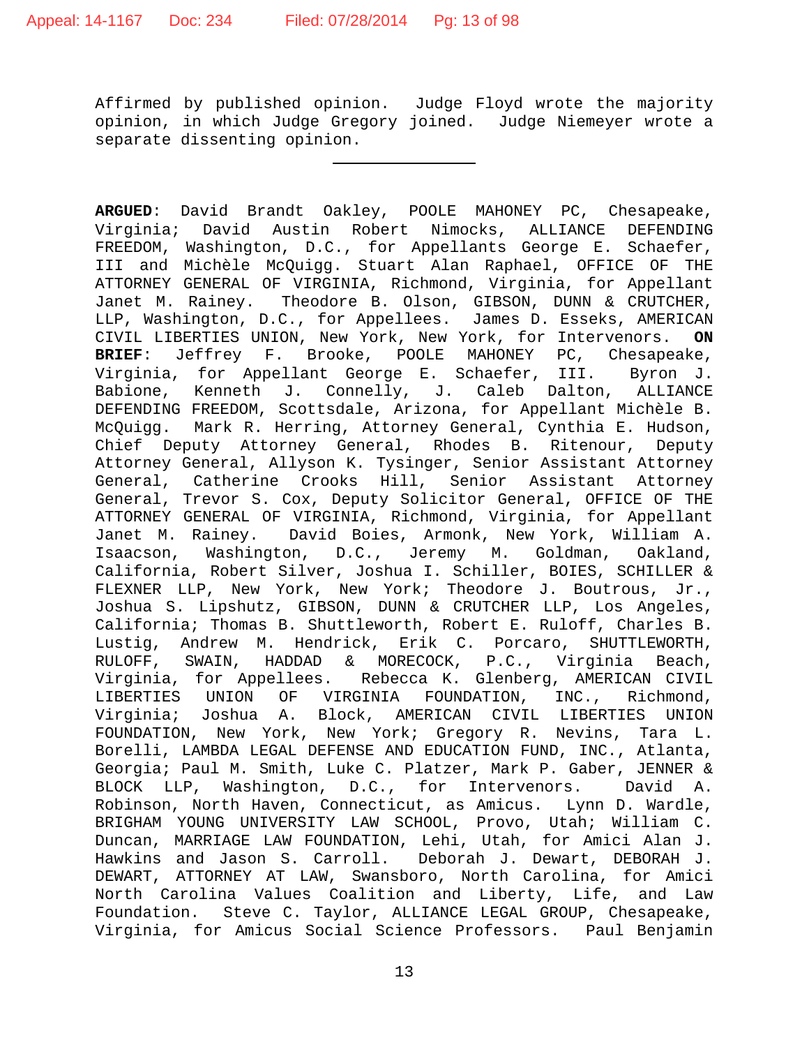Affirmed by published opinion. Judge Floyd wrote the majority opinion, in which Judge Gregory joined. Judge Niemeyer wrote a separate dissenting opinion.

---

**ARGUED**: David Brandt Oakley, POOLE MAHONEY PC, Chesapeake, Virginia; David Austin Robert Nimocks, ALLIANCE DEFENDING FREEDOM, Washington, D.C., for Appellants George E. Schaefer, III and Michèle McQuigg. Stuart Alan Raphael, OFFICE OF THE ATTORNEY GENERAL OF VIRGINIA, Richmond, Virginia, for Appellant Janet M. Rainey. Theodore B. Olson, GIBSON, DUNN & CRUTCHER, LLP, Washington, D.C., for Appellees. James D. Esseks, AMERICAN CIVIL LIBERTIES UNION, New York, New York, for Intervenors. **ON BRIEF**: Jeffrey F. Brooke, POOLE MAHONEY PC, Chesapeake, Virginia, for Appellant George E. Schaefer, III. Byron J. Babione, Kenneth J. Connelly, J. Caleb Dalton, ALLIANCE DEFENDING FREEDOM, Scottsdale, Arizona, for Appellant Michèle B. McQuigg. Mark R. Herring, Attorney General, Cynthia E. Hudson, Chief Deputy Attorney General, Rhodes B. Ritenour, Deputy Attorney General, Allyson K. Tysinger, Senior Assistant Attorney General, Catherine Crooks Hill, Senior Assistant Attorney General, Trevor S. Cox, Deputy Solicitor General, OFFICE OF THE ATTORNEY GENERAL OF VIRGINIA, Richmond, Virginia, for Appellant Janet M. Rainey. David Boies, Armonk, New York, William A. Isaacson, Washington, D.C., Jeremy M. Goldman, Oakland, California, Robert Silver, Joshua I. Schiller, BOIES, SCHILLER & FLEXNER LLP, New York, New York; Theodore J. Boutrous, Jr., Joshua S. Lipshutz, GIBSON, DUNN & CRUTCHER LLP, Los Angeles, California; Thomas B. Shuttleworth, Robert E. Ruloff, Charles B. Lustig, Andrew M. Hendrick, Erik C. Porcaro, SHUTTLEWORTH, RULOFF, SWAIN, HADDAD & MORECOCK, P.C., Virginia Beach, Virginia, for Appellees. Rebecca K. Glenberg, AMERICAN CIVIL LIBERTIES UNION OF VIRGINIA FOUNDATION, INC., Richmond, Virginia; Joshua A. Block, AMERICAN CIVIL LIBERTIES UNION FOUNDATION, New York, New York; Gregory R. Nevins, Tara L. Borelli, LAMBDA LEGAL DEFENSE AND EDUCATION FUND, INC., Atlanta, Georgia; Paul M. Smith, Luke C. Platzer, Mark P. Gaber, JENNER & BLOCK LLP, Washington, D.C., for Intervenors. David A. Robinson, North Haven, Connecticut, as Amicus. Lynn D. Wardle, BRIGHAM YOUNG UNIVERSITY LAW SCHOOL, Provo, Utah; William C. Duncan, MARRIAGE LAW FOUNDATION, Lehi, Utah, for Amici Alan J. Hawkins and Jason S. Carroll. Deborah J. Dewart, DEBORAH J. DEWART, ATTORNEY AT LAW, Swansboro, North Carolina, for Amici North Carolina Values Coalition and Liberty, Life, and Law Foundation. Steve C. Taylor, ALLIANCE LEGAL GROUP, Chesapeake, Virginia, for Amicus Social Science Professors. Paul Benjamin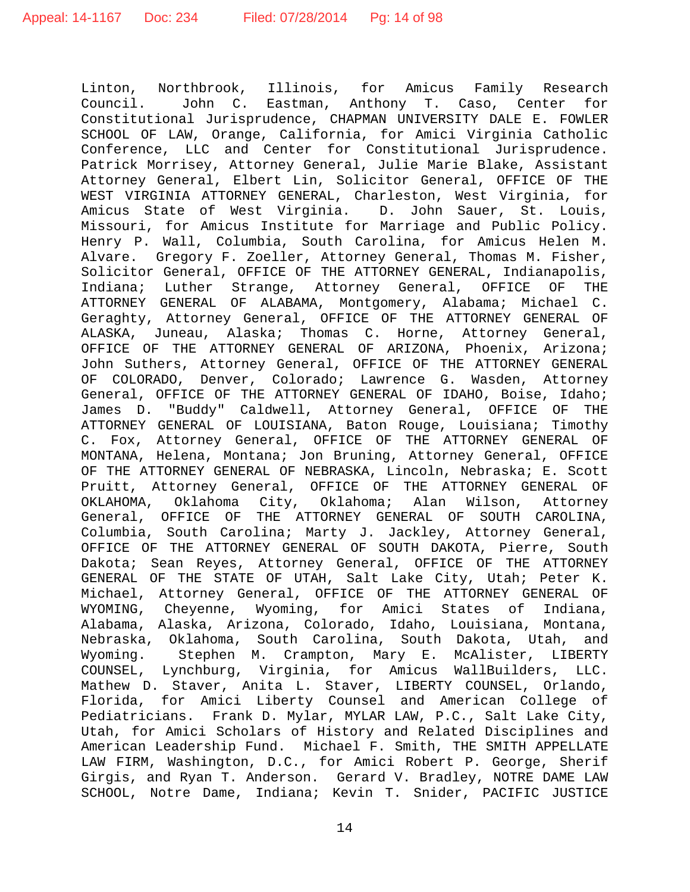Linton, Northbrook, Illinois, for Amicus Family Research Council. John C. Eastman, Anthony T. Caso, Center for Constitutional Jurisprudence, CHAPMAN UNIVERSITY DALE E. FOWLER SCHOOL OF LAW, Orange, California, for Amici Virginia Catholic Conference, LLC and Center for Constitutional Jurisprudence. Patrick Morrisey, Attorney General, Julie Marie Blake, Assistant Attorney General, Elbert Lin, Solicitor General, OFFICE OF THE WEST VIRGINIA ATTORNEY GENERAL, Charleston, West Virginia, for Amicus State of West Virginia. D. John Sauer, St. Louis, Missouri, for Amicus Institute for Marriage and Public Policy. Henry P. Wall, Columbia, South Carolina, for Amicus Helen M. Alvare. Gregory F. Zoeller, Attorney General, Thomas M. Fisher, Solicitor General, OFFICE OF THE ATTORNEY GENERAL, Indianapolis, Indiana; Luther Strange, Attorney General, OFFICE OF THE ATTORNEY GENERAL OF ALABAMA, Montgomery, Alabama; Michael C. Geraghty, Attorney General, OFFICE OF THE ATTORNEY GENERAL OF ALASKA, Juneau, Alaska; Thomas C. Horne, Attorney General, OFFICE OF THE ATTORNEY GENERAL OF ARIZONA, Phoenix, Arizona; John Suthers, Attorney General, OFFICE OF THE ATTORNEY GENERAL OF COLORADO, Denver, Colorado; Lawrence G. Wasden, Attorney General, OFFICE OF THE ATTORNEY GENERAL OF IDAHO, Boise, Idaho; James D. "Buddy" Caldwell, Attorney General, OFFICE OF THE ATTORNEY GENERAL OF LOUISIANA, Baton Rouge, Louisiana; Timothy C. Fox, Attorney General, OFFICE OF THE ATTORNEY GENERAL OF MONTANA, Helena, Montana; Jon Bruning, Attorney General, OFFICE OF THE ATTORNEY GENERAL OF NEBRASKA, Lincoln, Nebraska; E. Scott Pruitt, Attorney General, OFFICE OF THE ATTORNEY GENERAL OF OKLAHOMA, Oklahoma City, Oklahoma; Alan Wilson, Attorney General, OFFICE OF THE ATTORNEY GENERAL OF SOUTH CAROLINA, Columbia, South Carolina; Marty J. Jackley, Attorney General, OFFICE OF THE ATTORNEY GENERAL OF SOUTH DAKOTA, Pierre, South Dakota; Sean Reyes, Attorney General, OFFICE OF THE ATTORNEY GENERAL OF THE STATE OF UTAH, Salt Lake City, Utah; Peter K. Michael, Attorney General, OFFICE OF THE ATTORNEY GENERAL OF WYOMING, Cheyenne, Wyoming, for Amici States of Indiana, Alabama, Alaska, Arizona, Colorado, Idaho, Louisiana, Montana, Nebraska, Oklahoma, South Carolina, South Dakota, Utah, and Wyoming. Stephen M. Crampton, Mary E. McAlister, LIBERTY COUNSEL, Lynchburg, Virginia, for Amicus WallBuilders, LLC. Mathew D. Staver, Anita L. Staver, LIBERTY COUNSEL, Orlando, Florida, for Amici Liberty Counsel and American College of Pediatricians. Frank D. Mylar, MYLAR LAW, P.C., Salt Lake City, Utah, for Amici Scholars of History and Related Disciplines and American Leadership Fund. Michael F. Smith, THE SMITH APPELLATE LAW FIRM, Washington, D.C., for Amici Robert P. George, Sherif Girgis, and Ryan T. Anderson. Gerard V. Bradley, NOTRE DAME LAW SCHOOL, Notre Dame, Indiana; Kevin T. Snider, PACIFIC JUSTICE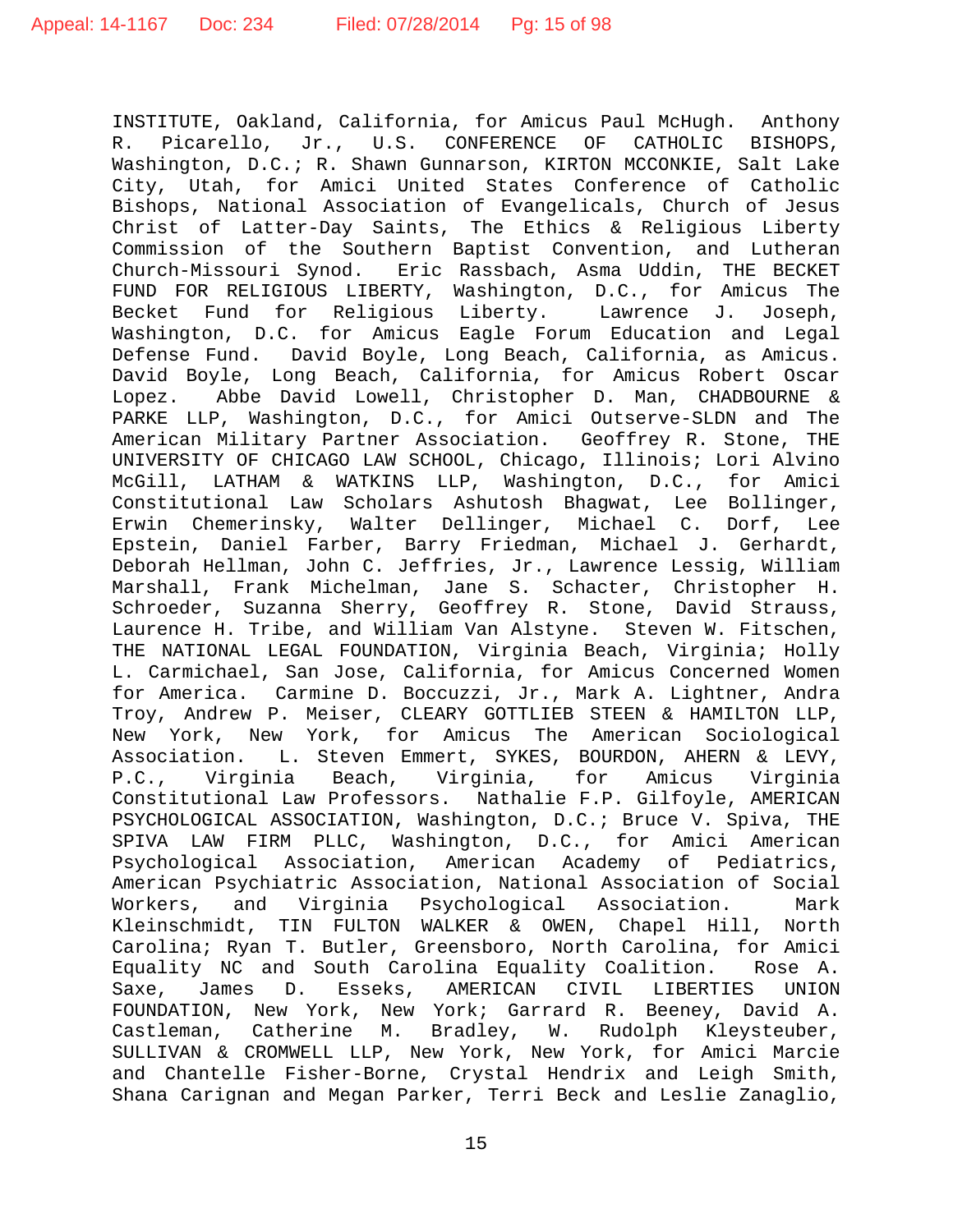INSTITUTE, Oakland, California, for Amicus Paul McHugh. Anthony R. Picarello, Jr., U.S. CONFERENCE OF CATHOLIC BISHOPS, Washington, D.C.; R. Shawn Gunnarson, KIRTON MCCONKIE, Salt Lake City, Utah, for Amici United States Conference of Catholic Bishops, National Association of Evangelicals, Church of Jesus Christ of Latter-Day Saints, The Ethics & Religious Liberty Commission of the Southern Baptist Convention, and Lutheran Church-Missouri Synod. Eric Rassbach, Asma Uddin, THE BECKET FUND FOR RELIGIOUS LIBERTY, Washington, D.C., for Amicus The Becket Fund for Religious Liberty. Lawrence J. Joseph, Washington, D.C. for Amicus Eagle Forum Education and Legal Defense Fund. David Boyle, Long Beach, California, as Amicus. David Boyle, Long Beach, California, for Amicus Robert Oscar Lopez. Abbe David Lowell, Christopher D. Man, CHADBOURNE & PARKE LLP, Washington, D.C., for Amici Outserve-SLDN and The American Military Partner Association. Geoffrey R. Stone, THE UNIVERSITY OF CHICAGO LAW SCHOOL, Chicago, Illinois; Lori Alvino McGill, LATHAM & WATKINS LLP, Washington, D.C., for Amici Constitutional Law Scholars Ashutosh Bhagwat, Lee Bollinger, Erwin Chemerinsky, Walter Dellinger, Michael C. Dorf, Lee Epstein, Daniel Farber, Barry Friedman, Michael J. Gerhardt, Deborah Hellman, John C. Jeffries, Jr., Lawrence Lessig, William Marshall, Frank Michelman, Jane S. Schacter, Christopher H. Schroeder, Suzanna Sherry, Geoffrey R. Stone, David Strauss, Laurence H. Tribe, and William Van Alstyne. Steven W. Fitschen, THE NATIONAL LEGAL FOUNDATION, Virginia Beach, Virginia; Holly L. Carmichael, San Jose, California, for Amicus Concerned Women for America. Carmine D. Boccuzzi, Jr., Mark A. Lightner, Andra Troy, Andrew P. Meiser, CLEARY GOTTLIEB STEEN & HAMILTON LLP, New York, New York, for Amicus The American Sociological Association. L. Steven Emmert, SYKES, BOURDON, AHERN & LEVY, P.C., Virginia Beach, Virginia, for Amicus Virginia Constitutional Law Professors. Nathalie F.P. Gilfoyle, AMERICAN PSYCHOLOGICAL ASSOCIATION, Washington, D.C.; Bruce V. Spiva, THE SPIVA LAW FIRM PLLC, Washington, D.C., for Amici American Psychological Association, American Academy of Pediatrics, American Psychiatric Association, National Association of Social Workers, and Virginia Psychological Association. Mark Kleinschmidt, TIN FULTON WALKER & OWEN, Chapel Hill, North Carolina; Ryan T. Butler, Greensboro, North Carolina, for Amici Equality NC and South Carolina Equality Coalition. Rose A. Saxe, James D. Esseks, AMERICAN CIVIL LIBERTIES UNION FOUNDATION, New York, New York; Garrard R. Beeney, David A. Castleman, Catherine M. Bradley, W. Rudolph Kleysteuber, SULLIVAN & CROMWELL LLP, New York, New York, for Amici Marcie and Chantelle Fisher-Borne, Crystal Hendrix and Leigh Smith, Shana Carignan and Megan Parker, Terri Beck and Leslie Zanaglio,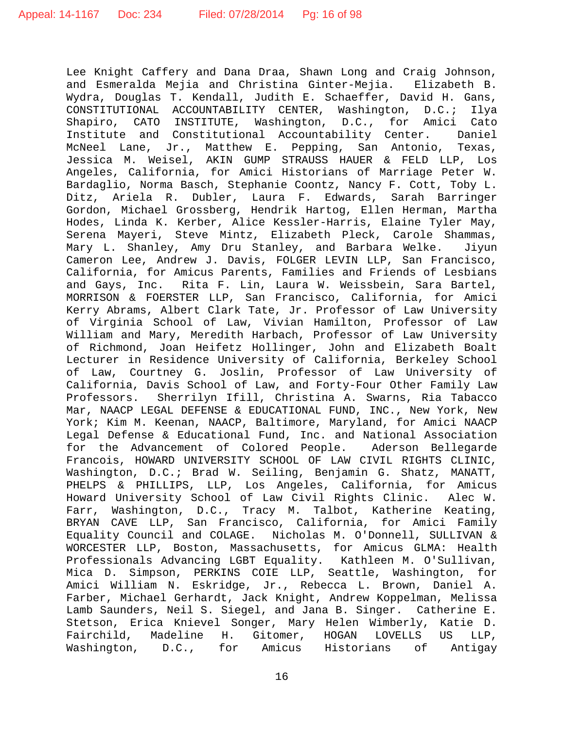Lee Knight Caffery and Dana Draa, Shawn Long and Craig Johnson, and Esmeralda Mejia and Christina Ginter-Mejia. Elizabeth B. Wydra, Douglas T. Kendall, Judith E. Schaeffer, David H. Gans, CONSTITUTIONAL ACCOUNTABILITY CENTER, Washington, D.C.; Ilya Shapiro, CATO INSTITUTE, Washington, D.C., for Amici Cato Institute and Constitutional Accountability Center. Daniel McNeel Lane, Jr., Matthew E. Pepping, San Antonio, Texas, Jessica M. Weisel, AKIN GUMP STRAUSS HAUER & FELD LLP, Los Angeles, California, for Amici Historians of Marriage Peter W. Bardaglio, Norma Basch, Stephanie Coontz, Nancy F. Cott, Toby L. Ditz, Ariela R. Dubler, Laura F. Edwards, Sarah Barringer Gordon, Michael Grossberg, Hendrik Hartog, Ellen Herman, Martha Hodes, Linda K. Kerber, Alice Kessler-Harris, Elaine Tyler May, Serena Mayeri, Steve Mintz, Elizabeth Pleck, Carole Shammas, Mary L. Shanley, Amy Dru Stanley, and Barbara Welke. Jiyun Cameron Lee, Andrew J. Davis, FOLGER LEVIN LLP, San Francisco, California, for Amicus Parents, Families and Friends of Lesbians and Gays, Inc. Rita F. Lin, Laura W. Weissbein, Sara Bartel, MORRISON & FOERSTER LLP, San Francisco, California, for Amici Kerry Abrams, Albert Clark Tate, Jr. Professor of Law University of Virginia School of Law, Vivian Hamilton, Professor of Law William and Mary, Meredith Harbach, Professor of Law University of Richmond, Joan Heifetz Hollinger, John and Elizabeth Boalt Lecturer in Residence University of California, Berkeley School of Law, Courtney G. Joslin, Professor of Law University of California, Davis School of Law, and Forty-Four Other Family Law Professors. Sherrilyn Ifill, Christina A. Swarns, Ria Tabacco Mar, NAACP LEGAL DEFENSE & EDUCATIONAL FUND, INC., New York, New York; Kim M. Keenan, NAACP, Baltimore, Maryland, for Amici NAACP Legal Defense & Educational Fund, Inc. and National Association for the Advancement of Colored People. Aderson Bellegarde Francois, HOWARD UNIVERSITY SCHOOL OF LAW CIVIL RIGHTS CLINIC, Washington, D.C.; Brad W. Seiling, Benjamin G. Shatz, MANATT, PHELPS & PHILLIPS, LLP, Los Angeles, California, for Amicus Howard University School of Law Civil Rights Clinic. Alec W. Farr, Washington, D.C., Tracy M. Talbot, Katherine Keating, BRYAN CAVE LLP, San Francisco, California, for Amici Family Equality Council and COLAGE. Nicholas M. O'Donnell, SULLIVAN & WORCESTER LLP, Boston, Massachusetts, for Amicus GLMA: Health Professionals Advancing LGBT Equality. Kathleen M. O'Sullivan, Mica D. Simpson, PERKINS COIE LLP, Seattle, Washington, for Amici William N. Eskridge, Jr., Rebecca L. Brown, Daniel A. Farber, Michael Gerhardt, Jack Knight, Andrew Koppelman, Melissa Lamb Saunders, Neil S. Siegel, and Jana B. Singer. Catherine E. Stetson, Erica Knievel Songer, Mary Helen Wimberly, Katie D. Fairchild, Madeline H. Gitomer, HOGAN LOVELLS US LLP, Washington, D.C., for Amicus Historians of Antigay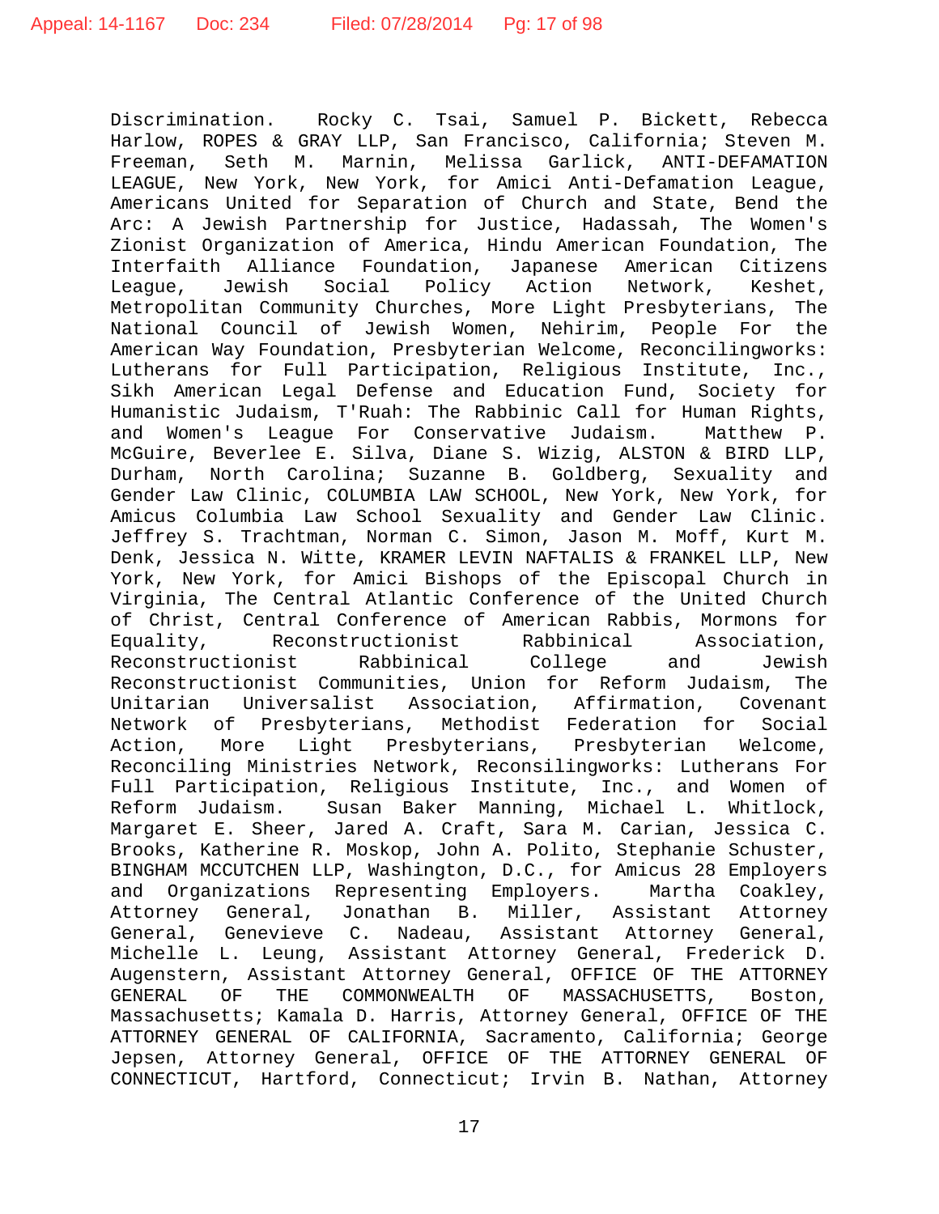Discrimination. Rocky C. Tsai, Samuel P. Bickett, Rebecca Harlow, ROPES & GRAY LLP, San Francisco, California; Steven M. Freeman, Seth M. Marnin, Melissa Garlick, ANTI-DEFAMATION LEAGUE, New York, New York, for Amici Anti-Defamation League, Americans United for Separation of Church and State, Bend the Arc: A Jewish Partnership for Justice, Hadassah, The Women's Zionist Organization of America, Hindu American Foundation, The Interfaith Alliance Foundation, Japanese American Citizens League, Jewish Social Policy Action Network, Keshet, Metropolitan Community Churches, More Light Presbyterians, The National Council of Jewish Women, Nehirim, People For the American Way Foundation, Presbyterian Welcome, Reconcilingworks: Lutherans for Full Participation, Religious Institute, Inc., Sikh American Legal Defense and Education Fund, Society for Humanistic Judaism, T'Ruah: The Rabbinic Call for Human Rights, and Women's League For Conservative Judaism. Matthew P. McGuire, Beverlee E. Silva, Diane S. Wizig, ALSTON & BIRD LLP, Durham, North Carolina; Suzanne B. Goldberg, Sexuality and Gender Law Clinic, COLUMBIA LAW SCHOOL, New York, New York, for Amicus Columbia Law School Sexuality and Gender Law Clinic. Jeffrey S. Trachtman, Norman C. Simon, Jason M. Moff, Kurt M. Denk, Jessica N. Witte, KRAMER LEVIN NAFTALIS & FRANKEL LLP, New York, New York, for Amici Bishops of the Episcopal Church in Virginia, The Central Atlantic Conference of the United Church of Christ, Central Conference of American Rabbis, Mormons for Equality, Reconstructionist Rabbinical Association, Reconstructionist Rabbinical College and Jewish Reconstructionist Communities, Union for Reform Judaism, The Unitarian Universalist Association, Affirmation, Covenant Network of Presbyterians, Methodist Federation for Social Action, More Light Presbyterians, Presbyterian Welcome, Reconciling Ministries Network, Reconsilingworks: Lutherans For Full Participation, Religious Institute, Inc., and Women of Reform Judaism. Susan Baker Manning, Michael L. Whitlock, Margaret E. Sheer, Jared A. Craft, Sara M. Carian, Jessica C. Brooks, Katherine R. Moskop, John A. Polito, Stephanie Schuster, BINGHAM MCCUTCHEN LLP, Washington, D.C., for Amicus 28 Employers and Organizations Representing Employers. Martha Coakley, Attorney General, Jonathan B. Miller, Assistant Attorney General, Genevieve C. Nadeau, Assistant Attorney General, Michelle L. Leung, Assistant Attorney General, Frederick D. Augenstern, Assistant Attorney General, OFFICE OF THE ATTORNEY GENERAL OF THE COMMONWEALTH OF MASSACHUSETTS, Boston, Massachusetts; Kamala D. Harris, Attorney General, OFFICE OF THE ATTORNEY GENERAL OF CALIFORNIA, Sacramento, California; George Jepsen, Attorney General, OFFICE OF THE ATTORNEY GENERAL OF CONNECTICUT, Hartford, Connecticut; Irvin B. Nathan, Attorney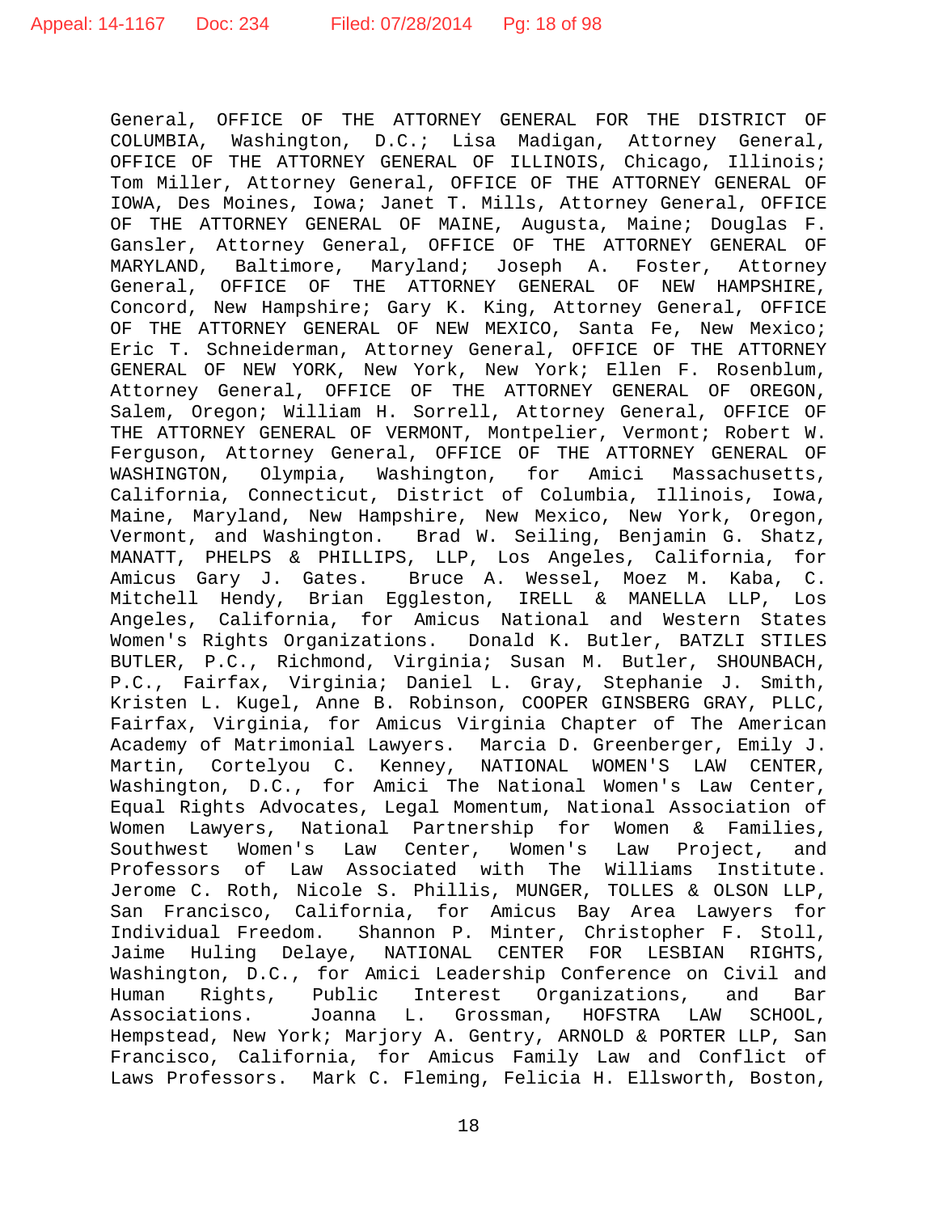General, OFFICE OF THE ATTORNEY GENERAL FOR THE DISTRICT OF COLUMBIA, Washington, D.C.; Lisa Madigan, Attorney General, OFFICE OF THE ATTORNEY GENERAL OF ILLINOIS, Chicago, Illinois; Tom Miller, Attorney General, OFFICE OF THE ATTORNEY GENERAL OF IOWA, Des Moines, Iowa; Janet T. Mills, Attorney General, OFFICE OF THE ATTORNEY GENERAL OF MAINE, Augusta, Maine; Douglas F. Gansler, Attorney General, OFFICE OF THE ATTORNEY GENERAL OF MARYLAND, Baltimore, Maryland; Joseph A. Foster, Attorney General, OFFICE OF THE ATTORNEY GENERAL OF NEW HAMPSHIRE, Concord, New Hampshire; Gary K. King, Attorney General, OFFICE OF THE ATTORNEY GENERAL OF NEW MEXICO, Santa Fe, New Mexico; Eric T. Schneiderman, Attorney General, OFFICE OF THE ATTORNEY GENERAL OF NEW YORK, New York, New York; Ellen F. Rosenblum, Attorney General, OFFICE OF THE ATTORNEY GENERAL OF OREGON, Salem, Oregon; William H. Sorrell, Attorney General, OFFICE OF THE ATTORNEY GENERAL OF VERMONT, Montpelier, Vermont; Robert W. Ferguson, Attorney General, OFFICE OF THE ATTORNEY GENERAL OF WASHINGTON, Olympia, Washington, for Amici Massachusetts, California, Connecticut, District of Columbia, Illinois, Iowa, Maine, Maryland, New Hampshire, New Mexico, New York, Oregon, Vermont, and Washington. Brad W. Seiling, Benjamin G. Shatz, MANATT, PHELPS & PHILLIPS, LLP, Los Angeles, California, for Amicus Gary J. Gates. Bruce A. Wessel, Moez M. Kaba, C. Mitchell Hendy, Brian Eggleston, IRELL & MANELLA LLP, Los Angeles, California, for Amicus National and Western States Women's Rights Organizations. Donald K. Butler, BATZLI STILES BUTLER, P.C., Richmond, Virginia; Susan M. Butler, SHOUNBACH, P.C., Fairfax, Virginia; Daniel L. Gray, Stephanie J. Smith, Kristen L. Kugel, Anne B. Robinson, COOPER GINSBERG GRAY, PLLC, Fairfax, Virginia, for Amicus Virginia Chapter of The American Academy of Matrimonial Lawyers. Marcia D. Greenberger, Emily J. Martin, Cortelyou C. Kenney, NATIONAL WOMEN'S LAW CENTER, Washington, D.C., for Amici The National Women's Law Center, Equal Rights Advocates, Legal Momentum, National Association of Women Lawyers, National Partnership for Women & Families, Southwest Women's Law Center, Women's Law Project, and Professors of Law Associated with The Williams Institute. Jerome C. Roth, Nicole S. Phillis, MUNGER, TOLLES & OLSON LLP, San Francisco, California, for Amicus Bay Area Lawyers for Individual Freedom. Shannon P. Minter, Christopher F. Stoll, Jaime Huling Delaye, NATIONAL CENTER FOR LESBIAN RIGHTS, Washington, D.C., for Amici Leadership Conference on Civil and Human Rights, Public Interest Organizations, and Bar Associations. Joanna L. Grossman, HOFSTRA LAW SCHOOL, Hempstead, New York; Marjory A. Gentry, ARNOLD & PORTER LLP, San Francisco, California, for Amicus Family Law and Conflict of Laws Professors. Mark C. Fleming, Felicia H. Ellsworth, Boston,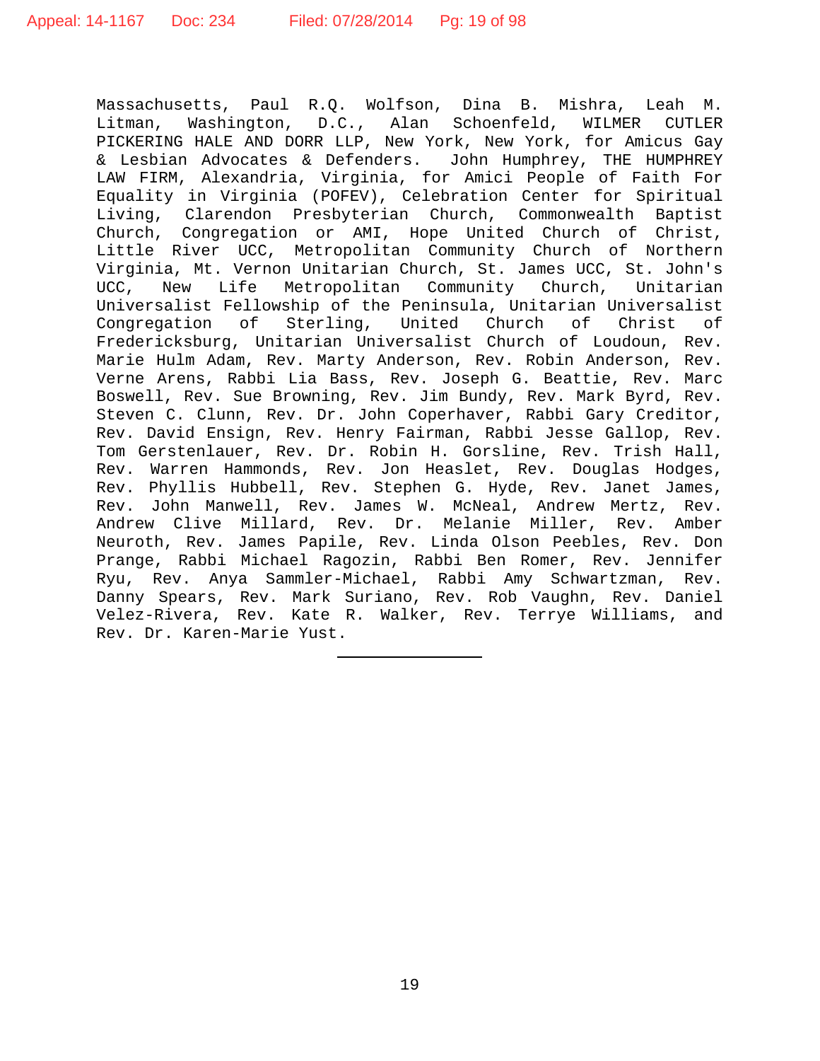Massachusetts, Paul R.Q. Wolfson, Dina B. Mishra, Leah M. Litman, Washington, D.C., Alan Schoenfeld, WILMER CUTLER PICKERING HALE AND DORR LLP, New York, New York, for Amicus Gay & Lesbian Advocates & Defenders. John Humphrey, THE HUMPHREY LAW FIRM, Alexandria, Virginia, for Amici People of Faith For Equality in Virginia (POFEV), Celebration Center for Spiritual Living, Clarendon Presbyterian Church, Commonwealth Baptist Church, Congregation or AMI, Hope United Church of Christ, Little River UCC, Metropolitan Community Church of Northern Virginia, Mt. Vernon Unitarian Church, St. James UCC, St. John's UCC, New Life Metropolitan Community Church, Unitarian Universalist Fellowship of the Peninsula, Unitarian Universalist Congregation of Sterling, United Church of Christ of Fredericksburg, Unitarian Universalist Church of Loudoun, Rev. Marie Hulm Adam, Rev. Marty Anderson, Rev. Robin Anderson, Rev. Verne Arens, Rabbi Lia Bass, Rev. Joseph G. Beattie, Rev. Marc Boswell, Rev. Sue Browning, Rev. Jim Bundy, Rev. Mark Byrd, Rev. Steven C. Clunn, Rev. Dr. John Coperhaver, Rabbi Gary Creditor, Rev. David Ensign, Rev. Henry Fairman, Rabbi Jesse Gallop, Rev. Tom Gerstenlauer, Rev. Dr. Robin H. Gorsline, Rev. Trish Hall, Rev. Warren Hammonds, Rev. Jon Heaslet, Rev. Douglas Hodges, Rev. Phyllis Hubbell, Rev. Stephen G. Hyde, Rev. Janet James, Rev. John Manwell, Rev. James W. McNeal, Andrew Mertz, Rev. Andrew Clive Millard, Rev. Dr. Melanie Miller, Rev. Amber Neuroth, Rev. James Papile, Rev. Linda Olson Peebles, Rev. Don Prange, Rabbi Michael Ragozin, Rabbi Ben Romer, Rev. Jennifer Ryu, Rev. Anya Sammler-Michael, Rabbi Amy Schwartzman, Rev. Danny Spears, Rev. Mark Suriano, Rev. Rob Vaughn, Rev. Daniel Velez-Rivera, Rev. Kate R. Walker, Rev. Terrye Williams, and Rev. Dr. Karen-Marie Yust.

---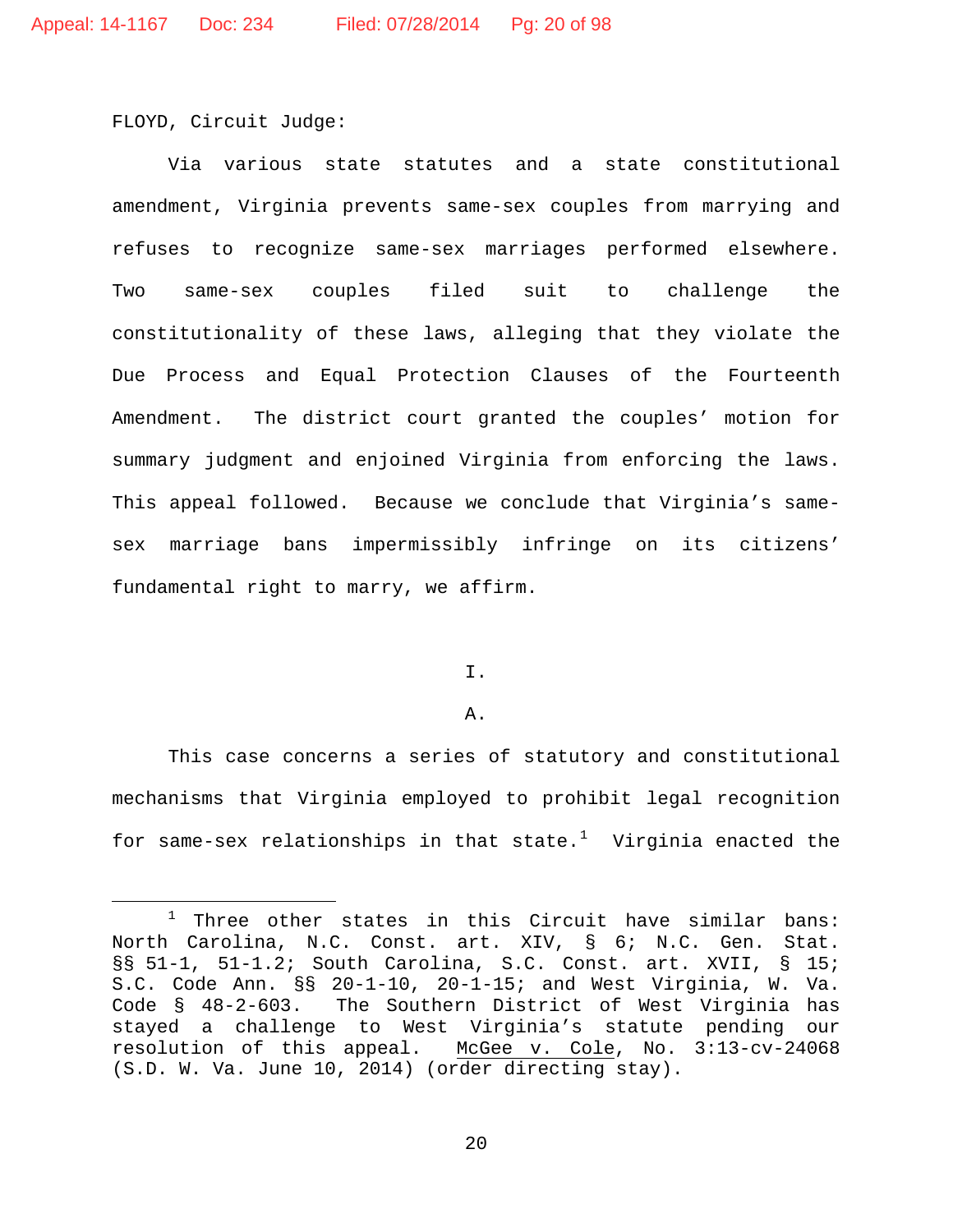FLOYD, Circuit Judge:

Via various state statutes and a state constitutional amendment, Virginia prevents same-sex couples from marrying and refuses to recognize same-sex marriages performed elsewhere. Two same-sex couples filed suit to challenge the constitutionality of these laws, alleging that they violate the Due Process and Equal Protection Clauses of the Fourteenth Amendment. The district court granted the couples' motion for summary judgment and enjoined Virginia from enforcing the laws. This appeal followed. Because we conclude that Virginia's same-sex marriage bans impermissibly infringe on its citizens' fundamental right to marry, we affirm.

I.

A.

This case concerns a series of statutory and constitutional mechanisms that Virginia employed to prohibit legal recognition for same-sex relationships in that state.[1] Virginia enacted the

---

[1] Three other states in this Circuit have similar bans: North Carolina, N.C. Const. art. XIV, § 6; N.C. Gen. Stat. §§ 51-1, 51-1.2; South Carolina, S.C. Const. art. XVII, § 15; S.C. Code Ann. §§ 20-1-10, 20-1-15; and West Virginia, W. Va. Code § 48-2-603. The Southern District of West Virginia has stayed a challenge to West Virginia's statute pending our resolution of this appeal. McGee v. Cole, No. 3:13-cv-24068 (S.D. W. Va. June 10, 2014) (order directing stay).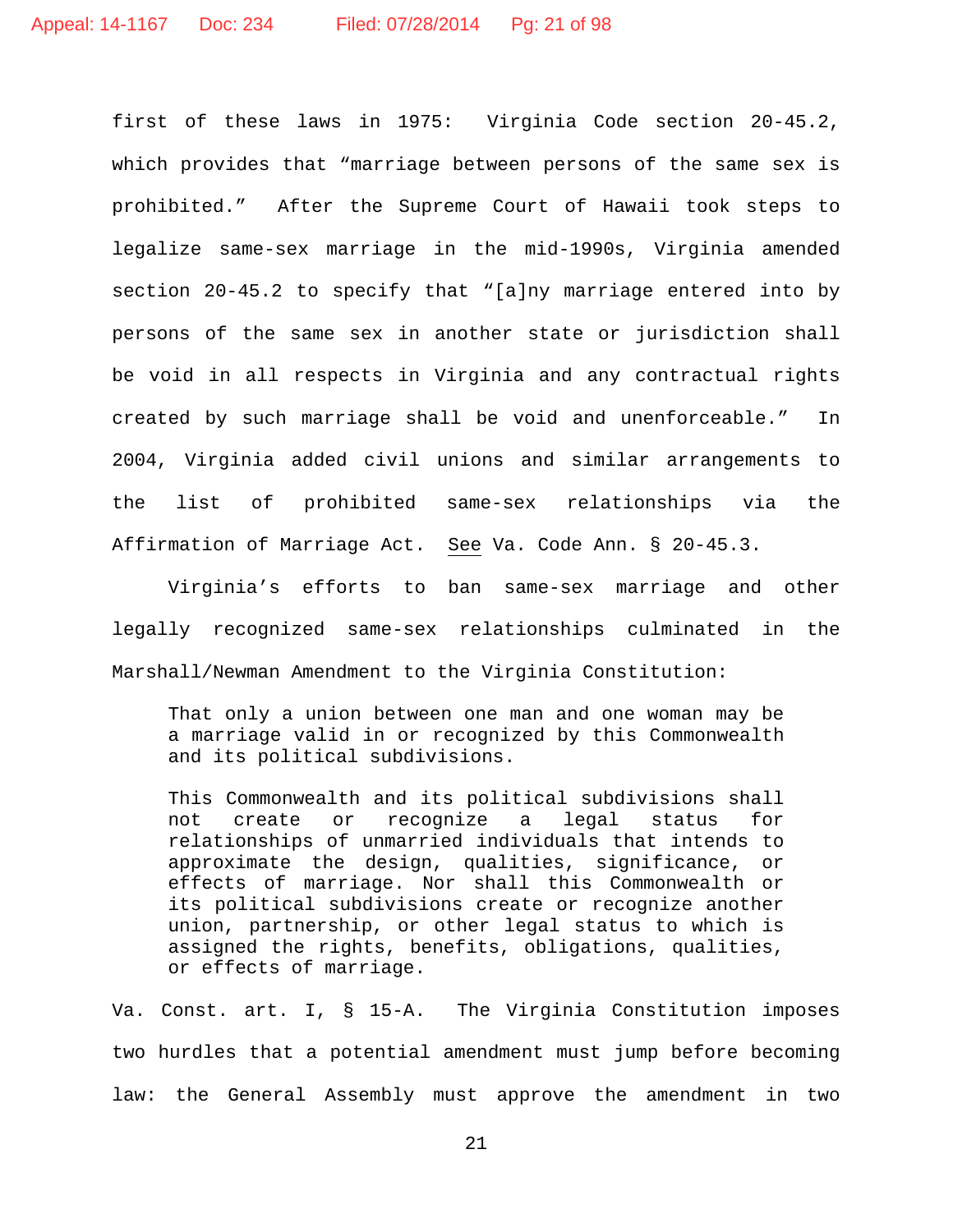first of these laws in 1975: Virginia Code section 20-45.2, which provides that "marriage between persons of the same sex is prohibited." After the Supreme Court of Hawaii took steps to legalize same-sex marriage in the mid-1990s, Virginia amended section 20-45.2 to specify that "[a]ny marriage entered into by persons of the same sex in another state or jurisdiction shall be void in all respects in Virginia and any contractual rights created by such marriage shall be void and unenforceable." In 2004, Virginia added civil unions and similar arrangements to the list of prohibited same-sex relationships via the Affirmation of Marriage Act. See Va. Code Ann. § 20-45.3.

Virginia's efforts to ban same-sex marriage and other legally recognized same-sex relationships culminated in the Marshall/Newman Amendment to the Virginia Constitution:

> That only a union between one man and one woman may be a marriage valid in or recognized by this Commonwealth and its political subdivisions.
>
> This Commonwealth and its political subdivisions shall not create or recognize a legal status for relationships of unmarried individuals that intends to approximate the design, qualities, significance, or effects of marriage. Nor shall this Commonwealth or its political subdivisions create or recognize another union, partnership, or other legal status to which is assigned the rights, benefits, obligations, qualities, or effects of marriage.

Va. Const. art. I, § 15-A. The Virginia Constitution imposes two hurdles that a potential amendment must jump before becoming law: the General Assembly must approve the amendment in two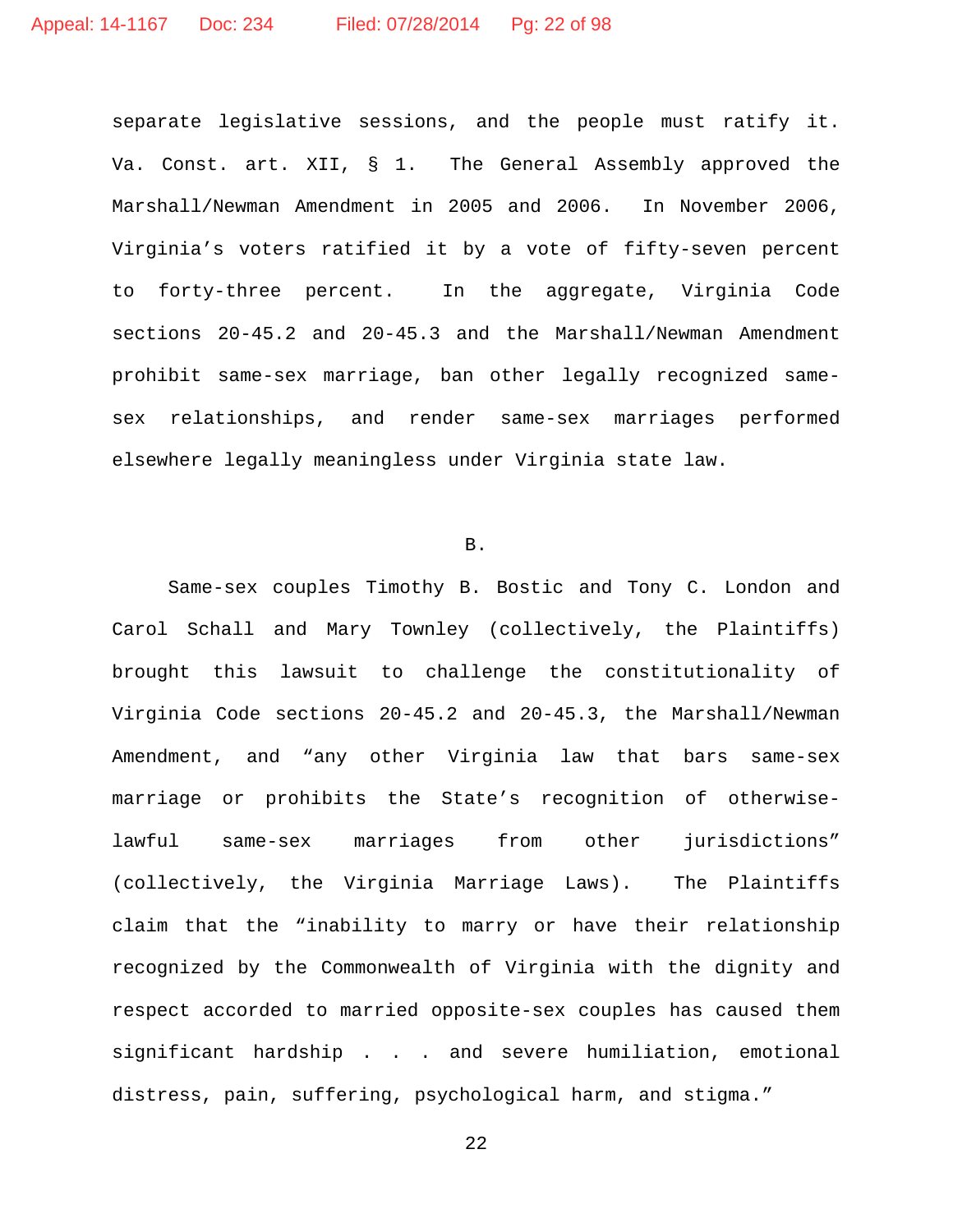separate legislative sessions, and the people must ratify it. Va. Const. art. XII, § 1. The General Assembly approved the Marshall/Newman Amendment in 2005 and 2006. In November 2006, Virginia's voters ratified it by a vote of fifty-seven percent to forty-three percent. In the aggregate, Virginia Code sections 20-45.2 and 20-45.3 and the Marshall/Newman Amendment prohibit same-sex marriage, ban other legally recognized same-sex relationships, and render same-sex marriages performed elsewhere legally meaningless under Virginia state law.

B.

Same-sex couples Timothy B. Bostic and Tony C. London and Carol Schall and Mary Townley (collectively, the Plaintiffs) brought this lawsuit to challenge the constitutionality of Virginia Code sections 20-45.2 and 20-45.3, the Marshall/Newman Amendment, and "any other Virginia law that bars same-sex marriage or prohibits the State's recognition of otherwise-lawful same-sex marriages from other jurisdictions" (collectively, the Virginia Marriage Laws). The Plaintiffs claim that the "inability to marry or have their relationship recognized by the Commonwealth of Virginia with the dignity and respect accorded to married opposite-sex couples has caused them significant hardship . . . and severe humiliation, emotional distress, pain, suffering, psychological harm, and stigma."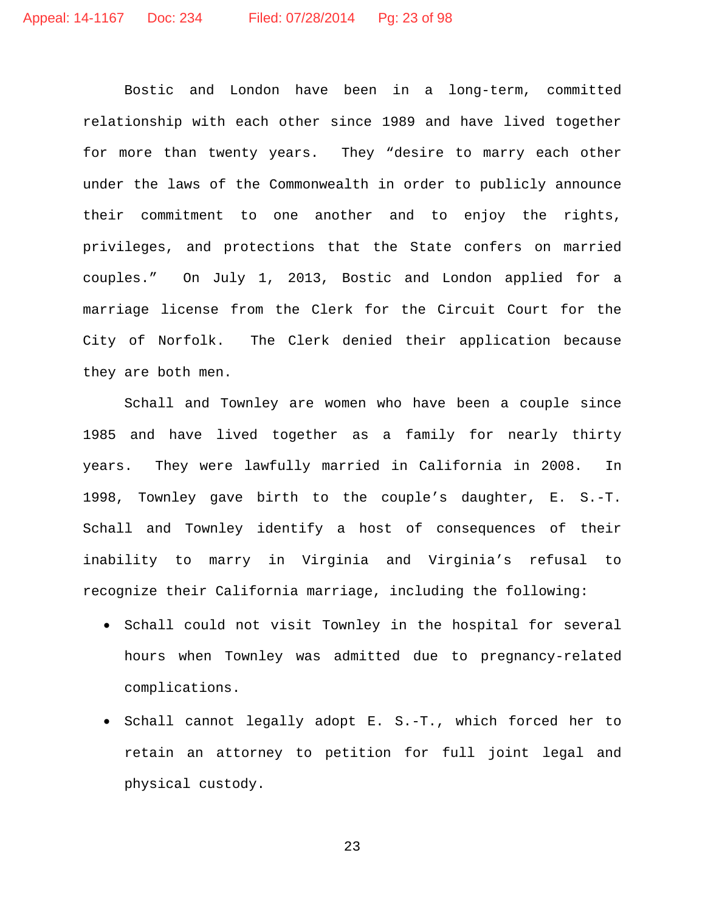Bostic and London have been in a long-term, committed relationship with each other since 1989 and have lived together for more than twenty years. They "desire to marry each other under the laws of the Commonwealth in order to publicly announce their commitment to one another and to enjoy the rights, privileges, and protections that the State confers on married couples." On July 1, 2013, Bostic and London applied for a marriage license from the Clerk for the Circuit Court for the City of Norfolk. The Clerk denied their application because they are both men.

Schall and Townley are women who have been a couple since 1985 and have lived together as a family for nearly thirty years. They were lawfully married in California in 2008. In 1998, Townley gave birth to the couple's daughter, E. S.-T. Schall and Townley identify a host of consequences of their inability to marry in Virginia and Virginia's refusal to recognize their California marriage, including the following:

- Schall could not visit Townley in the hospital for several hours when Townley was admitted due to pregnancy-related complications.
- Schall cannot legally adopt E. S.-T., which forced her to retain an attorney to petition for full joint legal and physical custody.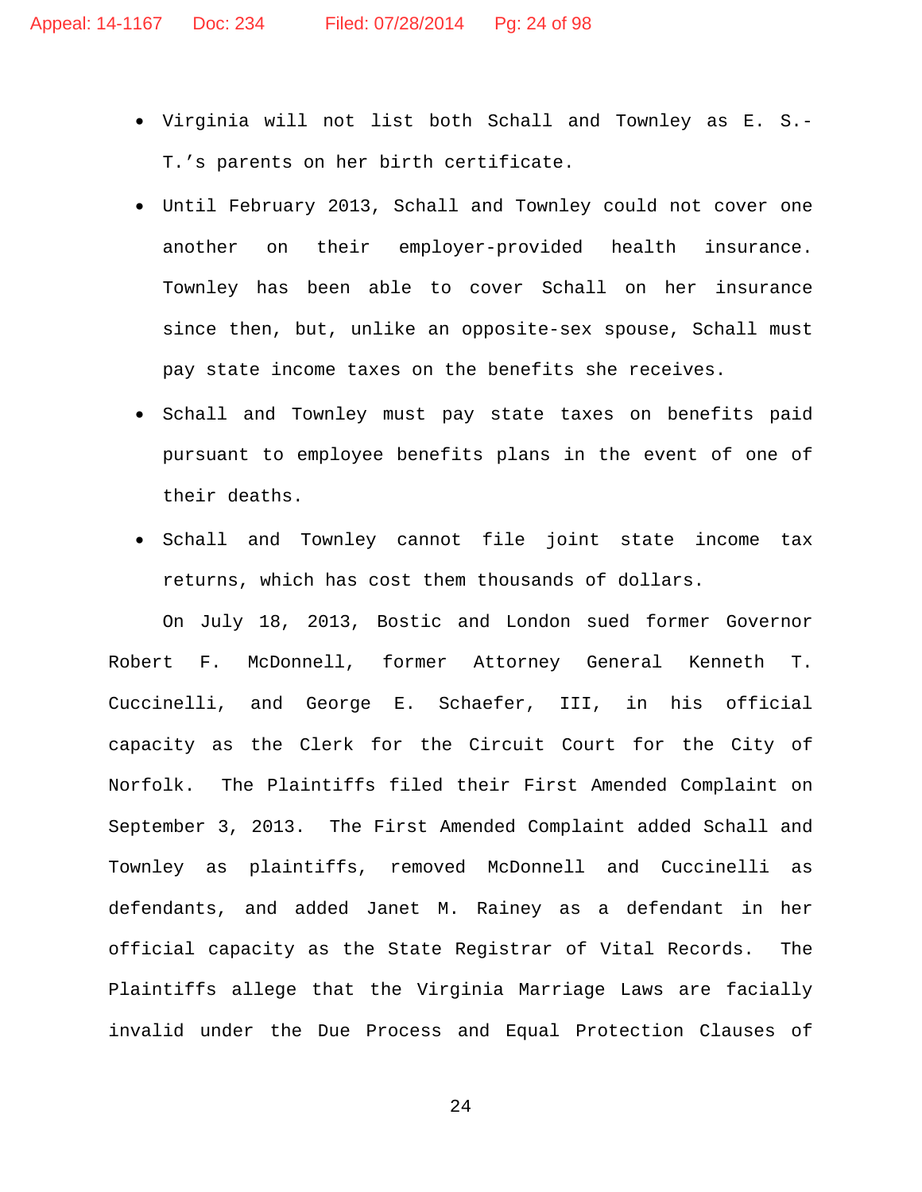- Virginia will not list both Schall and Townley as E. S.-T.'s parents on her birth certificate.
- Until February 2013, Schall and Townley could not cover one another on their employer-provided health insurance. Townley has been able to cover Schall on her insurance since then, but, unlike an opposite-sex spouse, Schall must pay state income taxes on the benefits she receives.
- Schall and Townley must pay state taxes on benefits paid pursuant to employee benefits plans in the event of one of their deaths.
- Schall and Townley cannot file joint state income tax returns, which has cost them thousands of dollars.

On July 18, 2013, Bostic and London sued former Governor Robert F. McDonnell, former Attorney General Kenneth T. Cuccinelli, and George E. Schaefer, III, in his official capacity as the Clerk for the Circuit Court for the City of Norfolk. The Plaintiffs filed their First Amended Complaint on September 3, 2013. The First Amended Complaint added Schall and Townley as plaintiffs, removed McDonnell and Cuccinelli as defendants, and added Janet M. Rainey as a defendant in her official capacity as the State Registrar of Vital Records. The Plaintiffs allege that the Virginia Marriage Laws are facially invalid under the Due Process and Equal Protection Clauses of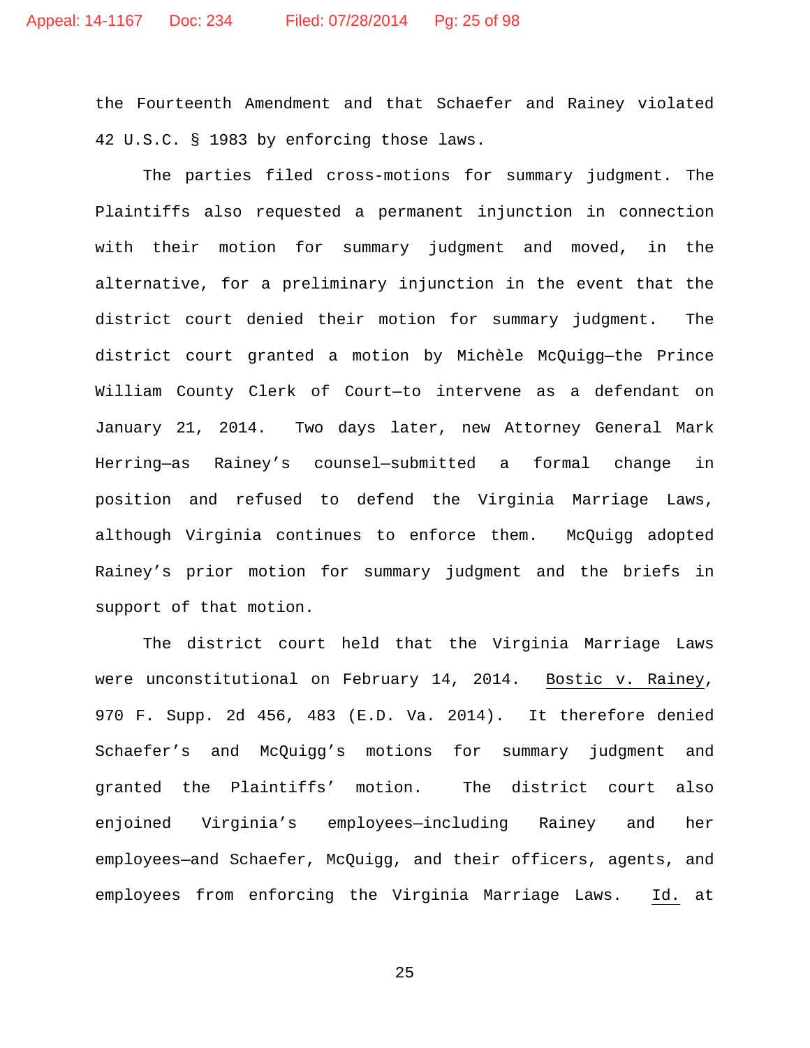the Fourteenth Amendment and that Schaefer and Rainey violated 42 U.S.C. § 1983 by enforcing those laws.

The parties filed cross-motions for summary judgment. The Plaintiffs also requested a permanent injunction in connection with their motion for summary judgment and moved, in the alternative, for a preliminary injunction in the event that the district court denied their motion for summary judgment. The district court granted a motion by Michèle McQuigg—the Prince William County Clerk of Court—to intervene as a defendant on January 21, 2014. Two days later, new Attorney General Mark Herring—as Rainey's counsel—submitted a formal change in position and refused to defend the Virginia Marriage Laws, although Virginia continues to enforce them. McQuigg adopted Rainey's prior motion for summary judgment and the briefs in support of that motion.

The district court held that the Virginia Marriage Laws were unconstitutional on February 14, 2014. Bostic v. Rainey, 970 F. Supp. 2d 456, 483 (E.D. Va. 2014). It therefore denied Schaefer's and McQuigg's motions for summary judgment and granted the Plaintiffs' motion. The district court also enjoined Virginia's employees—including Rainey and her employees—and Schaefer, McQuigg, and their officers, agents, and employees from enforcing the Virginia Marriage Laws. Id. at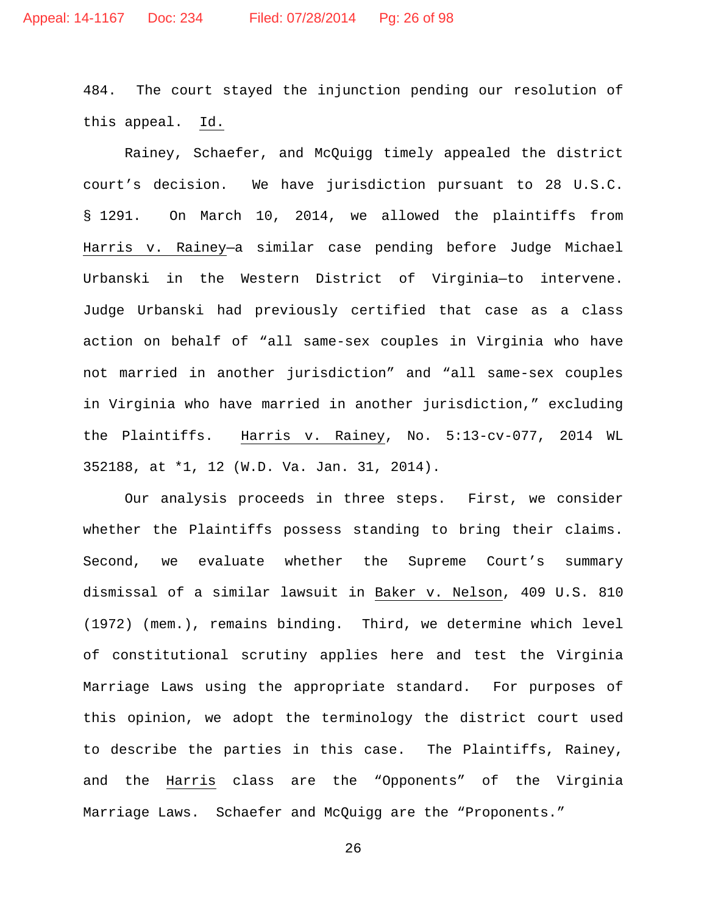484. The court stayed the injunction pending our resolution of this appeal. Id.

Rainey, Schaefer, and McQuigg timely appealed the district court's decision. We have jurisdiction pursuant to 28 U.S.C. § 1291. On March 10, 2014, we allowed the plaintiffs from Harris v. Rainey—a similar case pending before Judge Michael Urbanski in the Western District of Virginia—to intervene. Judge Urbanski had previously certified that case as a class action on behalf of "all same-sex couples in Virginia who have not married in another jurisdiction" and "all same-sex couples in Virginia who have married in another jurisdiction," excluding the Plaintiffs. Harris v. Rainey, No. 5:13-cv-077, 2014 WL 352188, at *1, 12 (W.D. Va. Jan. 31, 2014).

Our analysis proceeds in three steps. First, we consider whether the Plaintiffs possess standing to bring their claims. Second, we evaluate whether the Supreme Court's summary dismissal of a similar lawsuit in Baker v. Nelson, 409 U.S. 810 (1972) (mem.), remains binding. Third, we determine which level of constitutional scrutiny applies here and test the Virginia Marriage Laws using the appropriate standard. For purposes of this opinion, we adopt the terminology the district court used to describe the parties in this case. The Plaintiffs, Rainey, and the Harris class are the "Opponents" of the Virginia Marriage Laws. Schaefer and McQuigg are the "Proponents."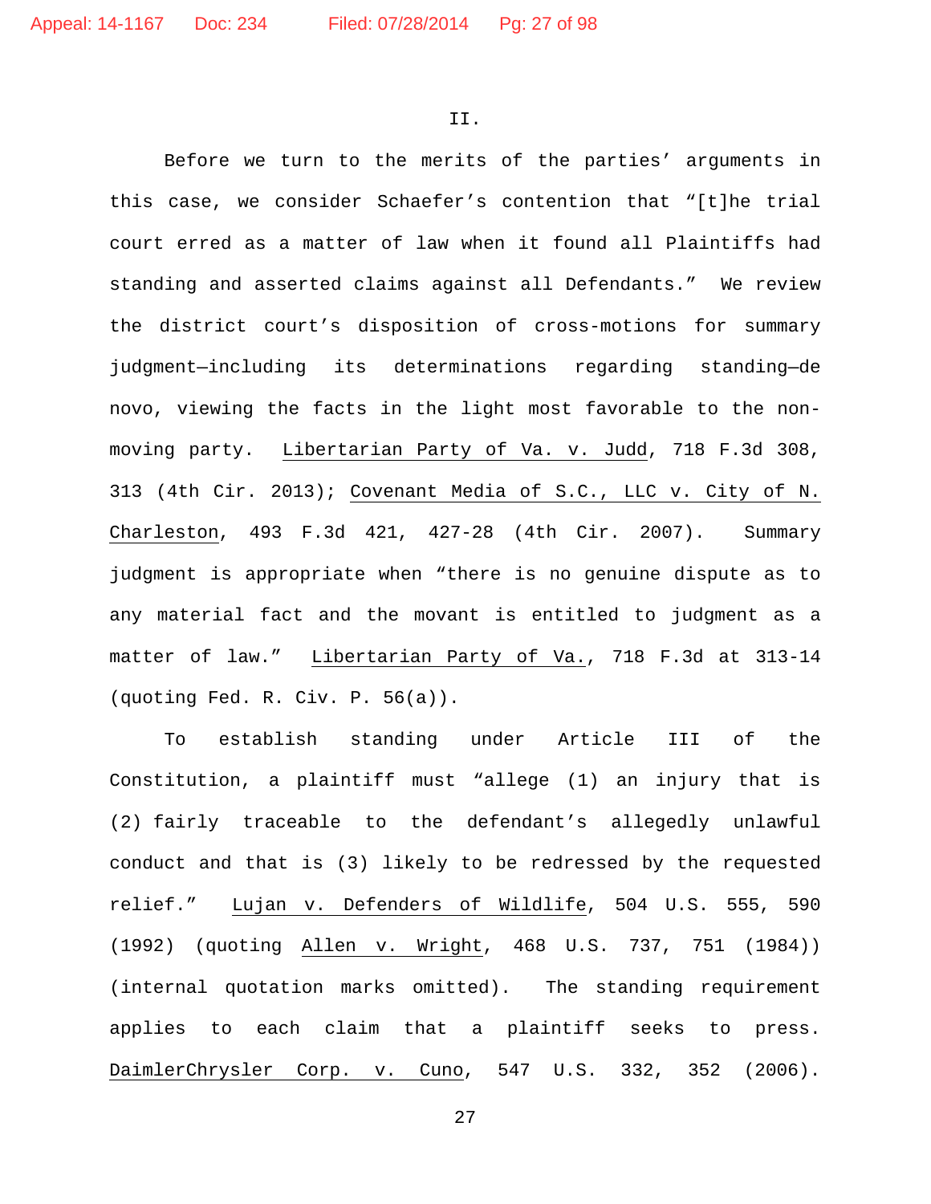II.

Before we turn to the merits of the parties' arguments in this case, we consider Schaefer's contention that "[t]he trial court erred as a matter of law when it found all Plaintiffs had standing and asserted claims against all Defendants." We review the district court's disposition of cross-motions for summary judgment—including its determinations regarding standing—de novo, viewing the facts in the light most favorable to the non-moving party. Libertarian Party of Va. v. Judd, 718 F.3d 308, 313 (4th Cir. 2013); Covenant Media of S.C., LLC v. City of N. Charleston, 493 F.3d 421, 427-28 (4th Cir. 2007). Summary judgment is appropriate when "there is no genuine dispute as to any material fact and the movant is entitled to judgment as a matter of law." Libertarian Party of Va., 718 F.3d at 313-14 (quoting Fed. R. Civ. P. 56(a)).

To establish standing under Article III of the Constitution, a plaintiff must "allege (1) an injury that is (2) fairly traceable to the defendant's allegedly unlawful conduct and that is (3) likely to be redressed by the requested relief." Lujan v. Defenders of Wildlife, 504 U.S. 555, 590 (1992) (quoting Allen v. Wright, 468 U.S. 737, 751 (1984)) (internal quotation marks omitted). The standing requirement applies to each claim that a plaintiff seeks to press. DaimlerChrysler Corp. v. Cuno, 547 U.S. 332, 352 (2006).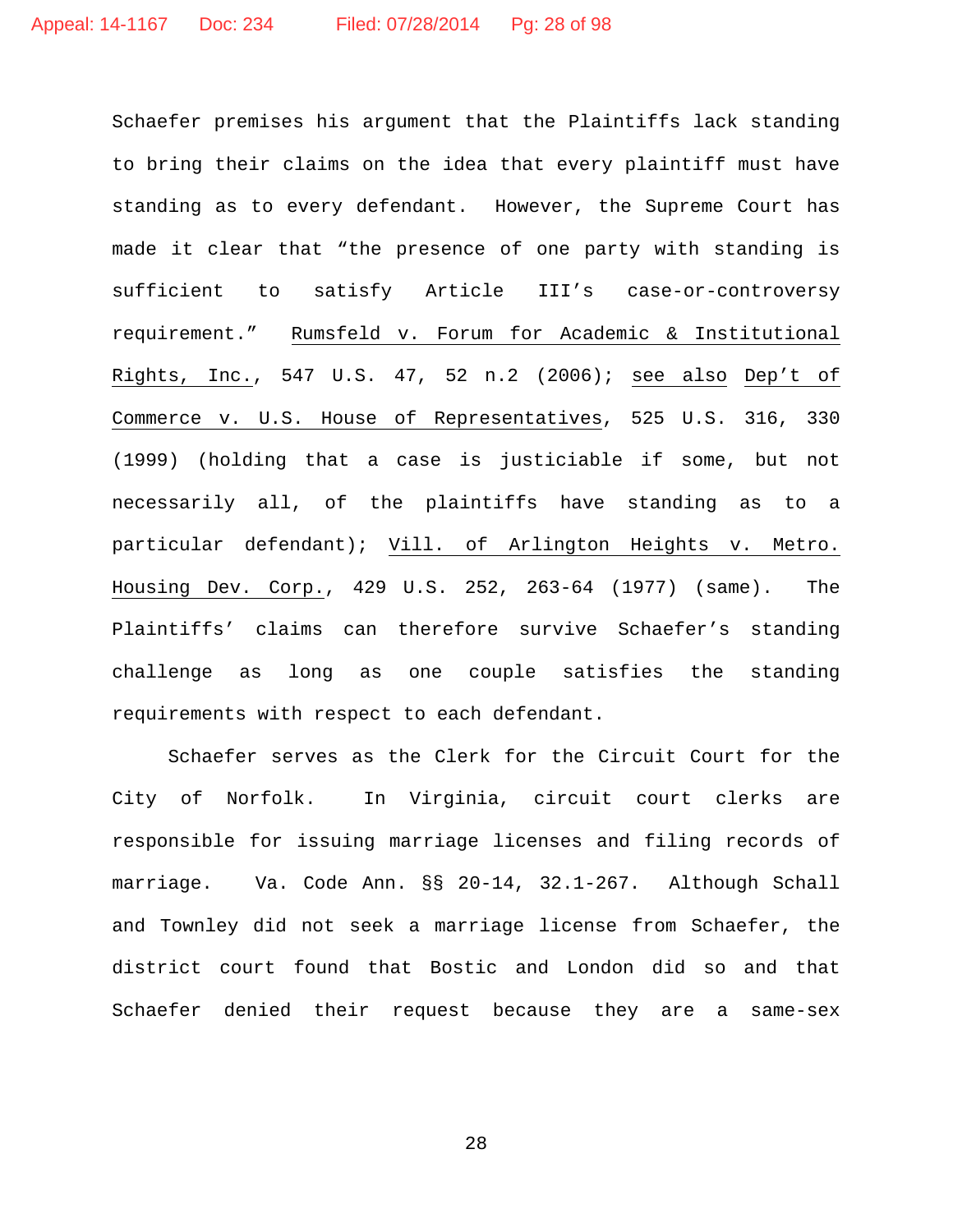Schaefer premises his argument that the Plaintiffs lack standing to bring their claims on the idea that every plaintiff must have standing as to every defendant. However, the Supreme Court has made it clear that "the presence of one party with standing is sufficient to satisfy Article III's case-or-controversy requirement." Rumsfeld v. Forum for Academic & Institutional Rights, Inc., 547 U.S. 47, 52 n.2 (2006); see also Dep't of Commerce v. U.S. House of Representatives, 525 U.S. 316, 330 (1999) (holding that a case is justiciable if some, but not necessarily all, of the plaintiffs have standing as to a particular defendant); Vill. of Arlington Heights v. Metro. Housing Dev. Corp., 429 U.S. 252, 263-64 (1977) (same). The Plaintiffs' claims can therefore survive Schaefer's standing challenge as long as one couple satisfies the standing requirements with respect to each defendant.

Schaefer serves as the Clerk for the Circuit Court for the City of Norfolk. In Virginia, circuit court clerks are responsible for issuing marriage licenses and filing records of marriage. Va. Code Ann. §§ 20-14, 32.1-267. Although Schall and Townley did not seek a marriage license from Schaefer, the district court found that Bostic and London did so and that Schaefer denied their request because they are a same-sex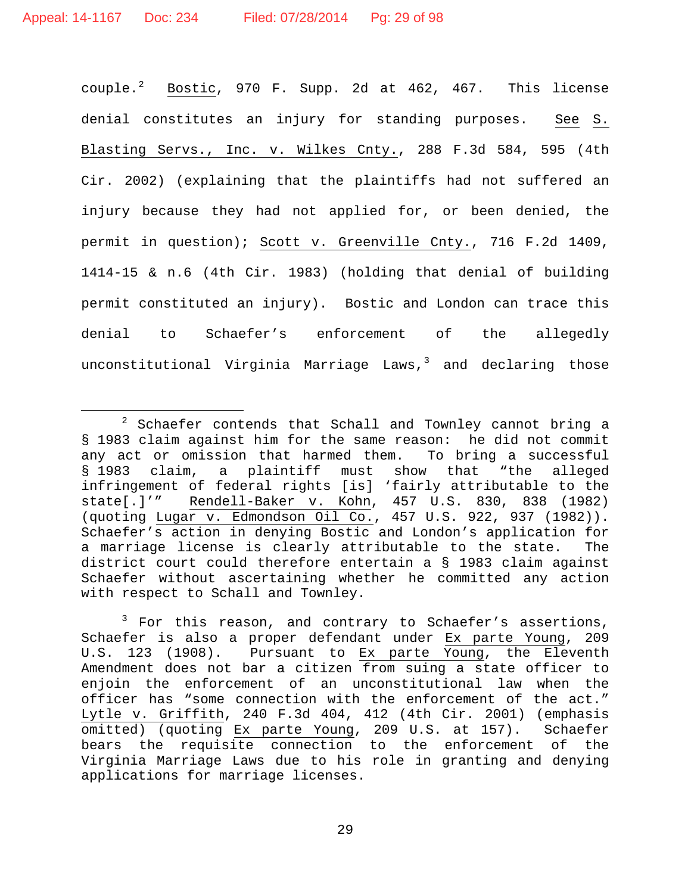couple.[2] Bostic, 970 F. Supp. 2d at 462, 467. This license denial constitutes an injury for standing purposes. See S. Blasting Servs., Inc. v. Wilkes Cnty., 288 F.3d 584, 595 (4th Cir. 2002) (explaining that the plaintiffs had not suffered an injury because they had not applied for, or been denied, the permit in question); Scott v. Greenville Cnty., 716 F.2d 1409, 1414-15 & n.6 (4th Cir. 1983) (holding that denial of building permit constituted an injury). Bostic and London can trace this denial to Schaefer's enforcement of the allegedly unconstitutional Virginia Marriage Laws,[3] and declaring those

---

[2] Schaefer contends that Schall and Townley cannot bring a § 1983 claim against him for the same reason: he did not commit any act or omission that harmed them. To bring a successful § 1983 claim, a plaintiff must show that "the alleged infringement of federal rights [is] 'fairly attributable to the state[.]'" Rendell-Baker v. Kohn, 457 U.S. 830, 838 (1982) (quoting Lugar v. Edmondson Oil Co., 457 U.S. 922, 937 (1982)). Schaefer's action in denying Bostic and London's application for a marriage license is clearly attributable to the state. The district court could therefore entertain a § 1983 claim against Schaefer without ascertaining whether he committed any action with respect to Schall and Townley.

[3] For this reason, and contrary to Schaefer's assertions, Schaefer is also a proper defendant under Ex parte Young, 209 U.S. 123 (1908). Pursuant to Ex parte Young, the Eleventh Amendment does not bar a citizen from suing a state officer to enjoin the enforcement of an unconstitutional law when the officer has "some connection with the enforcement of the act." Lytle v. Griffith, 240 F.3d 404, 412 (4th Cir. 2001) (emphasis omitted) (quoting Ex parte Young, 209 U.S. at 157). Schaefer bears the requisite connection to the enforcement of the Virginia Marriage Laws due to his role in granting and denying applications for marriage licenses.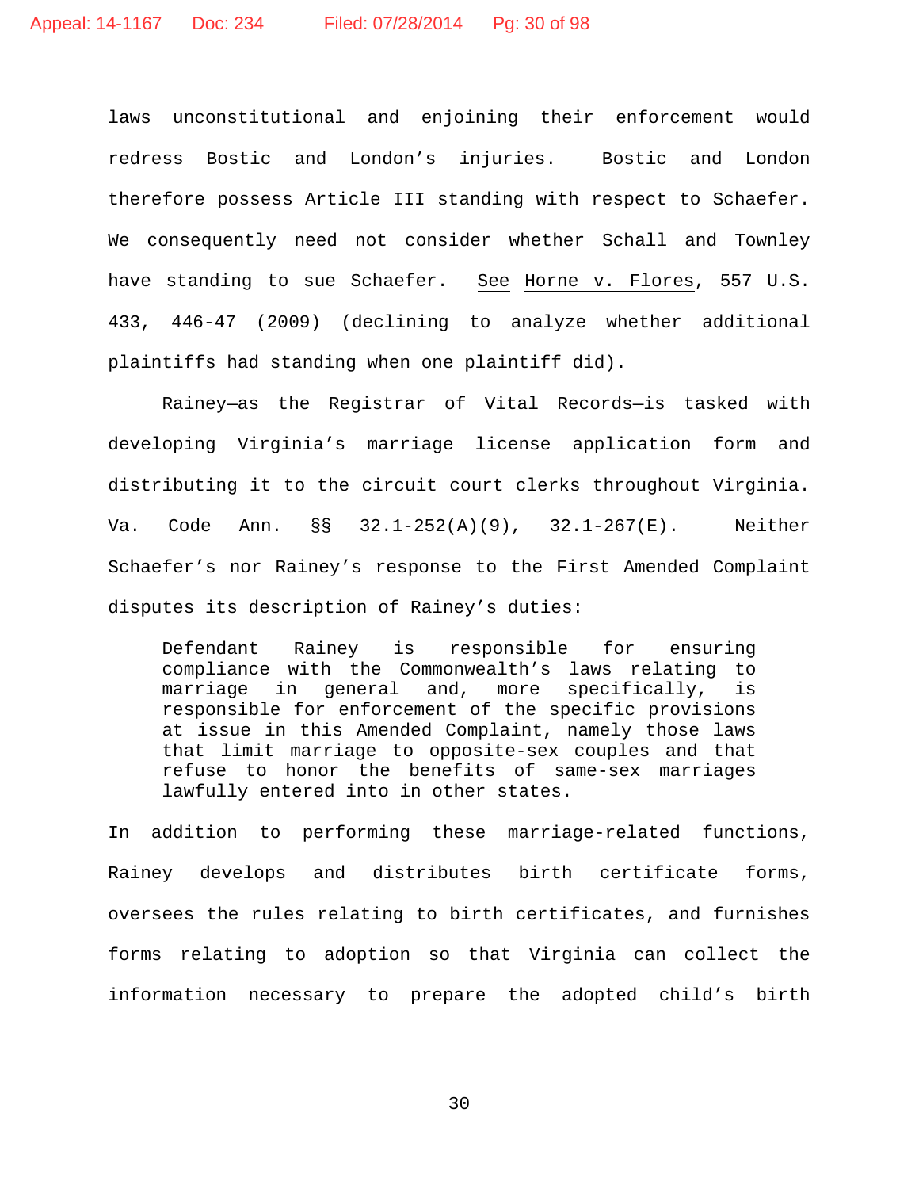laws unconstitutional and enjoining their enforcement would redress Bostic and London's injuries. Bostic and London therefore possess Article III standing with respect to Schaefer. We consequently need not consider whether Schall and Townley have standing to sue Schaefer. See Horne v. Flores, 557 U.S. 433, 446-47 (2009) (declining to analyze whether additional plaintiffs had standing when one plaintiff did).

Rainey—as the Registrar of Vital Records—is tasked with developing Virginia's marriage license application form and distributing it to the circuit court clerks throughout Virginia. Va. Code Ann. §§ 32.1-252(A)(9), 32.1-267(E). Neither Schaefer's nor Rainey's response to the First Amended Complaint disputes its description of Rainey's duties:

> Defendant Rainey is responsible for ensuring compliance with the Commonwealth's laws relating to marriage in general and, more specifically, is responsible for enforcement of the specific provisions at issue in this Amended Complaint, namely those laws that limit marriage to opposite-sex couples and that refuse to honor the benefits of same-sex marriages lawfully entered into in other states.

In addition to performing these marriage-related functions, Rainey develops and distributes birth certificate forms, oversees the rules relating to birth certificates, and furnishes forms relating to adoption so that Virginia can collect the information necessary to prepare the adopted child's birth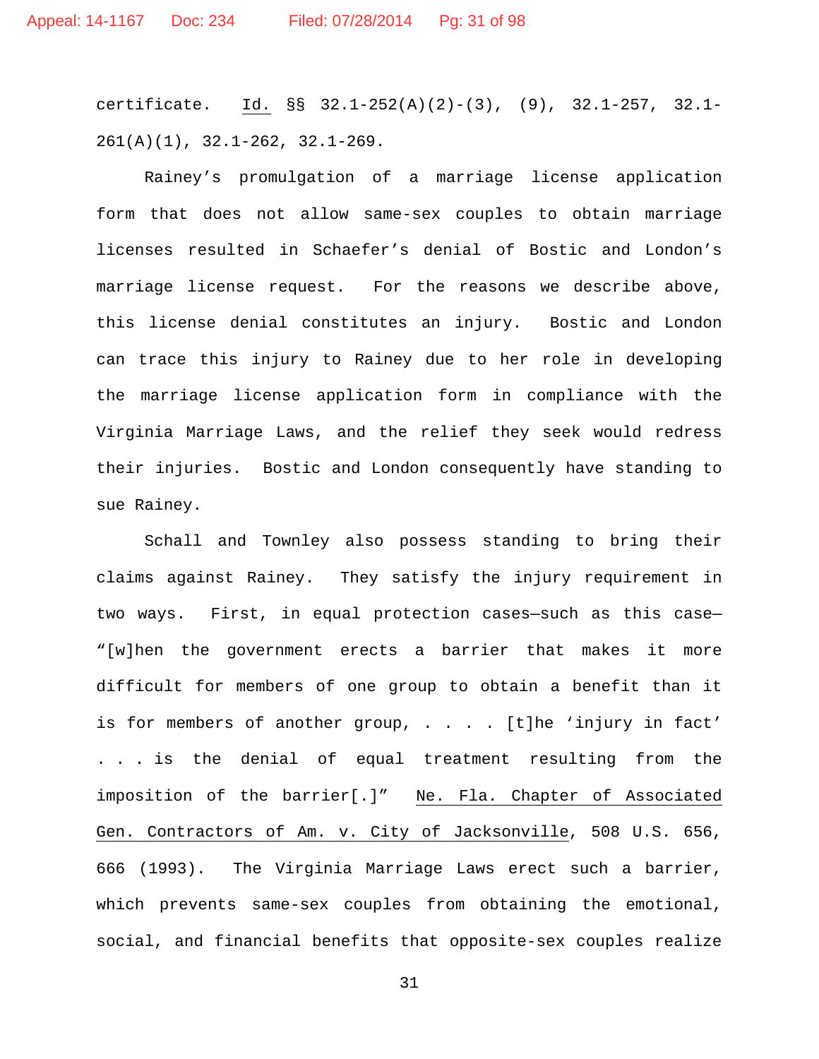certificate. Id. §§ 32.1-252(A)(2)-(3), (9), 32.1-257, 32.1-261(A)(1), 32.1-262, 32.1-269.

Rainey's promulgation of a marriage license application form that does not allow same-sex couples to obtain marriage licenses resulted in Schaefer's denial of Bostic and London's marriage license request. For the reasons we describe above, this license denial constitutes an injury. Bostic and London can trace this injury to Rainey due to her role in developing the marriage license application form in compliance with the Virginia Marriage Laws, and the relief they seek would redress their injuries. Bostic and London consequently have standing to sue Rainey.

Schall and Townley also possess standing to bring their claims against Rainey. They satisfy the injury requirement in two ways. First, in equal protection cases—such as this case—"[w]hen the government erects a barrier that makes it more difficult for members of one group to obtain a benefit than it is for members of another group, . . . . [t]he 'injury in fact' . . . is the denial of equal treatment resulting from the imposition of the barrier[.]" Ne. Fla. Chapter of Associated Gen. Contractors of Am. v. City of Jacksonville, 508 U.S. 656, 666 (1993). The Virginia Marriage Laws erect such a barrier, which prevents same-sex couples from obtaining the emotional, social, and financial benefits that opposite-sex couples realize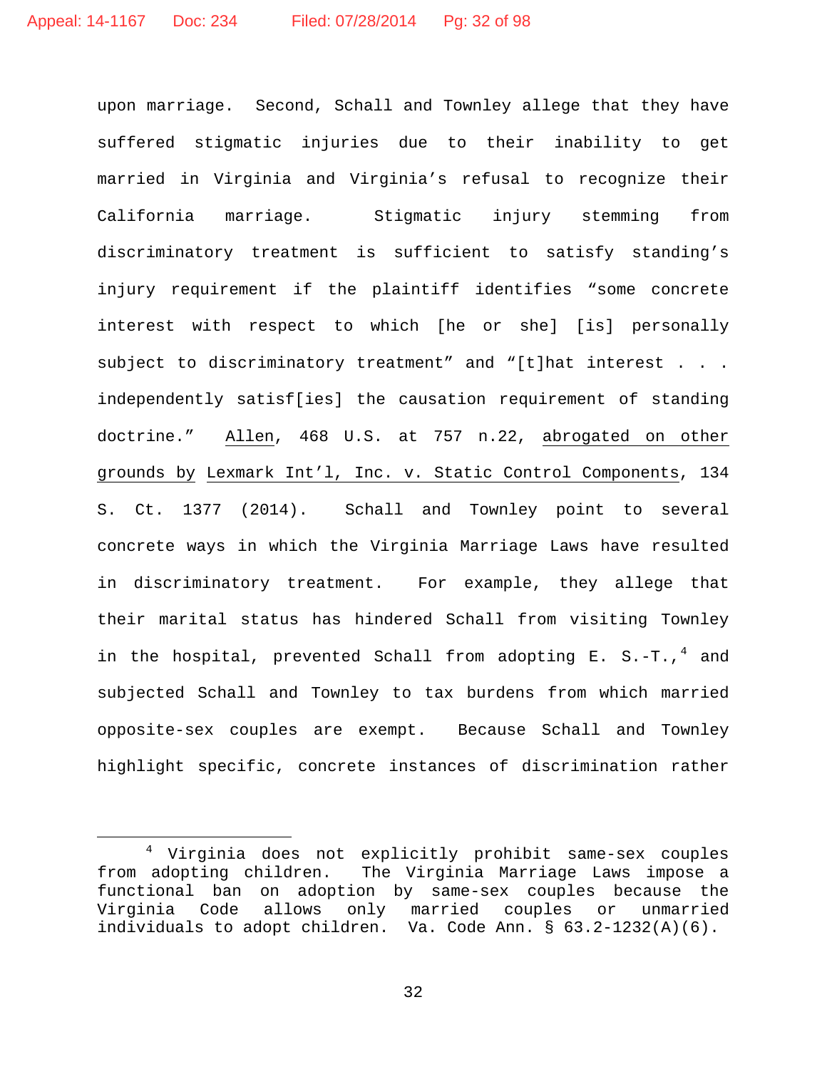upon marriage. Second, Schall and Townley allege that they have suffered stigmatic injuries due to their inability to get married in Virginia and Virginia's refusal to recognize their California marriage. Stigmatic injury stemming from discriminatory treatment is sufficient to satisfy standing's injury requirement if the plaintiff identifies "some concrete interest with respect to which [he or she] [is] personally subject to discriminatory treatment" and "[t]hat interest . . . independently satisf[ies] the causation requirement of standing doctrine." Allen, 468 U.S. at 757 n.22, abrogated on other grounds by Lexmark Int'l, Inc. v. Static Control Components, 134 S. Ct. 1377 (2014). Schall and Townley point to several concrete ways in which the Virginia Marriage Laws have resulted in discriminatory treatment. For example, they allege that their marital status has hindered Schall from visiting Townley in the hospital, prevented Schall from adopting E. S.-T.,[4] and subjected Schall and Townley to tax burdens from which married opposite-sex couples are exempt. Because Schall and Townley highlight specific, concrete instances of discrimination rather

---

[4] Virginia does not explicitly prohibit same-sex couples from adopting children. The Virginia Marriage Laws impose a functional ban on adoption by same-sex couples because the Virginia Code allows only married couples or unmarried individuals to adopt children. Va. Code Ann. § 63.2-1232(A)(6).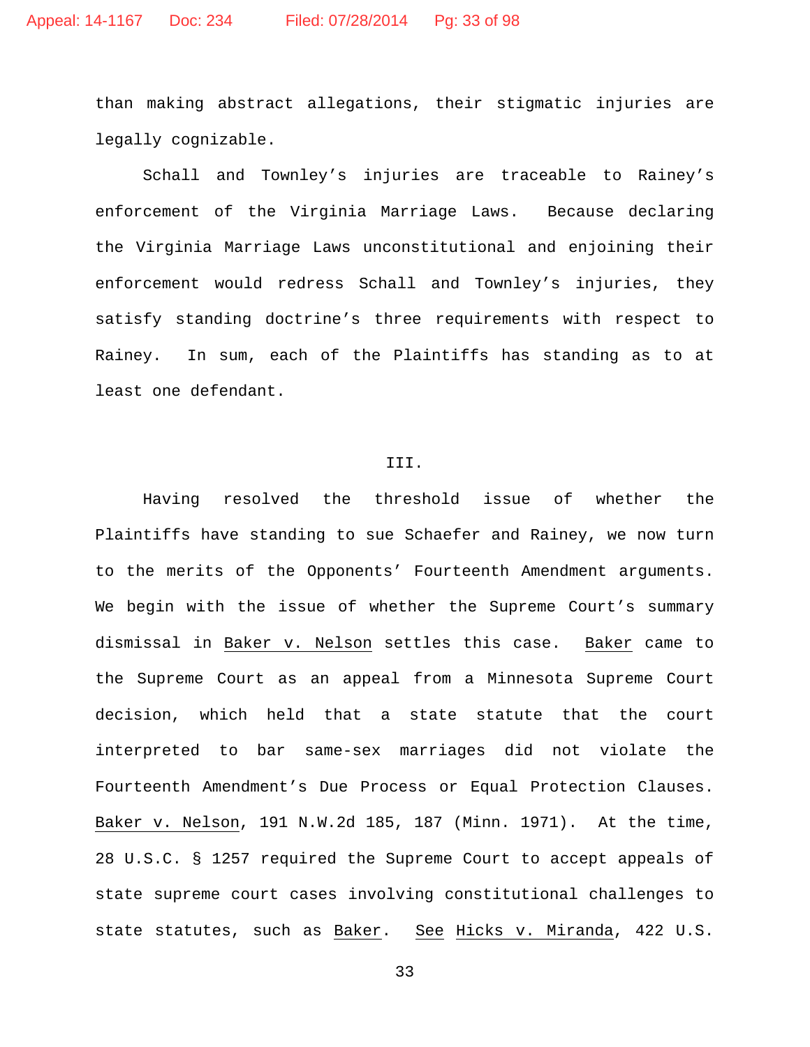than making abstract allegations, their stigmatic injuries are legally cognizable.

Schall and Townley's injuries are traceable to Rainey's enforcement of the Virginia Marriage Laws. Because declaring the Virginia Marriage Laws unconstitutional and enjoining their enforcement would redress Schall and Townley's injuries, they satisfy standing doctrine's three requirements with respect to Rainey. In sum, each of the Plaintiffs has standing as to at least one defendant.

III.

Having resolved the threshold issue of whether the Plaintiffs have standing to sue Schaefer and Rainey, we now turn to the merits of the Opponents' Fourteenth Amendment arguments. We begin with the issue of whether the Supreme Court's summary dismissal in Baker v. Nelson settles this case. Baker came to the Supreme Court as an appeal from a Minnesota Supreme Court decision, which held that a state statute that the court interpreted to bar same-sex marriages did not violate the Fourteenth Amendment's Due Process or Equal Protection Clauses. Baker v. Nelson, 191 N.W.2d 185, 187 (Minn. 1971). At the time, 28 U.S.C. § 1257 required the Supreme Court to accept appeals of state supreme court cases involving constitutional challenges to state statutes, such as Baker. See Hicks v. Miranda, 422 U.S.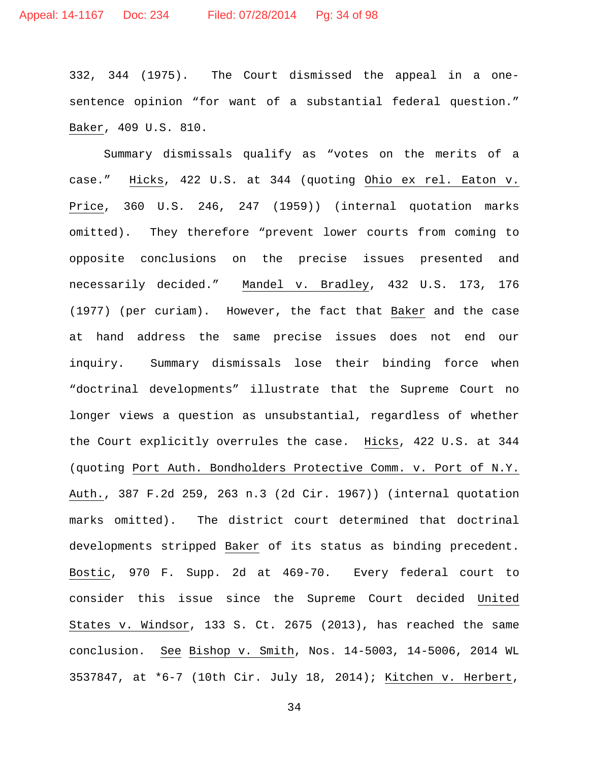332, 344 (1975). The Court dismissed the appeal in a one-sentence opinion "for want of a substantial federal question." Baker, 409 U.S. 810.

Summary dismissals qualify as "votes on the merits of a case." Hicks, 422 U.S. at 344 (quoting Ohio ex rel. Eaton v. Price, 360 U.S. 246, 247 (1959)) (internal quotation marks omitted). They therefore "prevent lower courts from coming to opposite conclusions on the precise issues presented and necessarily decided." Mandel v. Bradley, 432 U.S. 173, 176 (1977) (per curiam). However, the fact that Baker and the case at hand address the same precise issues does not end our inquiry. Summary dismissals lose their binding force when "doctrinal developments" illustrate that the Supreme Court no longer views a question as unsubstantial, regardless of whether the Court explicitly overrules the case. Hicks, 422 U.S. at 344 (quoting Port Auth. Bondholders Protective Comm. v. Port of N.Y. Auth., 387 F.2d 259, 263 n.3 (2d Cir. 1967)) (internal quotation marks omitted). The district court determined that doctrinal developments stripped Baker of its status as binding precedent. Bostic, 970 F. Supp. 2d at 469-70. Every federal court to consider this issue since the Supreme Court decided United States v. Windsor, 133 S. Ct. 2675 (2013), has reached the same conclusion. See Bishop v. Smith, Nos. 14-5003, 14-5006, 2014 WL 3537847, at *6-7 (10th Cir. July 18, 2014); Kitchen v. Herbert,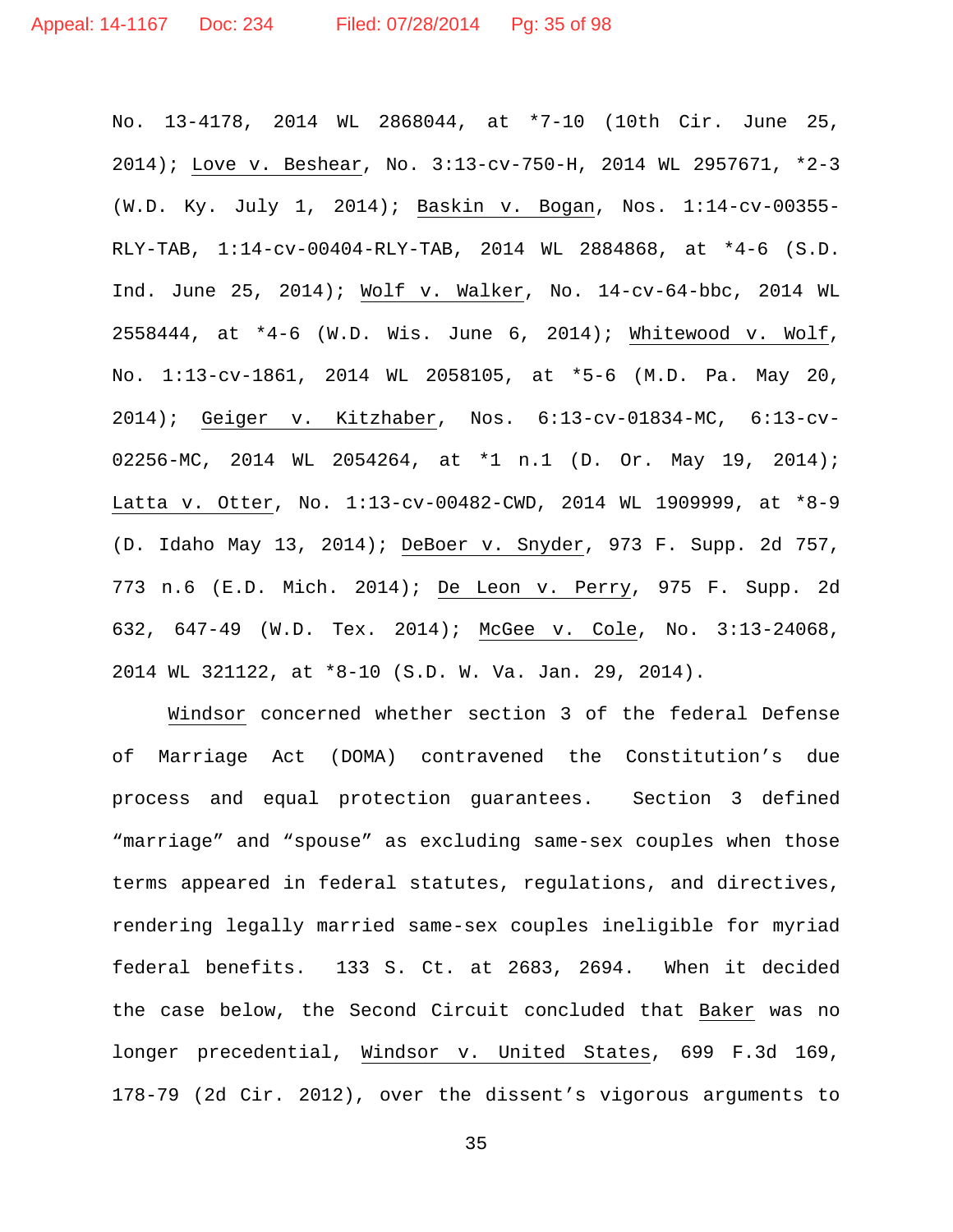No. 13-4178, 2014 WL 2868044, at *7-10 (10th Cir. June 25, 2014); Love v. Beshear, No. 3:13-cv-750-H, 2014 WL 2957671, *2-3 (W.D. Ky. July 1, 2014); Baskin v. Bogan, Nos. 1:14-cv-00355-RLY-TAB, 1:14-cv-00404-RLY-TAB, 2014 WL 2884868, at *4-6 (S.D. Ind. June 25, 2014); Wolf v. Walker, No. 14-cv-64-bbc, 2014 WL 2558444, at *4-6 (W.D. Wis. June 6, 2014); Whitewood v. Wolf, No. 1:13-cv-1861, 2014 WL 2058105, at *5-6 (M.D. Pa. May 20, 2014); Geiger v. Kitzhaber, Nos. 6:13-cv-01834-MC, 6:13-cv-02256-MC, 2014 WL 2054264, at *1 n.1 (D. Or. May 19, 2014); Latta v. Otter, No. 1:13-cv-00482-CWD, 2014 WL 1909999, at *8-9 (D. Idaho May 13, 2014); DeBoer v. Snyder, 973 F. Supp. 2d 757, 773 n.6 (E.D. Mich. 2014); De Leon v. Perry, 975 F. Supp. 2d 632, 647-49 (W.D. Tex. 2014); McGee v. Cole, No. 3:13-24068, 2014 WL 321122, at *8-10 (S.D. W. Va. Jan. 29, 2014).

Windsor concerned whether section 3 of the federal Defense of Marriage Act (DOMA) contravened the Constitution's due process and equal protection guarantees. Section 3 defined "marriage" and "spouse" as excluding same-sex couples when those terms appeared in federal statutes, regulations, and directives, rendering legally married same-sex couples ineligible for myriad federal benefits. 133 S. Ct. at 2683, 2694. When it decided the case below, the Second Circuit concluded that Baker was no longer precedential, Windsor v. United States, 699 F.3d 169, 178-79 (2d Cir. 2012), over the dissent's vigorous arguments to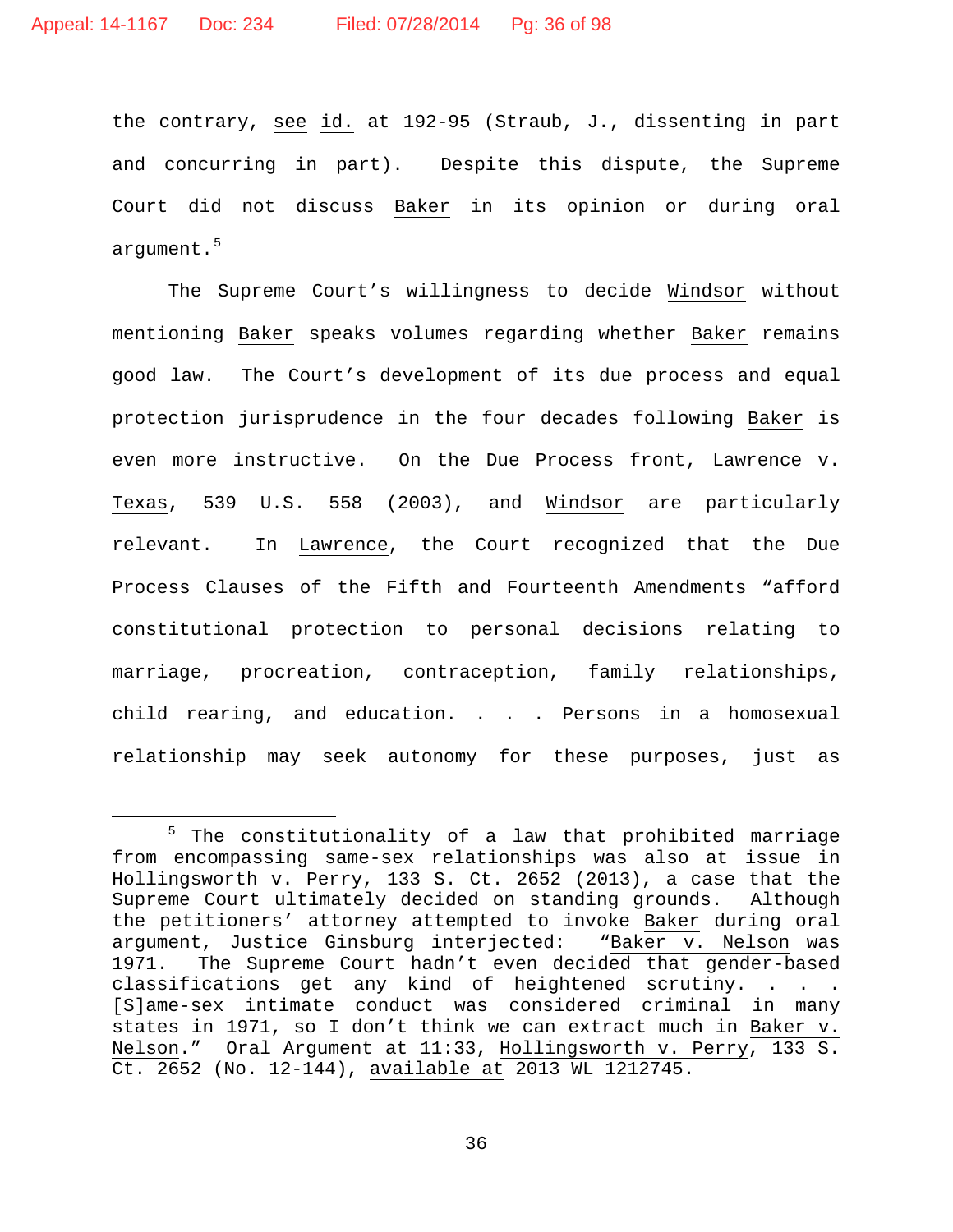the contrary, _see_ _id._ at 192-95 (Straub, J., dissenting in part and concurring in part). Despite this dispute, the Supreme Court did not discuss _Baker_ in its opinion or during oral argument.[5]

The Supreme Court's willingness to decide _Windsor_ without mentioning _Baker_ speaks volumes regarding whether _Baker_ remains good law. The Court's development of its due process and equal protection jurisprudence in the four decades following _Baker_ is even more instructive. On the Due Process front, _Lawrence v. Texas_, 539 U.S. 558 (2003), and _Windsor_ are particularly relevant. In _Lawrence_, the Court recognized that the Due Process Clauses of the Fifth and Fourteenth Amendments "afford constitutional protection to personal decisions relating to marriage, procreation, contraception, family relationships, child rearing, and education. . . . Persons in a homosexual relationship may seek autonomy for these purposes, just as

---

[5] The constitutionality of a law that prohibited marriage from encompassing same-sex relationships was also at issue in _Hollingsworth v. Perry_, 133 S. Ct. 2652 (2013), a case that the Supreme Court ultimately decided on standing grounds. Although the petitioners' attorney attempted to invoke _Baker_ during oral argument, Justice Ginsburg interjected: "_Baker v. Nelson_ was 1971. The Supreme Court hadn't even decided that gender-based classifications get any kind of heightened scrutiny. . . . [S]ame-sex intimate conduct was considered criminal in many states in 1971, so I don't think we can extract much in _Baker v. Nelson_." Oral Argument at 11:33, _Hollingsworth v. Perry_, 133 S. Ct. 2652 (No. 12-144), _available at_ 2013 WL 1212745.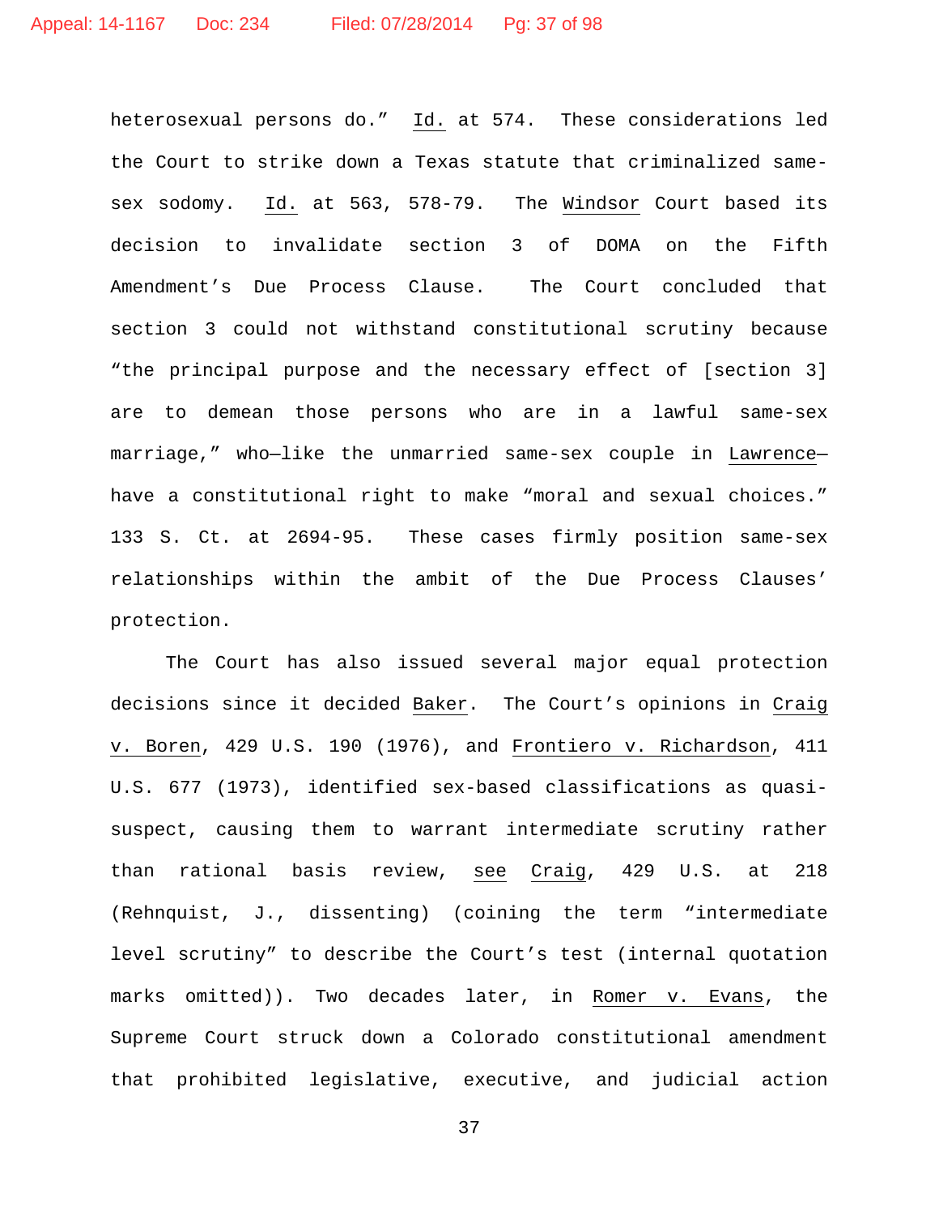heterosexual persons do." Id. at 574. These considerations led the Court to strike down a Texas statute that criminalized same-sex sodomy. Id. at 563, 578-79. The Windsor Court based its decision to invalidate section 3 of DOMA on the Fifth Amendment's Due Process Clause. The Court concluded that section 3 could not withstand constitutional scrutiny because "the principal purpose and the necessary effect of [section 3] are to demean those persons who are in a lawful same-sex marriage," who—like the unmarried same-sex couple in Lawrence—have a constitutional right to make "moral and sexual choices." 133 S. Ct. at 2694-95. These cases firmly position same-sex relationships within the ambit of the Due Process Clauses' protection.

The Court has also issued several major equal protection decisions since it decided Baker. The Court's opinions in Craig v. Boren, 429 U.S. 190 (1976), and Frontiero v. Richardson, 411 U.S. 677 (1973), identified sex-based classifications as quasi-suspect, causing them to warrant intermediate scrutiny rather than rational basis review, see Craig, 429 U.S. at 218 (Rehnquist, J., dissenting) (coining the term "intermediate level scrutiny" to describe the Court's test (internal quotation marks omitted)). Two decades later, in Romer v. Evans, the Supreme Court struck down a Colorado constitutional amendment that prohibited legislative, executive, and judicial action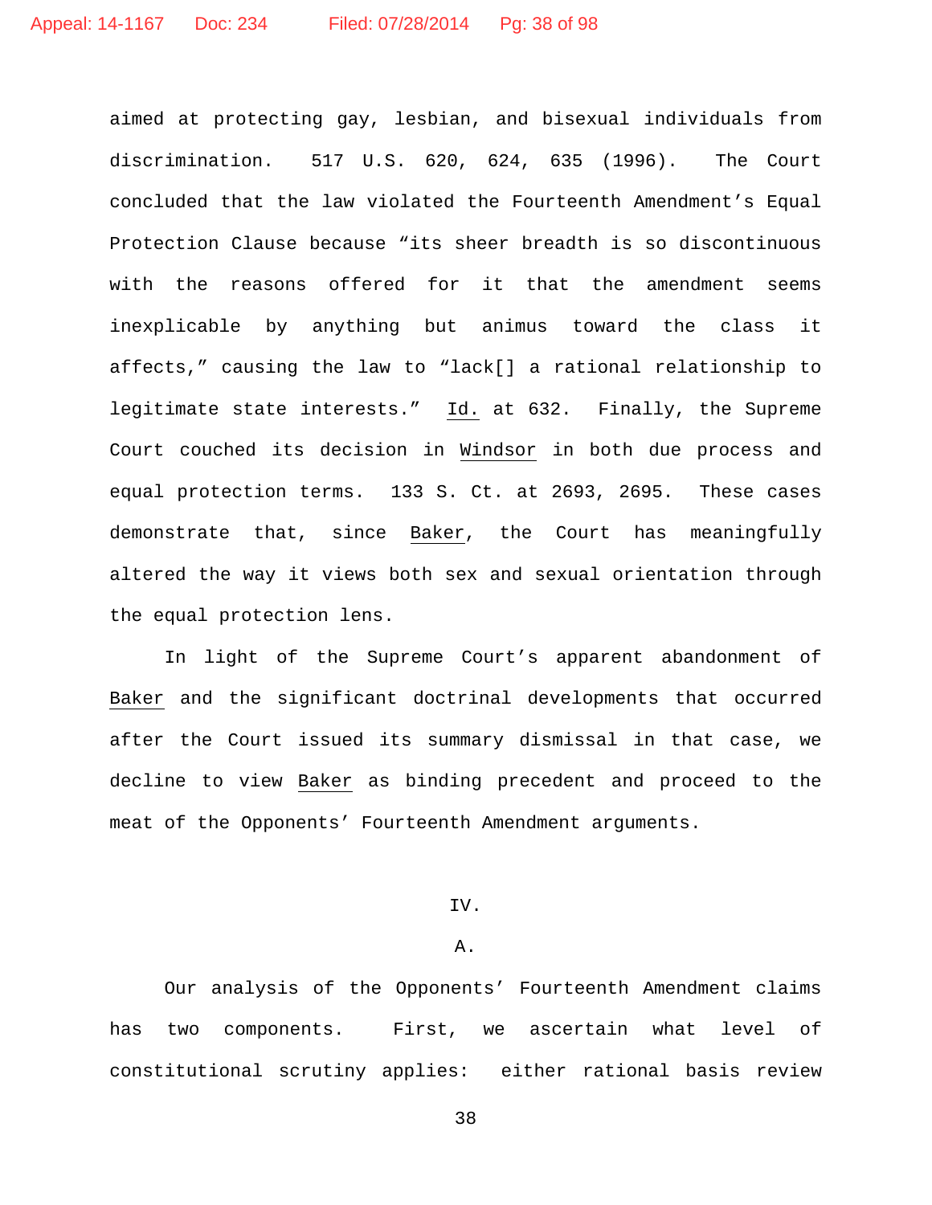aimed at protecting gay, lesbian, and bisexual individuals from discrimination. 517 U.S. 620, 624, 635 (1996). The Court concluded that the law violated the Fourteenth Amendment's Equal Protection Clause because "its sheer breadth is so discontinuous with the reasons offered for it that the amendment seems inexplicable by anything but animus toward the class it affects," causing the law to "lack[] a rational relationship to legitimate state interests." Id. at 632. Finally, the Supreme Court couched its decision in Windsor in both due process and equal protection terms. 133 S. Ct. at 2693, 2695. These cases demonstrate that, since Baker, the Court has meaningfully altered the way it views both sex and sexual orientation through the equal protection lens.

In light of the Supreme Court's apparent abandonment of Baker and the significant doctrinal developments that occurred after the Court issued its summary dismissal in that case, we decline to view Baker as binding precedent and proceed to the meat of the Opponents' Fourteenth Amendment arguments.

## IV.

### A.

Our analysis of the Opponents' Fourteenth Amendment claims has two components. First, we ascertain what level of constitutional scrutiny applies: either rational basis review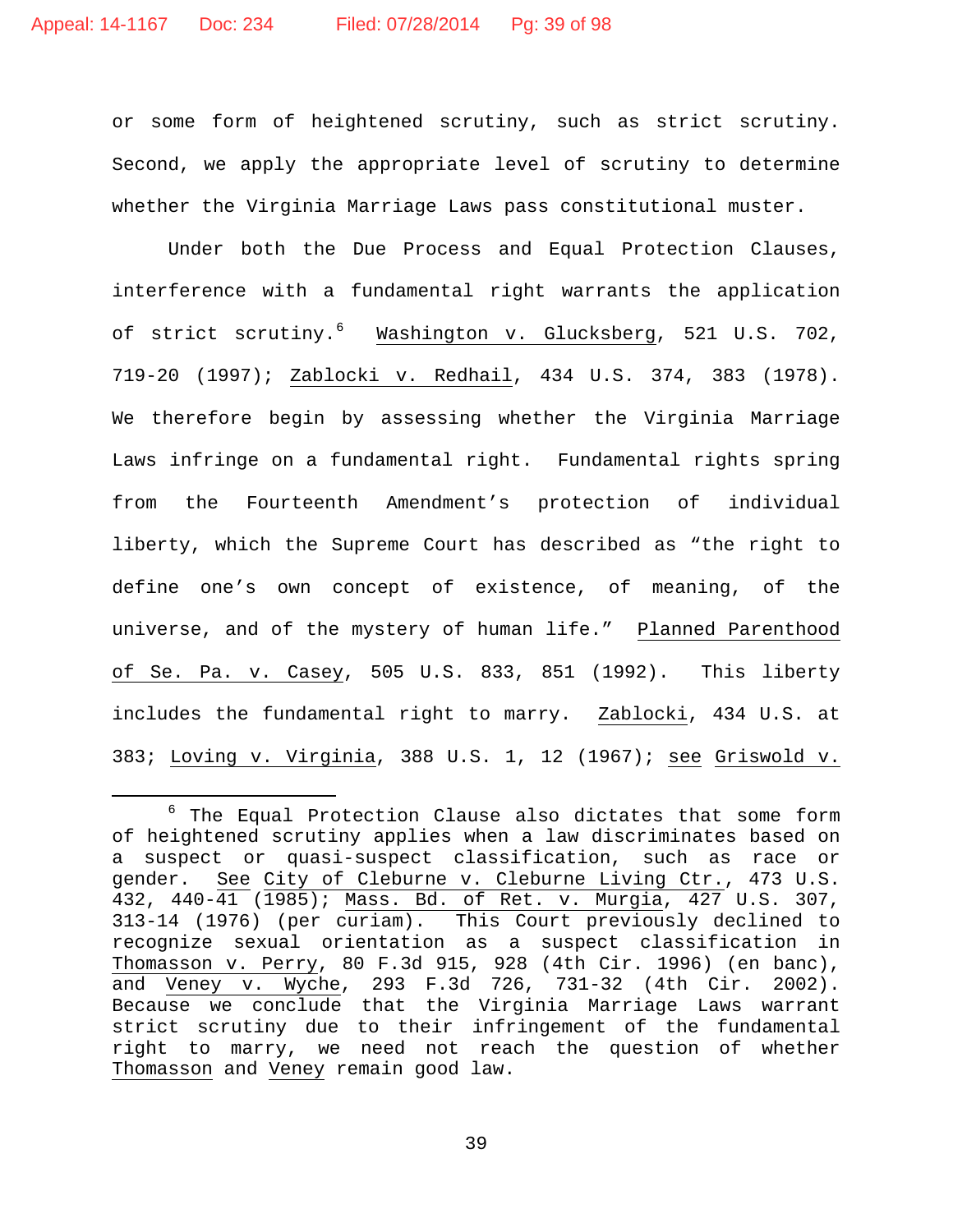or some form of heightened scrutiny, such as strict scrutiny. Second, we apply the appropriate level of scrutiny to determine whether the Virginia Marriage Laws pass constitutional muster.

Under both the Due Process and Equal Protection Clauses, interference with a fundamental right warrants the application of strict scrutiny.[6] Washington v. Glucksberg, 521 U.S. 702, 719-20 (1997); Zablocki v. Redhail, 434 U.S. 374, 383 (1978). We therefore begin by assessing whether the Virginia Marriage Laws infringe on a fundamental right. Fundamental rights spring from the Fourteenth Amendment's protection of individual liberty, which the Supreme Court has described as "the right to define one's own concept of existence, of meaning, of the universe, and of the mystery of human life." Planned Parenthood of Se. Pa. v. Casey, 505 U.S. 833, 851 (1992). This liberty includes the fundamental right to marry. Zablocki, 434 U.S. at 383; Loving v. Virginia, 388 U.S. 1, 12 (1967); see Griswold v.

---

[6] The Equal Protection Clause also dictates that some form of heightened scrutiny applies when a law discriminates based on a suspect or quasi-suspect classification, such as race or gender. See City of Cleburne v. Cleburne Living Ctr., 473 U.S. 432, 440-41 (1985); Mass. Bd. of Ret. v. Murgia, 427 U.S. 307, 313-14 (1976) (per curiam). This Court previously declined to recognize sexual orientation as a suspect classification in Thomasson v. Perry, 80 F.3d 915, 928 (4th Cir. 1996) (en banc), and Veney v. Wyche, 293 F.3d 726, 731-32 (4th Cir. 2002). Because we conclude that the Virginia Marriage Laws warrant strict scrutiny due to their infringement of the fundamental right to marry, we need not reach the question of whether Thomasson and Veney remain good law.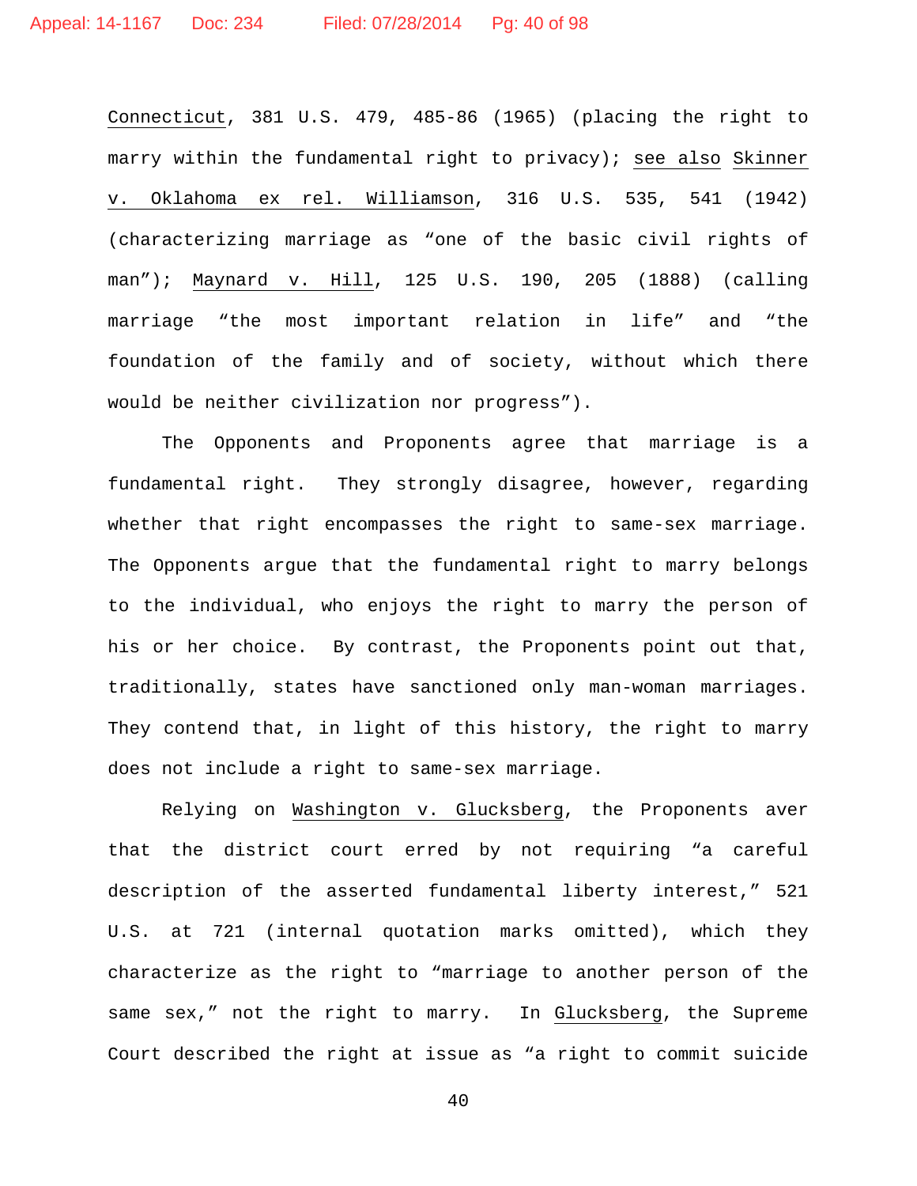Connecticut, 381 U.S. 479, 485-86 (1965) (placing the right to marry within the fundamental right to privacy); see also Skinner v. Oklahoma ex rel. Williamson, 316 U.S. 535, 541 (1942) (characterizing marriage as "one of the basic civil rights of man"); Maynard v. Hill, 125 U.S. 190, 205 (1888) (calling marriage "the most important relation in life" and "the foundation of the family and of society, without which there would be neither civilization nor progress").

The Opponents and Proponents agree that marriage is a fundamental right. They strongly disagree, however, regarding whether that right encompasses the right to same-sex marriage. The Opponents argue that the fundamental right to marry belongs to the individual, who enjoys the right to marry the person of his or her choice. By contrast, the Proponents point out that, traditionally, states have sanctioned only man-woman marriages. They contend that, in light of this history, the right to marry does not include a right to same-sex marriage.

Relying on Washington v. Glucksberg, the Proponents aver that the district court erred by not requiring "a careful description of the asserted fundamental liberty interest," 521 U.S. at 721 (internal quotation marks omitted), which they characterize as the right to "marriage to another person of the same sex," not the right to marry. In Glucksberg, the Supreme Court described the right at issue as "a right to commit suicide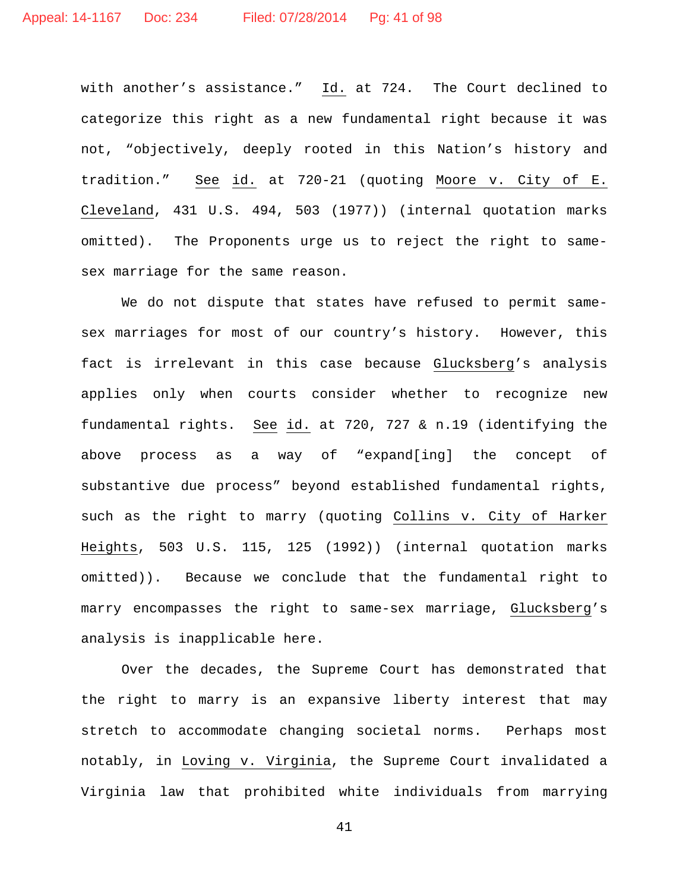with another's assistance." *Id.* at 724. The Court declined to categorize this right as a new fundamental right because it was not, "objectively, deeply rooted in this Nation's history and tradition." *See id.* at 720-21 (quoting *Moore v. City of E. Cleveland*, 431 U.S. 494, 503 (1977)) (internal quotation marks omitted). The Proponents urge us to reject the right to same-sex marriage for the same reason.

We do not dispute that states have refused to permit same-sex marriages for most of our country's history. However, this fact is irrelevant in this case because *Glucksberg*'s analysis applies only when courts consider whether to recognize new fundamental rights. *See id.* at 720, 727 & n.19 (identifying the above process as a way of "expand[ing] the concept of substantive due process" beyond established fundamental rights, such as the right to marry (quoting *Collins v. City of Harker Heights*, 503 U.S. 115, 125 (1992)) (internal quotation marks omitted)). Because we conclude that the fundamental right to marry encompasses the right to same-sex marriage, *Glucksberg*'s analysis is inapplicable here.

Over the decades, the Supreme Court has demonstrated that the right to marry is an expansive liberty interest that may stretch to accommodate changing societal norms. Perhaps most notably, in *Loving v. Virginia*, the Supreme Court invalidated a Virginia law that prohibited white individuals from marrying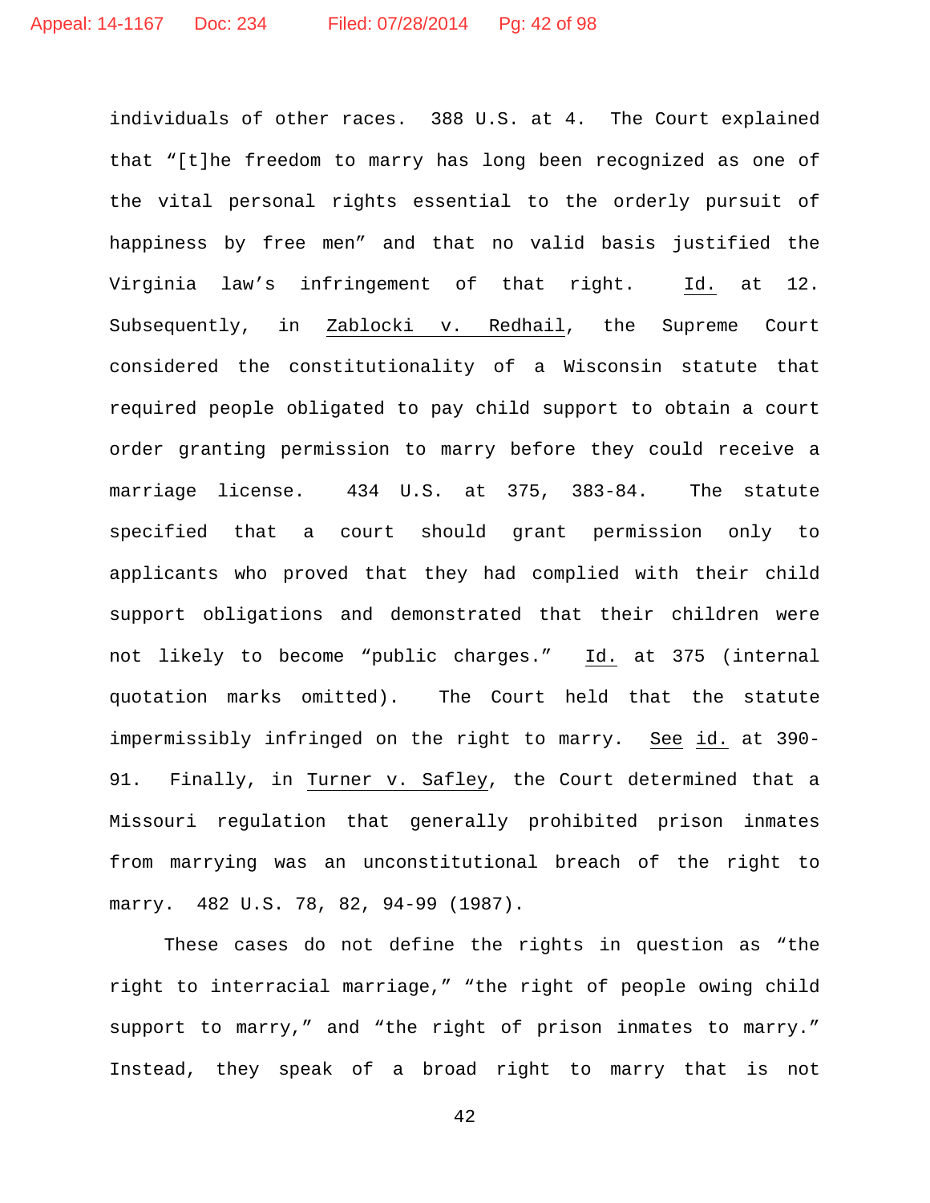individuals of other races. 388 U.S. at 4. The Court explained that "[t]he freedom to marry has long been recognized as one of the vital personal rights essential to the orderly pursuit of happiness by free men" and that no valid basis justified the Virginia law's infringement of that right. Id. at 12. Subsequently, in Zablocki v. Redhail, the Supreme Court considered the constitutionality of a Wisconsin statute that required people obligated to pay child support to obtain a court order granting permission to marry before they could receive a marriage license. 434 U.S. at 375, 383-84. The statute specified that a court should grant permission only to applicants who proved that they had complied with their child support obligations and demonstrated that their children were not likely to become "public charges." Id. at 375 (internal quotation marks omitted). The Court held that the statute impermissibly infringed on the right to marry. See id. at 390-91. Finally, in Turner v. Safley, the Court determined that a Missouri regulation that generally prohibited prison inmates from marrying was an unconstitutional breach of the right to marry. 482 U.S. 78, 82, 94-99 (1987).

These cases do not define the rights in question as "the right to interracial marriage," "the right of people owing child support to marry," and "the right of prison inmates to marry." Instead, they speak of a broad right to marry that is not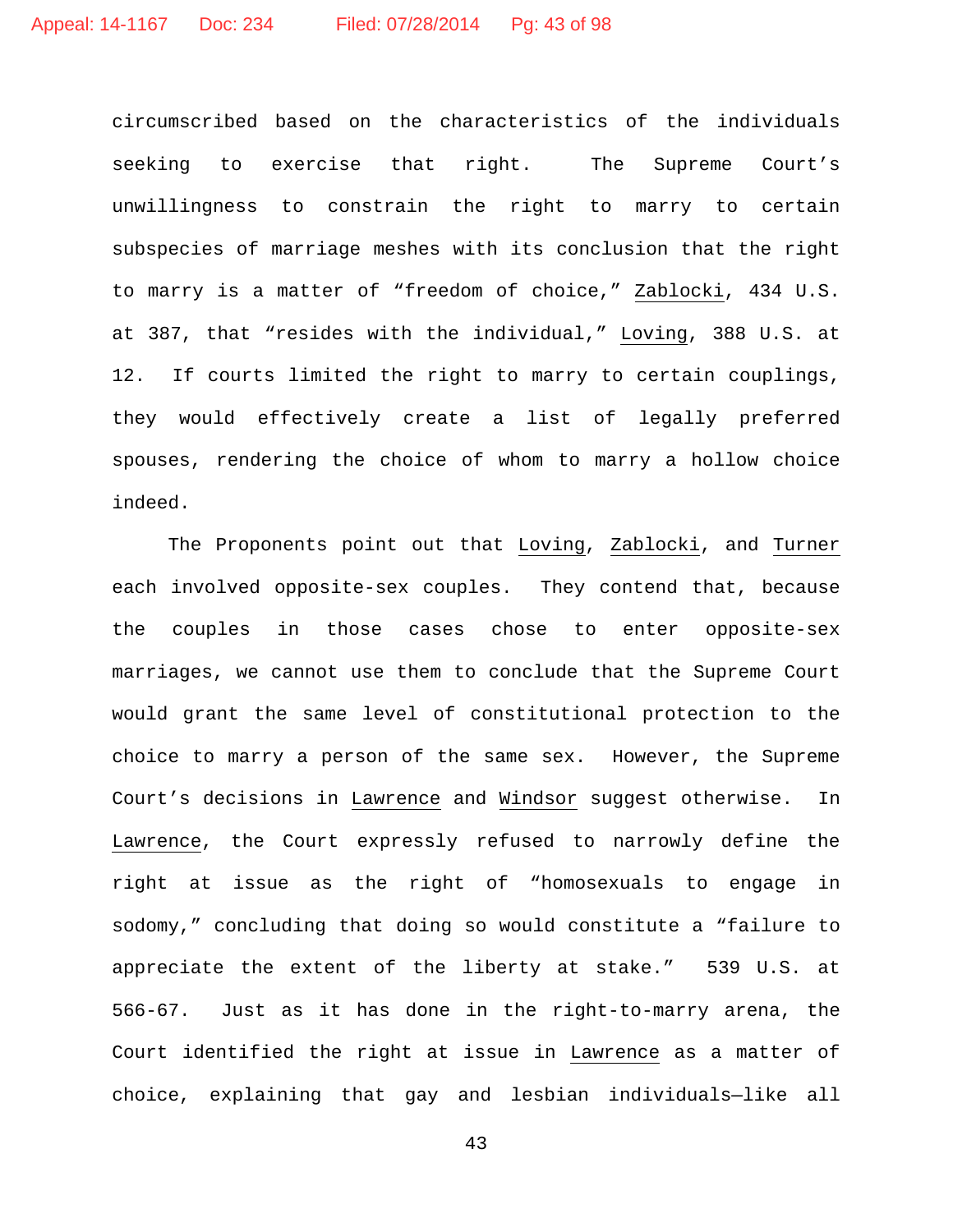circumscribed based on the characteristics of the individuals seeking to exercise that right. The Supreme Court's unwillingness to constrain the right to marry to certain subspecies of marriage meshes with its conclusion that the right to marry is a matter of "freedom of choice," Zablocki, 434 U.S. at 387, that "resides with the individual," Loving, 388 U.S. at 12. If courts limited the right to marry to certain couplings, they would effectively create a list of legally preferred spouses, rendering the choice of whom to marry a hollow choice indeed.

The Proponents point out that Loving, Zablocki, and Turner each involved opposite-sex couples. They contend that, because the couples in those cases chose to enter opposite-sex marriages, we cannot use them to conclude that the Supreme Court would grant the same level of constitutional protection to the choice to marry a person of the same sex. However, the Supreme Court's decisions in Lawrence and Windsor suggest otherwise. In Lawrence, the Court expressly refused to narrowly define the right at issue as the right of "homosexuals to engage in sodomy," concluding that doing so would constitute a "failure to appreciate the extent of the liberty at stake." 539 U.S. at 566-67. Just as it has done in the right-to-marry arena, the Court identified the right at issue in Lawrence as a matter of choice, explaining that gay and lesbian individuals—like all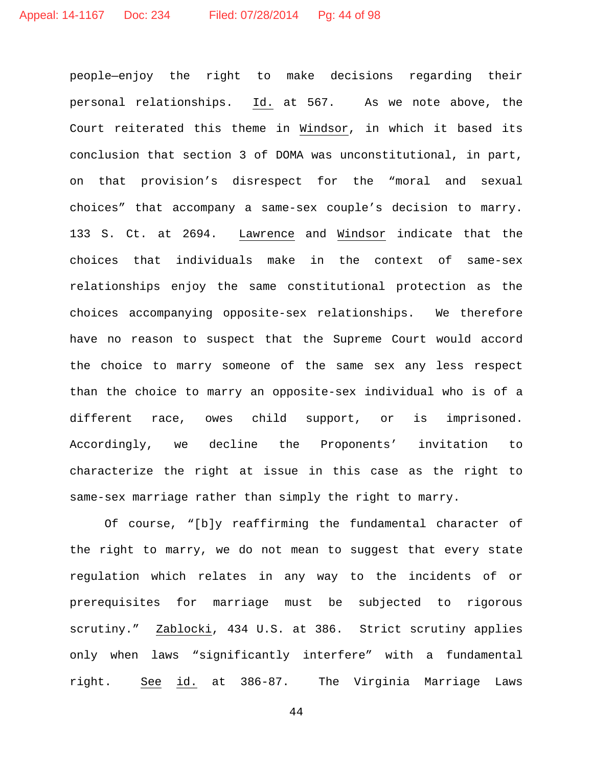people—enjoy the right to make decisions regarding their personal relationships. Id. at 567. As we note above, the Court reiterated this theme in Windsor, in which it based its conclusion that section 3 of DOMA was unconstitutional, in part, on that provision's disrespect for the "moral and sexual choices" that accompany a same-sex couple's decision to marry. 133 S. Ct. at 2694. Lawrence and Windsor indicate that the choices that individuals make in the context of same-sex relationships enjoy the same constitutional protection as the choices accompanying opposite-sex relationships. We therefore have no reason to suspect that the Supreme Court would accord the choice to marry someone of the same sex any less respect than the choice to marry an opposite-sex individual who is of a different race, owes child support, or is imprisoned. Accordingly, we decline the Proponents' invitation to characterize the right at issue in this case as the right to same-sex marriage rather than simply the right to marry.

Of course, "[b]y reaffirming the fundamental character of the right to marry, we do not mean to suggest that every state regulation which relates in any way to the incidents of or prerequisites for marriage must be subjected to rigorous scrutiny." Zablocki, 434 U.S. at 386. Strict scrutiny applies only when laws "significantly interfere" with a fundamental right. See id. at 386-87. The Virginia Marriage Laws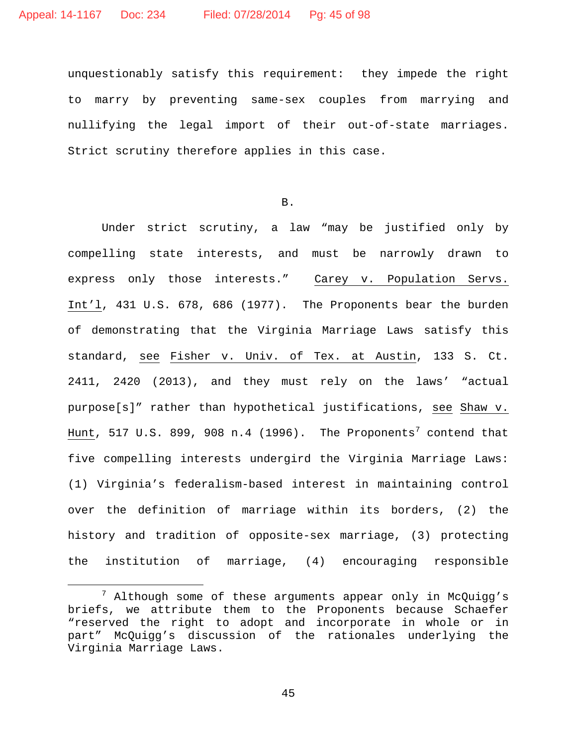unquestionably satisfy this requirement: they impede the right to marry by preventing same-sex couples from marrying and nullifying the legal import of their out-of-state marriages. Strict scrutiny therefore applies in this case.

B.

Under strict scrutiny, a law "may be justified only by compelling state interests, and must be narrowly drawn to express only those interests." Carey v. Population Servs. Int'l, 431 U.S. 678, 686 (1977). The Proponents bear the burden of demonstrating that the Virginia Marriage Laws satisfy this standard, see Fisher v. Univ. of Tex. at Austin, 133 S. Ct. 2411, 2420 (2013), and they must rely on the laws' "actual purpose[s]" rather than hypothetical justifications, see Shaw v. Hunt, 517 U.S. 899, 908 n.4 (1996). The Proponents[7] contend that five compelling interests undergird the Virginia Marriage Laws: (1) Virginia's federalism-based interest in maintaining control over the definition of marriage within its borders, (2) the history and tradition of opposite-sex marriage, (3) protecting the institution of marriage, (4) encouraging responsible

---

[7] Although some of these arguments appear only in McQuigg's briefs, we attribute them to the Proponents because Schaefer "reserved the right to adopt and incorporate in whole or in part" McQuigg's discussion of the rationales underlying the Virginia Marriage Laws.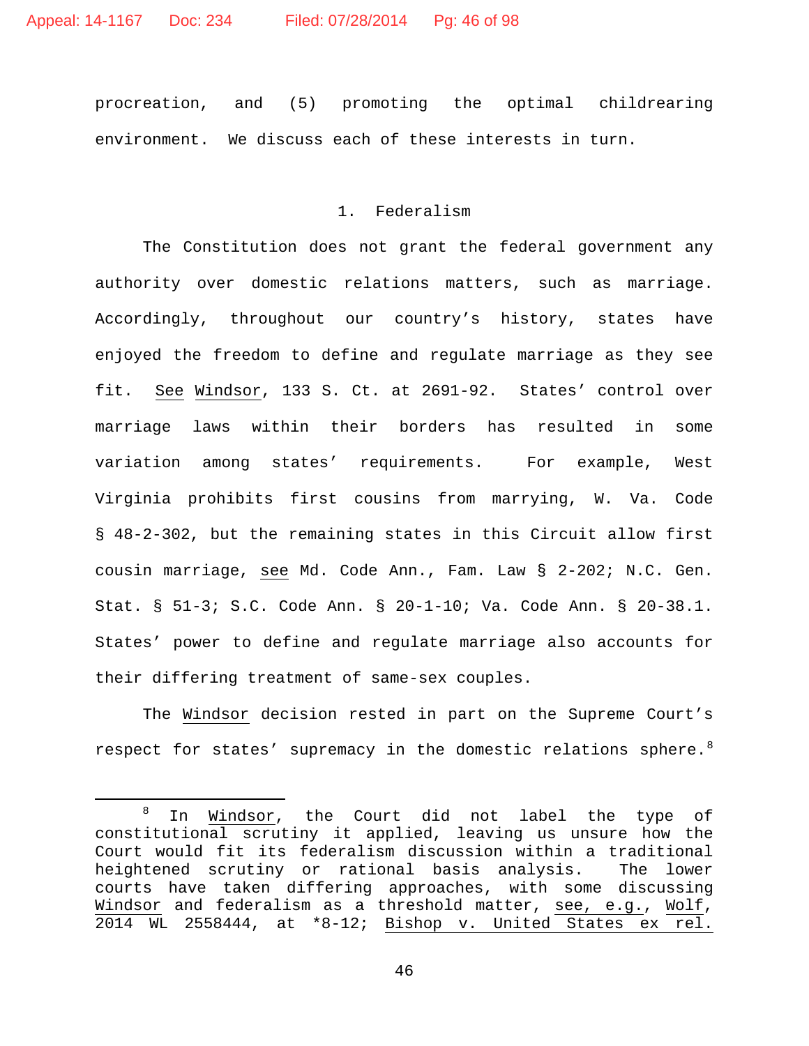procreation, and (5) promoting the optimal childrearing environment. We discuss each of these interests in turn.

### 1. Federalism

The Constitution does not grant the federal government any authority over domestic relations matters, such as marriage. Accordingly, throughout our country's history, states have enjoyed the freedom to define and regulate marriage as they see fit. See Windsor, 133 S. Ct. at 2691-92. States' control over marriage laws within their borders has resulted in some variation among states' requirements. For example, West Virginia prohibits first cousins from marrying, W. Va. Code § 48-2-302, but the remaining states in this Circuit allow first cousin marriage, see Md. Code Ann., Fam. Law § 2-202; N.C. Gen. Stat. § 51-3; S.C. Code Ann. § 20-1-10; Va. Code Ann. § 20-38.1. States' power to define and regulate marriage also accounts for their differing treatment of same-sex couples.

The Windsor decision rested in part on the Supreme Court's respect for states' supremacy in the domestic relations sphere.[8]

---

[8] In Windsor, the Court did not label the type of constitutional scrutiny it applied, leaving us unsure how the Court would fit its federalism discussion within a traditional heightened scrutiny or rational basis analysis. The lower courts have taken differing approaches, with some discussing Windsor and federalism as a threshold matter, see, e.g., Wolf, 2014 WL 2558444, at *8-12; Bishop v. United States ex rel.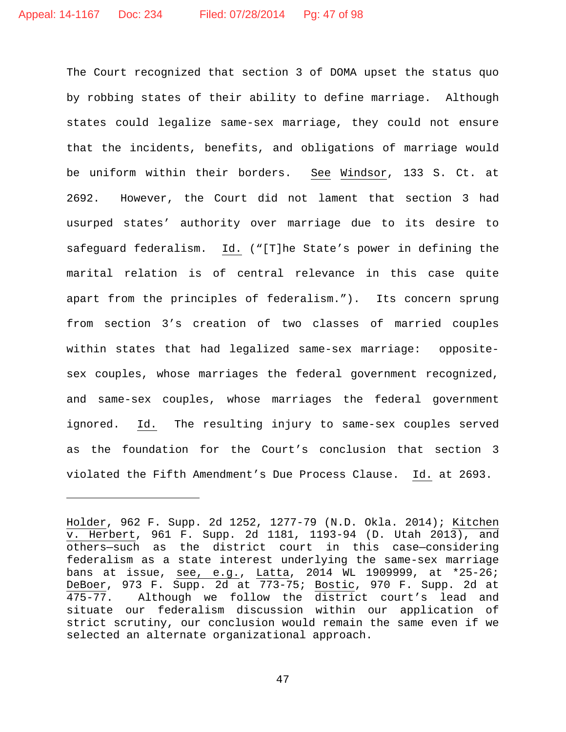The Court recognized that section 3 of DOMA upset the status quo by robbing states of their ability to define marriage. Although states could legalize same-sex marriage, they could not ensure that the incidents, benefits, and obligations of marriage would be uniform within their borders. See Windsor, 133 S. Ct. at 2692. However, the Court did not lament that section 3 had usurped states' authority over marriage due to its desire to safeguard federalism. Id. ("[T]he State's power in defining the marital relation is of central relevance in this case quite apart from the principles of federalism."). Its concern sprung from section 3's creation of two classes of married couples within states that had legalized same-sex marriage: opposite-sex couples, whose marriages the federal government recognized, and same-sex couples, whose marriages the federal government ignored. Id. The resulting injury to same-sex couples served as the foundation for the Court's conclusion that section 3 violated the Fifth Amendment's Due Process Clause. Id. at 2693.

---

Holder, 962 F. Supp. 2d 1252, 1277-79 (N.D. Okla. 2014); Kitchen v. Herbert, 961 F. Supp. 2d 1181, 1193-94 (D. Utah 2013), and others—such as the district court in this case—considering federalism as a state interest underlying the same-sex marriage bans at issue, see, e.g., Latta, 2014 WL 1909999, at *25-26; DeBoer, 973 F. Supp. 2d at 773-75; Bostic, 970 F. Supp. 2d at 475-77. Although we follow the district court's lead and situate our federalism discussion within our application of strict scrutiny, our conclusion would remain the same even if we selected an alternate organizational approach.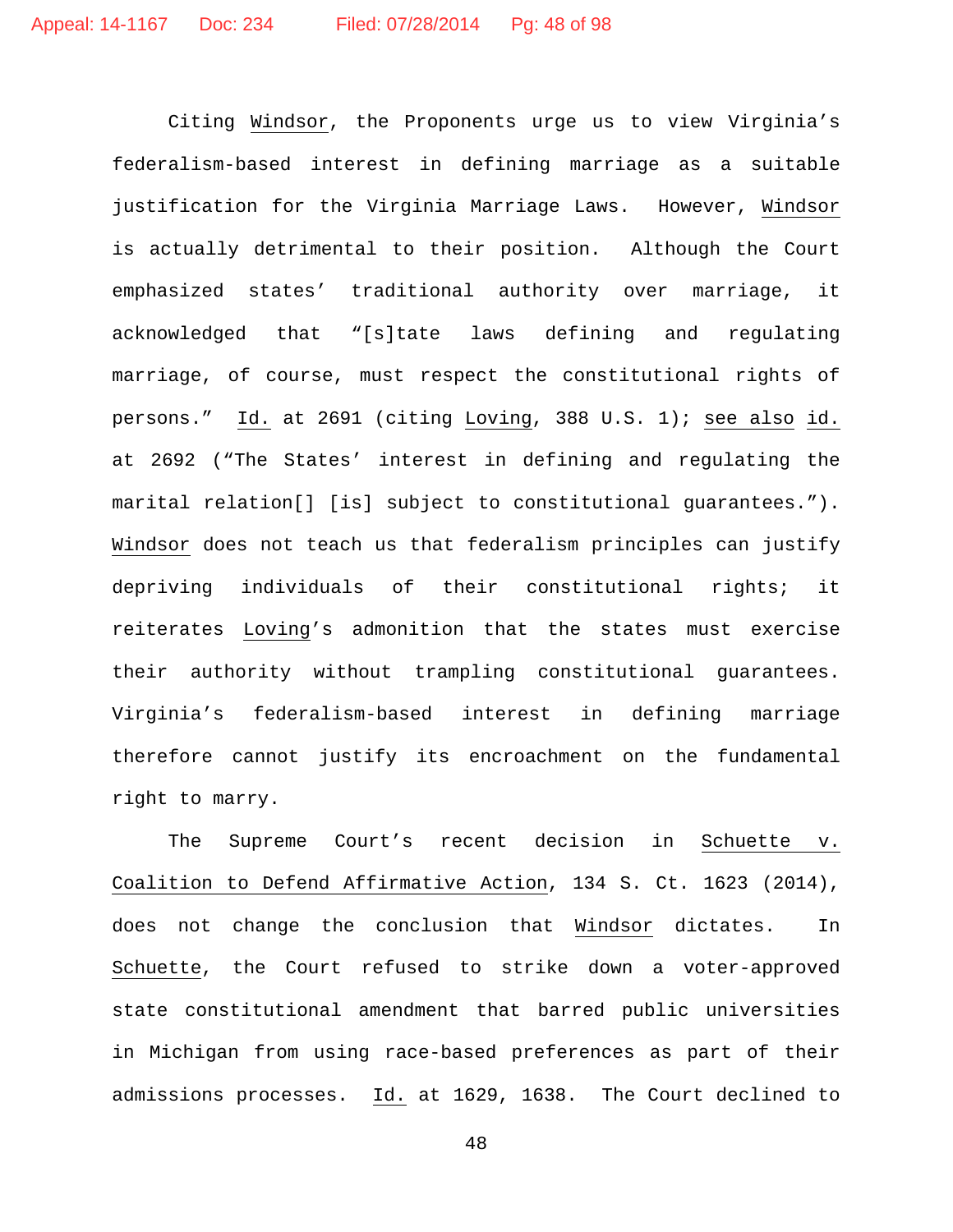Citing Windsor, the Proponents urge us to view Virginia's federalism-based interest in defining marriage as a suitable justification for the Virginia Marriage Laws. However, Windsor is actually detrimental to their position. Although the Court emphasized states' traditional authority over marriage, it acknowledged that "[s]tate laws defining and regulating marriage, of course, must respect the constitutional rights of persons." Id. at 2691 (citing Loving, 388 U.S. 1); see also id. at 2692 ("The States' interest in defining and regulating the marital relation[] [is] subject to constitutional guarantees."). Windsor does not teach us that federalism principles can justify depriving individuals of their constitutional rights; it reiterates Loving's admonition that the states must exercise their authority without trampling constitutional guarantees. Virginia's federalism-based interest in defining marriage therefore cannot justify its encroachment on the fundamental right to marry.

The Supreme Court's recent decision in Schuette v. Coalition to Defend Affirmative Action, 134 S. Ct. 1623 (2014), does not change the conclusion that Windsor dictates. In Schuette, the Court refused to strike down a voter-approved state constitutional amendment that barred public universities in Michigan from using race-based preferences as part of their admissions processes. Id. at 1629, 1638. The Court declined to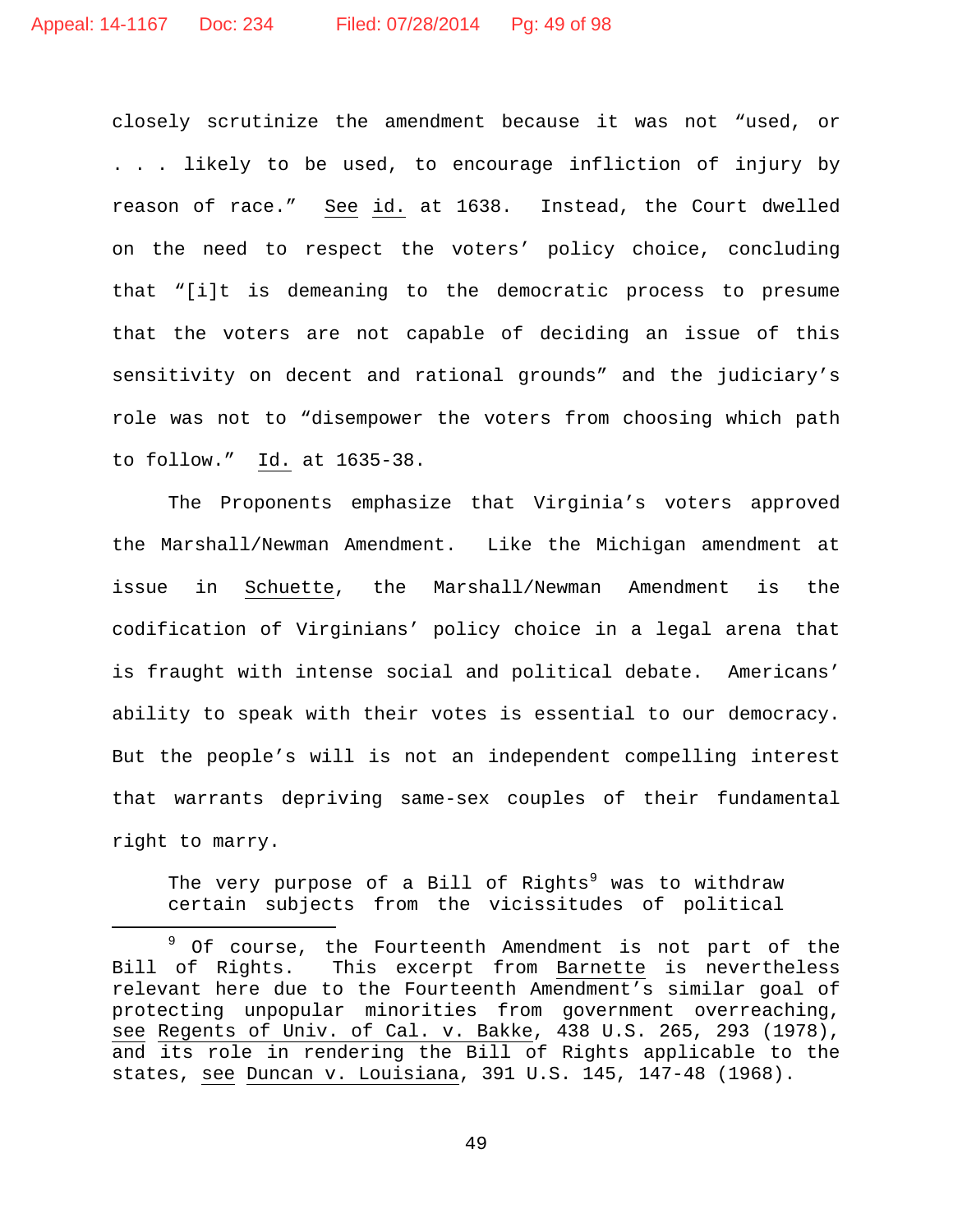closely scrutinize the amendment because it was not "used, or . . . likely to be used, to encourage infliction of injury by reason of race." See id. at 1638. Instead, the Court dwelled on the need to respect the voters' policy choice, concluding that "[i]t is demeaning to the democratic process to presume that the voters are not capable of deciding an issue of this sensitivity on decent and rational grounds" and the judiciary's role was not to "disempower the voters from choosing which path to follow." Id. at 1635-38.

The Proponents emphasize that Virginia's voters approved the Marshall/Newman Amendment. Like the Michigan amendment at issue in Schuette, the Marshall/Newman Amendment is the codification of Virginians' policy choice in a legal arena that is fraught with intense social and political debate. Americans' ability to speak with their votes is essential to our democracy. But the people's will is not an independent compelling interest that warrants depriving same-sex couples of their fundamental right to marry.

> The very purpose of a Bill of Rights[9] was to withdraw certain subjects from the vicissitudes of political

[9] Of course, the Fourteenth Amendment is not part of the Bill of Rights. This excerpt from Barnette is nevertheless relevant here due to the Fourteenth Amendment's similar goal of protecting unpopular minorities from government overreaching, see Regents of Univ. of Cal. v. Bakke, 438 U.S. 265, 293 (1978), and its role in rendering the Bill of Rights applicable to the states, see Duncan v. Louisiana, 391 U.S. 145, 147-48 (1968).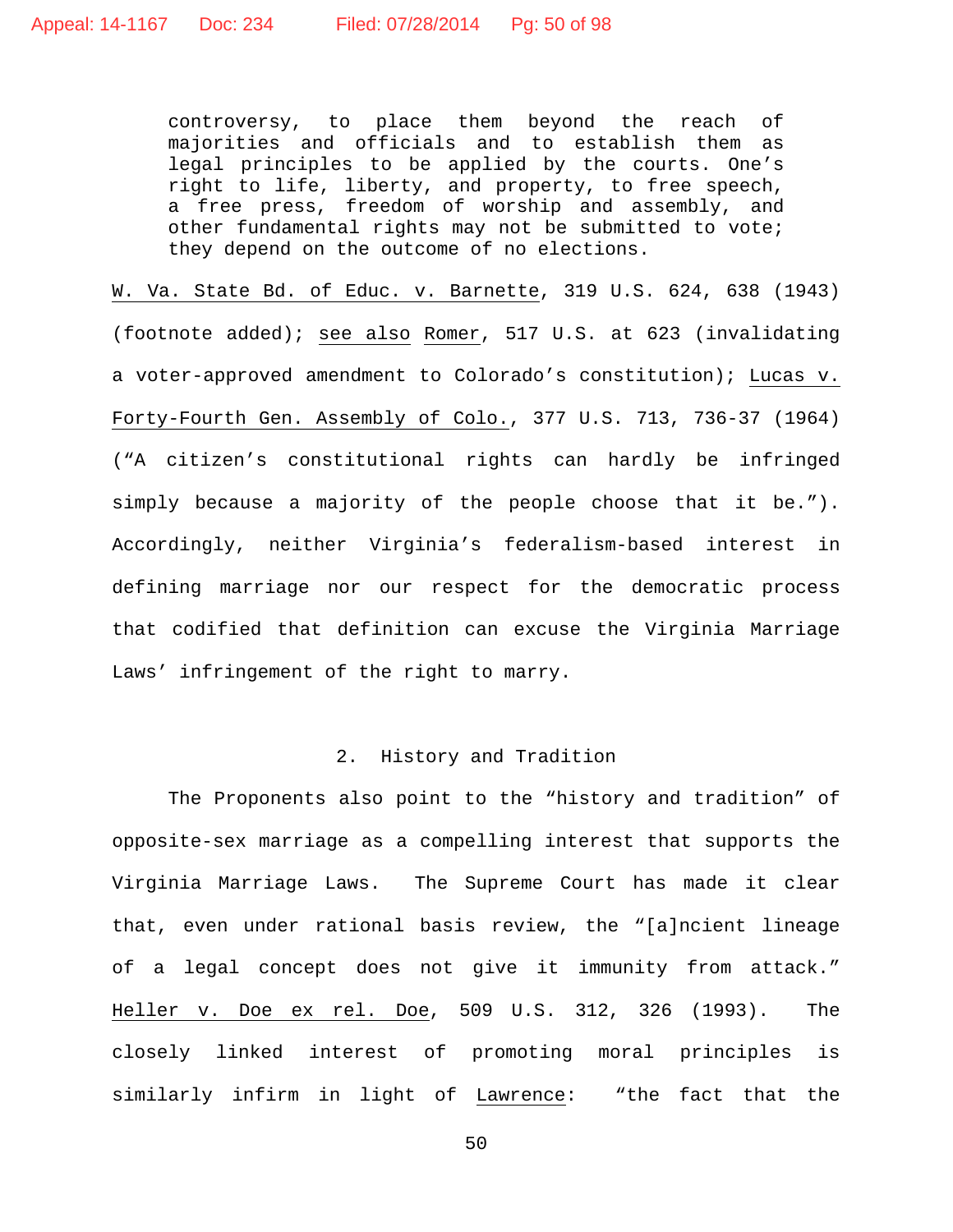> controversy, to place them beyond the reach of majorities and officials and to establish them as legal principles to be applied by the courts. One's right to life, liberty, and property, to free speech, a free press, freedom of worship and assembly, and other fundamental rights may not be submitted to vote; they depend on the outcome of no elections.

W. Va. State Bd. of Educ. v. Barnette, 319 U.S. 624, 638 (1943) (footnote added); see also Romer, 517 U.S. at 623 (invalidating a voter-approved amendment to Colorado's constitution); Lucas v. Forty-Fourth Gen. Assembly of Colo., 377 U.S. 713, 736-37 (1964) ("A citizen's constitutional rights can hardly be infringed simply because a majority of the people choose that it be."). Accordingly, neither Virginia's federalism-based interest in defining marriage nor our respect for the democratic process that codified that definition can excuse the Virginia Marriage Laws' infringement of the right to marry.

## 2. History and Tradition

The Proponents also point to the "history and tradition" of opposite-sex marriage as a compelling interest that supports the Virginia Marriage Laws. The Supreme Court has made it clear that, even under rational basis review, the "[a]ncient lineage of a legal concept does not give it immunity from attack." Heller v. Doe ex rel. Doe, 509 U.S. 312, 326 (1993). The closely linked interest of promoting moral principles is similarly infirm in light of Lawrence: "the fact that the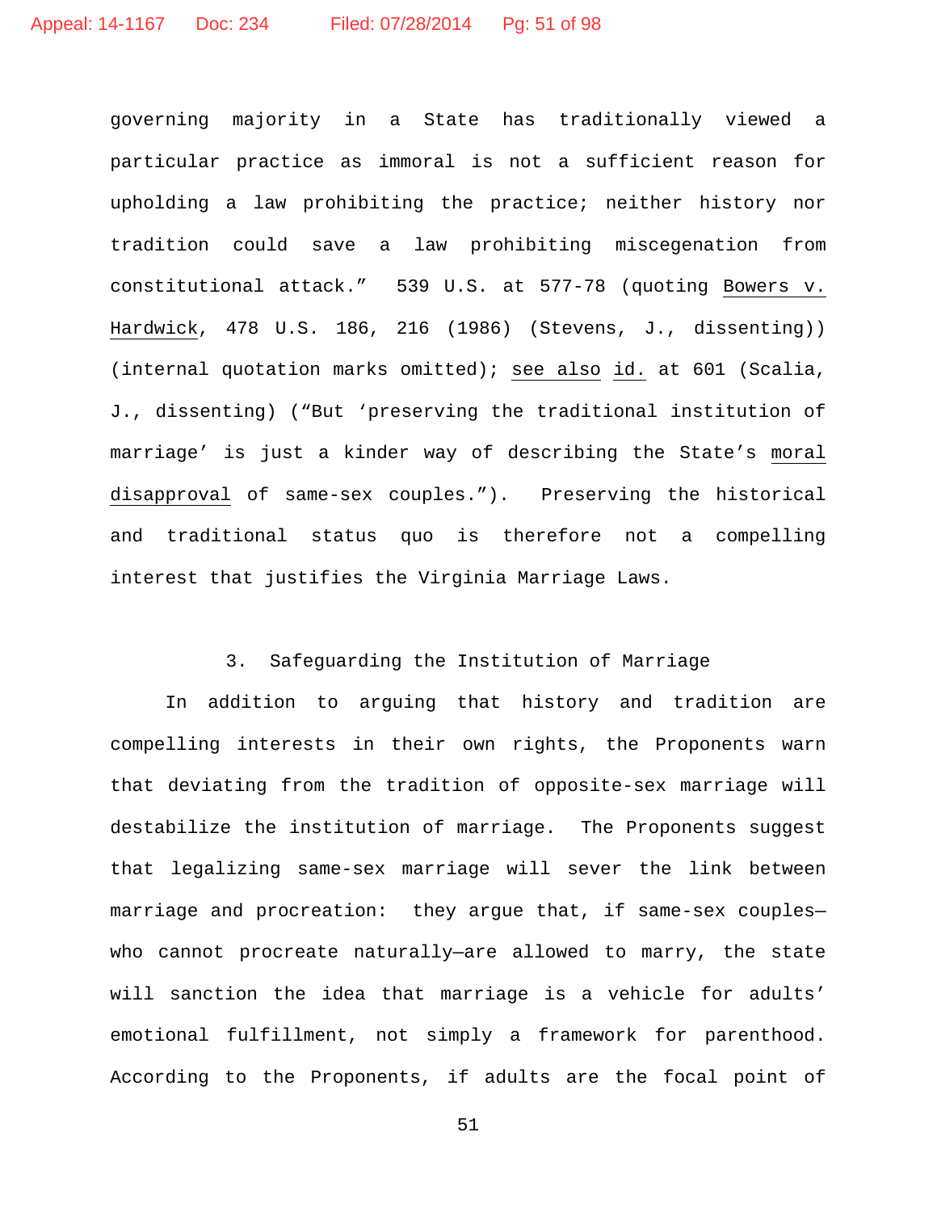governing majority in a State has traditionally viewed a particular practice as immoral is not a sufficient reason for upholding a law prohibiting the practice; neither history nor tradition could save a law prohibiting miscegenation from constitutional attack." 539 U.S. at 577-78 (quoting Bowers v. Hardwick, 478 U.S. 186, 216 (1986) (Stevens, J., dissenting)) (internal quotation marks omitted); see also id. at 601 (Scalia, J., dissenting) ("But 'preserving the traditional institution of marriage' is just a kinder way of describing the State's moral disapproval of same-sex couples."). Preserving the historical and traditional status quo is therefore not a compelling interest that justifies the Virginia Marriage Laws.

3. Safeguarding the Institution of Marriage

In addition to arguing that history and tradition are compelling interests in their own rights, the Proponents warn that deviating from the tradition of opposite-sex marriage will destabilize the institution of marriage. The Proponents suggest that legalizing same-sex marriage will sever the link between marriage and procreation: they argue that, if same-sex couples—who cannot procreate naturally—are allowed to marry, the state will sanction the idea that marriage is a vehicle for adults' emotional fulfillment, not simply a framework for parenthood. According to the Proponents, if adults are the focal point of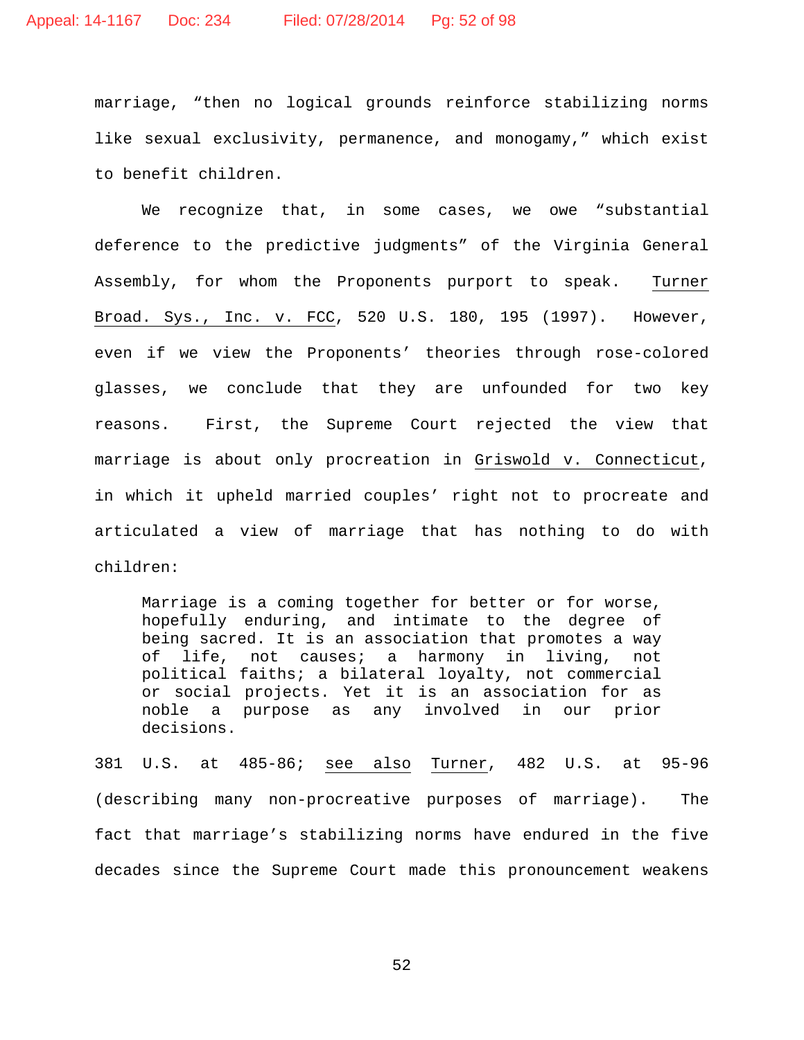marriage, "then no logical grounds reinforce stabilizing norms like sexual exclusivity, permanence, and monogamy," which exist to benefit children.

We recognize that, in some cases, we owe "substantial deference to the predictive judgments" of the Virginia General Assembly, for whom the Proponents purport to speak. Turner Broad. Sys., Inc. v. FCC, 520 U.S. 180, 195 (1997). However, even if we view the Proponents' theories through rose-colored glasses, we conclude that they are unfounded for two key reasons. First, the Supreme Court rejected the view that marriage is about only procreation in Griswold v. Connecticut, in which it upheld married couples' right not to procreate and articulated a view of marriage that has nothing to do with children:

> Marriage is a coming together for better or for worse, hopefully enduring, and intimate to the degree of being sacred. It is an association that promotes a way of life, not causes; a harmony in living, not political faiths; a bilateral loyalty, not commercial or social projects. Yet it is an association for as noble a purpose as any involved in our prior decisions.

381 U.S. at 485-86; see also Turner, 482 U.S. at 95-96 (describing many non-procreative purposes of marriage). The fact that marriage's stabilizing norms have endured in the five decades since the Supreme Court made this pronouncement weakens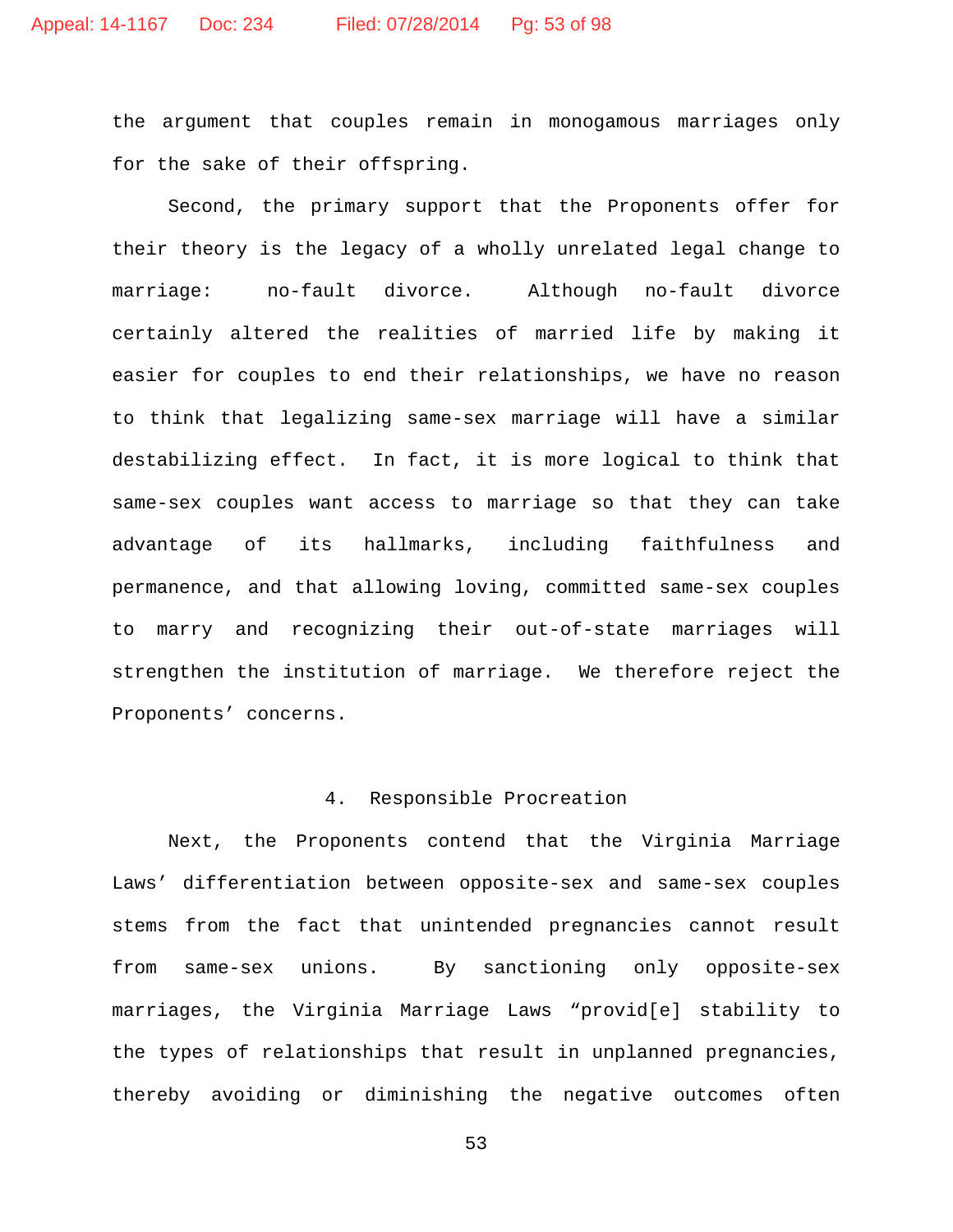the argument that couples remain in monogamous marriages only for the sake of their offspring.

Second, the primary support that the Proponents offer for their theory is the legacy of a wholly unrelated legal change to marriage: no-fault divorce. Although no-fault divorce certainly altered the realities of married life by making it easier for couples to end their relationships, we have no reason to think that legalizing same-sex marriage will have a similar destabilizing effect. In fact, it is more logical to think that same-sex couples want access to marriage so that they can take advantage of its hallmarks, including faithfulness and permanence, and that allowing loving, committed same-sex couples to marry and recognizing their out-of-state marriages will strengthen the institution of marriage. We therefore reject the Proponents' concerns.

### 4. Responsible Procreation

Next, the Proponents contend that the Virginia Marriage Laws' differentiation between opposite-sex and same-sex couples stems from the fact that unintended pregnancies cannot result from same-sex unions. By sanctioning only opposite-sex marriages, the Virginia Marriage Laws "provid[e] stability to the types of relationships that result in unplanned pregnancies, thereby avoiding or diminishing the negative outcomes often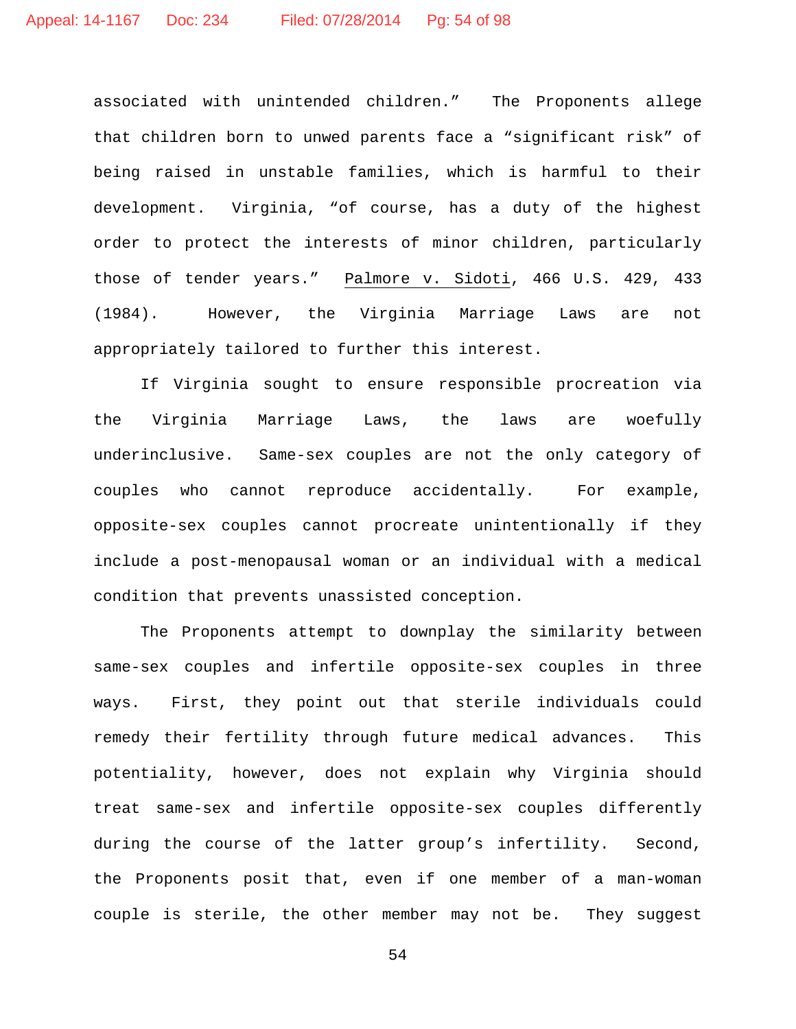associated with unintended children." The Proponents allege that children born to unwed parents face a "significant risk" of being raised in unstable families, which is harmful to their development. Virginia, "of course, has a duty of the highest order to protect the interests of minor children, particularly those of tender years." Palmore v. Sidoti, 466 U.S. 429, 433 (1984). However, the Virginia Marriage Laws are not appropriately tailored to further this interest.

If Virginia sought to ensure responsible procreation via the Virginia Marriage Laws, the laws are woefully underinclusive. Same-sex couples are not the only category of couples who cannot reproduce accidentally. For example, opposite-sex couples cannot procreate unintentionally if they include a post-menopausal woman or an individual with a medical condition that prevents unassisted conception.

The Proponents attempt to downplay the similarity between same-sex couples and infertile opposite-sex couples in three ways. First, they point out that sterile individuals could remedy their fertility through future medical advances. This potentiality, however, does not explain why Virginia should treat same-sex and infertile opposite-sex couples differently during the course of the latter group's infertility. Second, the Proponents posit that, even if one member of a man-woman couple is sterile, the other member may not be. They suggest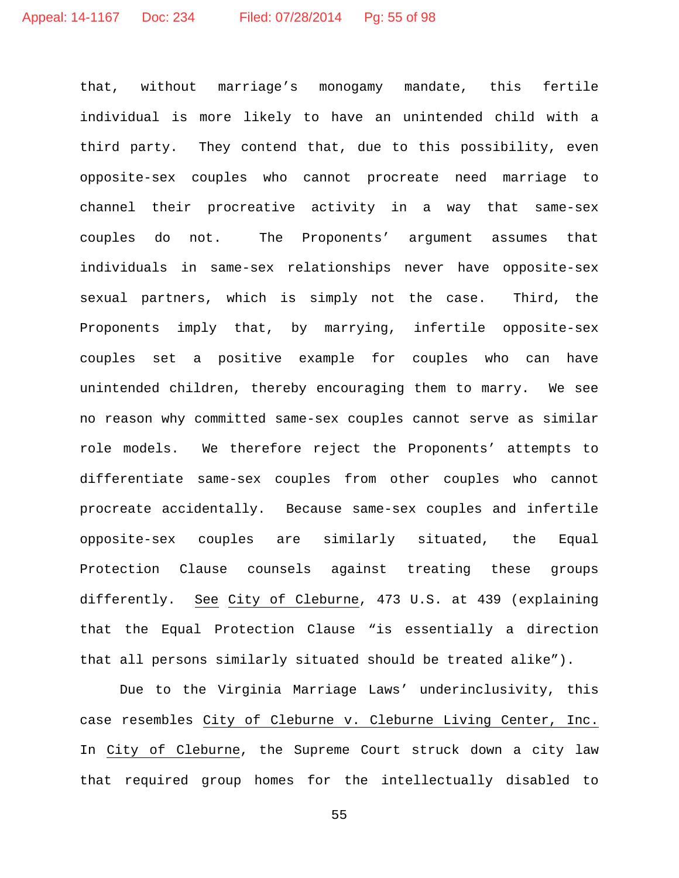that, without marriage's monogamy mandate, this fertile individual is more likely to have an unintended child with a third party. They contend that, due to this possibility, even opposite-sex couples who cannot procreate need marriage to channel their procreative activity in a way that same-sex couples do not. The Proponents' argument assumes that individuals in same-sex relationships never have opposite-sex sexual partners, which is simply not the case. Third, the Proponents imply that, by marrying, infertile opposite-sex couples set a positive example for couples who can have unintended children, thereby encouraging them to marry. We see no reason why committed same-sex couples cannot serve as similar role models. We therefore reject the Proponents' attempts to differentiate same-sex couples from other couples who cannot procreate accidentally. Because same-sex couples and infertile opposite-sex couples are similarly situated, the Equal Protection Clause counsels against treating these groups differently. See City of Cleburne, 473 U.S. at 439 (explaining that the Equal Protection Clause "is essentially a direction that all persons similarly situated should be treated alike").

Due to the Virginia Marriage Laws' underinclusivity, this case resembles City of Cleburne v. Cleburne Living Center, Inc. In City of Cleburne, the Supreme Court struck down a city law that required group homes for the intellectually disabled to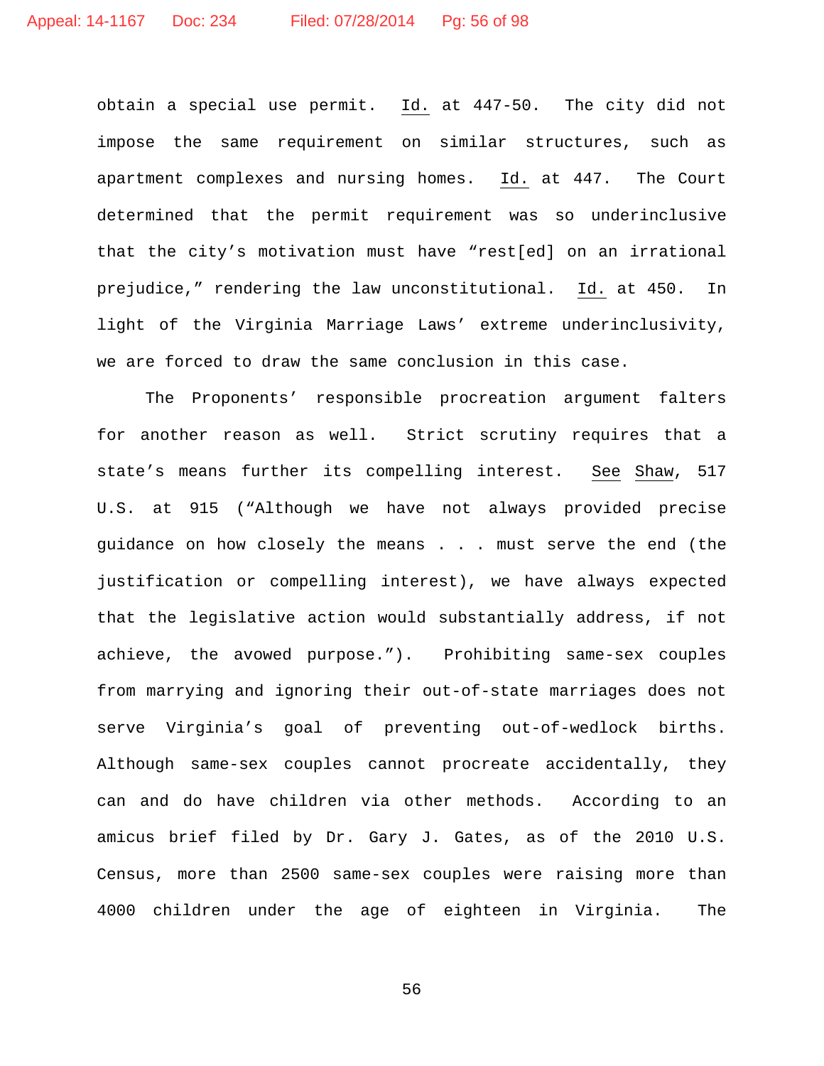obtain a special use permit. Id. at 447-50. The city did not impose the same requirement on similar structures, such as apartment complexes and nursing homes. Id. at 447. The Court determined that the permit requirement was so underinclusive that the city's motivation must have "rest[ed] on an irrational prejudice," rendering the law unconstitutional. Id. at 450. In light of the Virginia Marriage Laws' extreme underinclusivity, we are forced to draw the same conclusion in this case.

The Proponents' responsible procreation argument falters for another reason as well. Strict scrutiny requires that a state's means further its compelling interest. See Shaw, 517 U.S. at 915 ("Although we have not always provided precise guidance on how closely the means . . . must serve the end (the justification or compelling interest), we have always expected that the legislative action would substantially address, if not achieve, the avowed purpose."). Prohibiting same-sex couples from marrying and ignoring their out-of-state marriages does not serve Virginia's goal of preventing out-of-wedlock births. Although same-sex couples cannot procreate accidentally, they can and do have children via other methods. According to an amicus brief filed by Dr. Gary J. Gates, as of the 2010 U.S. Census, more than 2500 same-sex couples were raising more than 4000 children under the age of eighteen in Virginia. The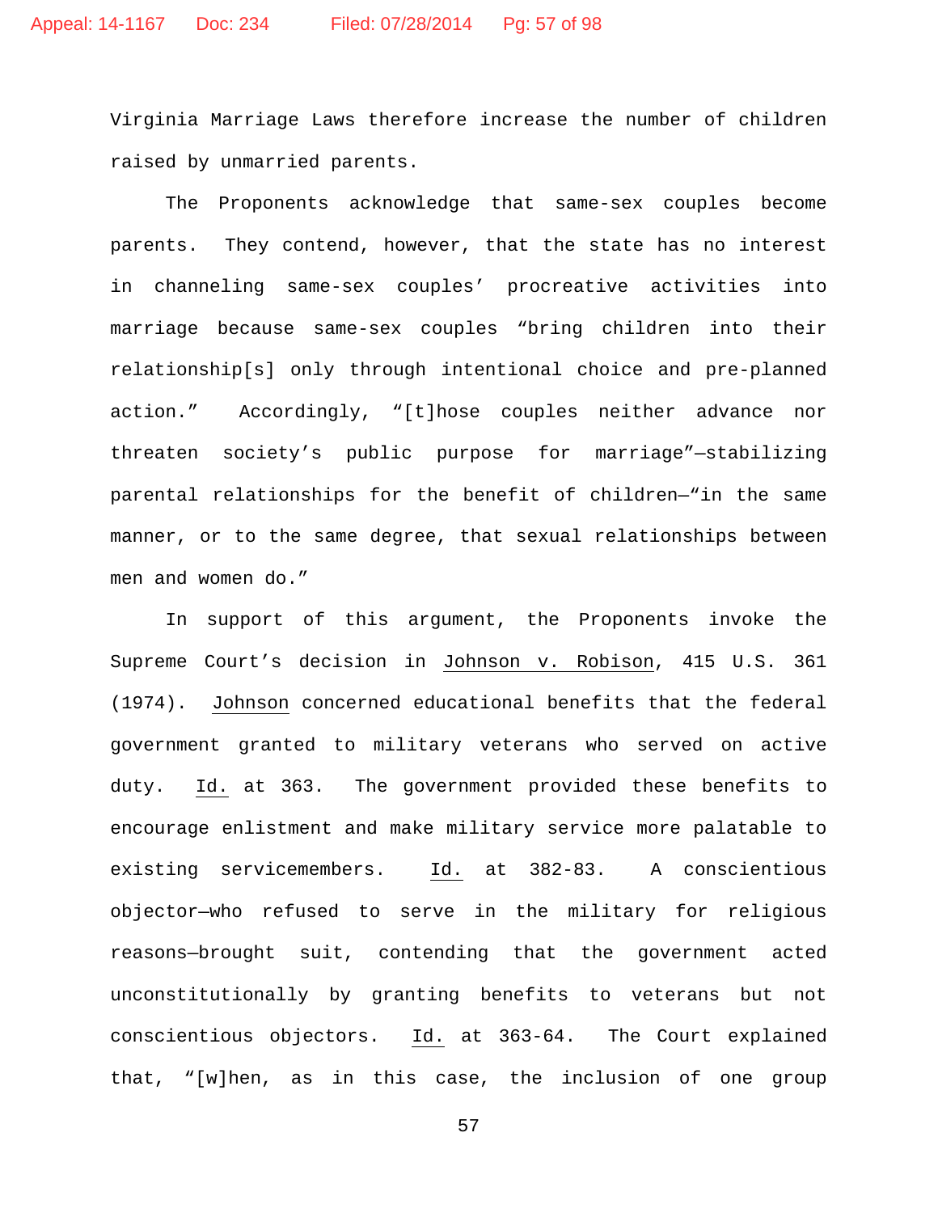Virginia Marriage Laws therefore increase the number of children raised by unmarried parents.

The Proponents acknowledge that same-sex couples become parents. They contend, however, that the state has no interest in channeling same-sex couples' procreative activities into marriage because same-sex couples "bring children into their relationship[s] only through intentional choice and pre-planned action." Accordingly, "[t]hose couples neither advance nor threaten society's public purpose for marriage"—stabilizing parental relationships for the benefit of children—"in the same manner, or to the same degree, that sexual relationships between men and women do."

In support of this argument, the Proponents invoke the Supreme Court's decision in Johnson v. Robison, 415 U.S. 361 (1974). Johnson concerned educational benefits that the federal government granted to military veterans who served on active duty. Id. at 363. The government provided these benefits to encourage enlistment and make military service more palatable to existing servicemembers. Id. at 382-83. A conscientious objector—who refused to serve in the military for religious reasons—brought suit, contending that the government acted unconstitutionally by granting benefits to veterans but not conscientious objectors. Id. at 363-64. The Court explained that, "[w]hen, as in this case, the inclusion of one group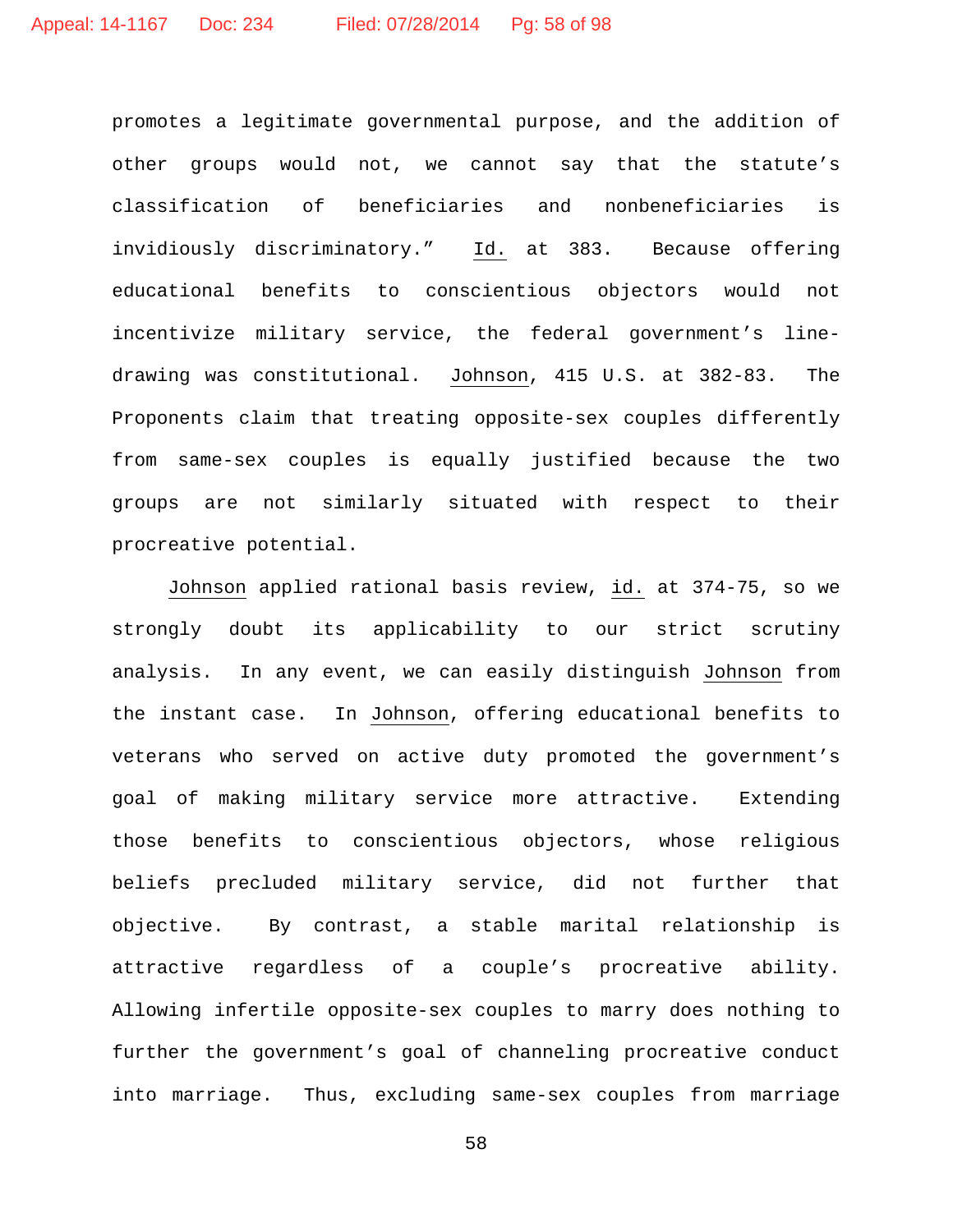promotes a legitimate governmental purpose, and the addition of other groups would not, we cannot say that the statute's classification of beneficiaries and nonbeneficiaries is invidiously discriminatory." Id. at 383. Because offering educational benefits to conscientious objectors would not incentivize military service, the federal government's line-drawing was constitutional. Johnson, 415 U.S. at 382-83. The Proponents claim that treating opposite-sex couples differently from same-sex couples is equally justified because the two groups are not similarly situated with respect to their procreative potential.

Johnson applied rational basis review, id. at 374-75, so we strongly doubt its applicability to our strict scrutiny analysis. In any event, we can easily distinguish Johnson from the instant case. In Johnson, offering educational benefits to veterans who served on active duty promoted the government's goal of making military service more attractive. Extending those benefits to conscientious objectors, whose religious beliefs precluded military service, did not further that objective. By contrast, a stable marital relationship is attractive regardless of a couple's procreative ability. Allowing infertile opposite-sex couples to marry does nothing to further the government's goal of channeling procreative conduct into marriage. Thus, excluding same-sex couples from marriage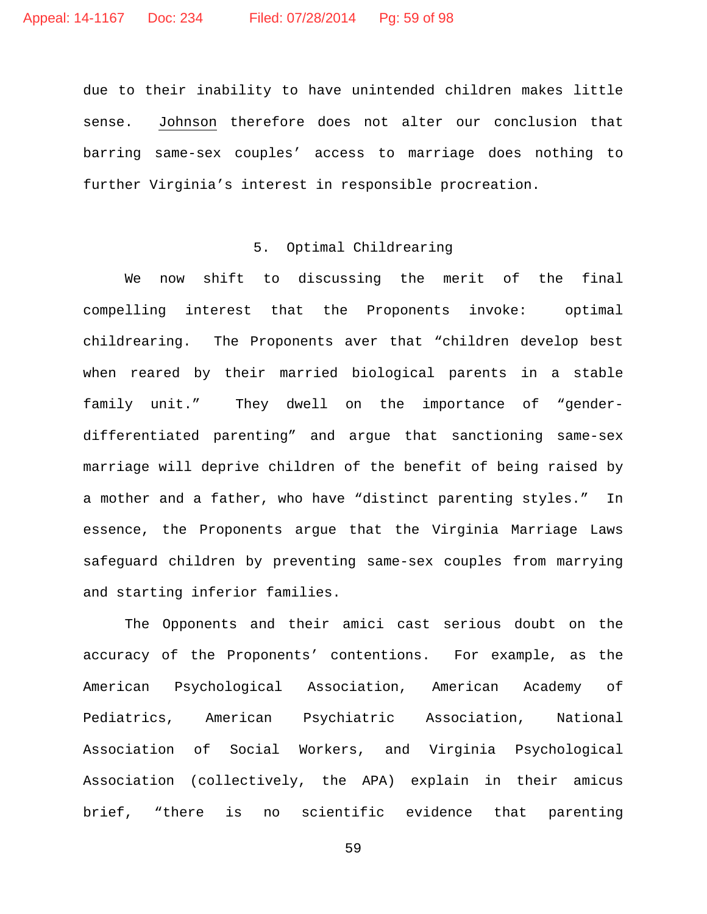due to their inability to have unintended children makes little sense. Johnson therefore does not alter our conclusion that barring same-sex couples' access to marriage does nothing to further Virginia's interest in responsible procreation.

### 5. Optimal Childrearing

We now shift to discussing the merit of the final compelling interest that the Proponents invoke: optimal childrearing. The Proponents aver that "children develop best when reared by their married biological parents in a stable family unit." They dwell on the importance of "gender-differentiated parenting" and argue that sanctioning same-sex marriage will deprive children of the benefit of being raised by a mother and a father, who have "distinct parenting styles." In essence, the Proponents argue that the Virginia Marriage Laws safeguard children by preventing same-sex couples from marrying and starting inferior families.

The Opponents and their amici cast serious doubt on the accuracy of the Proponents' contentions. For example, as the American Psychological Association, American Academy of Pediatrics, American Psychiatric Association, National Association of Social Workers, and Virginia Psychological Association (collectively, the APA) explain in their amicus brief, "there is no scientific evidence that parenting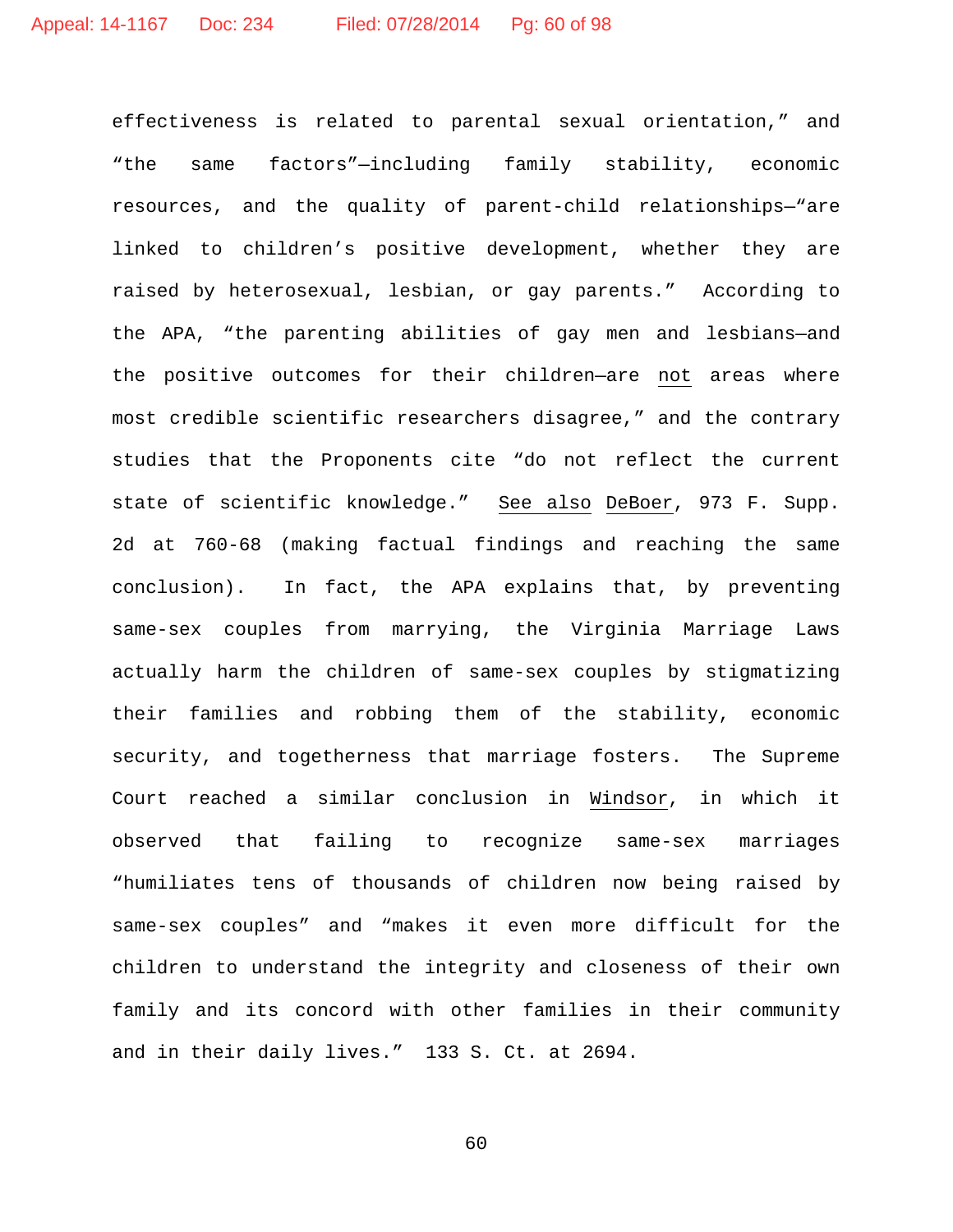effectiveness is related to parental sexual orientation," and "the same factors"—including family stability, economic resources, and the quality of parent-child relationships—"are linked to children's positive development, whether they are raised by heterosexual, lesbian, or gay parents." According to the APA, "the parenting abilities of gay men and lesbians—and the positive outcomes for their children—are <u>not</u> areas where most credible scientific researchers disagree," and the contrary studies that the Proponents cite "do not reflect the current state of scientific knowledge." <u>See also</u> <u>DeBoer</u>, 973 F. Supp. 2d at 760-68 (making factual findings and reaching the same conclusion). In fact, the APA explains that, by preventing same-sex couples from marrying, the Virginia Marriage Laws actually harm the children of same-sex couples by stigmatizing their families and robbing them of the stability, economic security, and togetherness that marriage fosters. The Supreme Court reached a similar conclusion in <u>Windsor</u>, in which it observed that failing to recognize same-sex marriages "humiliates tens of thousands of children now being raised by same-sex couples" and "makes it even more difficult for the children to understand the integrity and closeness of their own family and its concord with other families in their community and in their daily lives." 133 S. Ct. at 2694.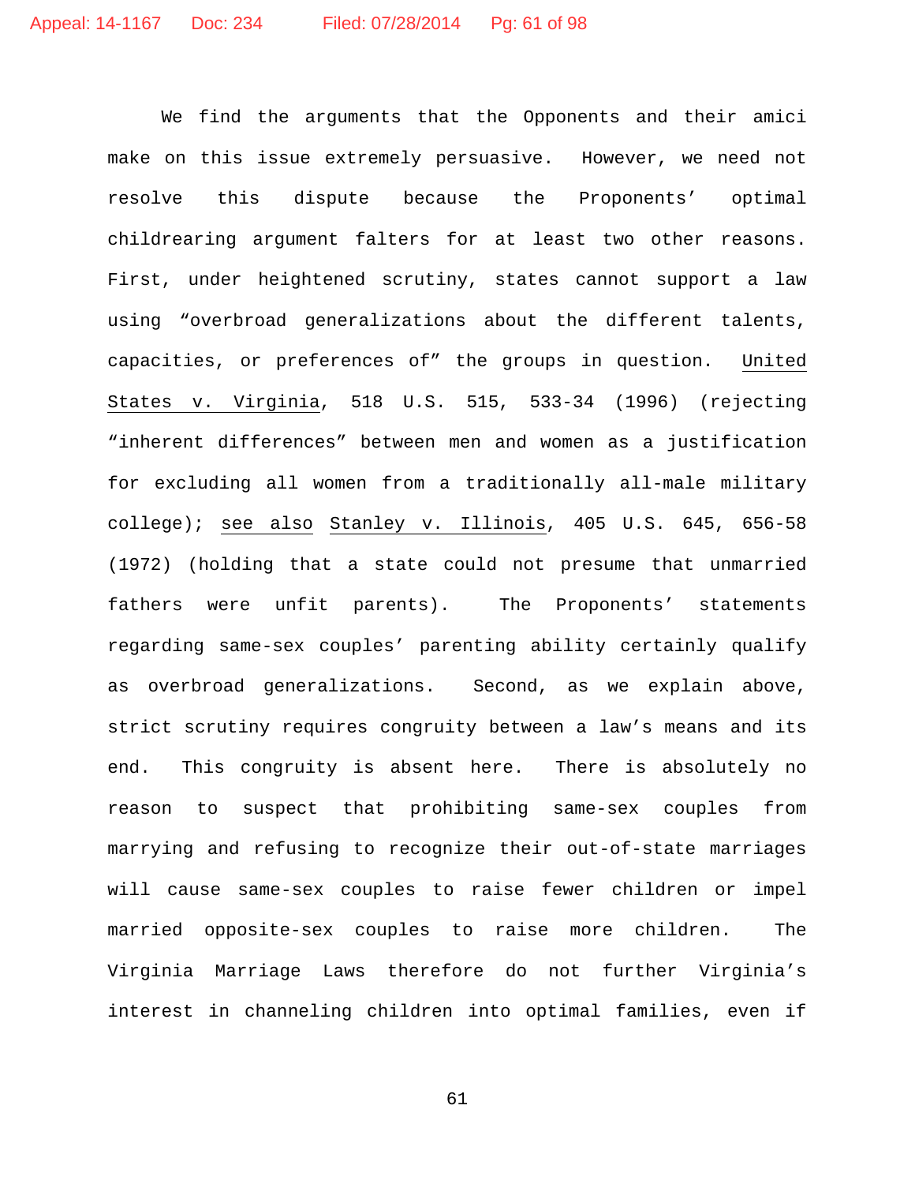We find the arguments that the Opponents and their amici make on this issue extremely persuasive. However, we need not resolve this dispute because the Proponents' optimal childrearing argument falters for at least two other reasons. First, under heightened scrutiny, states cannot support a law using "overbroad generalizations about the different talents, capacities, or preferences of" the groups in question. United States v. Virginia, 518 U.S. 515, 533-34 (1996) (rejecting "inherent differences" between men and women as a justification for excluding all women from a traditionally all-male military college); see also Stanley v. Illinois, 405 U.S. 645, 656-58 (1972) (holding that a state could not presume that unmarried fathers were unfit parents). The Proponents' statements regarding same-sex couples' parenting ability certainly qualify as overbroad generalizations. Second, as we explain above, strict scrutiny requires congruity between a law's means and its end. This congruity is absent here. There is absolutely no reason to suspect that prohibiting same-sex couples from marrying and refusing to recognize their out-of-state marriages will cause same-sex couples to raise fewer children or impel married opposite-sex couples to raise more children. The Virginia Marriage Laws therefore do not further Virginia's interest in channeling children into optimal families, even if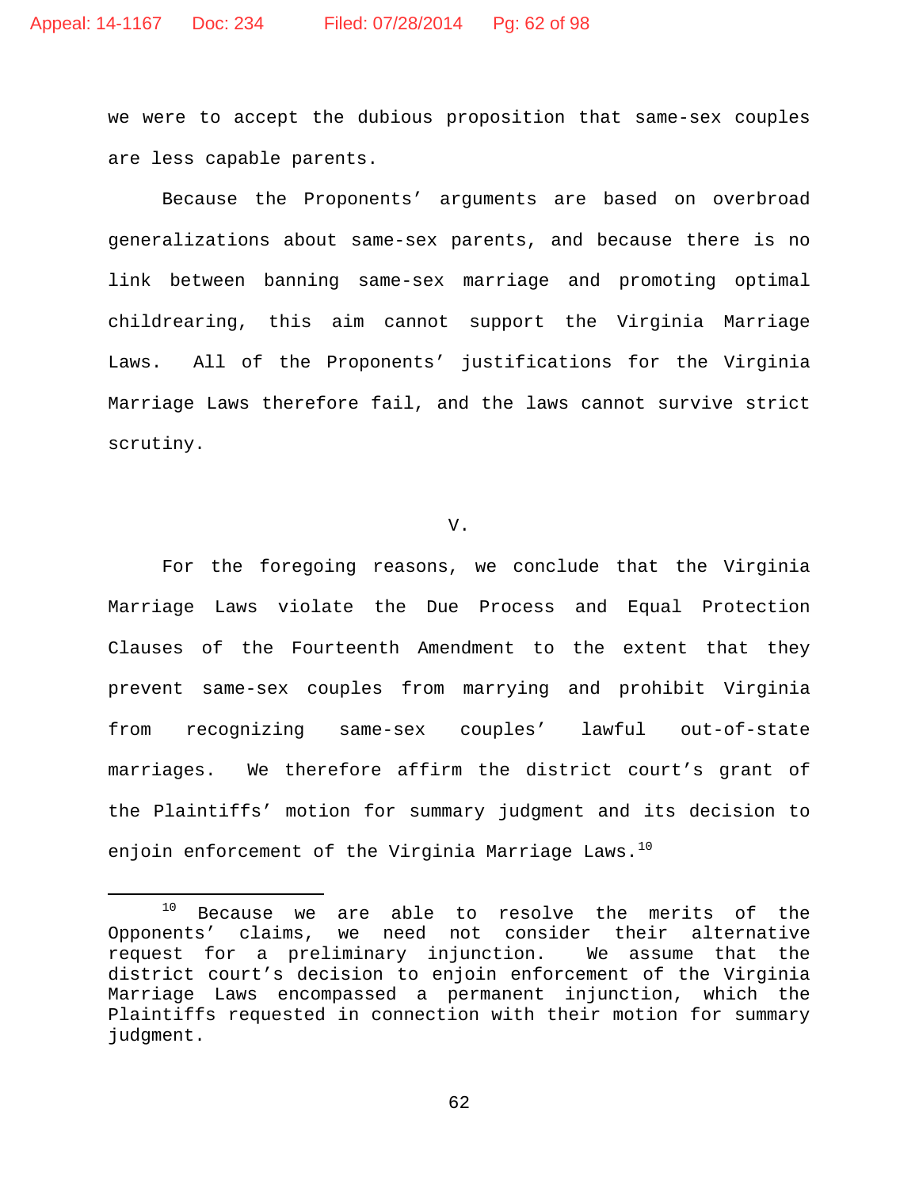we were to accept the dubious proposition that same-sex couples are less capable parents.

Because the Proponents' arguments are based on overbroad generalizations about same-sex parents, and because there is no link between banning same-sex marriage and promoting optimal childrearing, this aim cannot support the Virginia Marriage Laws. All of the Proponents' justifications for the Virginia Marriage Laws therefore fail, and the laws cannot survive strict scrutiny.

## V.

For the foregoing reasons, we conclude that the Virginia Marriage Laws violate the Due Process and Equal Protection Clauses of the Fourteenth Amendment to the extent that they prevent same-sex couples from marrying and prohibit Virginia from recognizing same-sex couples' lawful out-of-state marriages. We therefore affirm the district court's grant of the Plaintiffs' motion for summary judgment and its decision to enjoin enforcement of the Virginia Marriage Laws.[10]

---

[10] Because we are able to resolve the merits of the Opponents' claims, we need not consider their alternative request for a preliminary injunction. We assume that the district court's decision to enjoin enforcement of the Virginia Marriage Laws encompassed a permanent injunction, which the Plaintiffs requested in connection with their motion for summary judgment.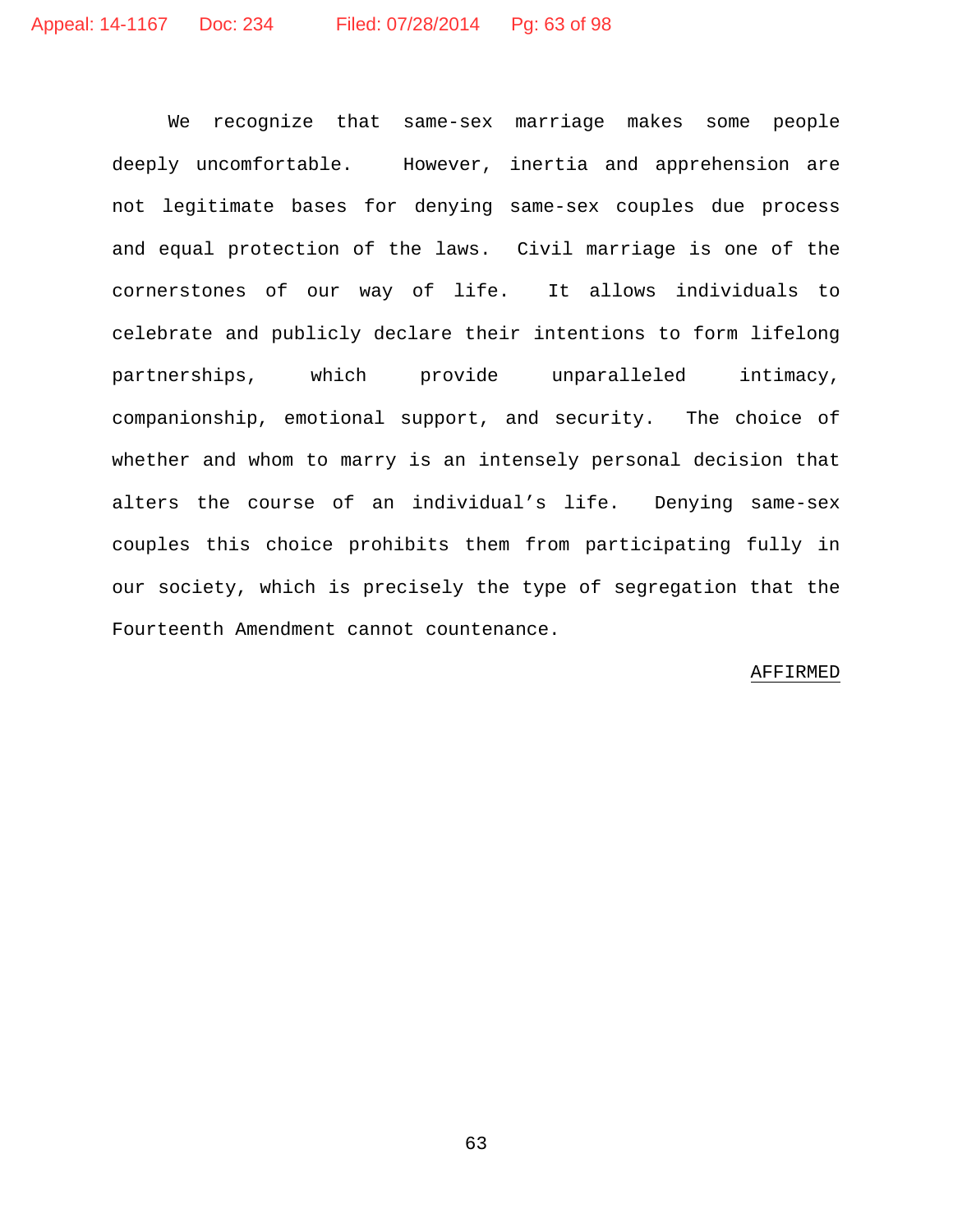We recognize that same-sex marriage makes some people deeply uncomfortable. However, inertia and apprehension are not legitimate bases for denying same-sex couples due process and equal protection of the laws. Civil marriage is one of the cornerstones of our way of life. It allows individuals to celebrate and publicly declare their intentions to form lifelong partnerships, which provide unparalleled intimacy, companionship, emotional support, and security. The choice of whether and whom to marry is an intensely personal decision that alters the course of an individual's life. Denying same-sex couples this choice prohibits them from participating fully in our society, which is precisely the type of segregation that the Fourteenth Amendment cannot countenance.

AFFIRMED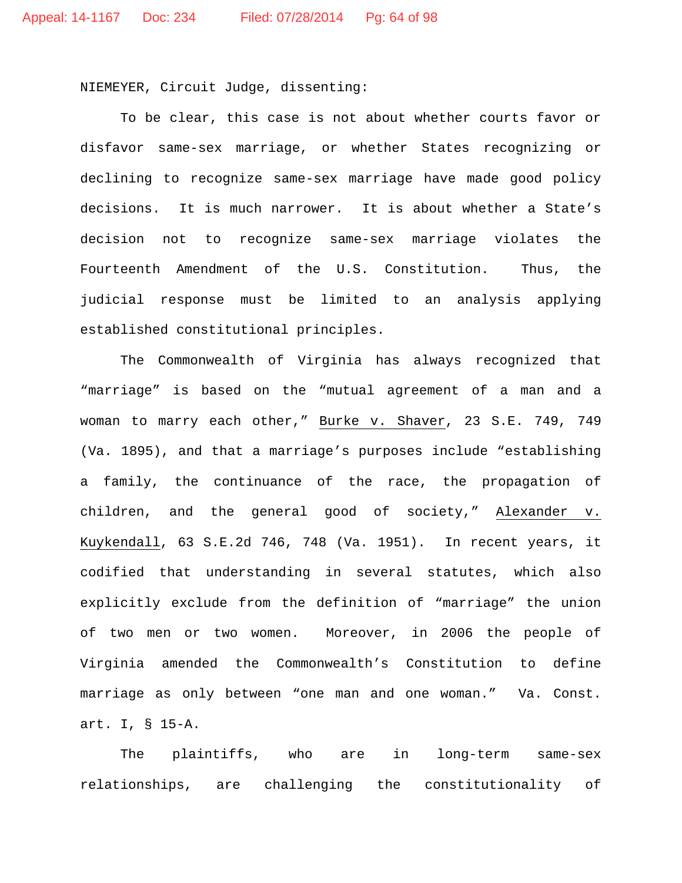NIEMEYER, Circuit Judge, dissenting:

To be clear, this case is not about whether courts favor or disfavor same-sex marriage, or whether States recognizing or declining to recognize same-sex marriage have made good policy decisions. It is much narrower. It is about whether a State's decision not to recognize same-sex marriage violates the Fourteenth Amendment of the U.S. Constitution. Thus, the judicial response must be limited to an analysis applying established constitutional principles.

The Commonwealth of Virginia has always recognized that "marriage" is based on the "mutual agreement of a man and a woman to marry each other," Burke v. Shaver, 23 S.E. 749, 749 (Va. 1895), and that a marriage's purposes include "establishing a family, the continuance of the race, the propagation of children, and the general good of society," Alexander v. Kuykendall, 63 S.E.2d 746, 748 (Va. 1951). In recent years, it codified that understanding in several statutes, which also explicitly exclude from the definition of "marriage" the union of two men or two women. Moreover, in 2006 the people of Virginia amended the Commonwealth's Constitution to define marriage as only between "one man and one woman." Va. Const. art. I, § 15-A.

The plaintiffs, who are in long-term same-sex relationships, are challenging the constitutionality of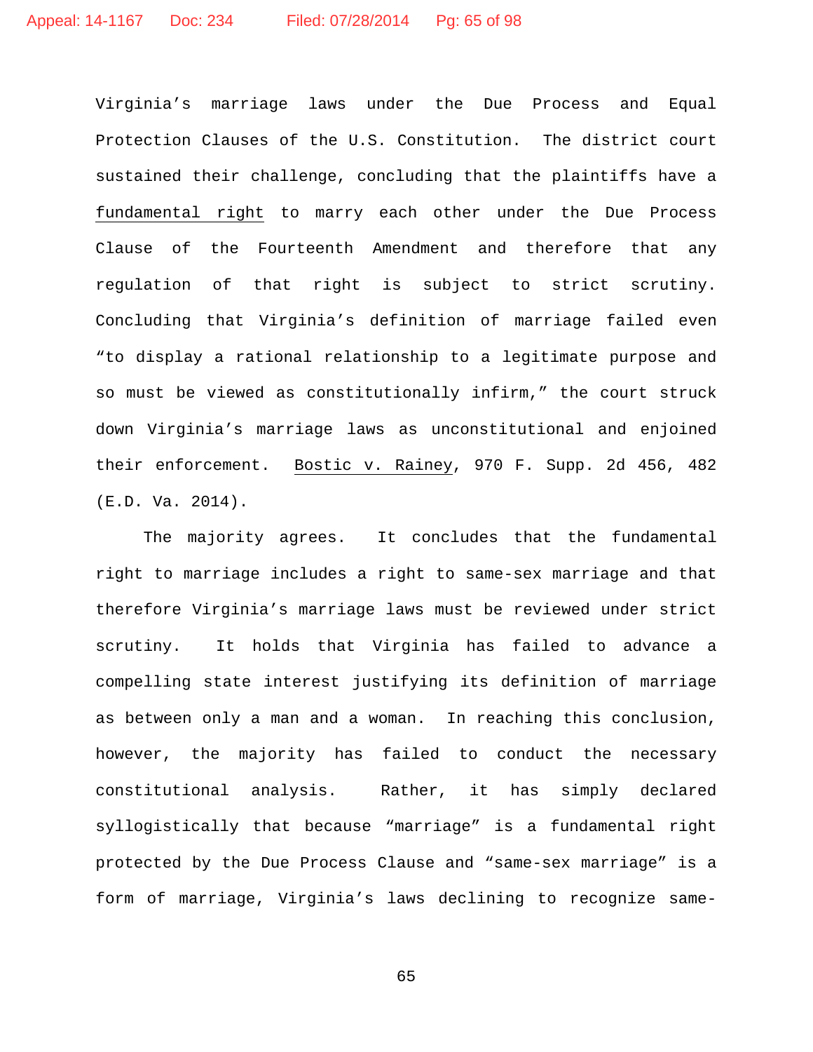Virginia's marriage laws under the Due Process and Equal Protection Clauses of the U.S. Constitution. The district court sustained their challenge, concluding that the plaintiffs have a fundamental right to marry each other under the Due Process Clause of the Fourteenth Amendment and therefore that any regulation of that right is subject to strict scrutiny. Concluding that Virginia's definition of marriage failed even "to display a rational relationship to a legitimate purpose and so must be viewed as constitutionally infirm," the court struck down Virginia's marriage laws as unconstitutional and enjoined their enforcement. Bostic v. Rainey, 970 F. Supp. 2d 456, 482 (E.D. Va. 2014).

The majority agrees. It concludes that the fundamental right to marriage includes a right to same-sex marriage and that therefore Virginia's marriage laws must be reviewed under strict scrutiny. It holds that Virginia has failed to advance a compelling state interest justifying its definition of marriage as between only a man and a woman. In reaching this conclusion, however, the majority has failed to conduct the necessary constitutional analysis. Rather, it has simply declared syllogistically that because "marriage" is a fundamental right protected by the Due Process Clause and "same-sex marriage" is a form of marriage, Virginia's laws declining to recognize same-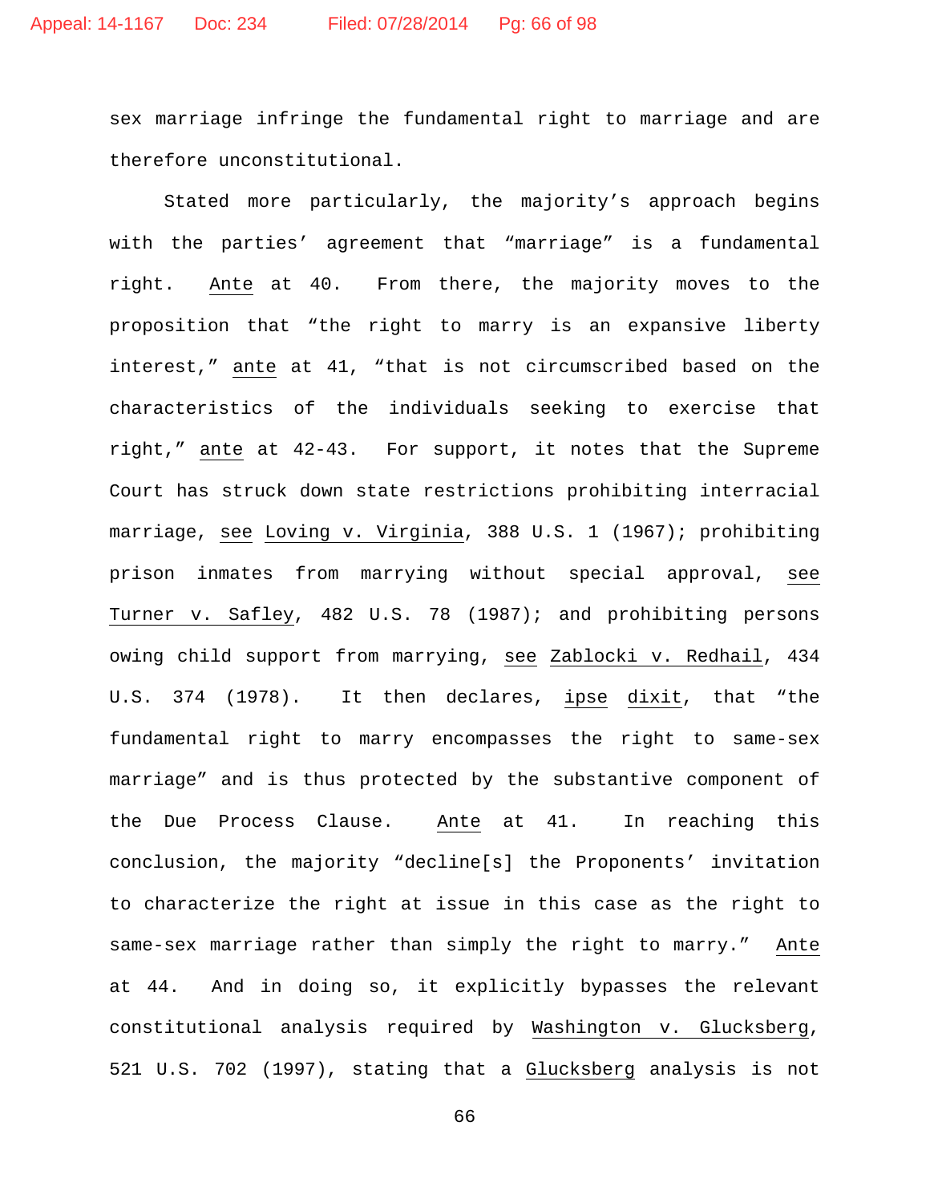sex marriage infringe the fundamental right to marriage and are therefore unconstitutional.

Stated more particularly, the majority's approach begins with the parties' agreement that "marriage" is a fundamental right. Ante at 40. From there, the majority moves to the proposition that "the right to marry is an expansive liberty interest," ante at 41, "that is not circumscribed based on the characteristics of the individuals seeking to exercise that right," ante at 42-43. For support, it notes that the Supreme Court has struck down state restrictions prohibiting interracial marriage, see Loving v. Virginia, 388 U.S. 1 (1967); prohibiting prison inmates from marrying without special approval, see Turner v. Safley, 482 U.S. 78 (1987); and prohibiting persons owing child support from marrying, see Zablocki v. Redhail, 434 U.S. 374 (1978). It then declares, ipse dixit, that "the fundamental right to marry encompasses the right to same-sex marriage" and is thus protected by the substantive component of the Due Process Clause. Ante at 41. In reaching this conclusion, the majority "decline[s] the Proponents' invitation to characterize the right at issue in this case as the right to same-sex marriage rather than simply the right to marry." Ante at 44. And in doing so, it explicitly bypasses the relevant constitutional analysis required by Washington v. Glucksberg, 521 U.S. 702 (1997), stating that a Glucksberg analysis is not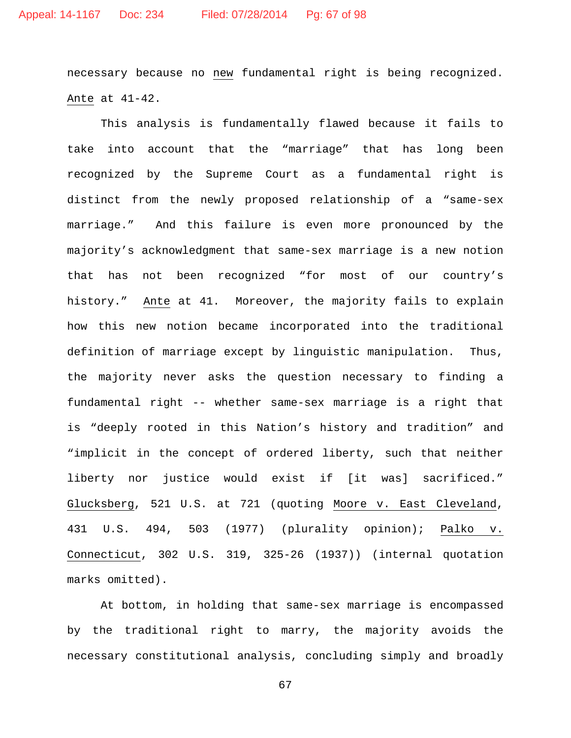necessary because no *new* fundamental right is being recognized. *Ante* at 41-42.

This analysis is fundamentally flawed because it fails to take into account that the "marriage" that has long been recognized by the Supreme Court as a fundamental right is distinct from the newly proposed relationship of a "same-sex marriage." And this failure is even more pronounced by the majority's acknowledgment that same-sex marriage is a new notion that has not been recognized "for most of our country's history." *Ante* at 41. Moreover, the majority fails to explain how this new notion became incorporated into the traditional definition of marriage except by linguistic manipulation. Thus, the majority never asks the question necessary to finding a fundamental right -- whether same-sex marriage is a right that is "deeply rooted in this Nation's history and tradition" and "implicit in the concept of ordered liberty, such that neither liberty nor justice would exist if [it was] sacrificed." *Glucksberg*, 521 U.S. at 721 (quoting *Moore v. East Cleveland*, 431 U.S. 494, 503 (1977) (plurality opinion); *Palko v. Connecticut*, 302 U.S. 319, 325-26 (1937)) (internal quotation marks omitted).

At bottom, in holding that same-sex marriage is encompassed by the traditional right to marry, the majority avoids the necessary constitutional analysis, concluding simply and broadly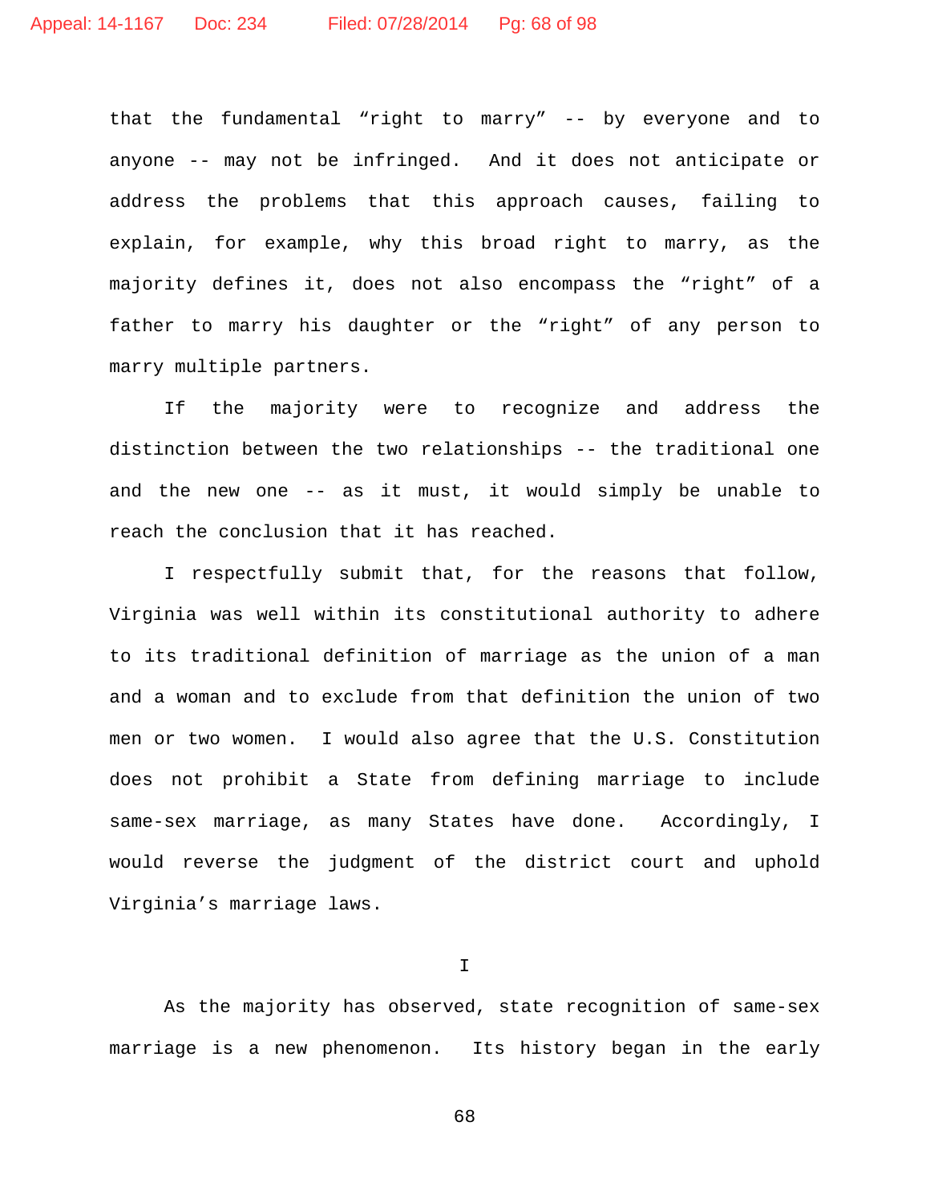that the fundamental “right to marry” -- by everyone and to anyone -- may not be infringed. And it does not anticipate or address the problems that this approach causes, failing to explain, for example, why this broad right to marry, as the majority defines it, does not also encompass the “right” of a father to marry his daughter or the “right” of any person to marry multiple partners.

If the majority were to recognize and address the distinction between the two relationships -- the traditional one and the new one -- as it must, it would simply be unable to reach the conclusion that it has reached.

I respectfully submit that, for the reasons that follow, Virginia was well within its constitutional authority to adhere to its traditional definition of marriage as the union of a man and a woman and to exclude from that definition the union of two men or two women. I would also agree that the U.S. Constitution does not prohibit a State from defining marriage to include same-sex marriage, as many States have done. Accordingly, I would reverse the judgment of the district court and uphold Virginia’s marriage laws.

# I

As the majority has observed, state recognition of same-sex marriage is a new phenomenon. Its history began in the early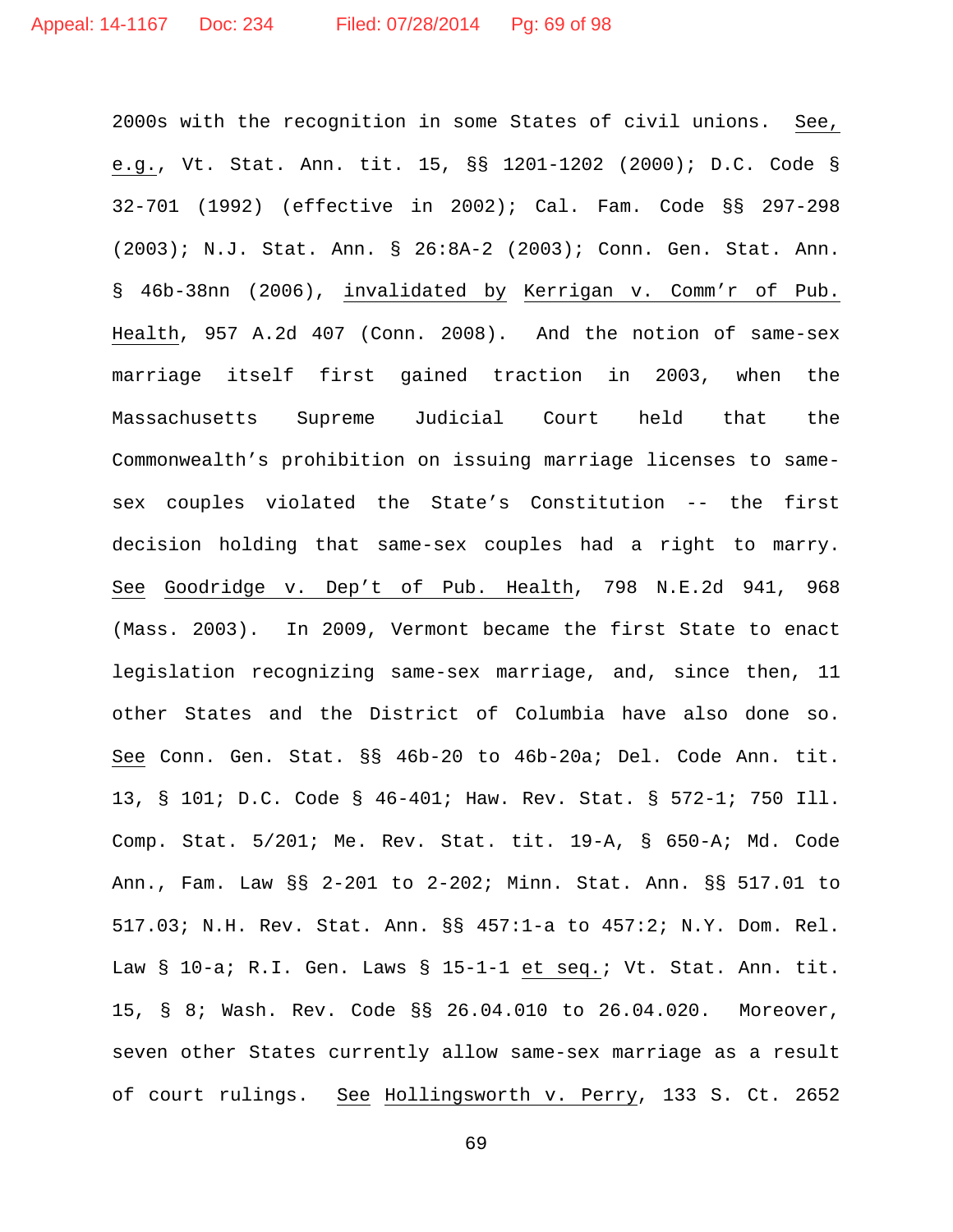2000s with the recognition in some States of civil unions. *See, e.g.*, Vt. Stat. Ann. tit. 15, §§ 1201-1202 (2000); D.C. Code § 32-701 (1992) (effective in 2002); Cal. Fam. Code §§ 297-298 (2003); N.J. Stat. Ann. § 26:8A-2 (2003); Conn. Gen. Stat. Ann. § 46b-38nn (2006), *invalidated by* *Kerrigan v. Comm'r of Pub. Health*, 957 A.2d 407 (Conn. 2008). And the notion of same-sex marriage itself first gained traction in 2003, when the Massachusetts Supreme Judicial Court held that the Commonwealth's prohibition on issuing marriage licenses to same-sex couples violated the State's Constitution -- the first decision holding that same-sex couples had a right to marry. *See* *Goodridge v. Dep't of Pub. Health*, 798 N.E.2d 941, 968 (Mass. 2003). In 2009, Vermont became the first State to enact legislation recognizing same-sex marriage, and, since then, 11 other States and the District of Columbia have also done so. *See* Conn. Gen. Stat. §§ 46b-20 to 46b-20a; Del. Code Ann. tit. 13, § 101; D.C. Code § 46-401; Haw. Rev. Stat. § 572-1; 750 Ill. Comp. Stat. 5/201; Me. Rev. Stat. tit. 19-A, § 650-A; Md. Code Ann., Fam. Law §§ 2-201 to 2-202; Minn. Stat. Ann. §§ 517.01 to 517.03; N.H. Rev. Stat. Ann. §§ 457:1-a to 457:2; N.Y. Dom. Rel. Law § 10-a; R.I. Gen. Laws § 15-1-1 *et seq.*; Vt. Stat. Ann. tit. 15, § 8; Wash. Rev. Code §§ 26.04.010 to 26.04.020. Moreover, seven other States currently allow same-sex marriage as a result of court rulings. *See* *Hollingsworth v. Perry*, 133 S. Ct. 2652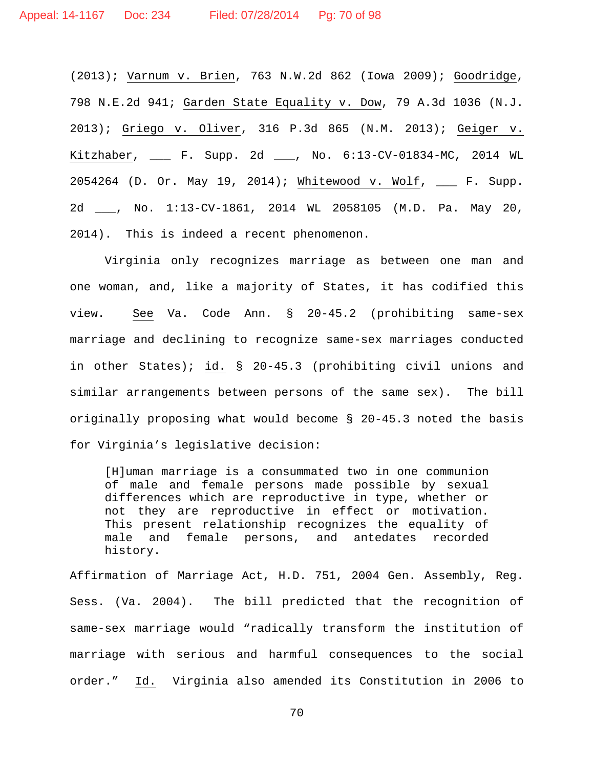(2013); Varnum v. Brien, 763 N.W.2d 862 (Iowa 2009); Goodridge, 798 N.E.2d 941; Garden State Equality v. Dow, 79 A.3d 1036 (N.J. 2013); Griego v. Oliver, 316 P.3d 865 (N.M. 2013); Geiger v. Kitzhaber, ___ F. Supp. 2d ___, No. 6:13-CV-01834-MC, 2014 WL 2054264 (D. Or. May 19, 2014); Whitewood v. Wolf, ___ F. Supp. 2d ___, No. 1:13-CV-1861, 2014 WL 2058105 (M.D. Pa. May 20, 2014). This is indeed a recent phenomenon.

Virginia only recognizes marriage as between one man and one woman, and, like a majority of States, it has codified this view. See Va. Code Ann. § 20-45.2 (prohibiting same-sex marriage and declining to recognize same-sex marriages conducted in other States); id. § 20-45.3 (prohibiting civil unions and similar arrangements between persons of the same sex). The bill originally proposing what would become § 20-45.3 noted the basis for Virginia's legislative decision:

> [H]uman marriage is a consummated two in one communion of male and female persons made possible by sexual differences which are reproductive in type, whether or not they are reproductive in effect or motivation. This present relationship recognizes the equality of male and female persons, and antedates recorded history.

Affirmation of Marriage Act, H.D. 751, 2004 Gen. Assembly, Reg. Sess. (Va. 2004). The bill predicted that the recognition of same-sex marriage would "radically transform the institution of marriage with serious and harmful consequences to the social order." Id. Virginia also amended its Constitution in 2006 to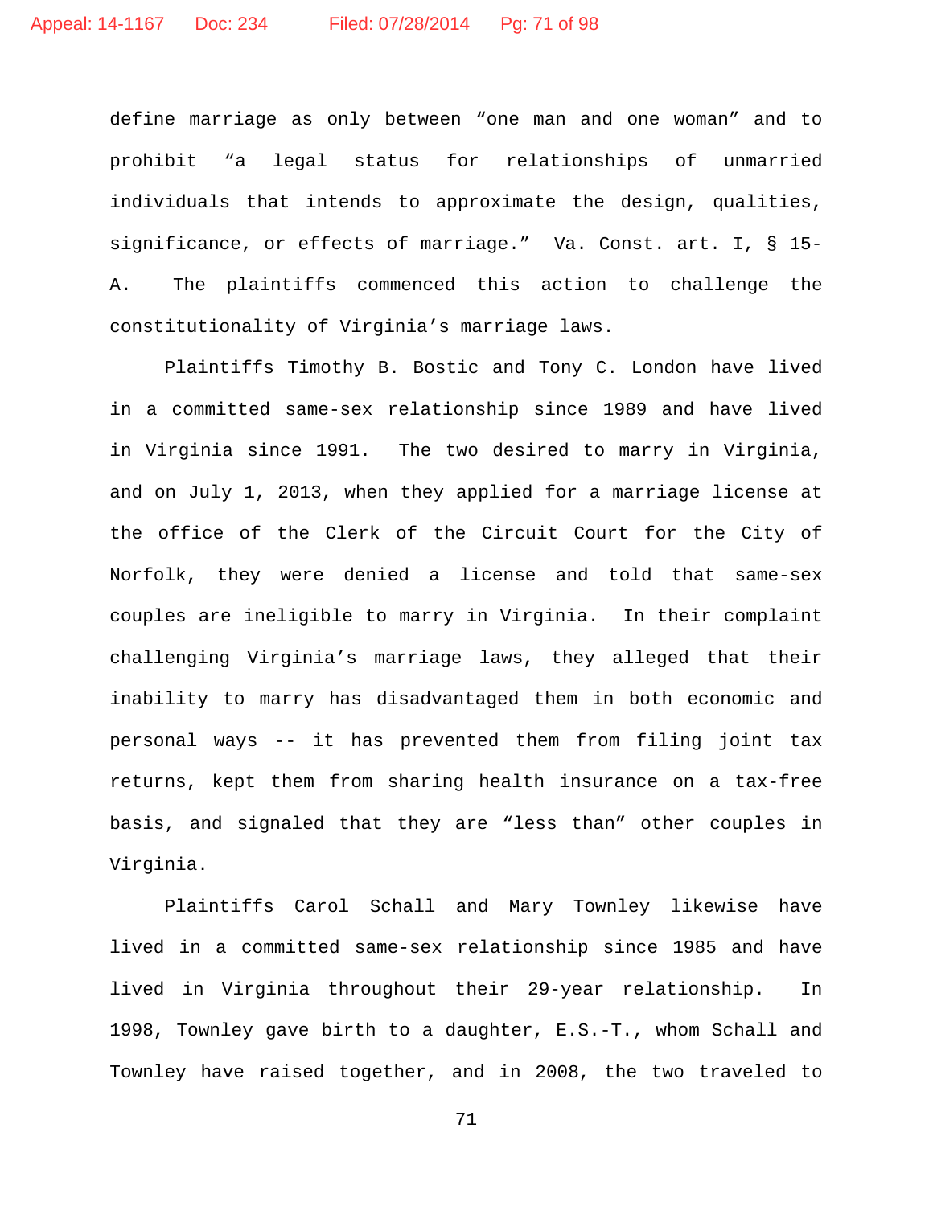define marriage as only between "one man and one woman" and to prohibit "a legal status for relationships of unmarried individuals that intends to approximate the design, qualities, significance, or effects of marriage." Va. Const. art. I, § 15-A. The plaintiffs commenced this action to challenge the constitutionality of Virginia's marriage laws.

Plaintiffs Timothy B. Bostic and Tony C. London have lived in a committed same-sex relationship since 1989 and have lived in Virginia since 1991. The two desired to marry in Virginia, and on July 1, 2013, when they applied for a marriage license at the office of the Clerk of the Circuit Court for the City of Norfolk, they were denied a license and told that same-sex couples are ineligible to marry in Virginia. In their complaint challenging Virginia's marriage laws, they alleged that their inability to marry has disadvantaged them in both economic and personal ways -- it has prevented them from filing joint tax returns, kept them from sharing health insurance on a tax-free basis, and signaled that they are "less than" other couples in Virginia.

Plaintiffs Carol Schall and Mary Townley likewise have lived in a committed same-sex relationship since 1985 and have lived in Virginia throughout their 29-year relationship. In 1998, Townley gave birth to a daughter, E.S.-T., whom Schall and Townley have raised together, and in 2008, the two traveled to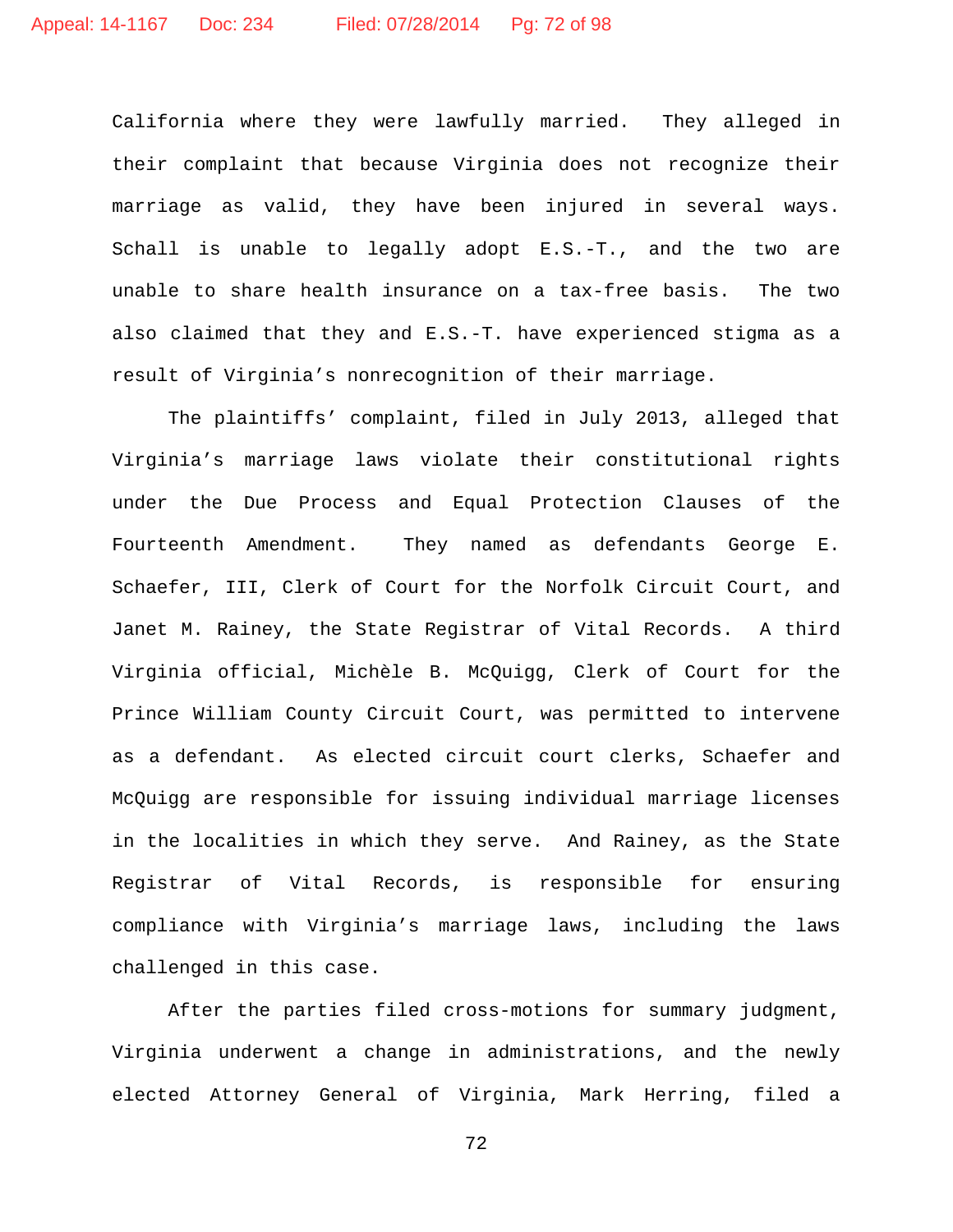California where they were lawfully married. They alleged in their complaint that because Virginia does not recognize their marriage as valid, they have been injured in several ways. Schall is unable to legally adopt E.S.-T., and the two are unable to share health insurance on a tax-free basis. The two also claimed that they and E.S.-T. have experienced stigma as a result of Virginia's nonrecognition of their marriage.

The plaintiffs' complaint, filed in July 2013, alleged that Virginia's marriage laws violate their constitutional rights under the Due Process and Equal Protection Clauses of the Fourteenth Amendment. They named as defendants George E. Schaefer, III, Clerk of Court for the Norfolk Circuit Court, and Janet M. Rainey, the State Registrar of Vital Records. A third Virginia official, Michèle B. McQuigg, Clerk of Court for the Prince William County Circuit Court, was permitted to intervene as a defendant. As elected circuit court clerks, Schaefer and McQuigg are responsible for issuing individual marriage licenses in the localities in which they serve. And Rainey, as the State Registrar of Vital Records, is responsible for ensuring compliance with Virginia's marriage laws, including the laws challenged in this case.

After the parties filed cross-motions for summary judgment, Virginia underwent a change in administrations, and the newly elected Attorney General of Virginia, Mark Herring, filed a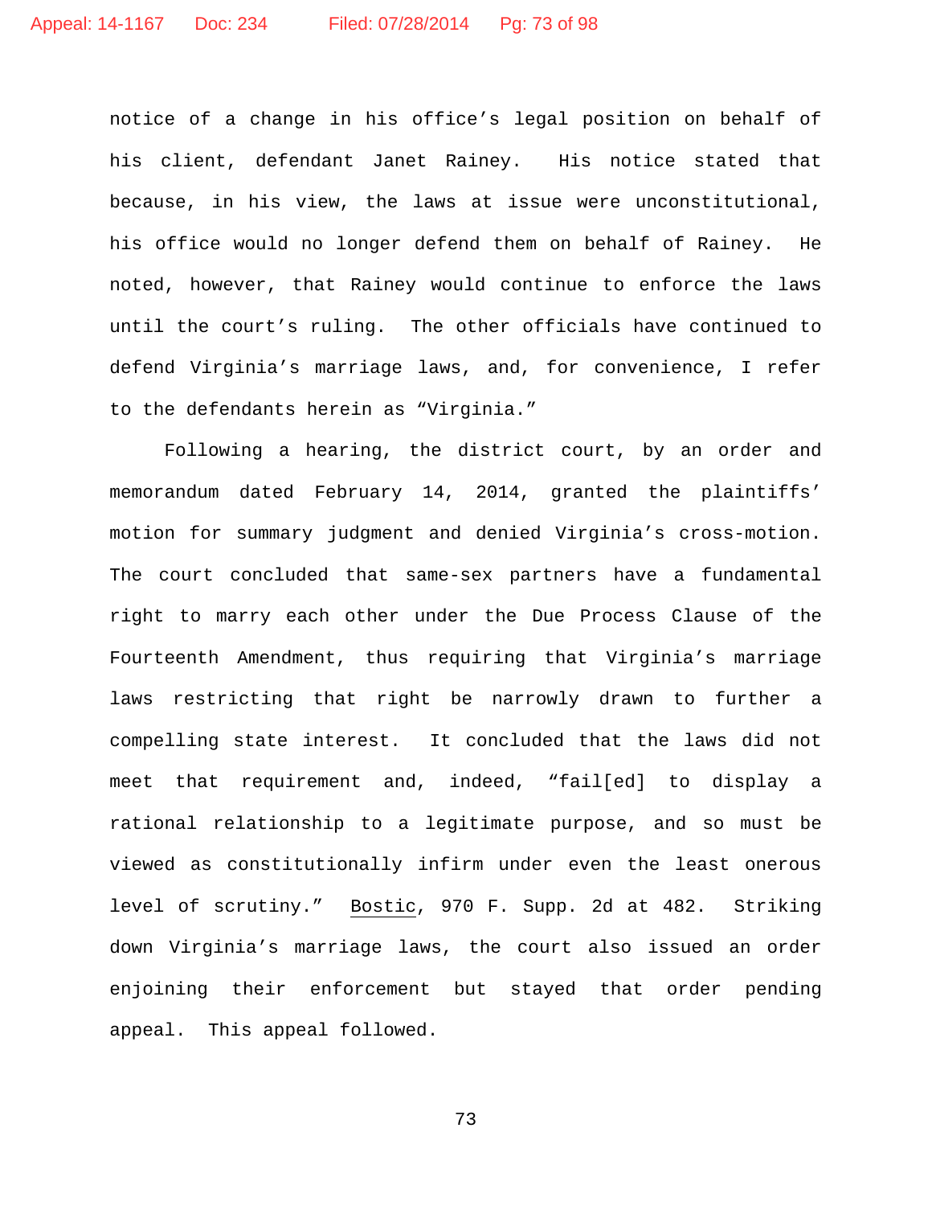notice of a change in his office's legal position on behalf of his client, defendant Janet Rainey. His notice stated that because, in his view, the laws at issue were unconstitutional, his office would no longer defend them on behalf of Rainey. He noted, however, that Rainey would continue to enforce the laws until the court's ruling. The other officials have continued to defend Virginia's marriage laws, and, for convenience, I refer to the defendants herein as "Virginia."

Following a hearing, the district court, by an order and memorandum dated February 14, 2014, granted the plaintiffs' motion for summary judgment and denied Virginia's cross-motion. The court concluded that same-sex partners have a fundamental right to marry each other under the Due Process Clause of the Fourteenth Amendment, thus requiring that Virginia's marriage laws restricting that right be narrowly drawn to further a compelling state interest. It concluded that the laws did not meet that requirement and, indeed, "fail[ed] to display a rational relationship to a legitimate purpose, and so must be viewed as constitutionally infirm under even the least onerous level of scrutiny." Bostic, 970 F. Supp. 2d at 482. Striking down Virginia's marriage laws, the court also issued an order enjoining their enforcement but stayed that order pending appeal. This appeal followed.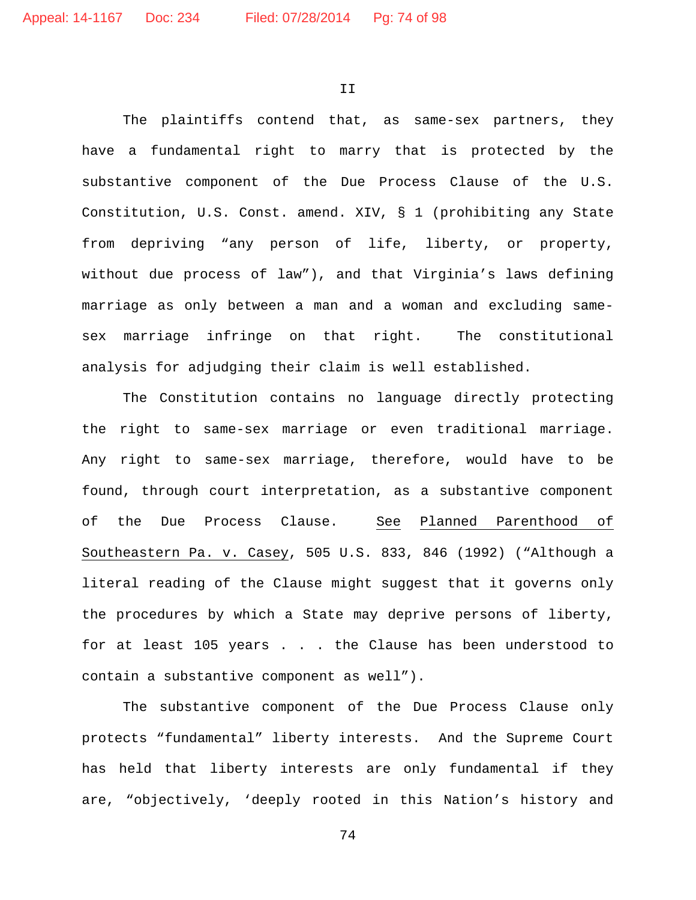II

The plaintiffs contend that, as same-sex partners, they have a fundamental right to marry that is protected by the substantive component of the Due Process Clause of the U.S. Constitution, U.S. Const. amend. XIV, § 1 (prohibiting any State from depriving "any person of life, liberty, or property, without due process of law"), and that Virginia's laws defining marriage as only between a man and a woman and excluding same-sex marriage infringe on that right. The constitutional analysis for adjudging their claim is well established.

The Constitution contains no language directly protecting the right to same-sex marriage or even traditional marriage. Any right to same-sex marriage, therefore, would have to be found, through court interpretation, as a substantive component of the Due Process Clause. <u>See</u> <u>Planned Parenthood of Southeastern Pa. v. Casey</u>, 505 U.S. 833, 846 (1992) ("Although a literal reading of the Clause might suggest that it governs only the procedures by which a State may deprive persons of liberty, for at least 105 years . . . the Clause has been understood to contain a substantive component as well").

The substantive component of the Due Process Clause only protects "fundamental" liberty interests. And the Supreme Court has held that liberty interests are only fundamental if they are, "objectively, 'deeply rooted in this Nation's history and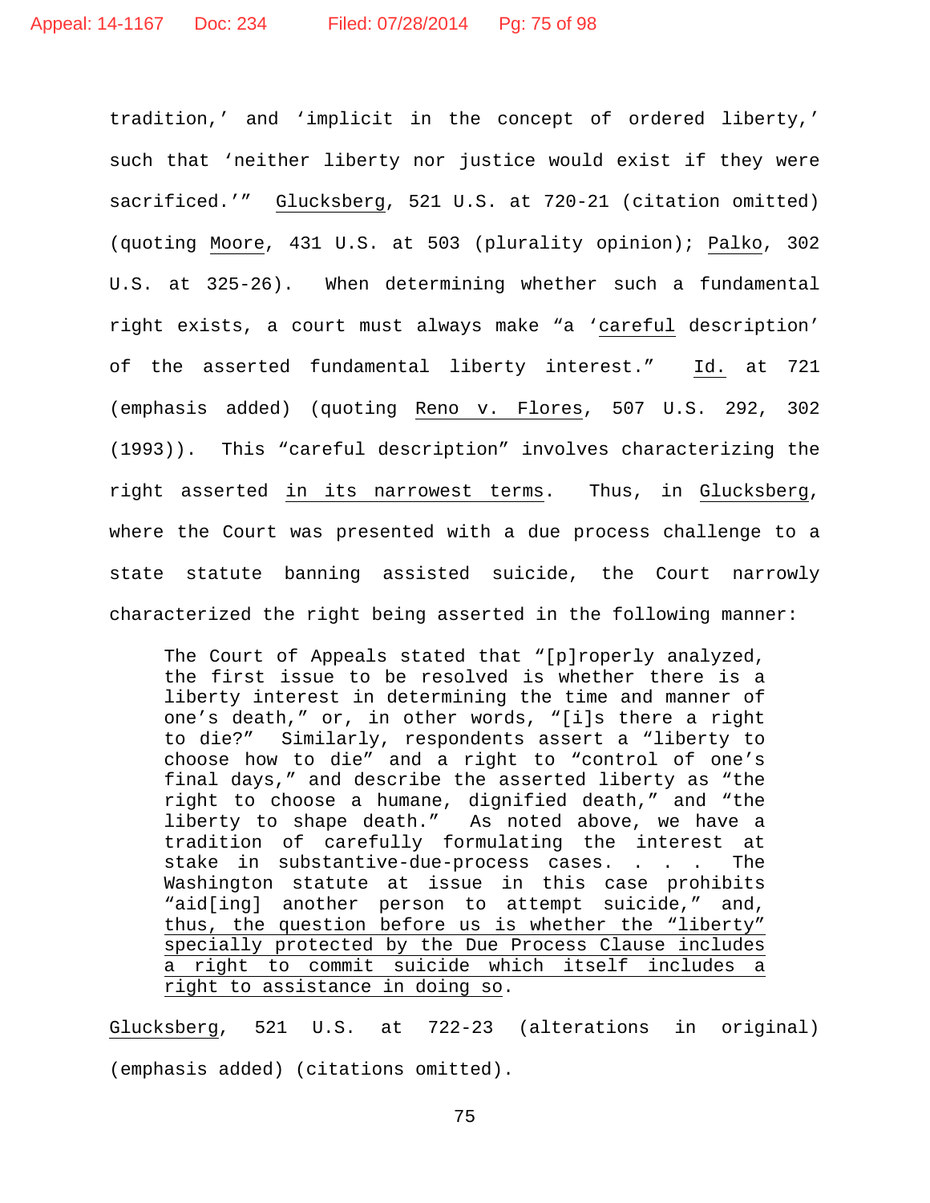tradition,' and 'implicit in the concept of ordered liberty,' such that 'neither liberty nor justice would exist if they were sacrificed.'" Glucksberg, 521 U.S. at 720-21 (citation omitted) (quoting Moore, 431 U.S. at 503 (plurality opinion); Palko, 302 U.S. at 325-26). When determining whether such a fundamental right exists, a court must always make "a '*careful* description' of the asserted fundamental liberty interest." Id. at 721 (emphasis added) (quoting Reno v. Flores, 507 U.S. 292, 302 (1993)). This "careful description" involves characterizing the right asserted *in its narrowest terms*. Thus, in Glucksberg, where the Court was presented with a due process challenge to a state statute banning assisted suicide, the Court narrowly characterized the right being asserted in the following manner:

> The Court of Appeals stated that "[p]roperly analyzed, the first issue to be resolved is whether there is a liberty interest in determining the time and manner of one's death," or, in other words, "[i]s there a right to die?" Similarly, respondents assert a "liberty to choose how to die" and a right to "control of one's final days," and describe the asserted liberty as "the right to choose a humane, dignified death," and "the liberty to shape death." As noted above, we have a tradition of carefully formulating the interest at stake in substantive-due-process cases. . . . The Washington statute at issue in this case prohibits "aid[ing] another person to attempt suicide," and, *thus, the question before us is whether the "liberty" specially protected by the Due Process Clause includes a right to commit suicide which itself includes a right to assistance in doing so*.

Glucksberg, 521 U.S. at 722-23 (alterations in original) (emphasis added) (citations omitted).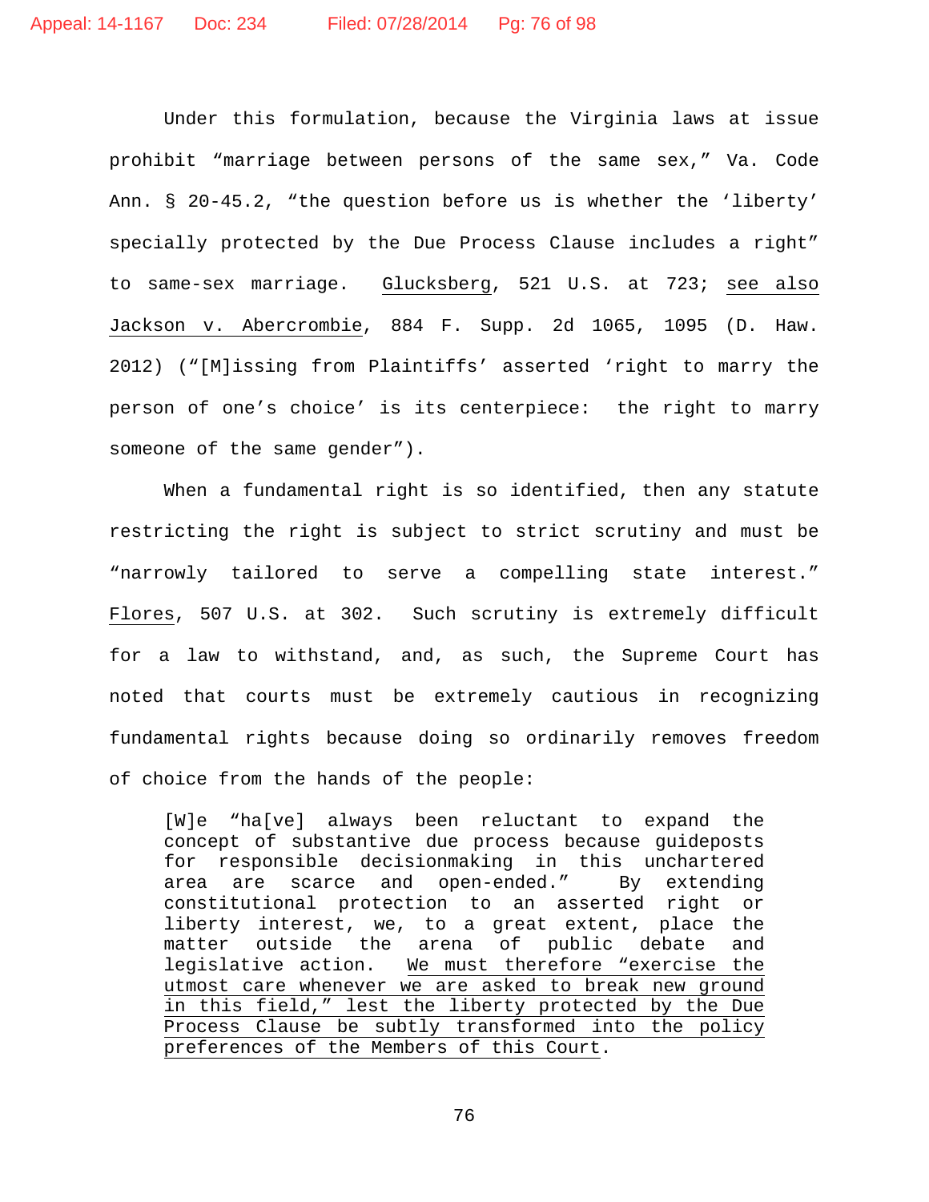Under this formulation, because the Virginia laws at issue prohibit "marriage between persons of the same sex," Va. Code Ann. § 20-45.2, "the question before us is whether the 'liberty' specially protected by the Due Process Clause includes a right" to same-sex marriage. Glucksberg, 521 U.S. at 723; see also Jackson v. Abercrombie, 884 F. Supp. 2d 1065, 1095 (D. Haw. 2012) ("[M]issing from Plaintiffs' asserted 'right to marry the person of one's choice' is its centerpiece: the right to marry someone of the same gender").

When a fundamental right is so identified, then any statute restricting the right is subject to strict scrutiny and must be "narrowly tailored to serve a compelling state interest." Flores, 507 U.S. at 302. Such scrutiny is extremely difficult for a law to withstand, and, as such, the Supreme Court has noted that courts must be extremely cautious in recognizing fundamental rights because doing so ordinarily removes freedom of choice from the hands of the people:

> [W]e "ha[ve] always been reluctant to expand the concept of substantive due process because guideposts for responsible decisionmaking in this unchartered area are scarce and open-ended." By extending constitutional protection to an asserted right or liberty interest, we, to a great extent, place the matter outside the arena of public debate and legislative action. We must therefore "exercise the utmost care whenever we are asked to break new ground in this field," lest the liberty protected by the Due Process Clause be subtly transformed into the policy preferences of the Members of this Court.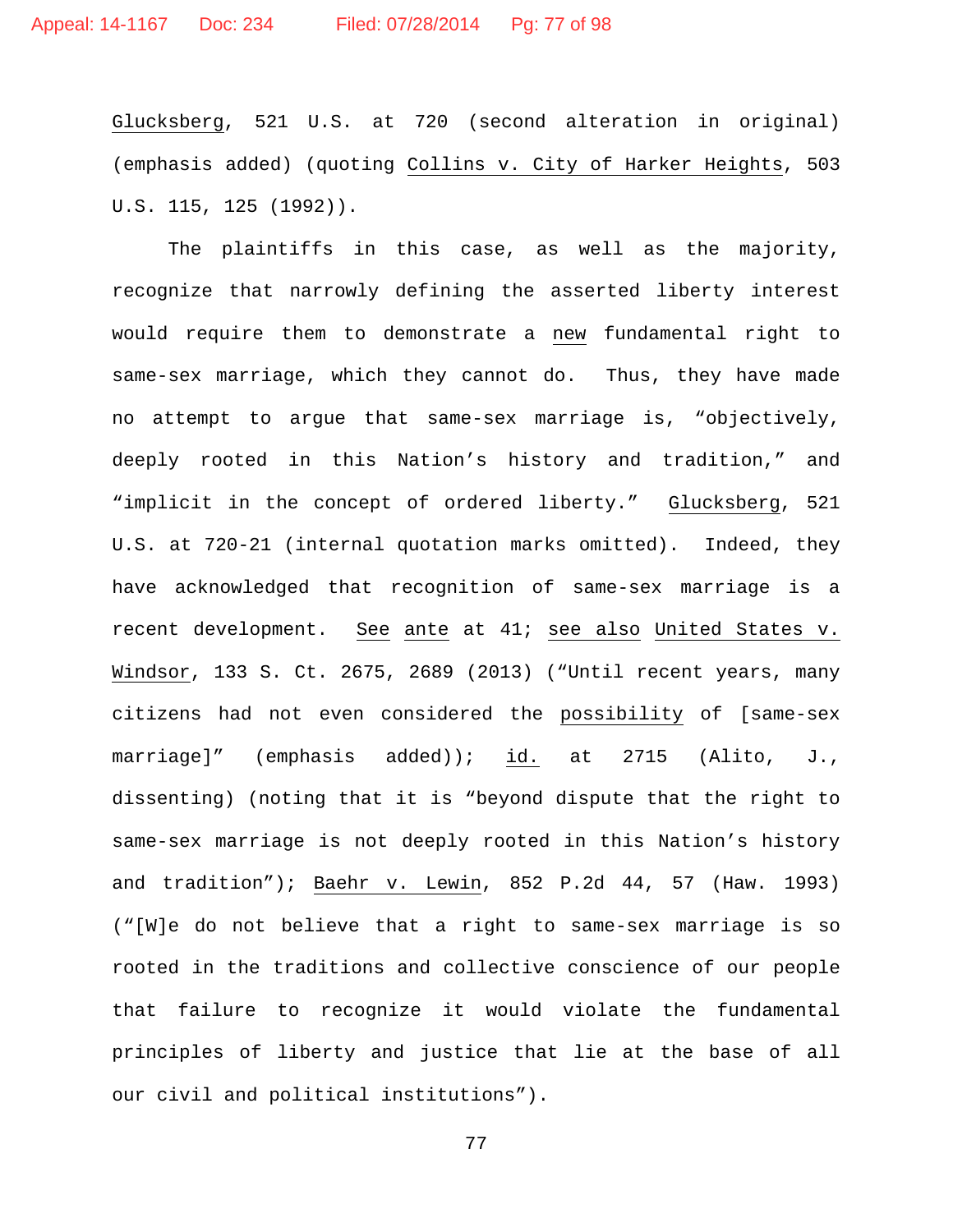Glucksberg, 521 U.S. at 720 (second alteration in original) (emphasis added) (quoting Collins v. City of Harker Heights, 503 U.S. 115, 125 (1992)).

The plaintiffs in this case, as well as the majority, recognize that narrowly defining the asserted liberty interest would require them to demonstrate a new fundamental right to same-sex marriage, which they cannot do. Thus, they have made no attempt to argue that same-sex marriage is, "objectively, deeply rooted in this Nation's history and tradition," and "implicit in the concept of ordered liberty." Glucksberg, 521 U.S. at 720-21 (internal quotation marks omitted). Indeed, they have acknowledged that recognition of same-sex marriage is a recent development. See ante at 41; see also United States v. Windsor, 133 S. Ct. 2675, 2689 (2013) ("Until recent years, many citizens had not even considered the possibility of [same-sex marriage]" (emphasis added)); id. at 2715 (Alito, J., dissenting) (noting that it is "beyond dispute that the right to same-sex marriage is not deeply rooted in this Nation's history and tradition"); Baehr v. Lewin, 852 P.2d 44, 57 (Haw. 1993) ("[W]e do not believe that a right to same-sex marriage is so rooted in the traditions and collective conscience of our people that failure to recognize it would violate the fundamental principles of liberty and justice that lie at the base of all our civil and political institutions").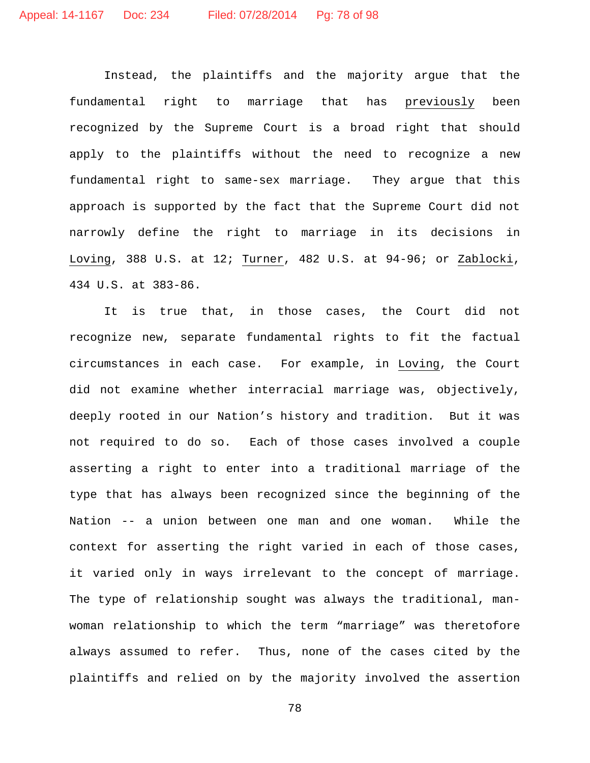Instead, the plaintiffs and the majority argue that the fundamental right to marriage that has <u>previously</u> been recognized by the Supreme Court is a broad right that should apply to the plaintiffs without the need to recognize a new fundamental right to same-sex marriage. They argue that this approach is supported by the fact that the Supreme Court did not narrowly define the right to marriage in its decisions in <u>Loving</u>, 388 U.S. at 12; <u>Turner</u>, 482 U.S. at 94-96; or <u>Zablocki</u>, 434 U.S. at 383-86.

It is true that, in those cases, the Court did not recognize new, separate fundamental rights to fit the factual circumstances in each case. For example, in <u>Loving</u>, the Court did not examine whether interracial marriage was, objectively, deeply rooted in our Nation's history and tradition. But it was not required to do so. Each of those cases involved a couple asserting a right to enter into a traditional marriage of the type that has always been recognized since the beginning of the Nation -- a union between one man and one woman. While the context for asserting the right varied in each of those cases, it varied only in ways irrelevant to the concept of marriage. The type of relationship sought was always the traditional, man-woman relationship to which the term "marriage" was theretofore always assumed to refer. Thus, none of the cases cited by the plaintiffs and relied on by the majority involved the assertion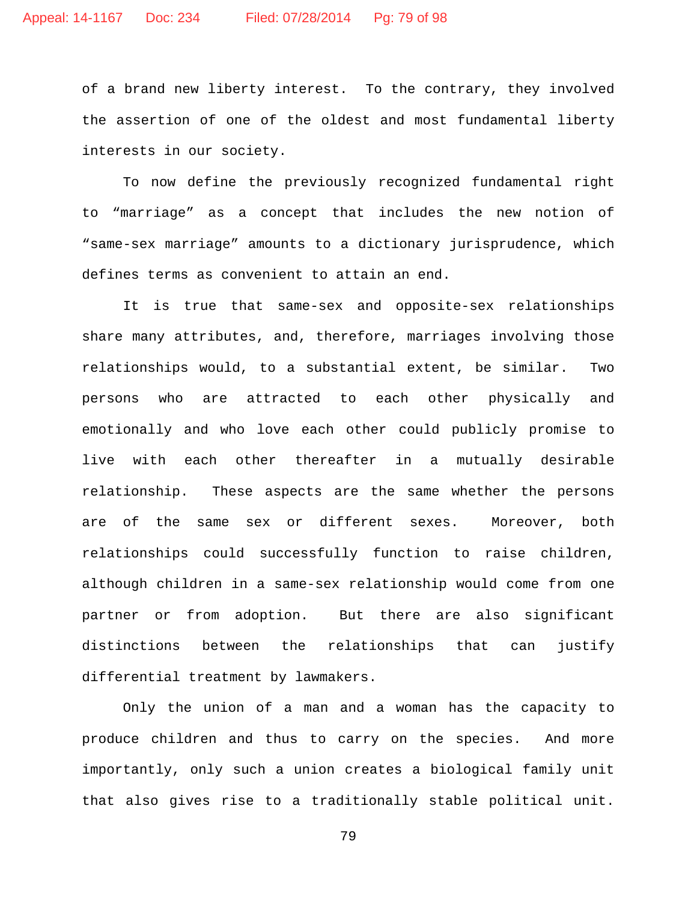of a brand new liberty interest. To the contrary, they involved the assertion of one of the oldest and most fundamental liberty interests in our society.

To now define the previously recognized fundamental right to "marriage" as a concept that includes the new notion of "same-sex marriage" amounts to a dictionary jurisprudence, which defines terms as convenient to attain an end.

It is true that same-sex and opposite-sex relationships share many attributes, and, therefore, marriages involving those relationships would, to a substantial extent, be similar. Two persons who are attracted to each other physically and emotionally and who love each other could publicly promise to live with each other thereafter in a mutually desirable relationship. These aspects are the same whether the persons are of the same sex or different sexes. Moreover, both relationships could successfully function to raise children, although children in a same-sex relationship would come from one partner or from adoption. But there are also significant distinctions between the relationships that can justify differential treatment by lawmakers.

Only the union of a man and a woman has the capacity to produce children and thus to carry on the species. And more importantly, only such a union creates a biological family unit that also gives rise to a traditionally stable political unit.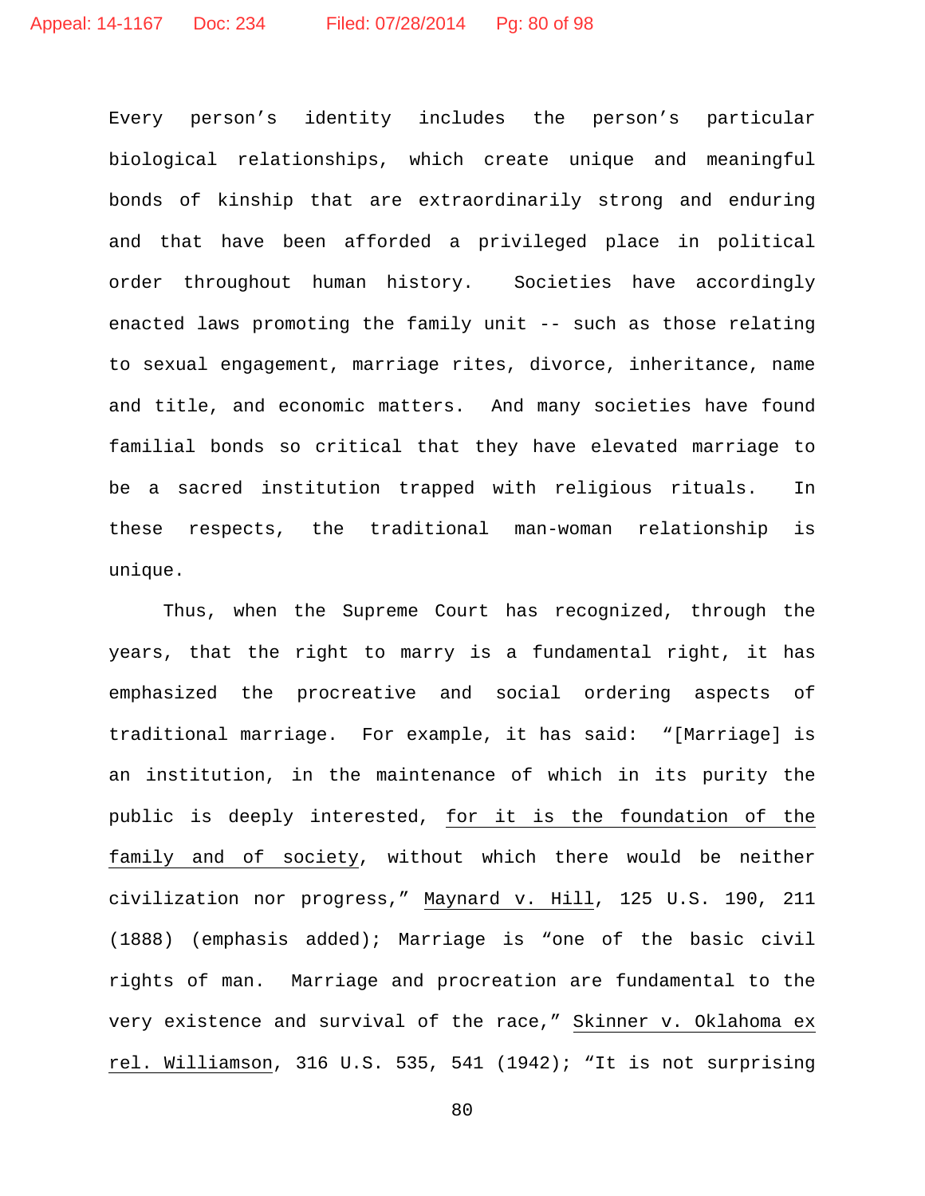Every person's identity includes the person's particular biological relationships, which create unique and meaningful bonds of kinship that are extraordinarily strong and enduring and that have been afforded a privileged place in political order throughout human history. Societies have accordingly enacted laws promoting the family unit -- such as those relating to sexual engagement, marriage rites, divorce, inheritance, name and title, and economic matters. And many societies have found familial bonds so critical that they have elevated marriage to be a sacred institution trapped with religious rituals. In these respects, the traditional man-woman relationship is unique.

Thus, when the Supreme Court has recognized, through the years, that the right to marry is a fundamental right, it has emphasized the procreative and social ordering aspects of traditional marriage. For example, it has said: "[Marriage] is an institution, in the maintenance of which in its purity the public is deeply interested, <u>for it is the foundation of the family and of society</u>, without which there would be neither civilization nor progress," <u>Maynard v. Hill</u>, 125 U.S. 190, 211 (1888) (emphasis added); Marriage is "one of the basic civil rights of man. Marriage and procreation are fundamental to the very existence and survival of the race," <u>Skinner v. Oklahoma ex rel. Williamson</u>, 316 U.S. 535, 541 (1942); "It is not surprising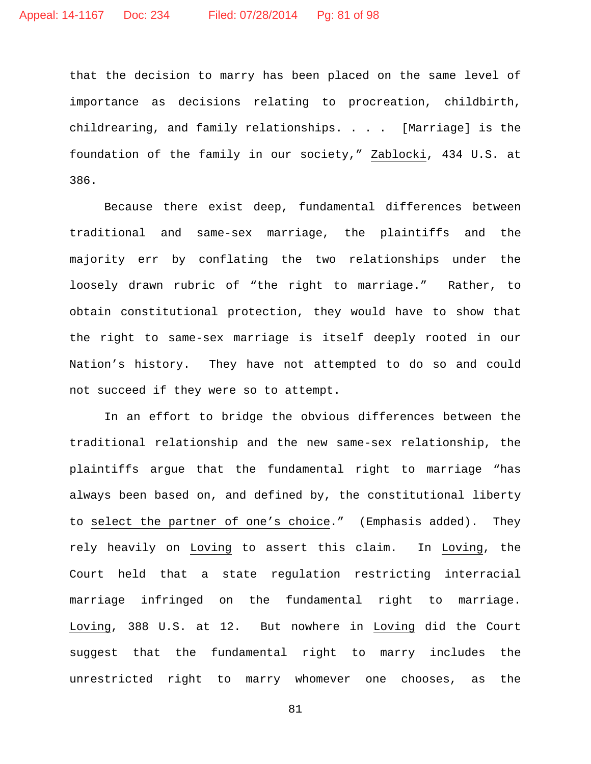that the decision to marry has been placed on the same level of importance as decisions relating to procreation, childbirth, childrearing, and family relationships. . . . [Marriage] is the foundation of the family in our society," Zablocki, 434 U.S. at 386.

Because there exist deep, fundamental differences between traditional and same-sex marriage, the plaintiffs and the majority err by conflating the two relationships under the loosely drawn rubric of "the right to marriage." Rather, to obtain constitutional protection, they would have to show that the right to same-sex marriage is itself deeply rooted in our Nation's history. They have not attempted to do so and could not succeed if they were so to attempt.

In an effort to bridge the obvious differences between the traditional relationship and the new same-sex relationship, the plaintiffs argue that the fundamental right to marriage "has always been based on, and defined by, the constitutional liberty to select the partner of one's choice." (Emphasis added). They rely heavily on Loving to assert this claim. In Loving, the Court held that a state regulation restricting interracial marriage infringed on the fundamental right to marriage. Loving, 388 U.S. at 12. But nowhere in Loving did the Court suggest that the fundamental right to marry includes the unrestricted right to marry whomever one chooses, as the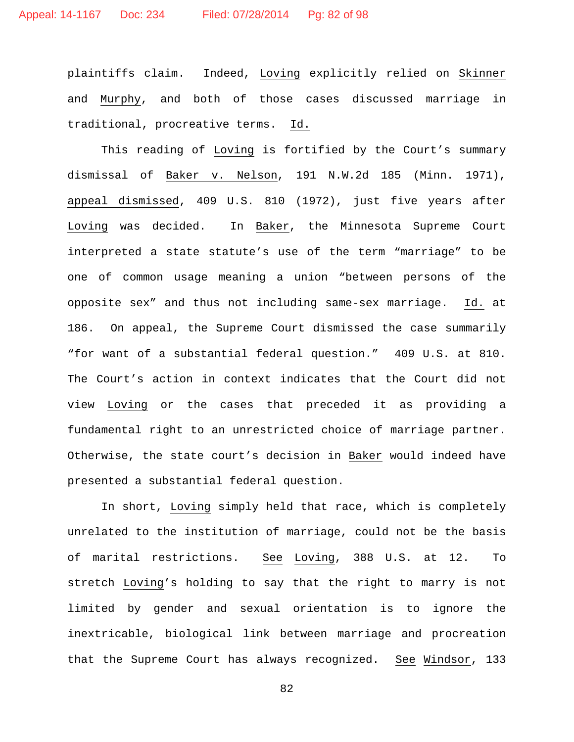plaintiffs claim. Indeed, Loving explicitly relied on Skinner and Murphy, and both of those cases discussed marriage in traditional, procreative terms. Id.

This reading of Loving is fortified by the Court's summary dismissal of Baker v. Nelson, 191 N.W.2d 185 (Minn. 1971), appeal dismissed, 409 U.S. 810 (1972), just five years after Loving was decided. In Baker, the Minnesota Supreme Court interpreted a state statute's use of the term "marriage" to be one of common usage meaning a union "between persons of the opposite sex" and thus not including same-sex marriage. Id. at 186. On appeal, the Supreme Court dismissed the case summarily "for want of a substantial federal question." 409 U.S. at 810. The Court's action in context indicates that the Court did not view Loving or the cases that preceded it as providing a fundamental right to an unrestricted choice of marriage partner. Otherwise, the state court's decision in Baker would indeed have presented a substantial federal question.

In short, Loving simply held that race, which is completely unrelated to the institution of marriage, could not be the basis of marital restrictions. See Loving, 388 U.S. at 12. To stretch Loving's holding to say that the right to marry is not limited by gender and sexual orientation is to ignore the inextricable, biological link between marriage and procreation that the Supreme Court has always recognized. See Windsor, 133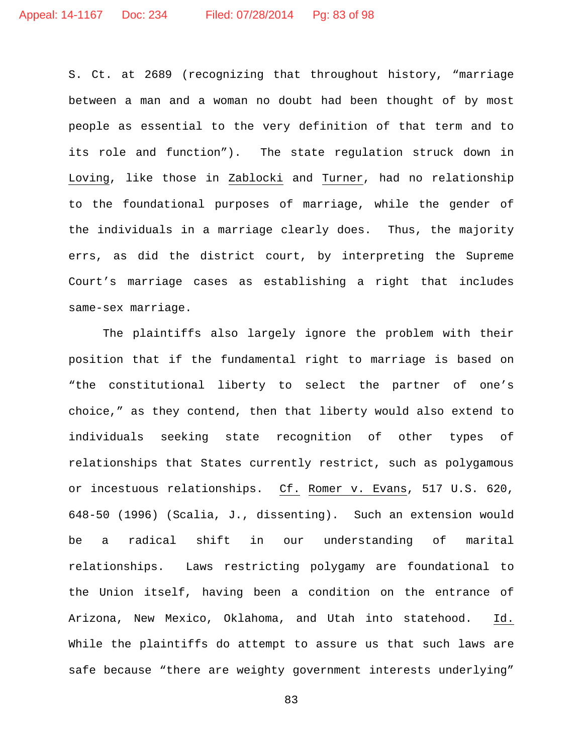S. Ct. at 2689 (recognizing that throughout history, "marriage between a man and a woman no doubt had been thought of by most people as essential to the very definition of that term and to its role and function"). The state regulation struck down in Loving, like those in Zablocki and Turner, had no relationship to the foundational purposes of marriage, while the gender of the individuals in a marriage clearly does. Thus, the majority errs, as did the district court, by interpreting the Supreme Court's marriage cases as establishing a right that includes same-sex marriage.

The plaintiffs also largely ignore the problem with their position that if the fundamental right to marriage is based on "the constitutional liberty to select the partner of one's choice," as they contend, then that liberty would also extend to individuals seeking state recognition of other types of relationships that States currently restrict, such as polygamous or incestuous relationships. Cf. Romer v. Evans, 517 U.S. 620, 648-50 (1996) (Scalia, J., dissenting). Such an extension would be a radical shift in our understanding of marital relationships. Laws restricting polygamy are foundational to the Union itself, having been a condition on the entrance of Arizona, New Mexico, Oklahoma, and Utah into statehood. Id. While the plaintiffs do attempt to assure us that such laws are safe because "there are weighty government interests underlying"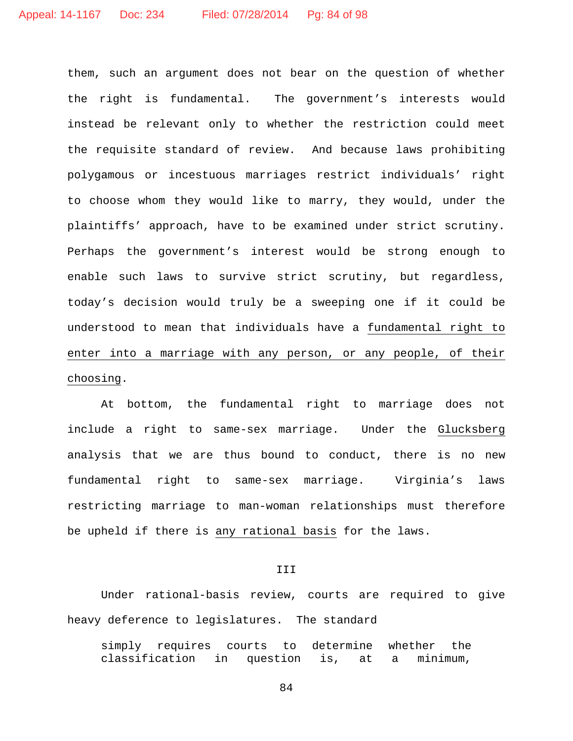them, such an argument does not bear on the question of whether the right is fundamental. The government's interests would instead be relevant only to whether the restriction could meet the requisite standard of review. And because laws prohibiting polygamous or incestuous marriages restrict individuals' right to choose whom they would like to marry, they would, under the plaintiffs' approach, have to be examined under strict scrutiny. Perhaps the government's interest would be strong enough to enable such laws to survive strict scrutiny, but regardless, today's decision would truly be a sweeping one if it could be understood to mean that individuals have a *fundamental right to enter into a marriage with any person, or any people, of their choosing*.

At bottom, the fundamental right to marriage does not include a right to same-sex marriage. Under the *Glucksberg* analysis that we are thus bound to conduct, there is no new fundamental right to same-sex marriage. Virginia's laws restricting marriage to man-woman relationships must therefore be upheld if there is *any rational basis* for the laws.

## III

Under rational-basis review, courts are required to give heavy deference to legislatures. The standard

> simply requires courts to determine whether the classification in question is, at a minimum,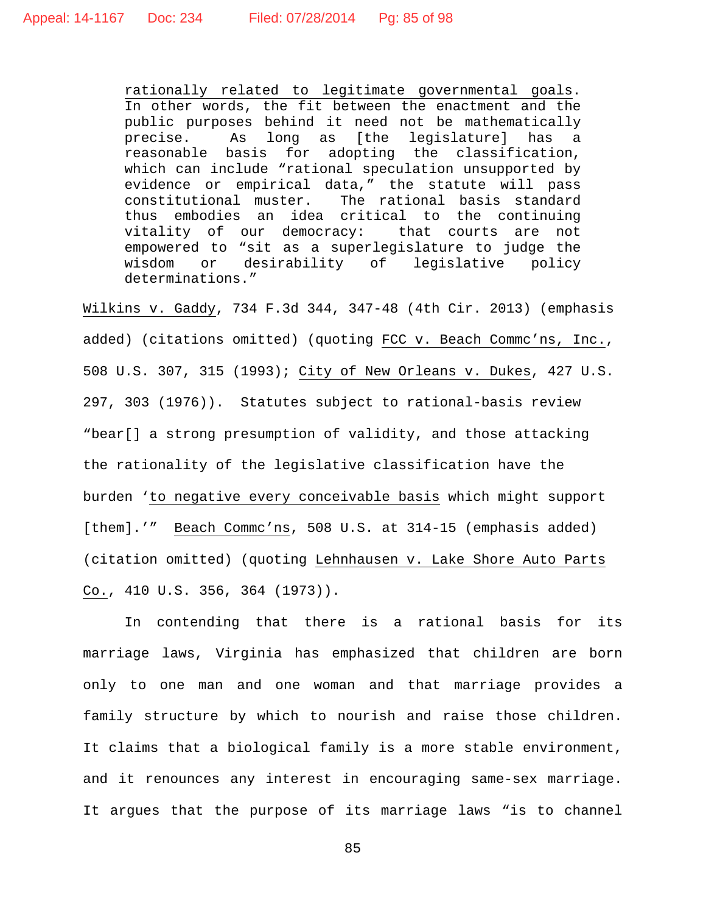> rationally related to legitimate governmental goals. In other words, the fit between the enactment and the public purposes behind it need not be mathematically precise. As long as [the legislature] has a reasonable basis for adopting the classification, which can include "rational speculation unsupported by evidence or empirical data," the statute will pass constitutional muster. The rational basis standard thus embodies an idea critical to the continuing vitality of our democracy: that courts are not empowered to "sit as a superlegislature to judge the wisdom or desirability of legislative policy determinations."

Wilkins v. Gaddy, 734 F.3d 344, 347-48 (4th Cir. 2013) (emphasis added) (citations omitted) (quoting FCC v. Beach Commc'ns, Inc., 508 U.S. 307, 315 (1993); City of New Orleans v. Dukes, 427 U.S. 297, 303 (1976)). Statutes subject to rational-basis review "bear[] a strong presumption of validity, and those attacking the rationality of the legislative classification have the burden 'to negative every conceivable basis which might support [them].'" Beach Commc'ns, 508 U.S. at 314-15 (emphasis added) (citation omitted) (quoting Lehnhausen v. Lake Shore Auto Parts Co., 410 U.S. 356, 364 (1973)).

In contending that there is a rational basis for its marriage laws, Virginia has emphasized that children are born only to one man and one woman and that marriage provides a family structure by which to nourish and raise those children. It claims that a biological family is a more stable environment, and it renounces any interest in encouraging same-sex marriage. It argues that the purpose of its marriage laws "is to channel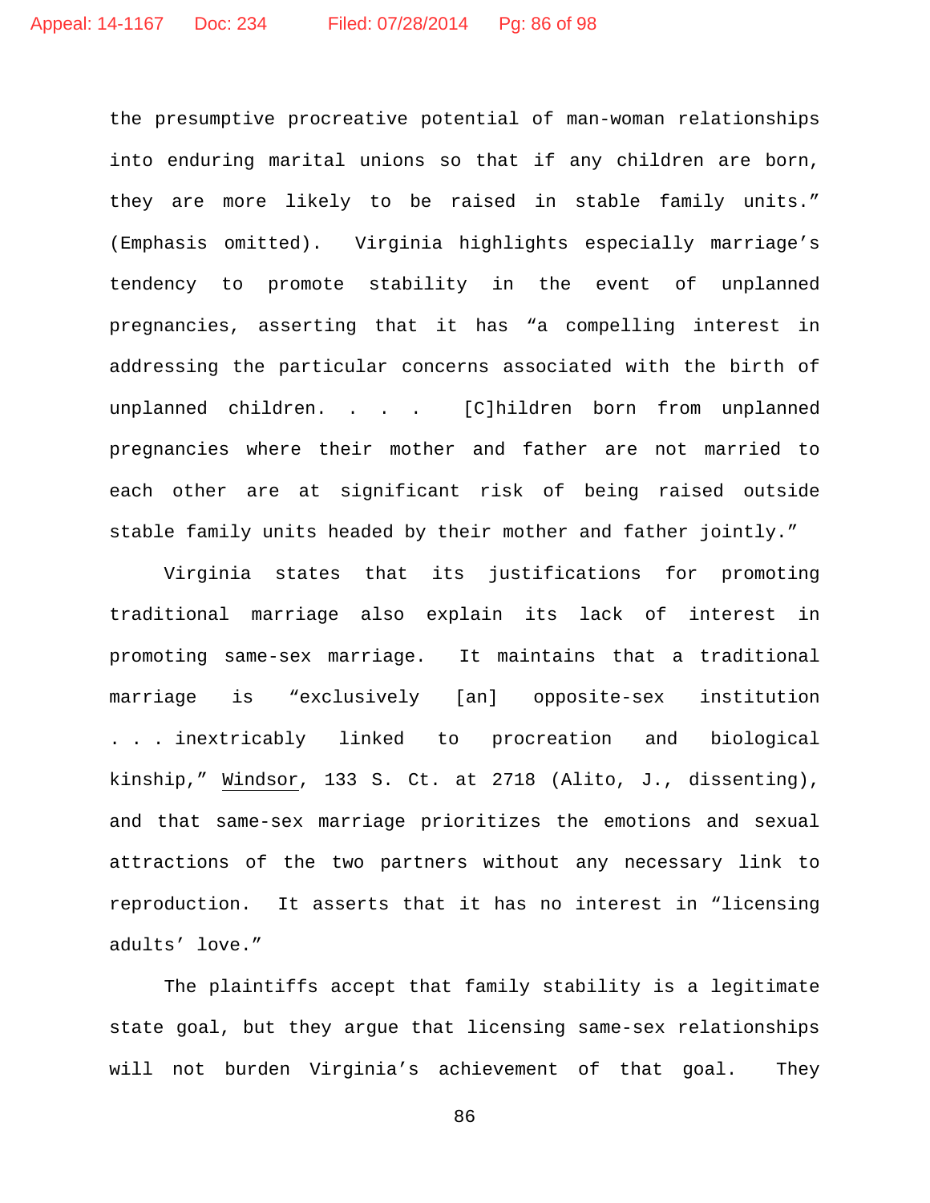the presumptive procreative potential of man-woman relationships into enduring marital unions so that if any children are born, they are more likely to be raised in stable family units." (Emphasis omitted). Virginia highlights especially marriage's tendency to promote stability in the event of unplanned pregnancies, asserting that it has "a compelling interest in addressing the particular concerns associated with the birth of unplanned children. . . . [C]hildren born from unplanned pregnancies where their mother and father are not married to each other are at significant risk of being raised outside stable family units headed by their mother and father jointly."

Virginia states that its justifications for promoting traditional marriage also explain its lack of interest in promoting same-sex marriage. It maintains that a traditional marriage is "exclusively [an] opposite-sex institution . . . inextricably linked to procreation and biological kinship," Windsor, 133 S. Ct. at 2718 (Alito, J., dissenting), and that same-sex marriage prioritizes the emotions and sexual attractions of the two partners without any necessary link to reproduction. It asserts that it has no interest in "licensing adults' love."

The plaintiffs accept that family stability is a legitimate state goal, but they argue that licensing same-sex relationships will not burden Virginia's achievement of that goal. They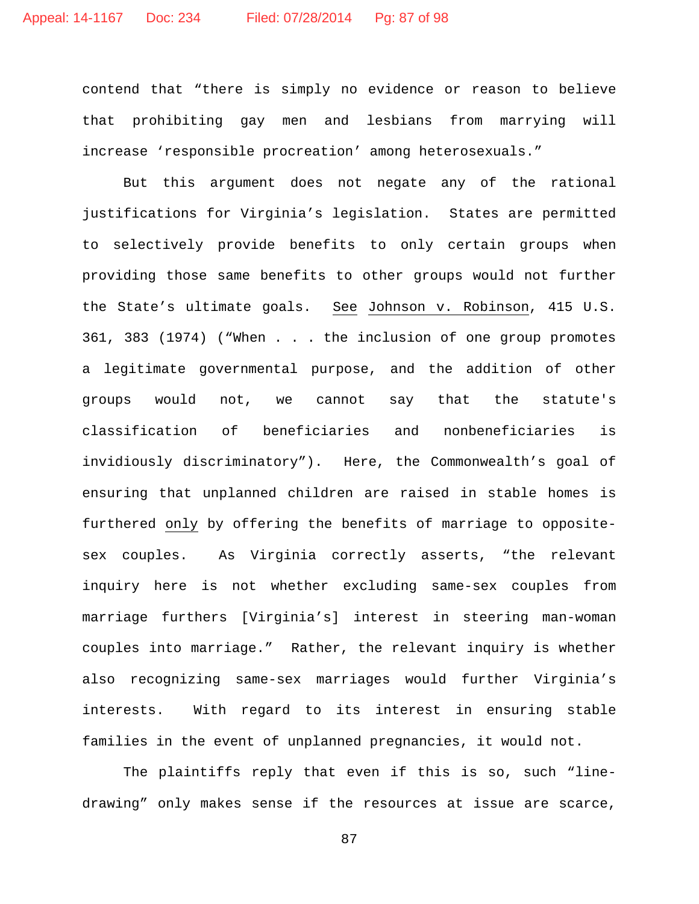contend that "there is simply no evidence or reason to believe that prohibiting gay men and lesbians from marrying will increase 'responsible procreation' among heterosexuals."

But this argument does not negate any of the rational justifications for Virginia's legislation. States are permitted to selectively provide benefits to only certain groups when providing those same benefits to other groups would not further the State's ultimate goals. See Johnson v. Robinson, 415 U.S. 361, 383 (1974) ("When . . . the inclusion of one group promotes a legitimate governmental purpose, and the addition of other groups would not, we cannot say that the statute's classification of beneficiaries and nonbeneficiaries is invidiously discriminatory"). Here, the Commonwealth's goal of ensuring that unplanned children are raised in stable homes is furthered only by offering the benefits of marriage to opposite-sex couples. As Virginia correctly asserts, "the relevant inquiry here is not whether excluding same-sex couples from marriage furthers [Virginia's] interest in steering man-woman couples into marriage." Rather, the relevant inquiry is whether also recognizing same-sex marriages would further Virginia's interests. With regard to its interest in ensuring stable families in the event of unplanned pregnancies, it would not.

The plaintiffs reply that even if this is so, such "line-drawing" only makes sense if the resources at issue are scarce,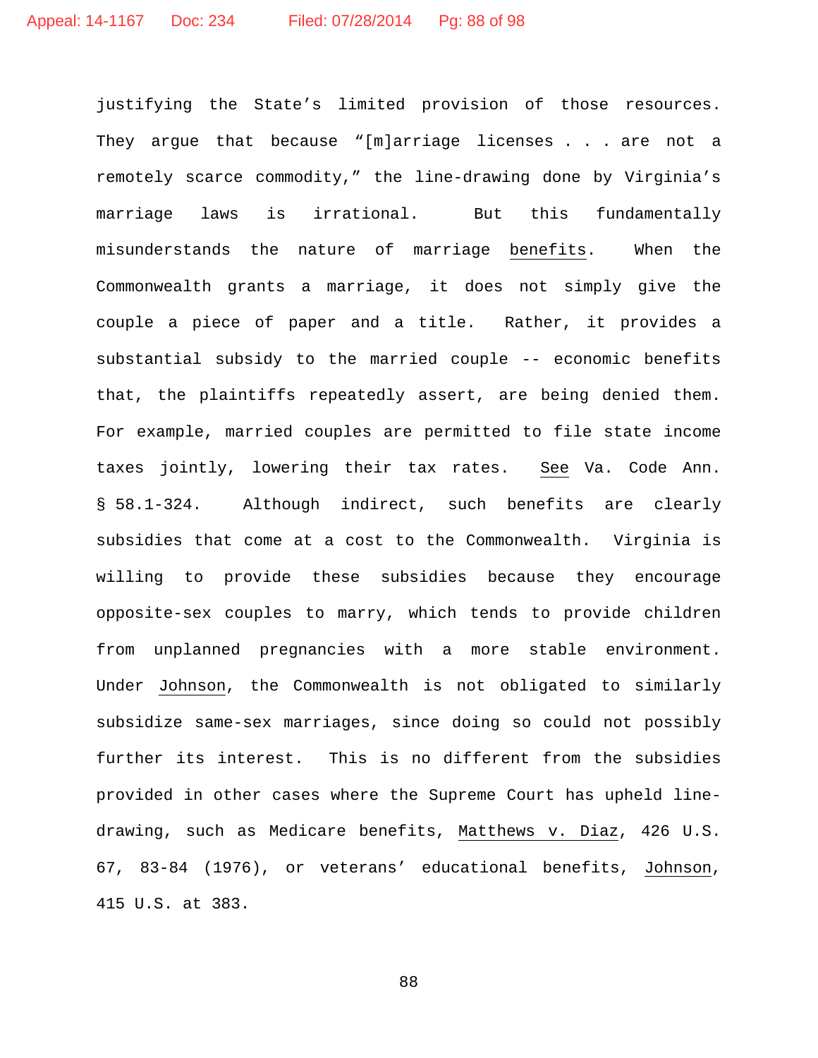justifying the State's limited provision of those resources. They argue that because "[m]arriage licenses . . . are not a remotely scarce commodity," the line-drawing done by Virginia's marriage laws is irrational. But this fundamentally misunderstands the nature of marriage _benefits_. When the Commonwealth grants a marriage, it does not simply give the couple a piece of paper and a title. Rather, it provides a substantial subsidy to the married couple -- economic benefits that, the plaintiffs repeatedly assert, are being denied them. For example, married couples are permitted to file state income taxes jointly, lowering their tax rates. _See_ Va. Code Ann. § 58.1-324. Although indirect, such benefits are clearly subsidies that come at a cost to the Commonwealth. Virginia is willing to provide these subsidies because they encourage opposite-sex couples to marry, which tends to provide children from unplanned pregnancies with a more stable environment. Under _Johnson_, the Commonwealth is not obligated to similarly subsidize same-sex marriages, since doing so could not possibly further its interest. This is no different from the subsidies provided in other cases where the Supreme Court has upheld line-drawing, such as Medicare benefits, _Matthews v. Diaz_, 426 U.S. 67, 83-84 (1976), or veterans' educational benefits, _Johnson_, 415 U.S. at 383.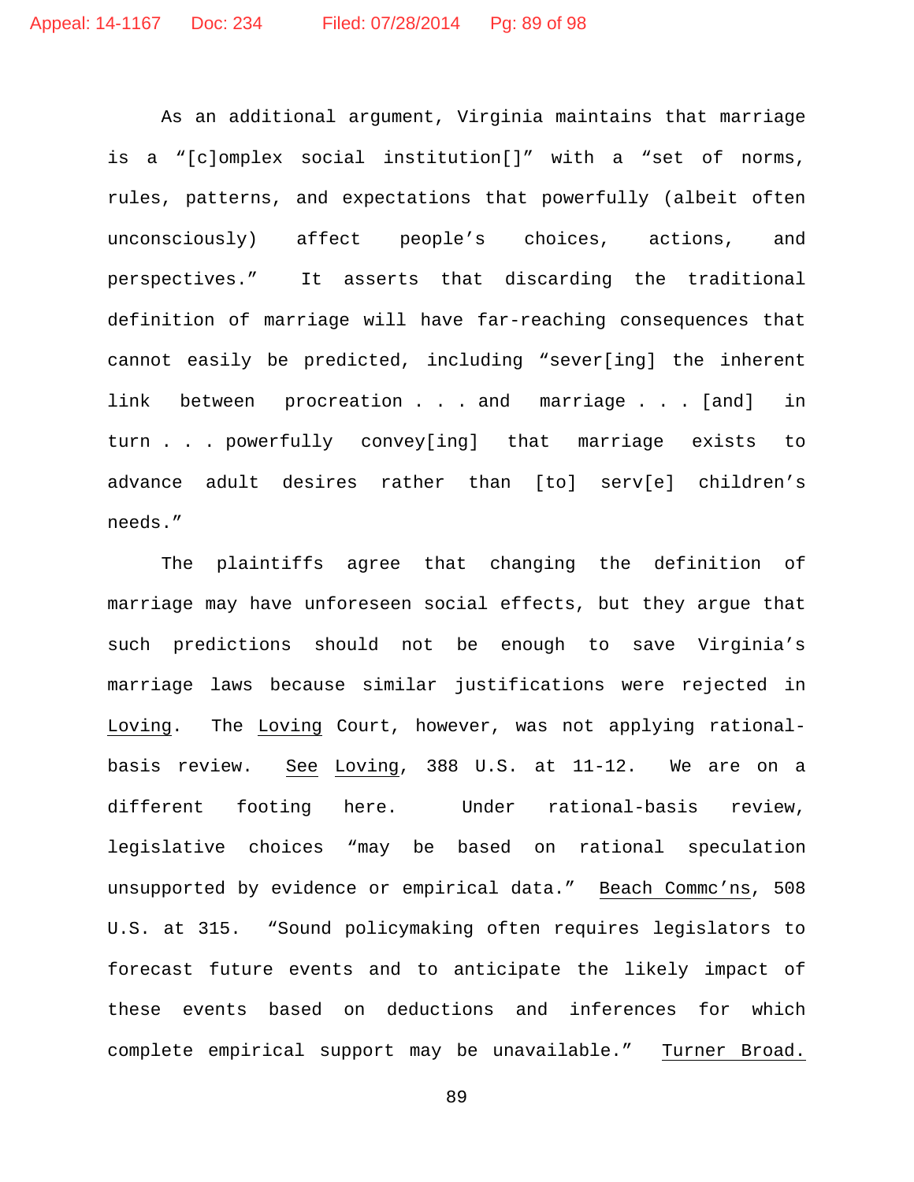As an additional argument, Virginia maintains that marriage is a "[c]omplex social institution[]" with a "set of norms, rules, patterns, and expectations that powerfully (albeit often unconsciously) affect people's choices, actions, and perspectives." It asserts that discarding the traditional definition of marriage will have far-reaching consequences that cannot easily be predicted, including "sever[ing] the inherent link between procreation . . . and marriage . . . [and] in turn . . . powerfully convey[ing] that marriage exists to advance adult desires rather than [to] serv[e] children's needs."

The plaintiffs agree that changing the definition of marriage may have unforeseen social effects, but they argue that such predictions should not be enough to save Virginia's marriage laws because similar justifications were rejected in Loving. The Loving Court, however, was not applying rational-basis review. See Loving, 388 U.S. at 11-12. We are on a different footing here. Under rational-basis review, legislative choices "may be based on rational speculation unsupported by evidence or empirical data." Beach Commc'ns, 508 U.S. at 315. "Sound policymaking often requires legislators to forecast future events and to anticipate the likely impact of these events based on deductions and inferences for which complete empirical support may be unavailable." Turner Broad.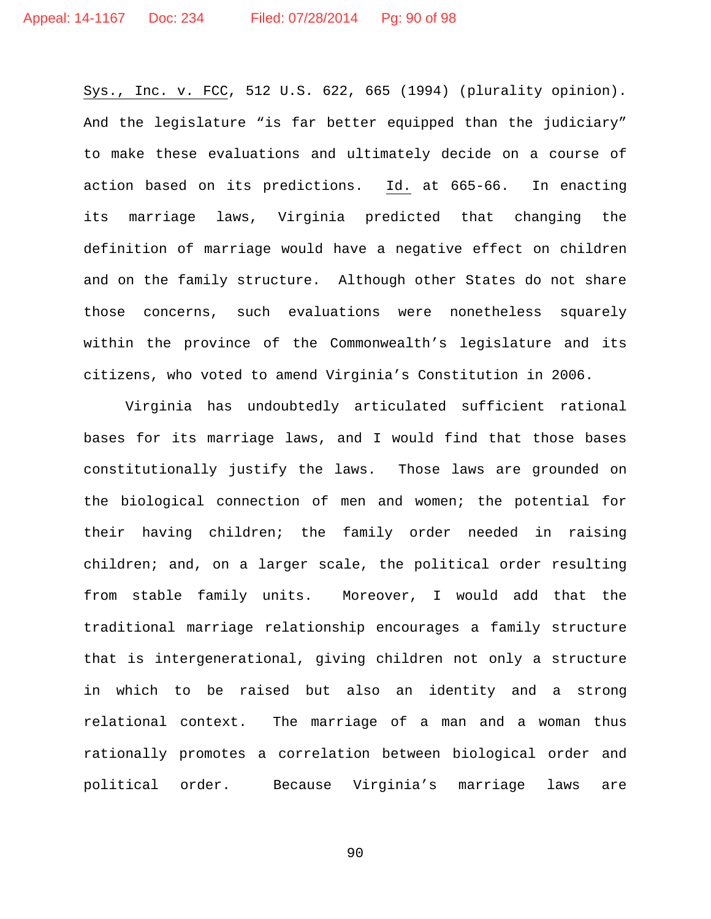Sys., Inc. v. FCC, 512 U.S. 622, 665 (1994) (plurality opinion). And the legislature "is far better equipped than the judiciary" to make these evaluations and ultimately decide on a course of action based on its predictions. Id. at 665-66. In enacting its marriage laws, Virginia predicted that changing the definition of marriage would have a negative effect on children and on the family structure. Although other States do not share those concerns, such evaluations were nonetheless squarely within the province of the Commonwealth's legislature and its citizens, who voted to amend Virginia's Constitution in 2006.

Virginia has undoubtedly articulated sufficient rational bases for its marriage laws, and I would find that those bases constitutionally justify the laws. Those laws are grounded on the biological connection of men and women; the potential for their having children; the family order needed in raising children; and, on a larger scale, the political order resulting from stable family units. Moreover, I would add that the traditional marriage relationship encourages a family structure that is intergenerational, giving children not only a structure in which to be raised but also an identity and a strong relational context. The marriage of a man and a woman thus rationally promotes a correlation between biological order and political order. Because Virginia's marriage laws are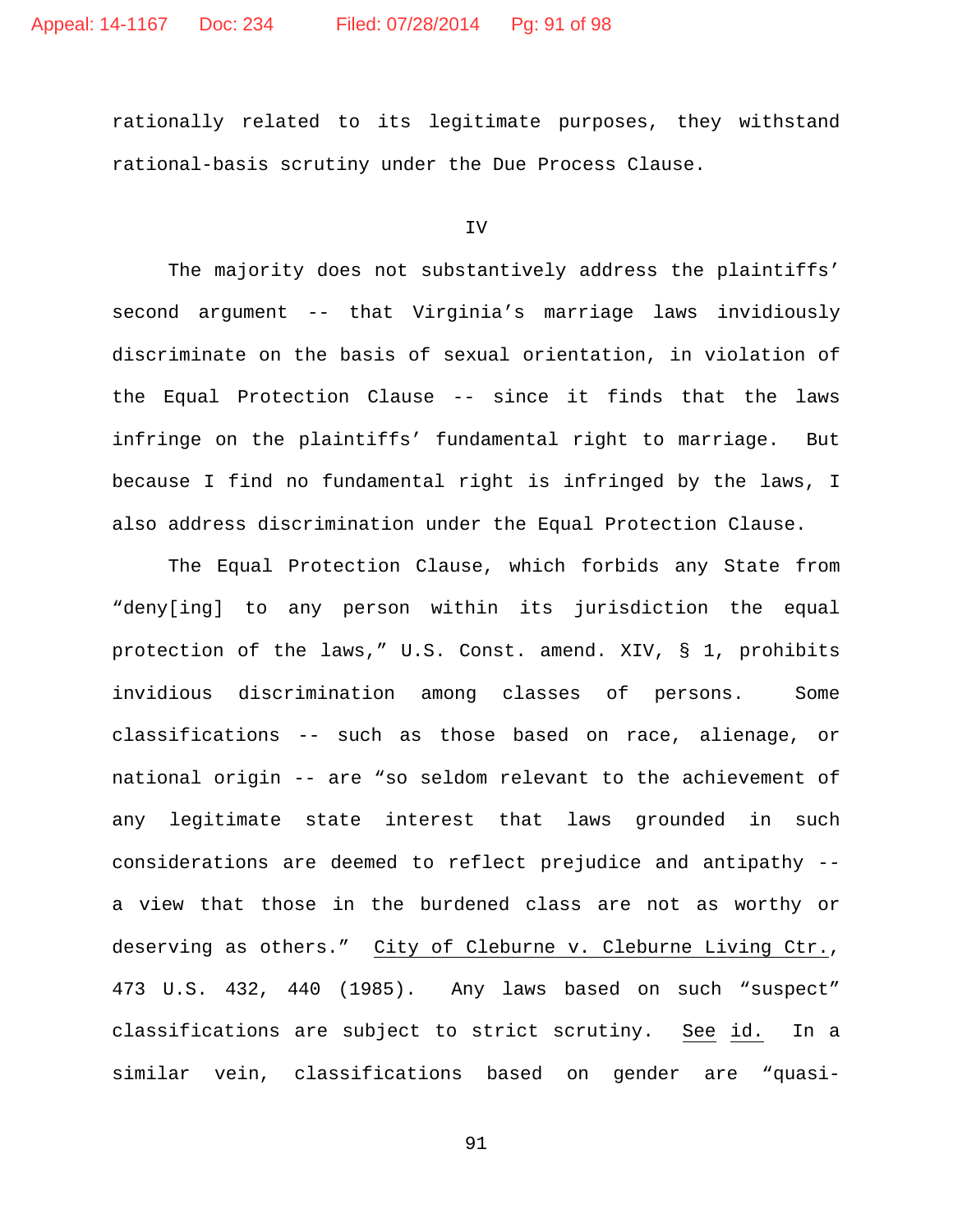rationally related to its legitimate purposes, they withstand rational-basis scrutiny under the Due Process Clause.

IV

The majority does not substantively address the plaintiffs' second argument -- that Virginia's marriage laws invidiously discriminate on the basis of sexual orientation, in violation of the Equal Protection Clause -- since it finds that the laws infringe on the plaintiffs' fundamental right to marriage. But because I find no fundamental right is infringed by the laws, I also address discrimination under the Equal Protection Clause.

The Equal Protection Clause, which forbids any State from "deny[ing] to any person within its jurisdiction the equal protection of the laws," U.S. Const. amend. XIV, § 1, prohibits invidious discrimination among classes of persons. Some classifications -- such as those based on race, alienage, or national origin -- are "so seldom relevant to the achievement of any legitimate state interest that laws grounded in such considerations are deemed to reflect prejudice and antipathy -- a view that those in the burdened class are not as worthy or deserving as others." City of Cleburne v. Cleburne Living Ctr., 473 U.S. 432, 440 (1985). Any laws based on such "suspect" classifications are subject to strict scrutiny. See id. In a similar vein, classifications based on gender are "quasi-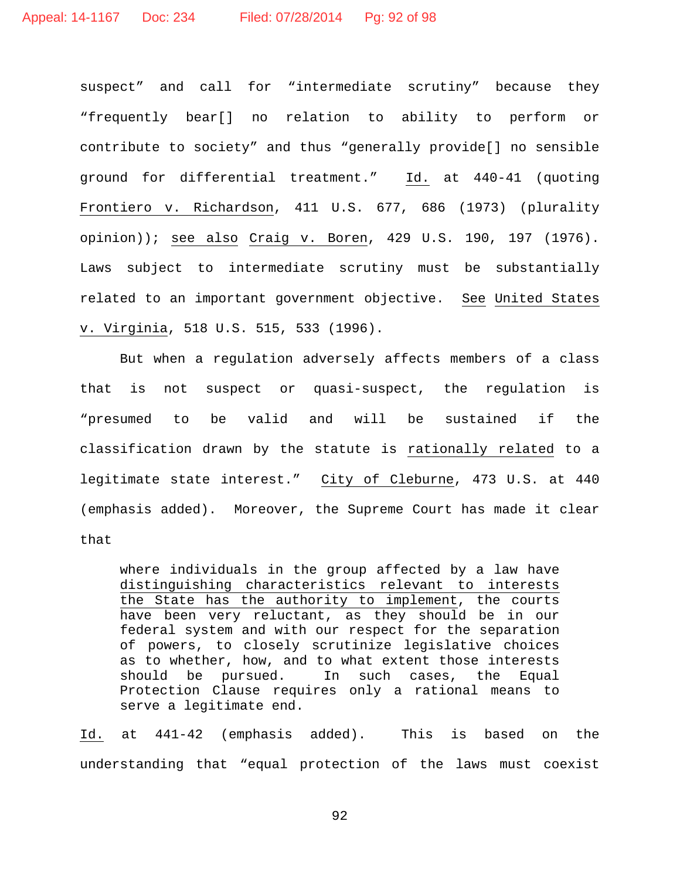suspect" and call for "intermediate scrutiny" because they "frequently bear[] no relation to ability to perform or contribute to society" and thus "generally provide[] no sensible ground for differential treatment." Id. at 440-41 (quoting Frontiero v. Richardson, 411 U.S. 677, 686 (1973) (plurality opinion)); see also Craig v. Boren, 429 U.S. 190, 197 (1976). Laws subject to intermediate scrutiny must be substantially related to an important government objective. See United States v. Virginia, 518 U.S. 515, 533 (1996).

But when a regulation adversely affects members of a class that is not suspect or quasi-suspect, the regulation is "presumed to be valid and will be sustained if the classification drawn by the statute is rationally related to a legitimate state interest." City of Cleburne, 473 U.S. at 440 (emphasis added). Moreover, the Supreme Court has made it clear that

> where individuals in the group affected by a law have distinguishing characteristics relevant to interests the State has the authority to implement, the courts have been very reluctant, as they should be in our federal system and with our respect for the separation of powers, to closely scrutinize legislative choices as to whether, how, and to what extent those interests should be pursued. In such cases, the Equal Protection Clause requires only a rational means to serve a legitimate end.

Id. at 441-42 (emphasis added). This is based on the understanding that "equal protection of the laws must coexist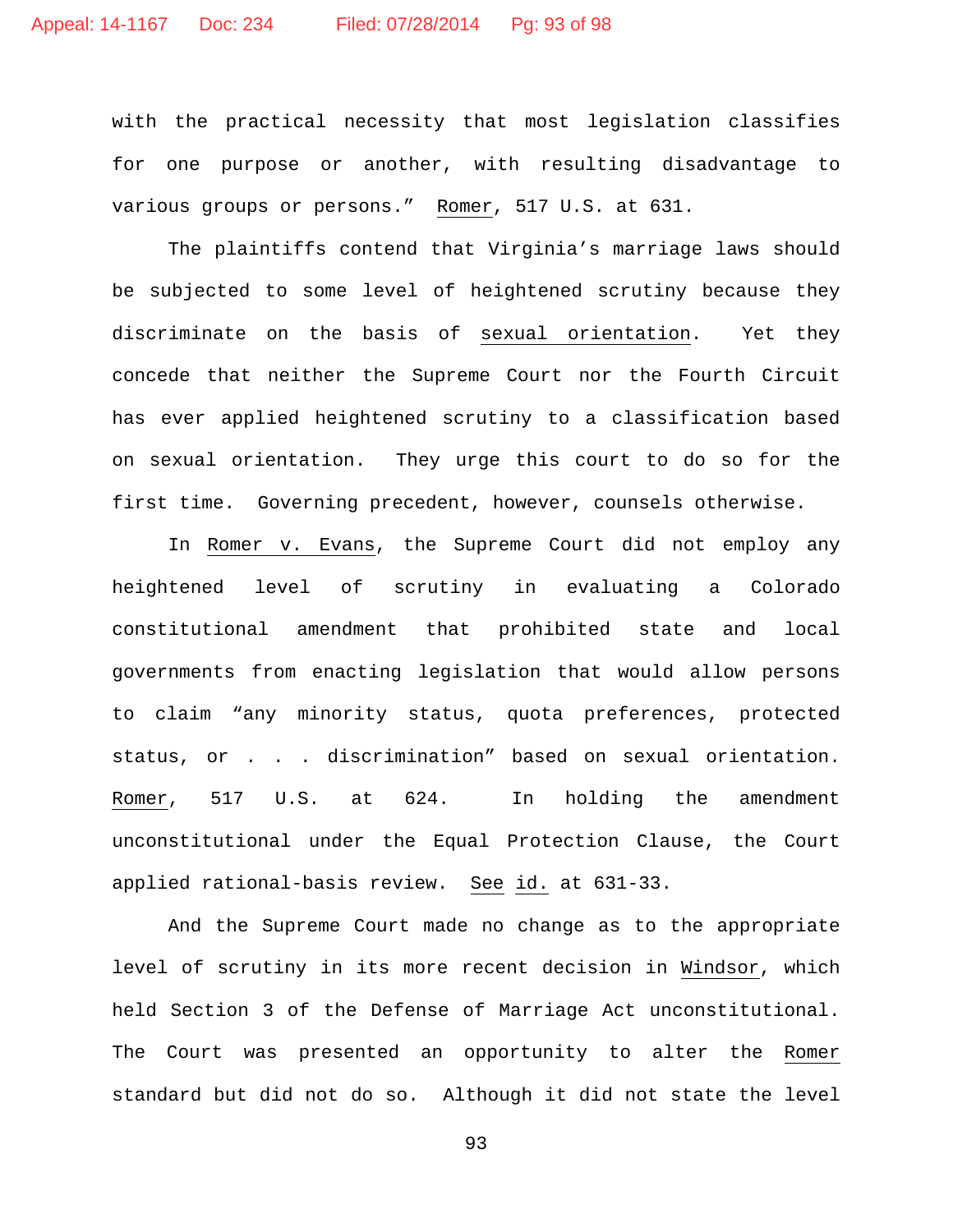with the practical necessity that most legislation classifies for one purpose or another, with resulting disadvantage to various groups or persons." Romer, 517 U.S. at 631.

The plaintiffs contend that Virginia's marriage laws should be subjected to some level of heightened scrutiny because they discriminate on the basis of sexual orientation. Yet they concede that neither the Supreme Court nor the Fourth Circuit has ever applied heightened scrutiny to a classification based on sexual orientation. They urge this court to do so for the first time. Governing precedent, however, counsels otherwise.

In Romer v. Evans, the Supreme Court did not employ any heightened level of scrutiny in evaluating a Colorado constitutional amendment that prohibited state and local governments from enacting legislation that would allow persons to claim "any minority status, quota preferences, protected status, or . . . discrimination" based on sexual orientation. Romer, 517 U.S. at 624. In holding the amendment unconstitutional under the Equal Protection Clause, the Court applied rational-basis review. See id. at 631-33.

And the Supreme Court made no change as to the appropriate level of scrutiny in its more recent decision in Windsor, which held Section 3 of the Defense of Marriage Act unconstitutional. The Court was presented an opportunity to alter the Romer standard but did not do so. Although it did not state the level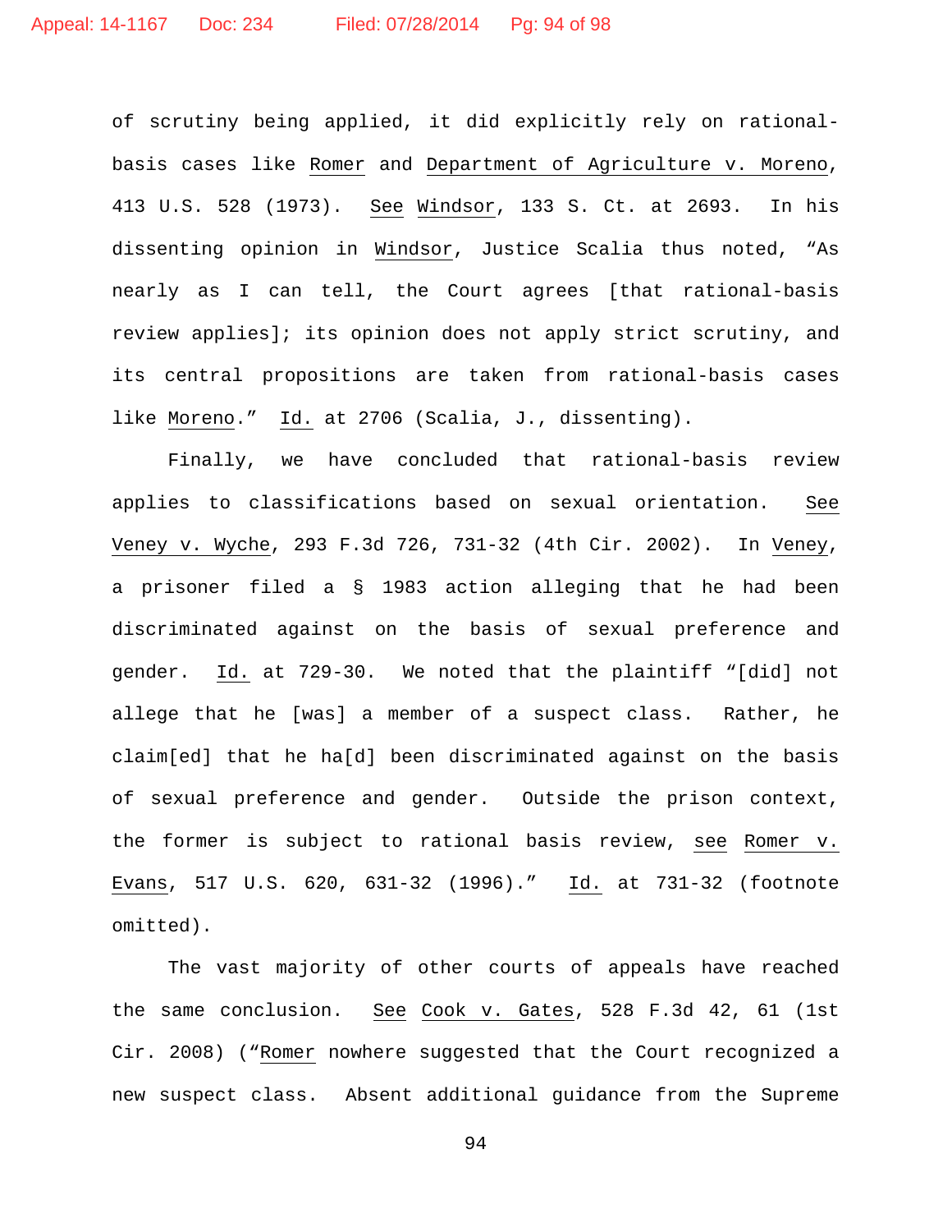of scrutiny being applied, it did explicitly rely on rational-basis cases like Romer and Department of Agriculture v. Moreno, 413 U.S. 528 (1973). See Windsor, 133 S. Ct. at 2693. In his dissenting opinion in Windsor, Justice Scalia thus noted, "As nearly as I can tell, the Court agrees [that rational-basis review applies]; its opinion does not apply strict scrutiny, and its central propositions are taken from rational-basis cases like Moreno." Id. at 2706 (Scalia, J., dissenting).

Finally, we have concluded that rational-basis review applies to classifications based on sexual orientation. See Veney v. Wyche, 293 F.3d 726, 731-32 (4th Cir. 2002). In Veney, a prisoner filed a § 1983 action alleging that he had been discriminated against on the basis of sexual preference and gender. Id. at 729-30. We noted that the plaintiff "[did] not allege that he [was] a member of a suspect class. Rather, he claim[ed] that he ha[d] been discriminated against on the basis of sexual preference and gender. Outside the prison context, the former is subject to rational basis review, see Romer v. Evans, 517 U.S. 620, 631-32 (1996)." Id. at 731-32 (footnote omitted).

The vast majority of other courts of appeals have reached the same conclusion. See Cook v. Gates, 528 F.3d 42, 61 (1st Cir. 2008) ("Romer nowhere suggested that the Court recognized a new suspect class. Absent additional guidance from the Supreme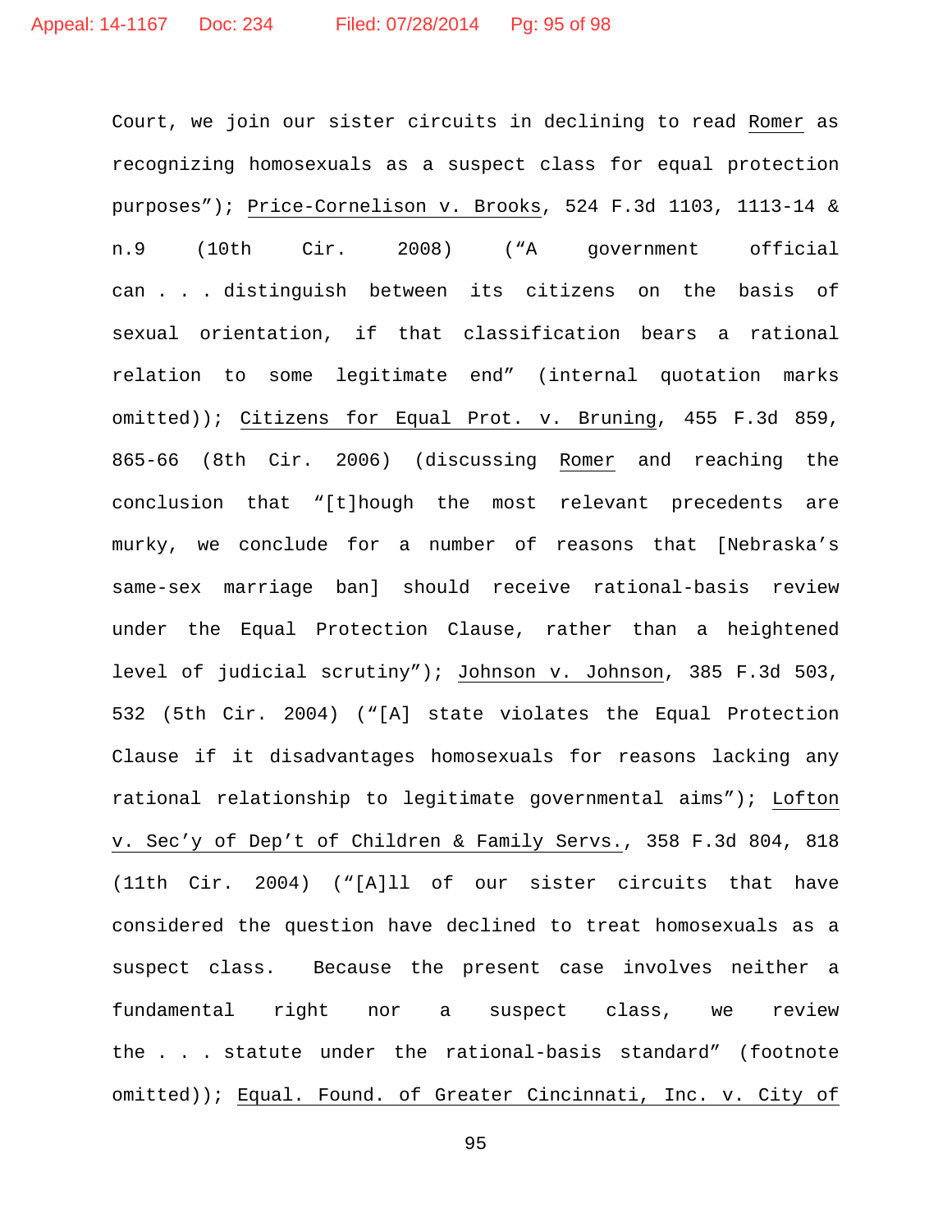Court, we join our sister circuits in declining to read Romer as recognizing homosexuals as a suspect class for equal protection purposes"); Price-Cornelison v. Brooks, 524 F.3d 1103, 1113-14 & n.9 (10th Cir. 2008) ("A government official can . . . distinguish between its citizens on the basis of sexual orientation, if that classification bears a rational relation to some legitimate end" (internal quotation marks omitted)); Citizens for Equal Prot. v. Bruning, 455 F.3d 859, 865-66 (8th Cir. 2006) (discussing Romer and reaching the conclusion that "[t]hough the most relevant precedents are murky, we conclude for a number of reasons that [Nebraska's same-sex marriage ban] should receive rational-basis review under the Equal Protection Clause, rather than a heightened level of judicial scrutiny"); Johnson v. Johnson, 385 F.3d 503, 532 (5th Cir. 2004) ("[A] state violates the Equal Protection Clause if it disadvantages homosexuals for reasons lacking any rational relationship to legitimate governmental aims"); Lofton v. Sec'y of Dep't of Children & Family Servs., 358 F.3d 804, 818 (11th Cir. 2004) ("[A]ll of our sister circuits that have considered the question have declined to treat homosexuals as a suspect class. Because the present case involves neither a fundamental right nor a suspect class, we review the . . . statute under the rational-basis standard" (footnote omitted)); Equal. Found. of Greater Cincinnati, Inc. v. City of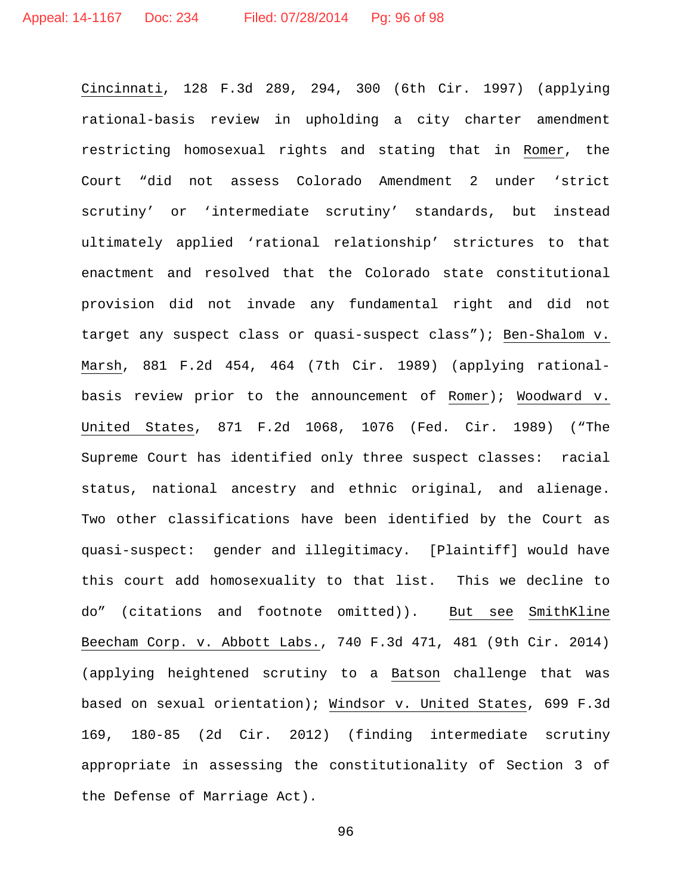Cincinnati, 128 F.3d 289, 294, 300 (6th Cir. 1997) (applying rational-basis review in upholding a city charter amendment restricting homosexual rights and stating that in Romer, the Court "did not assess Colorado Amendment 2 under 'strict scrutiny' or 'intermediate scrutiny' standards, but instead ultimately applied 'rational relationship' strictures to that enactment and resolved that the Colorado state constitutional provision did not invade any fundamental right and did not target any suspect class or quasi-suspect class"); Ben-Shalom v. Marsh, 881 F.2d 454, 464 (7th Cir. 1989) (applying rational-basis review prior to the announcement of Romer); Woodward v. United States, 871 F.2d 1068, 1076 (Fed. Cir. 1989) ("The Supreme Court has identified only three suspect classes: racial status, national ancestry and ethnic original, and alienage. Two other classifications have been identified by the Court as quasi-suspect: gender and illegitimacy. [Plaintiff] would have this court add homosexuality to that list. This we decline to do" (citations and footnote omitted)). But see SmithKline Beecham Corp. v. Abbott Labs., 740 F.3d 471, 481 (9th Cir. 2014) (applying heightened scrutiny to a Batson challenge that was based on sexual orientation); Windsor v. United States, 699 F.3d 169, 180-85 (2d Cir. 2012) (finding intermediate scrutiny appropriate in assessing the constitutionality of Section 3 of the Defense of Marriage Act).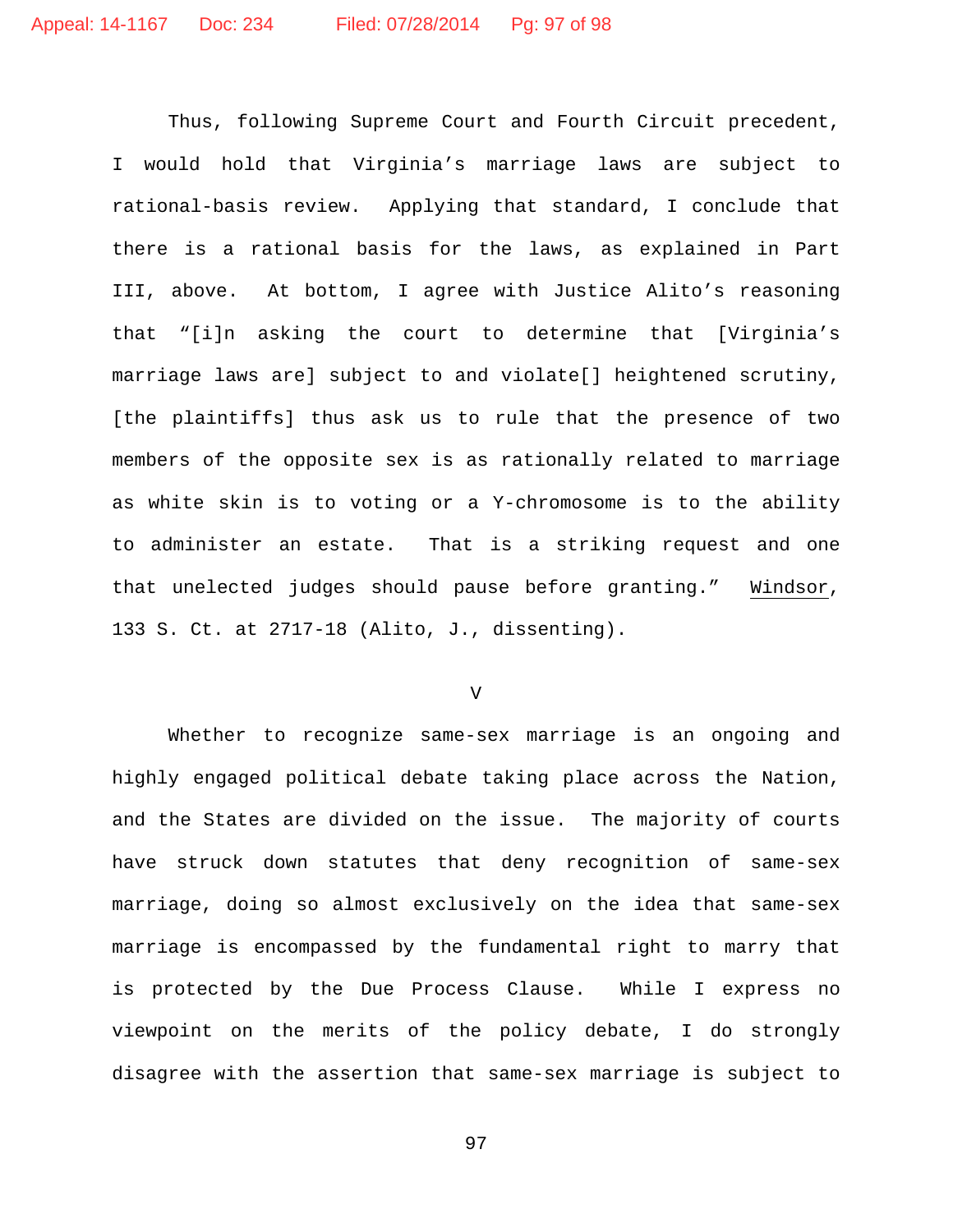Thus, following Supreme Court and Fourth Circuit precedent, I would hold that Virginia's marriage laws are subject to rational-basis review. Applying that standard, I conclude that there is a rational basis for the laws, as explained in Part III, above. At bottom, I agree with Justice Alito's reasoning that "[i]n asking the court to determine that [Virginia's marriage laws are] subject to and violate[] heightened scrutiny, [the plaintiffs] thus ask us to rule that the presence of two members of the opposite sex is as rationally related to marriage as white skin is to voting or a Y-chromosome is to the ability to administer an estate. That is a striking request and one that unelected judges should pause before granting." Windsor, 133 S. Ct. at 2717-18 (Alito, J., dissenting).

V

Whether to recognize same-sex marriage is an ongoing and highly engaged political debate taking place across the Nation, and the States are divided on the issue. The majority of courts have struck down statutes that deny recognition of same-sex marriage, doing so almost exclusively on the idea that same-sex marriage is encompassed by the fundamental right to marry that is protected by the Due Process Clause. While I express no viewpoint on the merits of the policy debate, I do strongly disagree with the assertion that same-sex marriage is subject to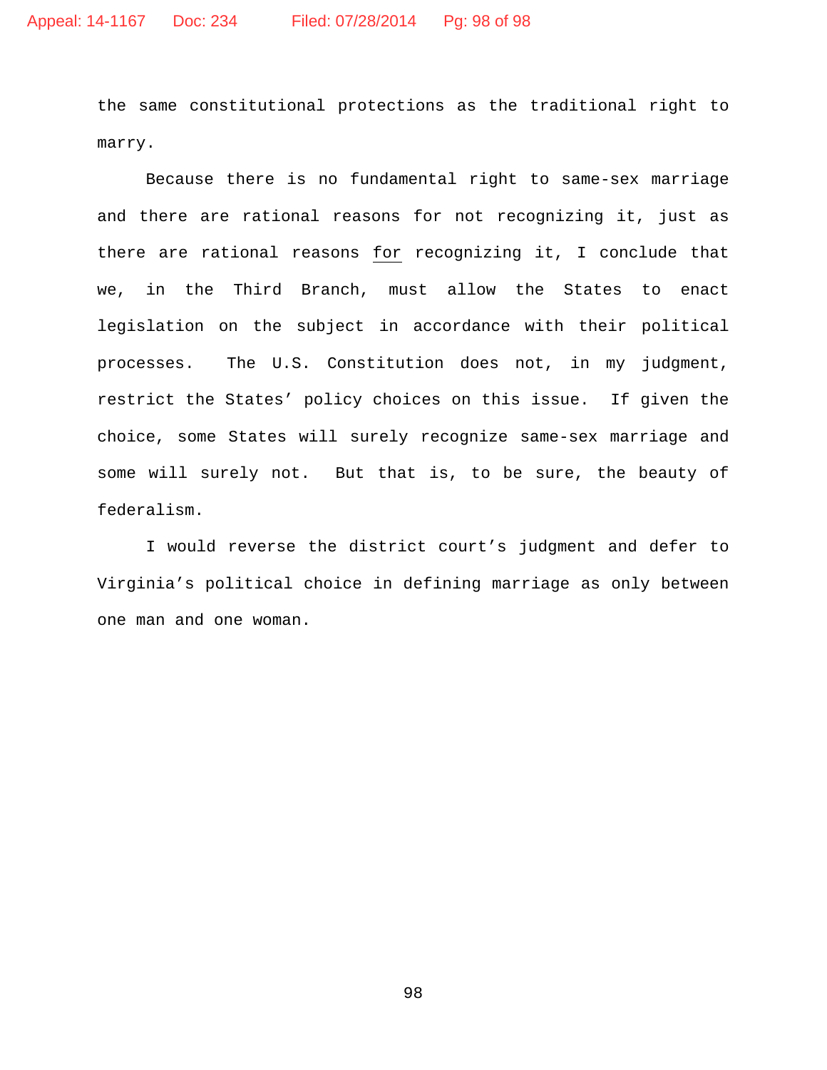the same constitutional protections as the traditional right to marry.

Because there is no fundamental right to same-sex marriage and there are rational reasons for not recognizing it, just as there are rational reasons <u>for</u> recognizing it, I conclude that we, in the Third Branch, must allow the States to enact legislation on the subject in accordance with their political processes. The U.S. Constitution does not, in my judgment, restrict the States' policy choices on this issue. If given the choice, some States will surely recognize same-sex marriage and some will surely not. But that is, to be sure, the beauty of federalism.

I would reverse the district court's judgment and defer to Virginia's political choice in defining marriage as only between one man and one woman.